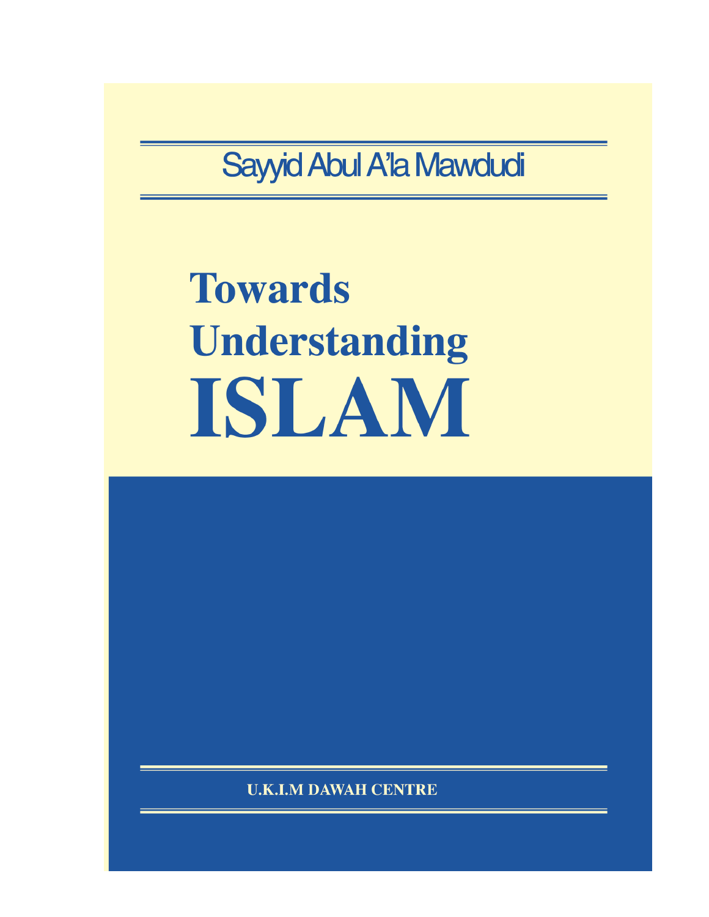Sayyid Abul A'la Mawdudi

# Towards Understanding ISLAM

U.K.I.M DAWAH CENTRE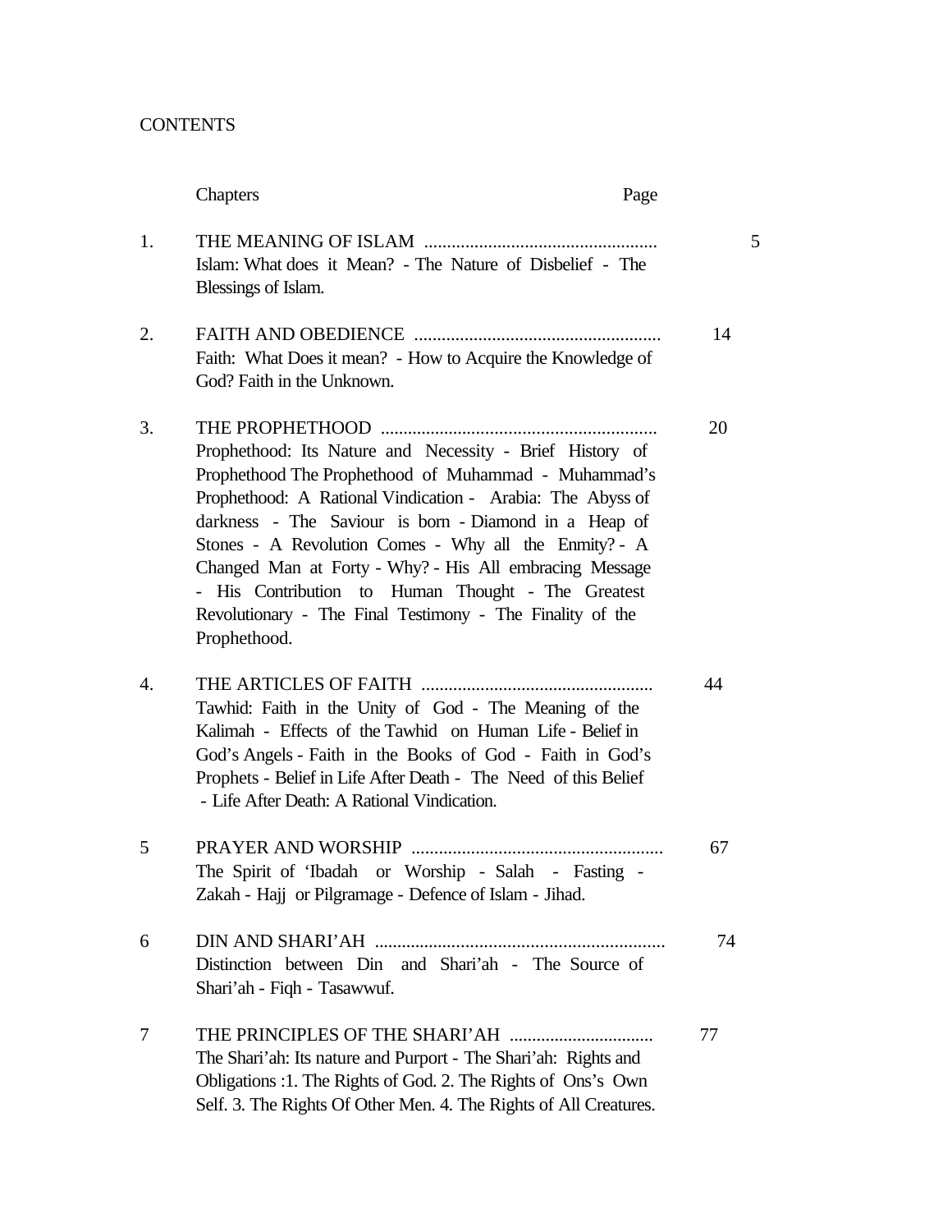# CONTENTS

| | Chapters | Page |
|---|---|---|
| 1. | THE MEANING OF ISLAM ................................................... <br> Islam: What does it Mean? - The Nature of Disbelief - The Blessings of Islam. | 5 |
| 2. | FAITH AND OBEDIENCE ..................................................... <br> Faith: What Does it mean? - How to Acquire the Knowledge of God? Faith in the Unknown. | 14 |
| 3. | THE PROPHETHOOD ............................................................ <br> Prophethood: Its Nature and Necessity - Brief History of Prophethood The Prophethood of Muhammad - Muhammad's Prophethood: A Rational Vindication - Arabia: The Abyss of darkness - The Saviour is born - Diamond in a Heap of Stones - A Revolution Comes - Why all the Enmity? - A Changed Man at Forty - Why? - His All embracing Message - His Contribution to Human Thought - The Greatest Revolutionary - The Final Testimony - The Finality of the Prophethood. | 20 |
| 4. | THE ARTICLES OF FAITH ................................................... <br> Tawhid: Faith in the Unity of God - The Meaning of the Kalimah - Effects of the Tawhid on Human Life - Belief in God's Angels - Faith in the Books of God - Faith in God's Prophets - Belief in Life After Death - The Need of this Belief - Life After Death: A Rational Vindication. | 44 |
| 5 | PRAYER AND WORSHIP ....................................................... <br> The Spirit of 'Ibadah or Worship - Salah - Fasting - Zakah - Hajj or Pilgramage - Defence of Islam - Jihad. | 67 |
| 6 | DIN AND SHARI'AH ............................................................... <br> Distinction between Din and Shari'ah - The Source of Shari'ah - Fiqh - Tasawwuf. | 74 |
| 7 | THE PRINCIPLES OF THE SHARI'AH ................................ <br> The Shari'ah: Its nature and Purport - The Shari'ah: Rights and Obligations :1. The Rights of God. 2. The Rights of Ons's Own Self. 3. The Rights Of Other Men. 4. The Rights of All Creatures. | 77 |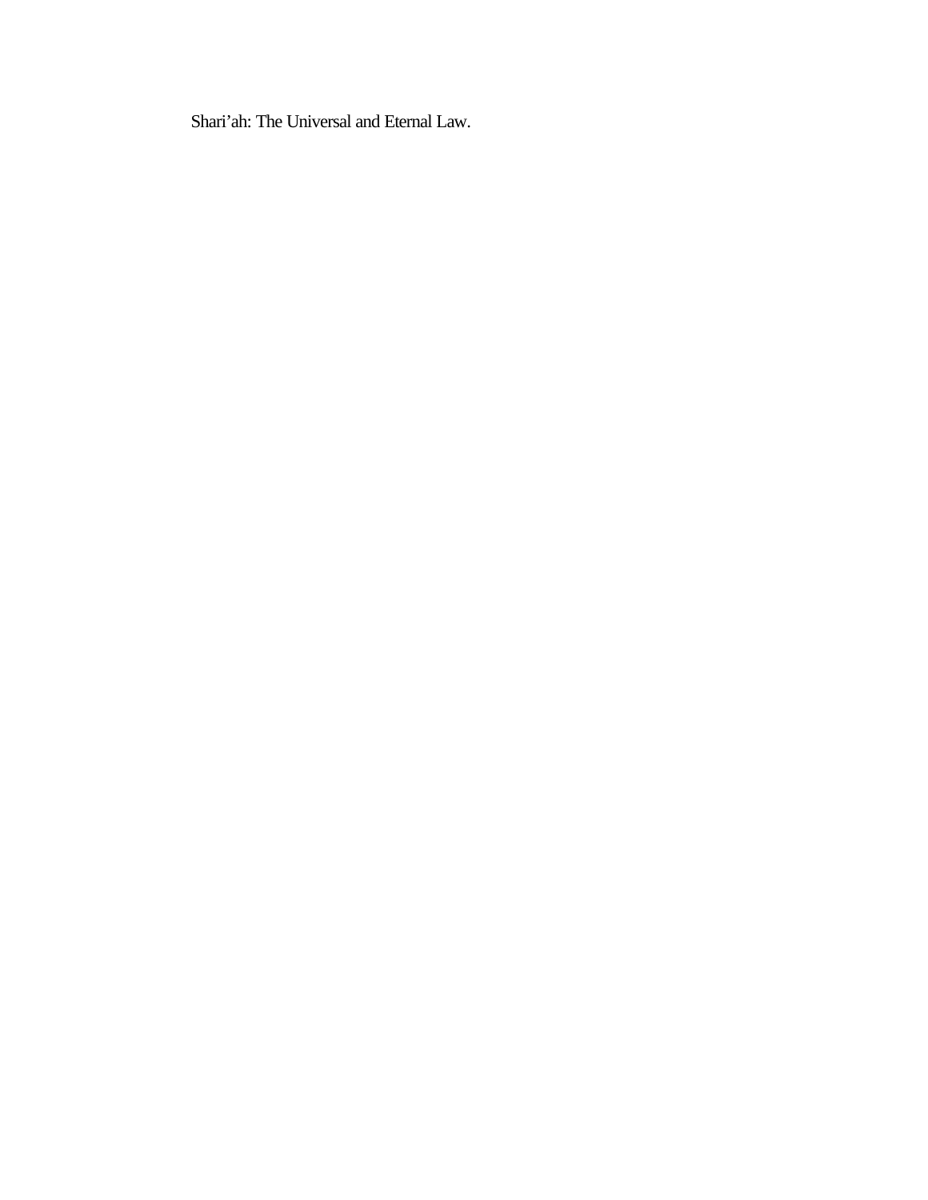Shari'ah: The Universal and Eternal Law.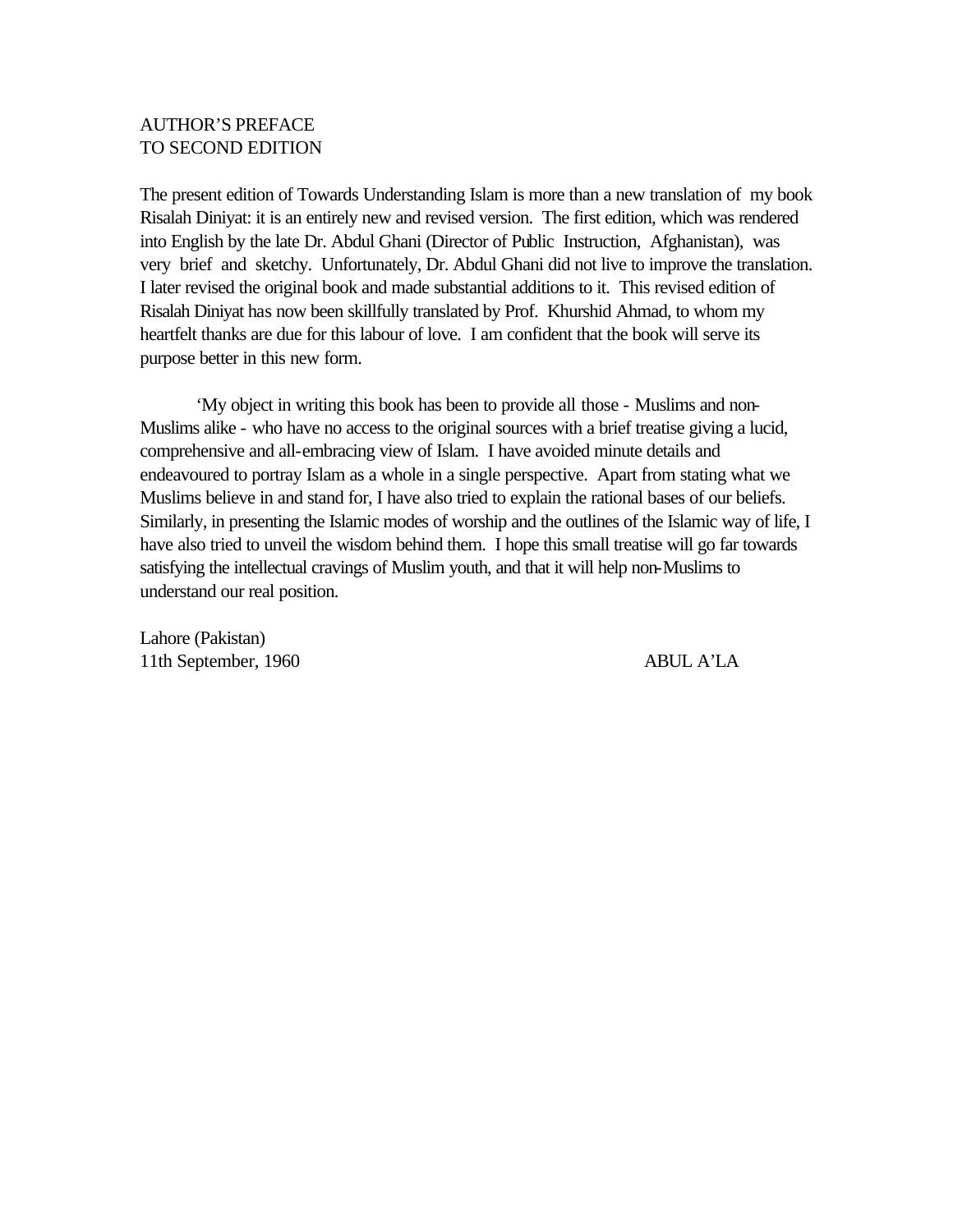## AUTHOR'S PREFACE TO SECOND EDITION

The present edition of Towards Understanding Islam is more than a new translation of my book Risalah Diniyat: it is an entirely new and revised version. The first edition, which was rendered into English by the late Dr. Abdul Ghani (Director of Public Instruction, Afghanistan), was very brief and sketchy. Unfortunately, Dr. Abdul Ghani did not live to improve the translation. I later revised the original book and made substantial additions to it. This revised edition of Risalah Diniyat has now been skillfully translated by Prof. Khurshid Ahmad, to whom my heartfelt thanks are due for this labour of love. I am confident that the book will serve its purpose better in this new form.

'My object in writing this book has been to provide all those - Muslims and non-Muslims alike - who have no access to the original sources with a brief treatise giving a lucid, comprehensive and all-embracing view of Islam. I have avoided minute details and endeavoured to portray Islam as a whole in a single perspective. Apart from stating what we Muslims believe in and stand for, I have also tried to explain the rational bases of our beliefs. Similarly, in presenting the Islamic modes of worship and the outlines of the Islamic way of life, I have also tried to unveil the wisdom behind them. I hope this small treatise will go far towards satisfying the intellectual cravings of Muslim youth, and that it will help non-Muslims to understand our real position.

Lahore (Pakistan)
11th September, 1960

ABUL A'LA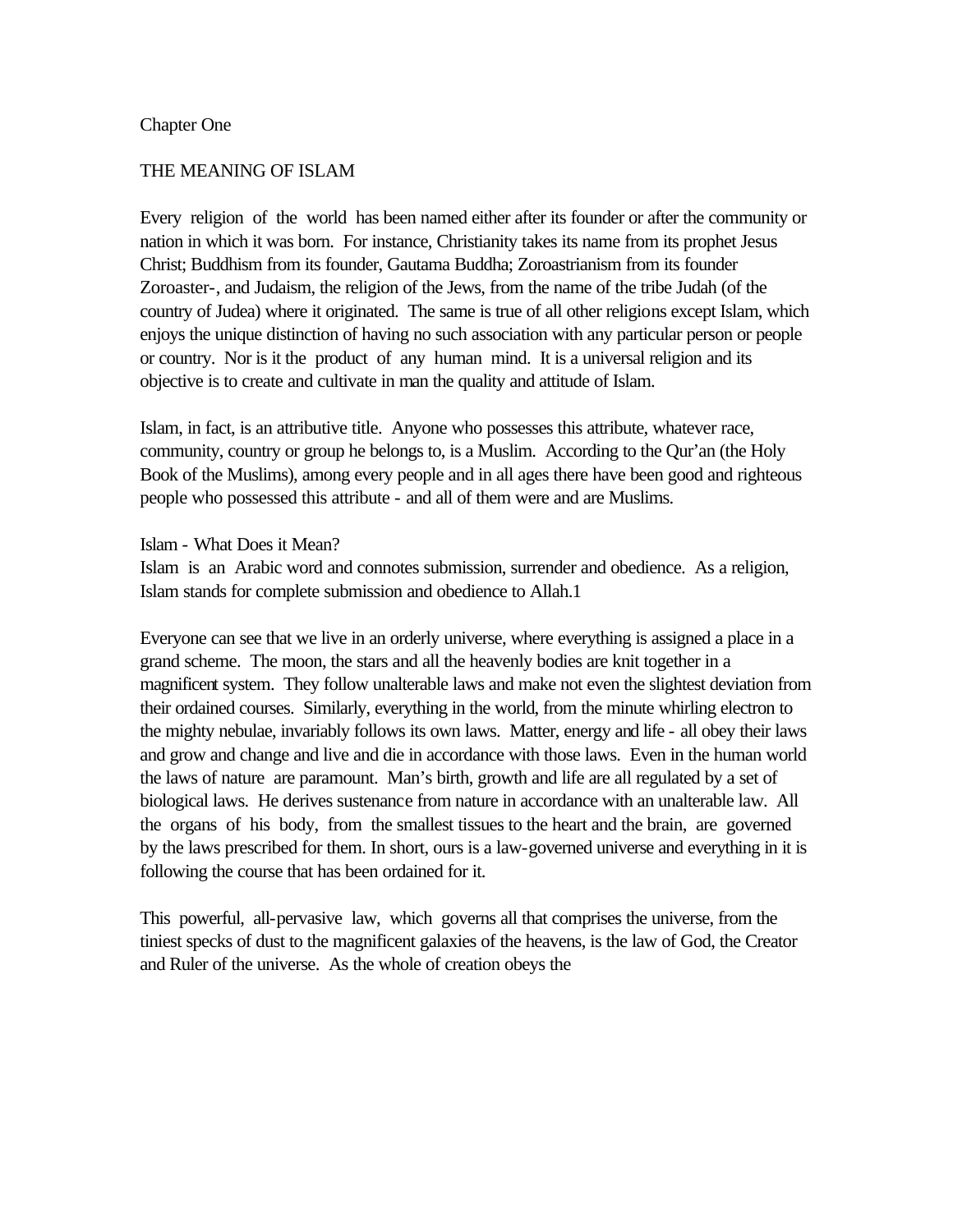Chapter One

# THE MEANING OF ISLAM

Every religion of the world has been named either after its founder or after the community or nation in which it was born. For instance, Christianity takes its name from its prophet Jesus Christ; Buddhism from its founder, Gautama Buddha; Zoroastrianism from its founder Zoroaster-, and Judaism, the religion of the Jews, from the name of the tribe Judah (of the country of Judea) where it originated. The same is true of all other religions except Islam, which enjoys the unique distinction of having no such association with any particular person or people or country. Nor is it the product of any human mind. It is a universal religion and its objective is to create and cultivate in man the quality and attitude of Islam.

Islam, in fact, is an attributive title. Anyone who possesses this attribute, whatever race, community, country or group he belongs to, is a Muslim. According to the Qur'an (the Holy Book of the Muslims), among every people and in all ages there have been good and righteous people who possessed this attribute - and all of them were and are Muslims.

## Islam - What Does it Mean?

Islam is an Arabic word and connotes submission, surrender and obedience. As a religion, Islam stands for complete submission and obedience to Allah.[1]

Everyone can see that we live in an orderly universe, where everything is assigned a place in a grand scheme. The moon, the stars and all the heavenly bodies are knit together in a magnificent system. They follow unalterable laws and make not even the slightest deviation from their ordained courses. Similarly, everything in the world, from the minute whirling electron to the mighty nebulae, invariably follows its own laws. Matter, energy and life - all obey their laws and grow and change and live and die in accordance with those laws. Even in the human world the laws of nature are paramount. Man's birth, growth and life are all regulated by a set of biological laws. He derives sustenance from nature in accordance with an unalterable law. All the organs of his body, from the smallest tissues to the heart and the brain, are governed by the laws prescribed for them. In short, ours is a law-governed universe and everything in it is following the course that has been ordained for it.

This powerful, all-pervasive law, which governs all that comprises the universe, from the tiniest specks of dust to the magnificent galaxies of the heavens, is the law of God, the Creator and Ruler of the universe. As the whole of creation obeys the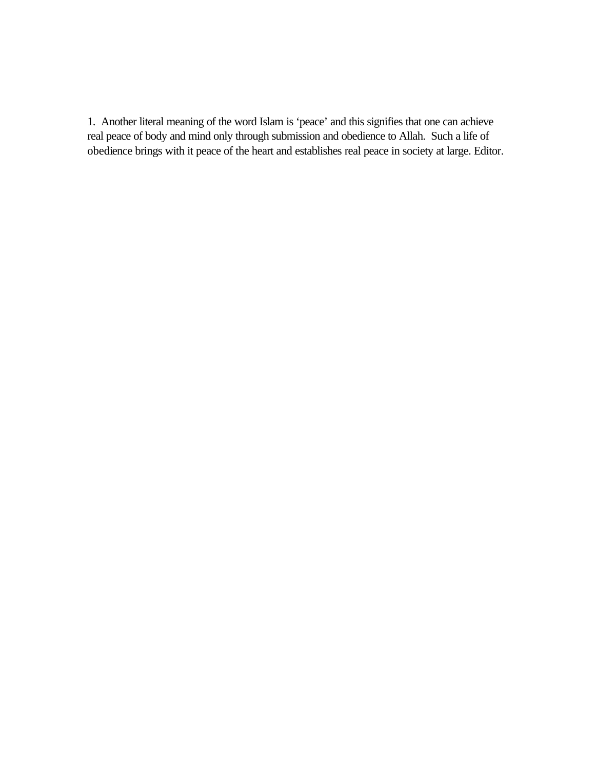1. Another literal meaning of the word Islam is 'peace' and this signifies that one can achieve real peace of body and mind only through submission and obedience to Allah. Such a life of obedience brings with it peace of the heart and establishes real peace in society at large. Editor.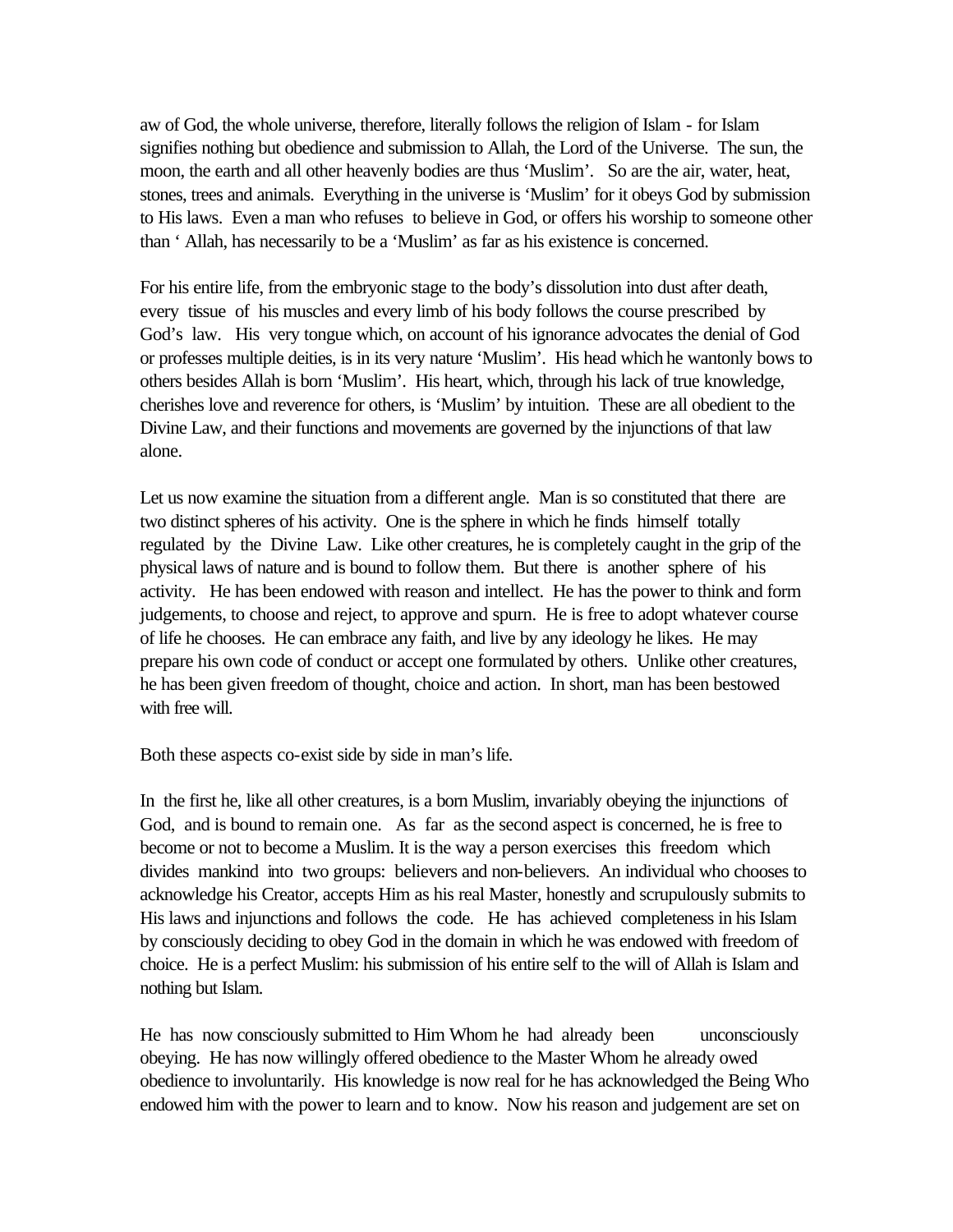aw of God, the whole universe, therefore, literally follows the religion of Islam - for Islam signifies nothing but obedience and submission to Allah, the Lord of the Universe. The sun, the moon, the earth and all other heavenly bodies are thus 'Muslim'. So are the air, water, heat, stones, trees and animals. Everything in the universe is 'Muslim' for it obeys God by submission to His laws. Even a man who refuses to believe in God, or offers his worship to someone other than ' Allah, has necessarily to be a 'Muslim' as far as his existence is concerned.

For his entire life, from the embryonic stage to the body's dissolution into dust after death, every tissue of his muscles and every limb of his body follows the course prescribed by God's law. His very tongue which, on account of his ignorance advocates the denial of God or professes multiple deities, is in its very nature 'Muslim'. His head which he wantonly bows to others besides Allah is born 'Muslim'. His heart, which, through his lack of true knowledge, cherishes love and reverence for others, is 'Muslim' by intuition. These are all obedient to the Divine Law, and their functions and movements are governed by the injunctions of that law alone.

Let us now examine the situation from a different angle. Man is so constituted that there are two distinct spheres of his activity. One is the sphere in which he finds himself totally regulated by the Divine Law. Like other creatures, he is completely caught in the grip of the physical laws of nature and is bound to follow them. But there is another sphere of his activity. He has been endowed with reason and intellect. He has the power to think and form judgements, to choose and reject, to approve and spurn. He is free to adopt whatever course of life he chooses. He can embrace any faith, and live by any ideology he likes. He may prepare his own code of conduct or accept one formulated by others. Unlike other creatures, he has been given freedom of thought, choice and action. In short, man has been bestowed with free will.

Both these aspects co-exist side by side in man's life.

In the first he, like all other creatures, is a born Muslim, invariably obeying the injunctions of God, and is bound to remain one. As far as the second aspect is concerned, he is free to become or not to become a Muslim. It is the way a person exercises this freedom which divides mankind into two groups: believers and non-believers. An individual who chooses to acknowledge his Creator, accepts Him as his real Master, honestly and scrupulously submits to His laws and injunctions and follows the code. He has achieved completeness in his Islam by consciously deciding to obey God in the domain in which he was endowed with freedom of choice. He is a perfect Muslim: his submission of his entire self to the will of Allah is Islam and nothing but Islam.

He has now consciously submitted to Him Whom he had already been unconsciously obeying. He has now willingly offered obedience to the Master Whom he already owed obedience to involuntarily. His knowledge is now real for he has acknowledged the Being Who endowed him with the power to learn and to know. Now his reason and judgement are set on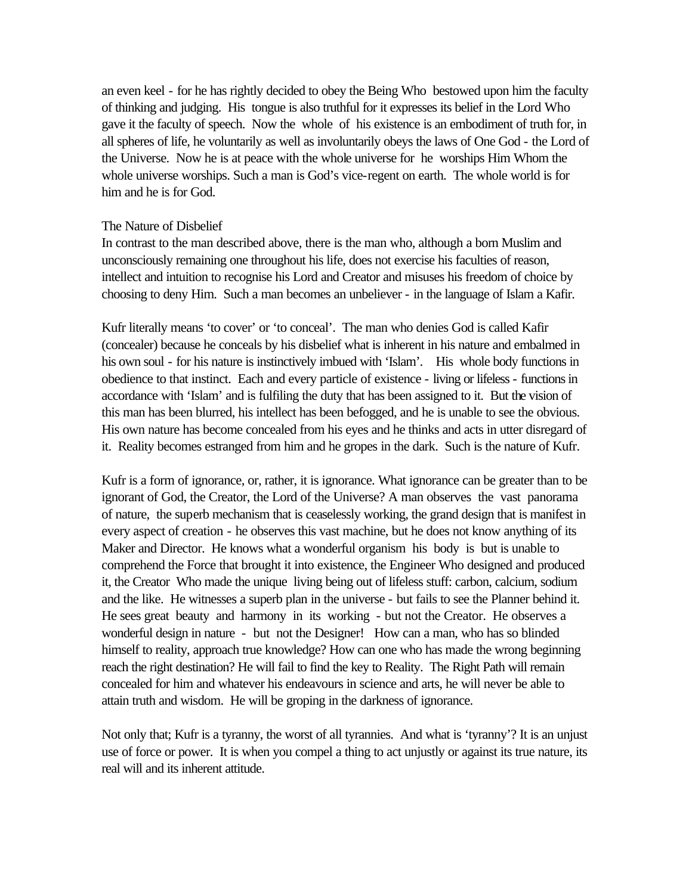an even keel - for he has rightly decided to obey the Being Who bestowed upon him the faculty of thinking and judging. His tongue is also truthful for it expresses its belief in the Lord Who gave it the faculty of speech. Now the whole of his existence is an embodiment of truth for, in all spheres of life, he voluntarily as well as involuntarily obeys the laws of One God - the Lord of the Universe. Now he is at peace with the whole universe for he worships Him Whom the whole universe worships. Such a man is God's vice-regent on earth. The whole world is for him and he is for God.

## The Nature of Disbelief

In contrast to the man described above, there is the man who, although a born Muslim and unconsciously remaining one throughout his life, does not exercise his faculties of reason, intellect and intuition to recognise his Lord and Creator and misuses his freedom of choice by choosing to deny Him. Such a man becomes an unbeliever - in the language of Islam a Kafir.

Kufr literally means 'to cover' or 'to conceal'. The man who denies God is called Kafir (concealer) because he conceals by his disbelief what is inherent in his nature and embalmed in his own soul - for his nature is instinctively imbued with 'Islam'. His whole body functions in obedience to that instinct. Each and every particle of existence - living or lifeless - functions in accordance with 'Islam' and is fulfiling the duty that has been assigned to it. But the vision of this man has been blurred, his intellect has been befogged, and he is unable to see the obvious. His own nature has become concealed from his eyes and he thinks and acts in utter disregard of it. Reality becomes estranged from him and he gropes in the dark. Such is the nature of Kufr.

Kufr is a form of ignorance, or, rather, it is ignorance. What ignorance can be greater than to be ignorant of God, the Creator, the Lord of the Universe? A man observes the vast panorama of nature, the superb mechanism that is ceaselessly working, the grand design that is manifest in every aspect of creation - he observes this vast machine, but he does not know anything of its Maker and Director. He knows what a wonderful organism his body is but is unable to comprehend the Force that brought it into existence, the Engineer Who designed and produced it, the Creator Who made the unique living being out of lifeless stuff: carbon, calcium, sodium and the like. He witnesses a superb plan in the universe - but fails to see the Planner behind it. He sees great beauty and harmony in its working - but not the Creator. He observes a wonderful design in nature - but not the Designer! How can a man, who has so blinded himself to reality, approach true knowledge? How can one who has made the wrong beginning reach the right destination? He will fail to find the key to Reality. The Right Path will remain concealed for him and whatever his endeavours in science and arts, he will never be able to attain truth and wisdom. He will be groping in the darkness of ignorance.

Not only that; Kufr is a tyranny, the worst of all tyrannies. And what is 'tyranny'? It is an unjust use of force or power. It is when you compel a thing to act unjustly or against its true nature, its real will and its inherent attitude.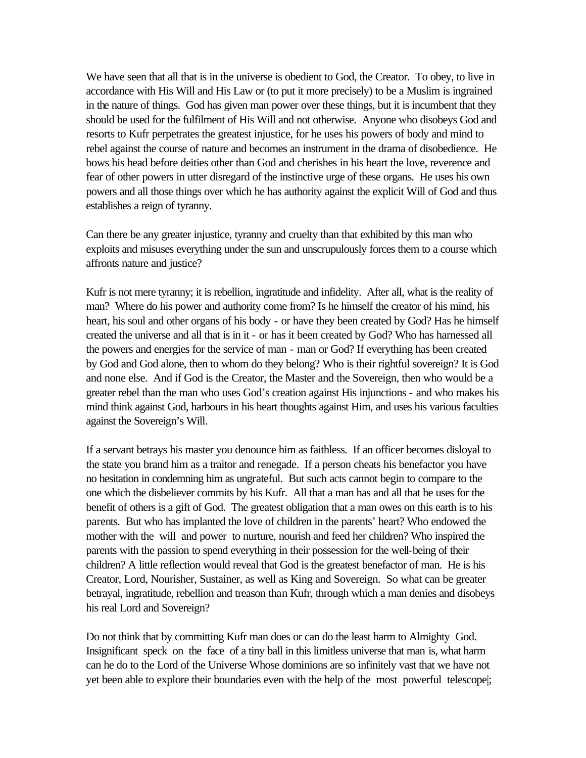We have seen that all that is in the universe is obedient to God, the Creator. To obey, to live in accordance with His Will and His Law or (to put it more precisely) to be a Muslim is ingrained in the nature of things. God has given man power over these things, but it is incumbent that they should be used for the fulfilment of His Will and not otherwise. Anyone who disobeys God and resorts to Kufr perpetrates the greatest injustice, for he uses his powers of body and mind to rebel against the course of nature and becomes an instrument in the drama of disobedience. He bows his head before deities other than God and cherishes in his heart the love, reverence and fear of other powers in utter disregard of the instinctive urge of these organs. He uses his own powers and all those things over which he has authority against the explicit Will of God and thus establishes a reign of tyranny.

Can there be any greater injustice, tyranny and cruelty than that exhibited by this man who exploits and misuses everything under the sun and unscrupulously forces them to a course which affronts nature and justice?

Kufr is not mere tyranny; it is rebellion, ingratitude and infidelity. After all, what is the reality of man? Where do his power and authority come from? Is he himself the creator of his mind, his heart, his soul and other organs of his body - or have they been created by God? Has he himself created the universe and all that is in it - or has it been created by God? Who has harnessed all the powers and energies for the service of man - man or God? If everything has been created by God and God alone, then to whom do they belong? Who is their rightful sovereign? It is God and none else. And if God is the Creator, the Master and the Sovereign, then who would be a greater rebel than the man who uses God's creation against His injunctions - and who makes his mind think against God, harbours in his heart thoughts against Him, and uses his various faculties against the Sovereign's Will.

If a servant betrays his master you denounce him as faithless. If an officer becomes disloyal to the state you brand him as a traitor and renegade. If a person cheats his benefactor you have no hesitation in condemning him as ungrateful. But such acts cannot begin to compare to the one which the disbeliever commits by his Kufr. All that a man has and all that he uses for the benefit of others is a gift of God. The greatest obligation that a man owes on this earth is to his parents. But who has implanted the love of children in the parents' heart? Who endowed the mother with the will and power to nurture, nourish and feed her children? Who inspired the parents with the passion to spend everything in their possession for the well-being of their children? A little reflection would reveal that God is the greatest benefactor of man. He is his Creator, Lord, Nourisher, Sustainer, as well as King and Sovereign. So what can be greater betrayal, ingratitude, rebellion and treason than Kufr, through which a man denies and disobeys his real Lord and Sovereign?

Do not think that by committing Kufr man does or can do the least harm to Almighty God. Insignificant speck on the face of a tiny ball in this limitless universe that man is, what harm can he do to the Lord of the Universe Whose dominions are so infinitely vast that we have not yet been able to explore their boundaries even with the help of the most powerful telescope;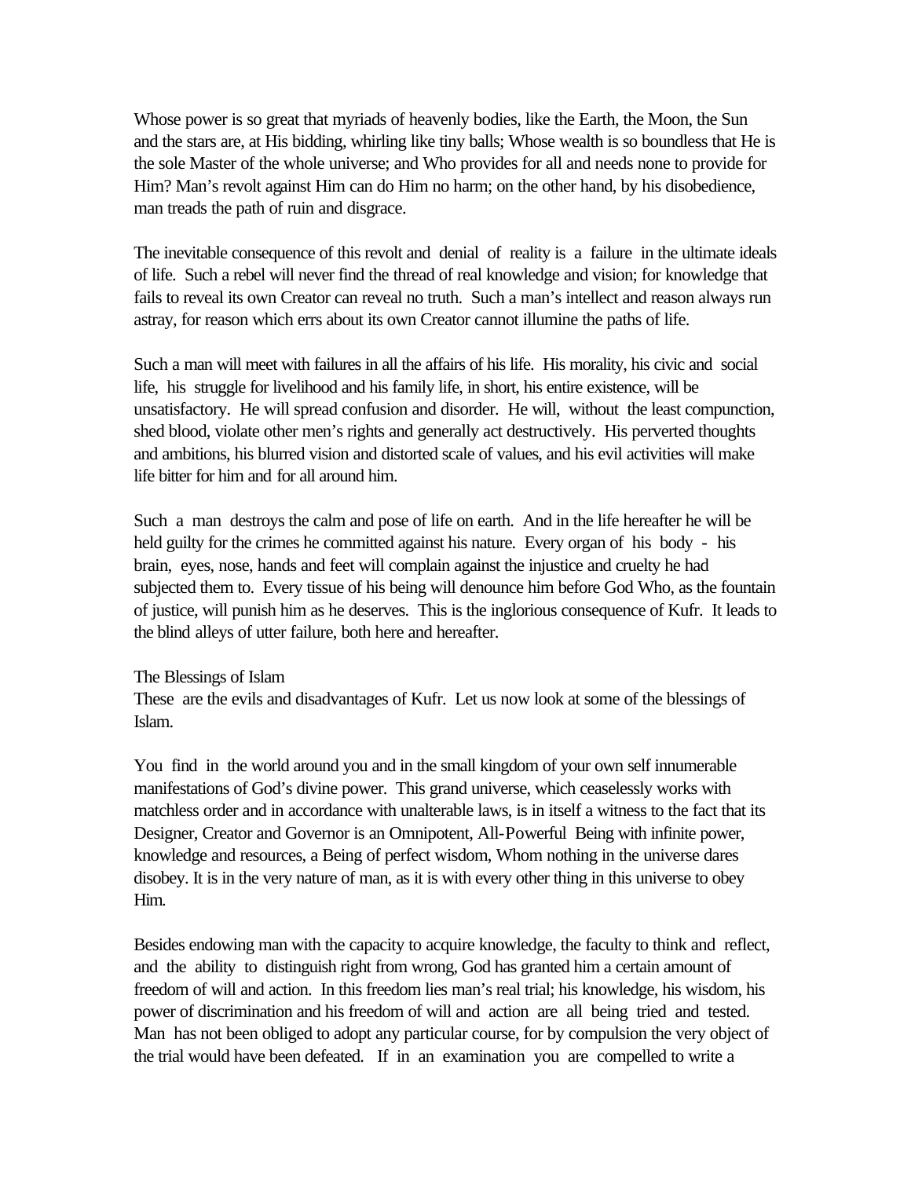Whose power is so great that myriads of heavenly bodies, like the Earth, the Moon, the Sun and the stars are, at His bidding, whirling like tiny balls; Whose wealth is so boundless that He is the sole Master of the whole universe; and Who provides for all and needs none to provide for Him? Man's revolt against Him can do Him no harm; on the other hand, by his disobedience, man treads the path of ruin and disgrace.

The inevitable consequence of this revolt and denial of reality is a failure in the ultimate ideals of life. Such a rebel will never find the thread of real knowledge and vision; for knowledge that fails to reveal its own Creator can reveal no truth. Such a man's intellect and reason always run astray, for reason which errs about its own Creator cannot illumine the paths of life.

Such a man will meet with failures in all the affairs of his life. His morality, his civic and social life, his struggle for livelihood and his family life, in short, his entire existence, will be unsatisfactory. He will spread confusion and disorder. He will, without the least compunction, shed blood, violate other men's rights and generally act destructively. His perverted thoughts and ambitions, his blurred vision and distorted scale of values, and his evil activities will make life bitter for him and for all around him.

Such a man destroys the calm and pose of life on earth. And in the life hereafter he will be held guilty for the crimes he committed against his nature. Every organ of his body - his brain, eyes, nose, hands and feet will complain against the injustice and cruelty he had subjected them to. Every tissue of his being will denounce him before God Who, as the fountain of justice, will punish him as he deserves. This is the inglorious consequence of Kufr. It leads to the blind alleys of utter failure, both here and hereafter.

## The Blessings of Islam

These are the evils and disadvantages of Kufr. Let us now look at some of the blessings of Islam.

You find in the world around you and in the small kingdom of your own self innumerable manifestations of God's divine power. This grand universe, which ceaselessly works with matchless order and in accordance with unalterable laws, is in itself a witness to the fact that its Designer, Creator and Governor is an Omnipotent, All-Powerful Being with infinite power, knowledge and resources, a Being of perfect wisdom, Whom nothing in the universe dares disobey. It is in the very nature of man, as it is with every other thing in this universe to obey Him.

Besides endowing man with the capacity to acquire knowledge, the faculty to think and reflect, and the ability to distinguish right from wrong, God has granted him a certain amount of freedom of will and action. In this freedom lies man's real trial; his knowledge, his wisdom, his power of discrimination and his freedom of will and action are all being tried and tested. Man has not been obliged to adopt any particular course, for by compulsion the very object of the trial would have been defeated. If in an examination you are compelled to write a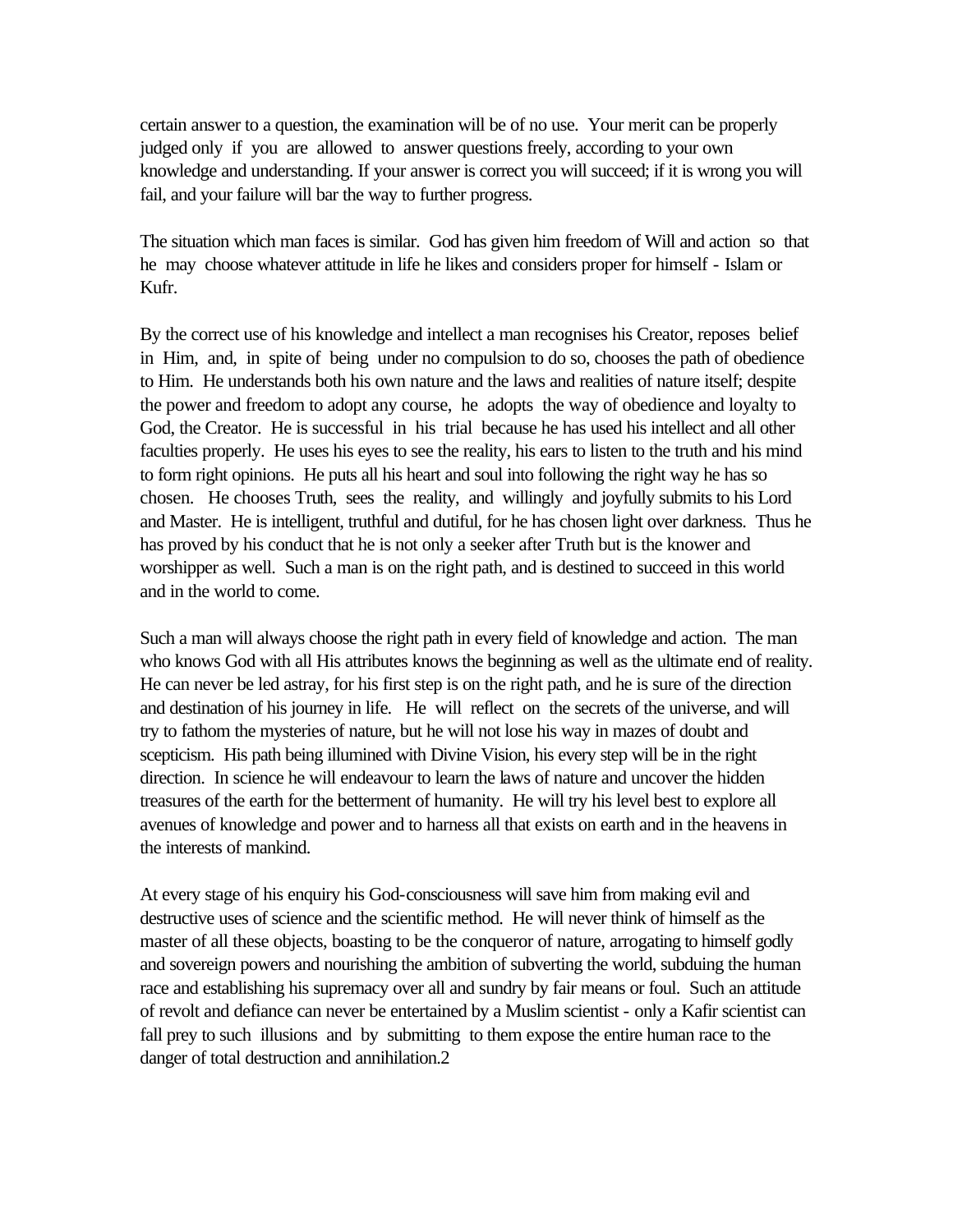certain answer to a question, the examination will be of no use. Your merit can be properly judged only if you are allowed to answer questions freely, according to your own knowledge and understanding. If your answer is correct you will succeed; if it is wrong you will fail, and your failure will bar the way to further progress.

The situation which man faces is similar. God has given him freedom of Will and action so that he may choose whatever attitude in life he likes and considers proper for himself - Islam or Kufr.

By the correct use of his knowledge and intellect a man recognises his Creator, reposes belief in Him, and, in spite of being under no compulsion to do so, chooses the path of obedience to Him. He understands both his own nature and the laws and realities of nature itself; despite the power and freedom to adopt any course, he adopts the way of obedience and loyalty to God, the Creator. He is successful in his trial because he has used his intellect and all other faculties properly. He uses his eyes to see the reality, his ears to listen to the truth and his mind to form right opinions. He puts all his heart and soul into following the right way he has so chosen. He chooses Truth, sees the reality, and willingly and joyfully submits to his Lord and Master. He is intelligent, truthful and dutiful, for he has chosen light over darkness. Thus he has proved by his conduct that he is not only a seeker after Truth but is the knower and worshipper as well. Such a man is on the right path, and is destined to succeed in this world and in the world to come.

Such a man will always choose the right path in every field of knowledge and action. The man who knows God with all His attributes knows the beginning as well as the ultimate end of reality. He can never be led astray, for his first step is on the right path, and he is sure of the direction and destination of his journey in life. He will reflect on the secrets of the universe, and will try to fathom the mysteries of nature, but he will not lose his way in mazes of doubt and scepticism. His path being illumined with Divine Vision, his every step will be in the right direction. In science he will endeavour to learn the laws of nature and uncover the hidden treasures of the earth for the betterment of humanity. He will try his level best to explore all avenues of knowledge and power and to harness all that exists on earth and in the heavens in the interests of mankind.

At every stage of his enquiry his God-consciousness will save him from making evil and destructive uses of science and the scientific method. He will never think of himself as the master of all these objects, boasting to be the conqueror of nature, arrogating to himself godly and sovereign powers and nourishing the ambition of subverting the world, subduing the human race and establishing his supremacy over all and sundry by fair means or foul. Such an attitude of revolt and defiance can never be entertained by a Muslim scientist - only a Kafir scientist can fall prey to such illusions and by submitting to them expose the entire human race to the danger of total destruction and annihilation.[2]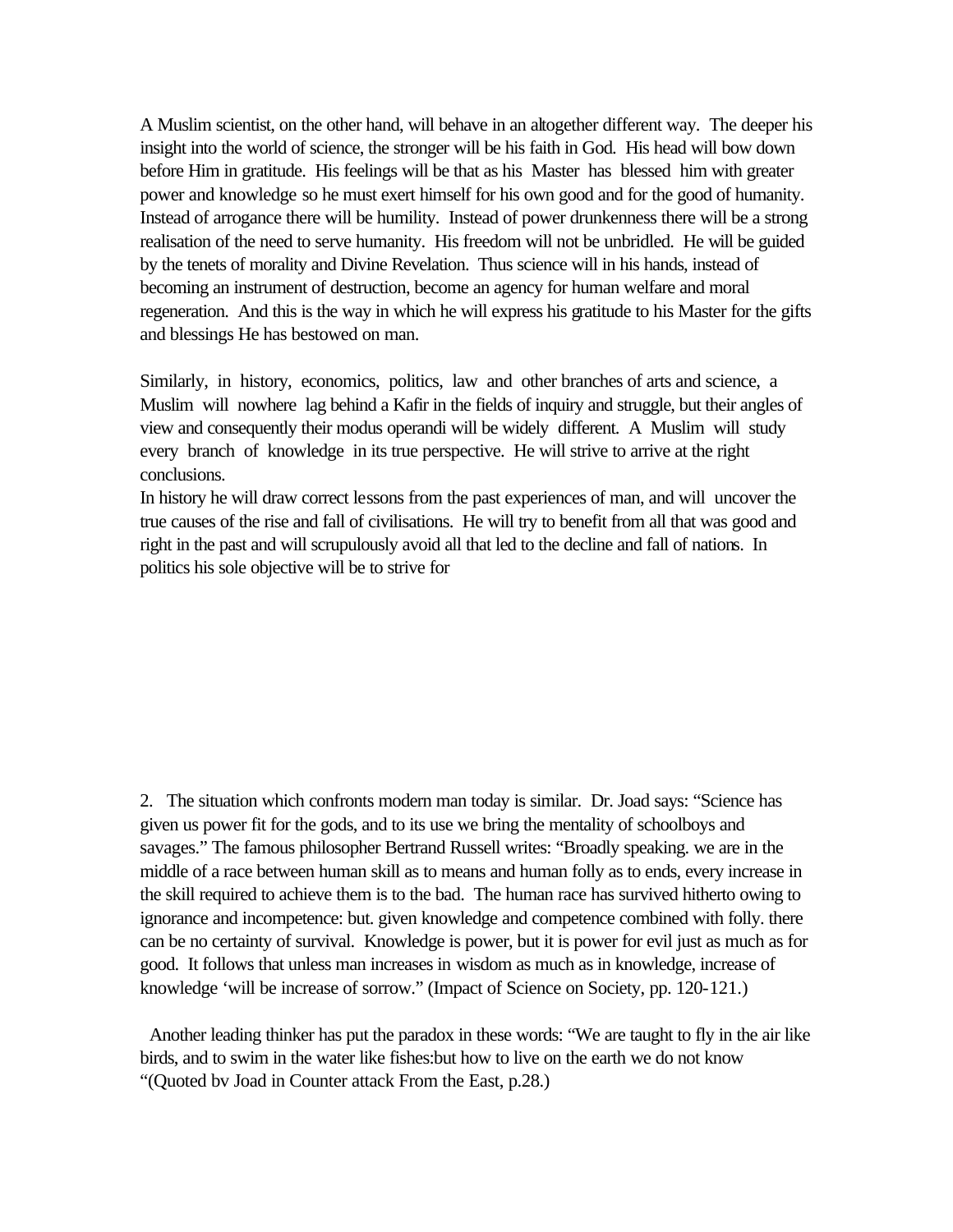A Muslim scientist, on the other hand, will behave in an altogether different way. The deeper his insight into the world of science, the stronger will be his faith in God. His head will bow down before Him in gratitude. His feelings will be that as his Master has blessed him with greater power and knowledge so he must exert himself for his own good and for the good of humanity. Instead of arrogance there will be humility. Instead of power drunkenness there will be a strong realisation of the need to serve humanity. His freedom will not be unbridled. He will be guided by the tenets of morality and Divine Revelation. Thus science will in his hands, instead of becoming an instrument of destruction, become an agency for human welfare and moral regeneration. And this is the way in which he will express his gratitude to his Master for the gifts and blessings He has bestowed on man.

Similarly, in history, economics, politics, law and other branches of arts and science, a Muslim will nowhere lag behind a Kafir in the fields of inquiry and struggle, but their angles of view and consequently their modus operandi will be widely different. A Muslim will study every branch of knowledge in its true perspective. He will strive to arrive at the right conclusions.
In history he will draw correct lessons from the past experiences of man, and will uncover the true causes of the rise and fall of civilisations. He will try to benefit from all that was good and right in the past and will scrupulously avoid all that led to the decline and fall of nations. In politics his sole objective will be to strive for

2. The situation which confronts modern man today is similar. Dr. Joad says: "Science has given us power fit for the gods, and to its use we bring the mentality of schoolboys and savages." The famous philosopher Bertrand Russell writes: "Broadly speaking. we are in the middle of a race between human skill as to means and human folly as to ends, every increase in the skill required to achieve them is to the bad. The human race has survived hitherto owing to ignorance and incompetence: but. given knowledge and competence combined with folly. there can be no certainty of survival. Knowledge is power, but it is power for evil just as much as for good. It follows that unless man increases in wisdom as much as in knowledge, increase of knowledge 'will be increase of sorrow." (Impact of Science on Society, pp. 120-121.)

Another leading thinker has put the paradox in these words: "We are taught to fly in the air like birds, and to swim in the water like fishes:but how to live on the earth we do not know "(Quoted bv Joad in Counter attack From the East, p.28.)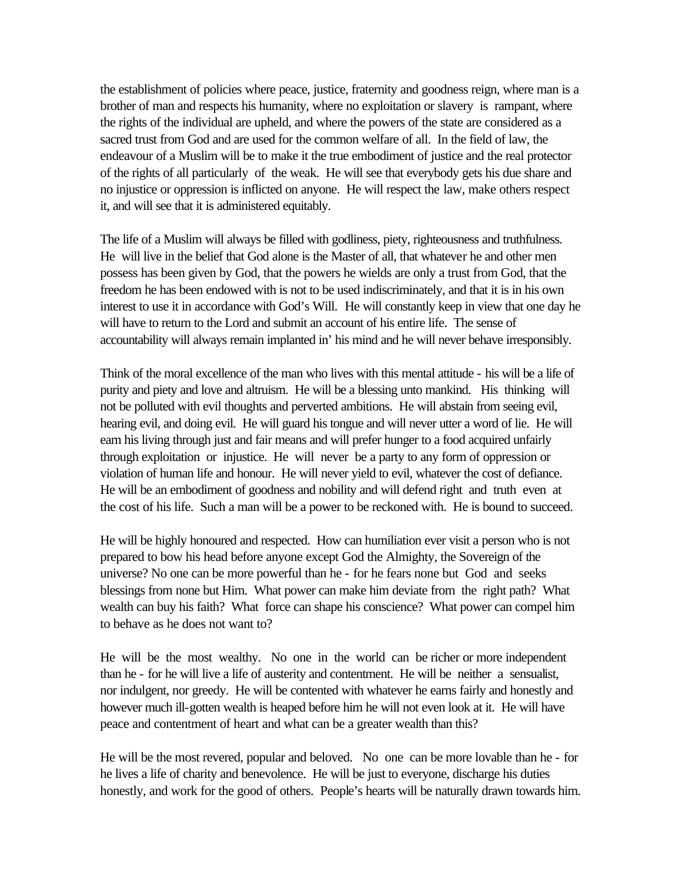the establishment of policies where peace, justice, fraternity and goodness reign, where man is a brother of man and respects his humanity, where no exploitation or slavery is rampant, where the rights of the individual are upheld, and where the powers of the state are considered as a sacred trust from God and are used for the common welfare of all. In the field of law, the endeavour of a Muslim will be to make it the true embodiment of justice and the real protector of the rights of all particularly of the weak. He will see that everybody gets his due share and no injustice or oppression is inflicted on anyone. He will respect the law, make others respect it, and will see that it is administered equitably.

The life of a Muslim will always be filled with godliness, piety, righteousness and truthfulness. He will live in the belief that God alone is the Master of all, that whatever he and other men possess has been given by God, that the powers he wields are only a trust from God, that the freedom he has been endowed with is not to be used indiscriminately, and that it is in his own interest to use it in accordance with God's Will. He will constantly keep in view that one day he will have to return to the Lord and submit an account of his entire life. The sense of accountability will always remain implanted in' his mind and he will never behave irresponsibly.

Think of the moral excellence of the man who lives with this mental attitude - his will be a life of purity and piety and love and altruism. He will be a blessing unto mankind. His thinking will not be polluted with evil thoughts and perverted ambitions. He will abstain from seeing evil, hearing evil, and doing evil. He will guard his tongue and will never utter a word of lie. He will earn his living through just and fair means and will prefer hunger to a food acquired unfairly through exploitation or injustice. He will never be a party to any form of oppression or violation of human life and honour. He will never yield to evil, whatever the cost of defiance. He will be an embodiment of goodness and nobility and will defend right and truth even at the cost of his life. Such a man will be a power to be reckoned with. He is bound to succeed.

He will be highly honoured and respected. How can humiliation ever visit a person who is not prepared to bow his head before anyone except God the Almighty, the Sovereign of the universe? No one can be more powerful than he - for he fears none but God and seeks blessings from none but Him. What power can make him deviate from the right path? What wealth can buy his faith? What force can shape his conscience? What power can compel him to behave as he does not want to?

He will be the most wealthy. No one in the world can be richer or more independent than he - for he will live a life of austerity and contentment. He will be neither a sensualist, nor indulgent, nor greedy. He will be contented with whatever he earns fairly and honestly and however much ill-gotten wealth is heaped before him he will not even look at it. He will have peace and contentment of heart and what can be a greater wealth than this?

He will be the most revered, popular and beloved. No one can be more lovable than he - for he lives a life of charity and benevolence. He will be just to everyone, discharge his duties honestly, and work for the good of others. People's hearts will be naturally drawn towards him.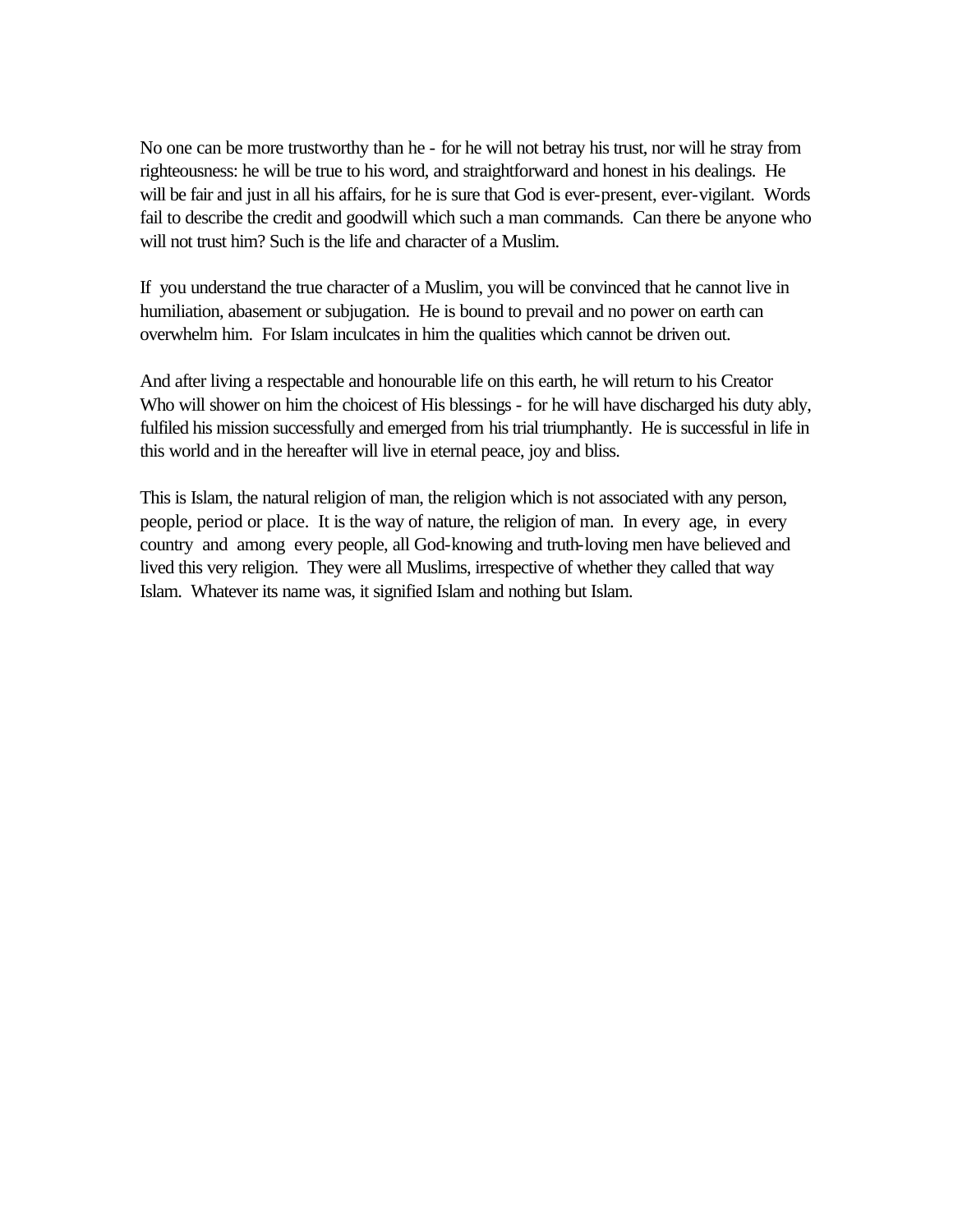No one can be more trustworthy than he - for he will not betray his trust, nor will he stray from righteousness: he will be true to his word, and straightforward and honest in his dealings. He will be fair and just in all his affairs, for he is sure that God is ever-present, ever-vigilant. Words fail to describe the credit and goodwill which such a man commands. Can there be anyone who will not trust him? Such is the life and character of a Muslim.

If you understand the true character of a Muslim, you will be convinced that he cannot live in humiliation, abasement or subjugation. He is bound to prevail and no power on earth can overwhelm him. For Islam inculcates in him the qualities which cannot be driven out.

And after living a respectable and honourable life on this earth, he will return to his Creator Who will shower on him the choicest of His blessings - for he will have discharged his duty ably, fulfiled his mission successfully and emerged from his trial triumphantly. He is successful in life in this world and in the hereafter will live in eternal peace, joy and bliss.

This is Islam, the natural religion of man, the religion which is not associated with any person, people, period or place. It is the way of nature, the religion of man. In every age, in every country and among every people, all God-knowing and truth-loving men have believed and lived this very religion. They were all Muslims, irrespective of whether they called that way Islam. Whatever its name was, it signified Islam and nothing but Islam.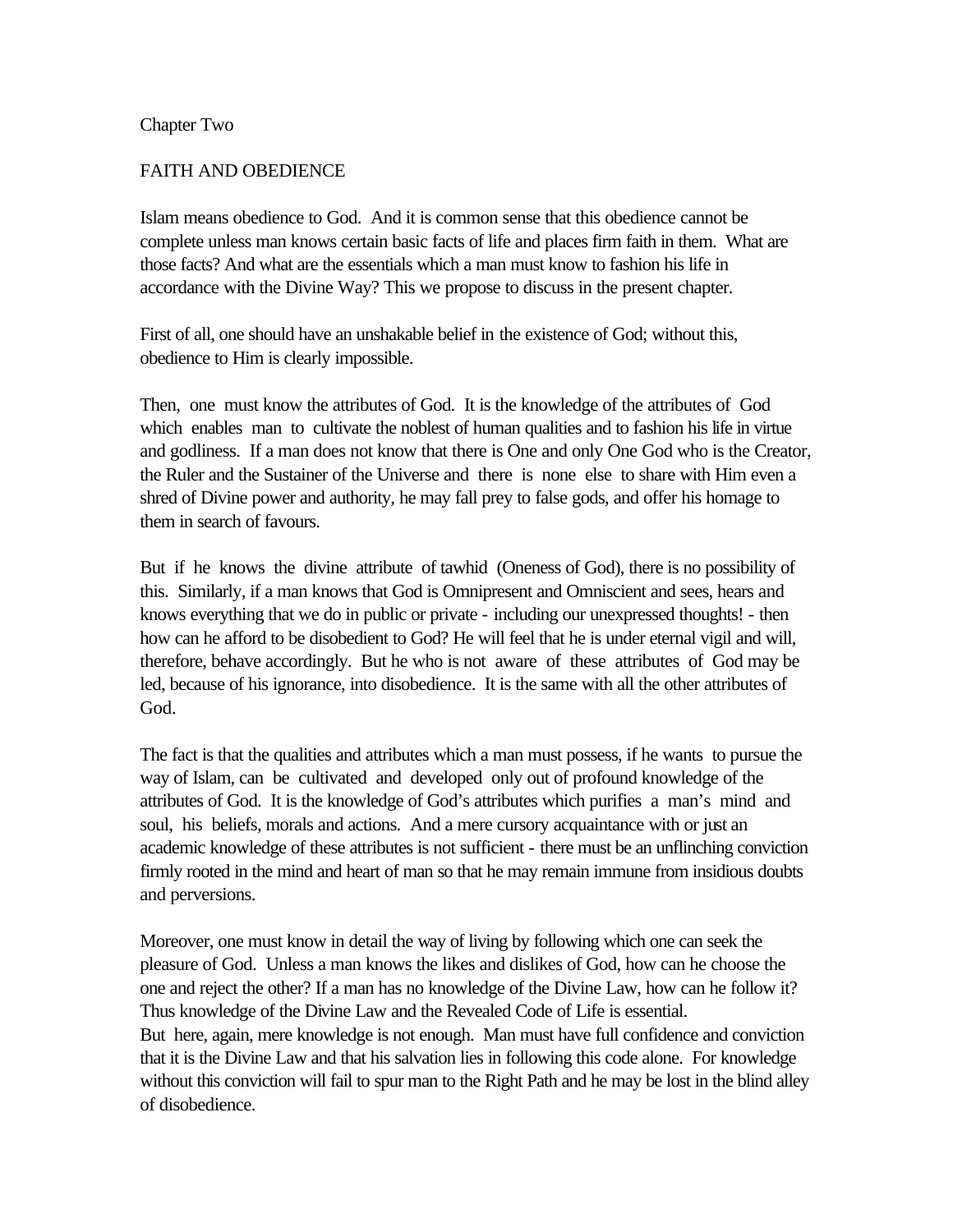Chapter Two

# FAITH AND OBEDIENCE

Islam means obedience to God. And it is common sense that this obedience cannot be complete unless man knows certain basic facts of life and places firm faith in them. What are those facts? And what are the essentials which a man must know to fashion his life in accordance with the Divine Way? This we propose to discuss in the present chapter.

First of all, one should have an unshakable belief in the existence of God; without this, obedience to Him is clearly impossible.

Then, one must know the attributes of God. It is the knowledge of the attributes of God which enables man to cultivate the noblest of human qualities and to fashion his life in virtue and godliness. If a man does not know that there is One and only One God who is the Creator, the Ruler and the Sustainer of the Universe and there is none else to share with Him even a shred of Divine power and authority, he may fall prey to false gods, and offer his homage to them in search of favours.

But if he knows the divine attribute of tawhid (Oneness of God), there is no possibility of this. Similarly, if a man knows that God is Omnipresent and Omniscient and sees, hears and knows everything that we do in public or private - including our unexpressed thoughts! - then how can he afford to be disobedient to God? He will feel that he is under eternal vigil and will, therefore, behave accordingly. But he who is not aware of these attributes of God may be led, because of his ignorance, into disobedience. It is the same with all the other attributes of God.

The fact is that the qualities and attributes which a man must possess, if he wants to pursue the way of Islam, can be cultivated and developed only out of profound knowledge of the attributes of God. It is the knowledge of God's attributes which purifies a man's mind and soul, his beliefs, morals and actions. And a mere cursory acquaintance with or just an academic knowledge of these attributes is not sufficient - there must be an unflinching conviction firmly rooted in the mind and heart of man so that he may remain immune from insidious doubts and perversions.

Moreover, one must know in detail the way of living by following which one can seek the pleasure of God. Unless a man knows the likes and dislikes of God, how can he choose the one and reject the other? If a man has no knowledge of the Divine Law, how can he follow it? Thus knowledge of the Divine Law and the Revealed Code of Life is essential.
But here, again, mere knowledge is not enough. Man must have full confidence and conviction that it is the Divine Law and that his salvation lies in following this code alone. For knowledge without this conviction will fail to spur man to the Right Path and he may be lost in the blind alley of disobedience.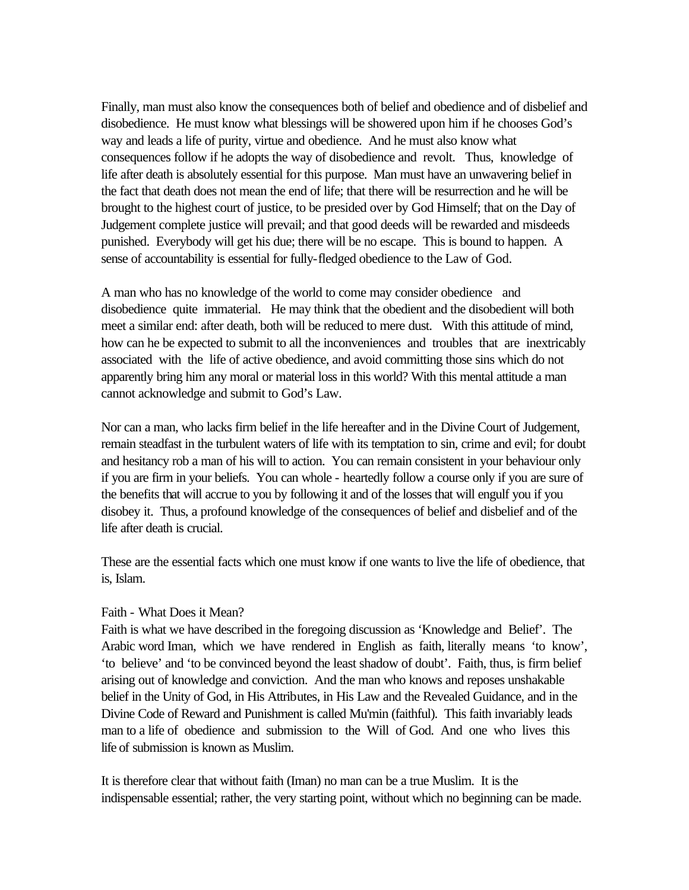Finally, man must also know the consequences both of belief and obedience and of disbelief and disobedience. He must know what blessings will be showered upon him if he chooses God's way and leads a life of purity, virtue and obedience. And he must also know what consequences follow if he adopts the way of disobedience and revolt. Thus, knowledge of life after death is absolutely essential for this purpose. Man must have an unwavering belief in the fact that death does not mean the end of life; that there will be resurrection and he will be brought to the highest court of justice, to be presided over by God Himself; that on the Day of Judgement complete justice will prevail; and that good deeds will be rewarded and misdeeds punished. Everybody will get his due; there will be no escape. This is bound to happen. A sense of accountability is essential for fully-fledged obedience to the Law of God.

A man who has no knowledge of the world to come may consider obedience and disobedience quite immaterial. He may think that the obedient and the disobedient will both meet a similar end: after death, both will be reduced to mere dust. With this attitude of mind, how can he be expected to submit to all the inconveniences and troubles that are inextricably associated with the life of active obedience, and avoid committing those sins which do not apparently bring him any moral or material loss in this world? With this mental attitude a man cannot acknowledge and submit to God's Law.

Nor can a man, who lacks firm belief in the life hereafter and in the Divine Court of Judgement, remain steadfast in the turbulent waters of life with its temptation to sin, crime and evil; for doubt and hesitancy rob a man of his will to action. You can remain consistent in your behaviour only if you are firm in your beliefs. You can whole - heartedly follow a course only if you are sure of the benefits that will accrue to you by following it and of the losses that will engulf you if you disobey it. Thus, a profound knowledge of the consequences of belief and disbelief and of the life after death is crucial.

These are the essential facts which one must know if one wants to live the life of obedience, that is, Islam.

## Faith - What Does it Mean?

Faith is what we have described in the foregoing discussion as 'Knowledge and Belief'. The Arabic word Iman, which we have rendered in English as faith, literally means 'to know', 'to believe' and 'to be convinced beyond the least shadow of doubt'. Faith, thus, is firm belief arising out of knowledge and conviction. And the man who knows and reposes unshakable belief in the Unity of God, in His Attributes, in His Law and the Revealed Guidance, and in the Divine Code of Reward and Punishment is called Mu'min (faithful). This faith invariably leads man to a life of obedience and submission to the Will of God. And one who lives this life of submission is known as Muslim.

It is therefore clear that without faith (Iman) no man can be a true Muslim. It is the indispensable essential; rather, the very starting point, without which no beginning can be made.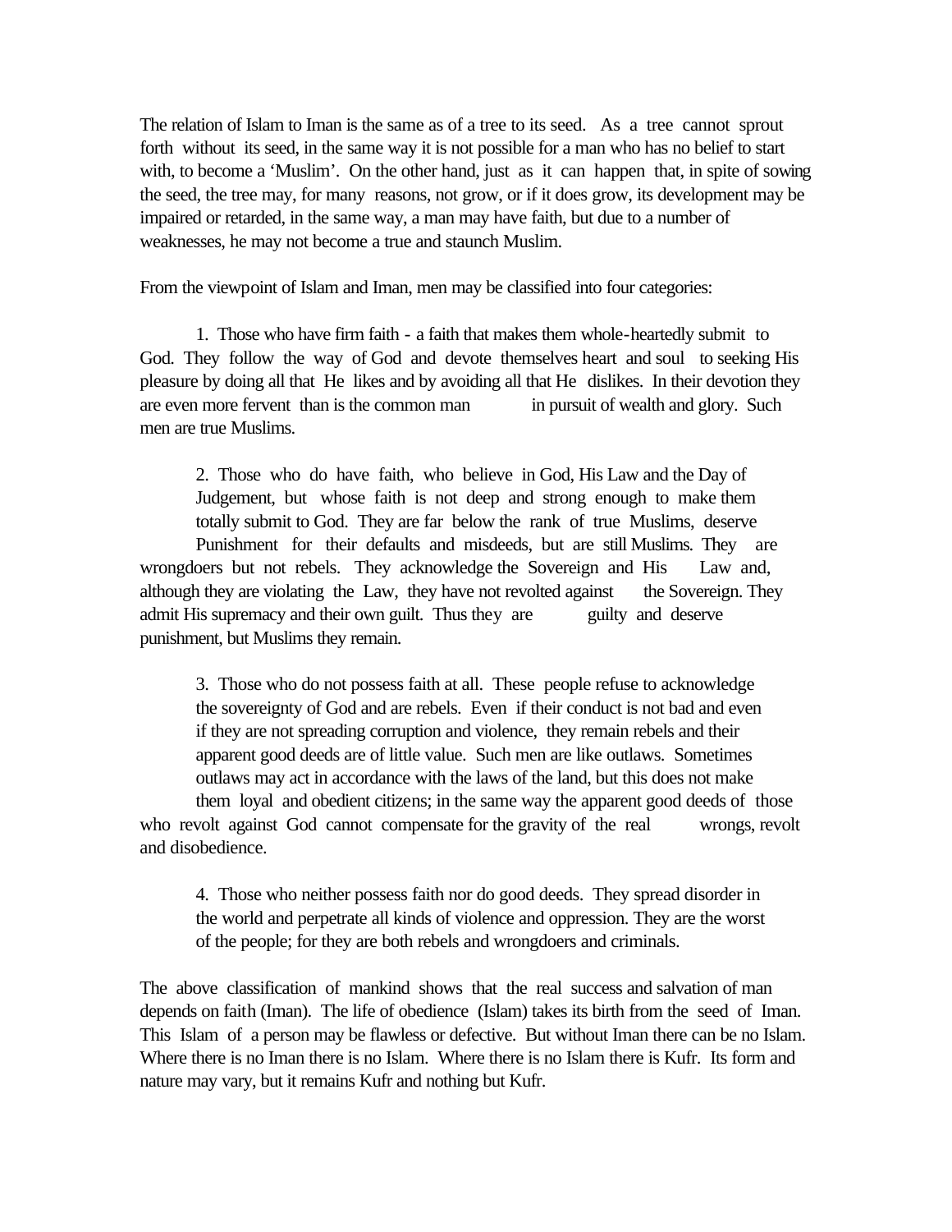The relation of Islam to Iman is the same as of a tree to its seed. As a tree cannot sprout forth without its seed, in the same way it is not possible for a man who has no belief to start with, to become a 'Muslim'. On the other hand, just as it can happen that, in spite of sowing the seed, the tree may, for many reasons, not grow, or if it does grow, its development may be impaired or retarded, in the same way, a man may have faith, but due to a number of weaknesses, he may not become a true and staunch Muslim.

From the viewpoint of Islam and Iman, men may be classified into four categories:

1. Those who have firm faith - a faith that makes them whole-heartedly submit to God. They follow the way of God and devote themselves heart and soul to seeking His pleasure by doing all that He likes and by avoiding all that He dislikes. In their devotion they are even more fervent than is the common man in pursuit of wealth and glory. Such men are true Muslims.

2. Those who do have faith, who believe in God, His Law and the Day of Judgement, but whose faith is not deep and strong enough to make them totally submit to God. They are far below the rank of true Muslims, deserve Punishment for their defaults and misdeeds, but are still Muslims. They are wrongdoers but not rebels. They acknowledge the Sovereign and His Law and, although they are violating the Law, they have not revolted against the Sovereign. They admit His supremacy and their own guilt. Thus they are guilty and deserve punishment, but Muslims they remain.

3. Those who do not possess faith at all. These people refuse to acknowledge the sovereignty of God and are rebels. Even if their conduct is not bad and even if they are not spreading corruption and violence, they remain rebels and their apparent good deeds are of little value. Such men are like outlaws. Sometimes outlaws may act in accordance with the laws of the land, but this does not make them loyal and obedient citizens; in the same way the apparent good deeds of those who revolt against God cannot compensate for the gravity of the real wrongs, revolt and disobedience.

4. Those who neither possess faith nor do good deeds. They spread disorder in the world and perpetrate all kinds of violence and oppression. They are the worst of the people; for they are both rebels and wrongdoers and criminals.

The above classification of mankind shows that the real success and salvation of man depends on faith (Iman). The life of obedience (Islam) takes its birth from the seed of Iman. This Islam of a person may be flawless or defective. But without Iman there can be no Islam. Where there is no Iman there is no Islam. Where there is no Islam there is Kufr. Its form and nature may vary, but it remains Kufr and nothing but Kufr.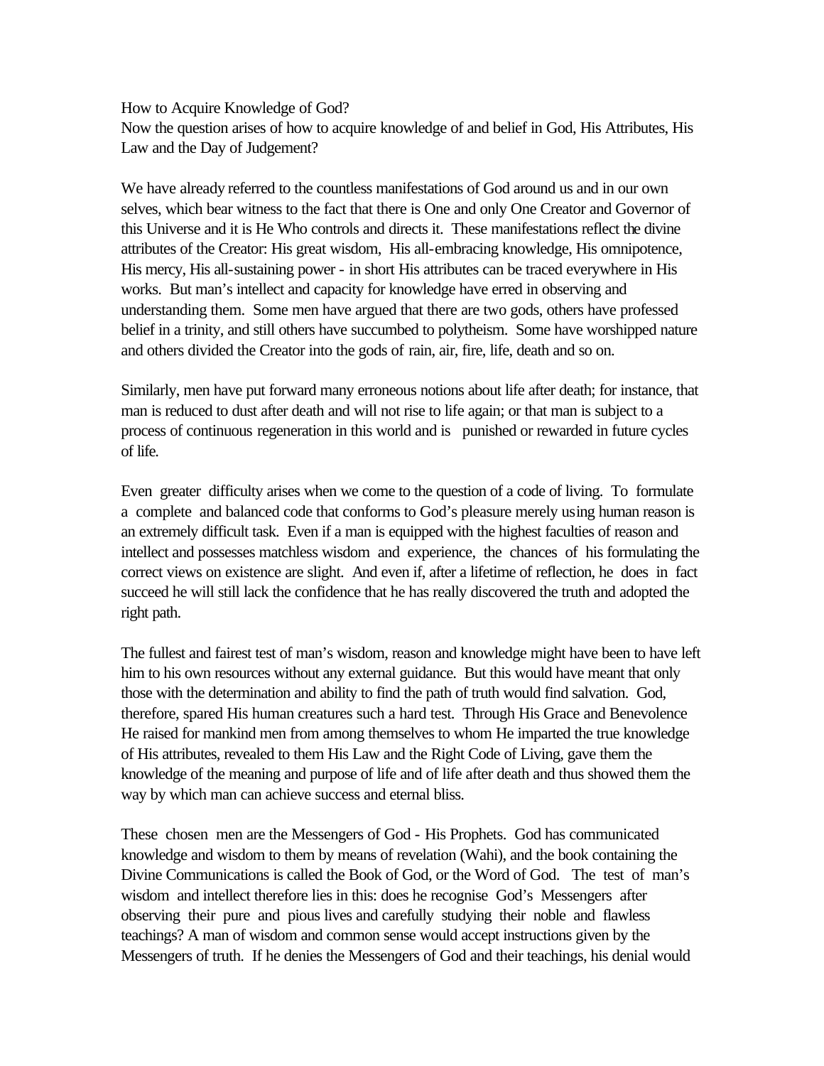## How to Acquire Knowledge of God?

Now the question arises of how to acquire knowledge of and belief in God, His Attributes, His Law and the Day of Judgement?

We have already referred to the countless manifestations of God around us and in our own selves, which bear witness to the fact that there is One and only One Creator and Governor of this Universe and it is He Who controls and directs it. These manifestations reflect the divine attributes of the Creator: His great wisdom, His all-embracing knowledge, His omnipotence, His mercy, His all-sustaining power - in short His attributes can be traced everywhere in His works. But man's intellect and capacity for knowledge have erred in observing and understanding them. Some men have argued that there are two gods, others have professed belief in a trinity, and still others have succumbed to polytheism. Some have worshipped nature and others divided the Creator into the gods of rain, air, fire, life, death and so on.

Similarly, men have put forward many erroneous notions about life after death; for instance, that man is reduced to dust after death and will not rise to life again; or that man is subject to a process of continuous regeneration in this world and is punished or rewarded in future cycles of life.

Even greater difficulty arises when we come to the question of a code of living. To formulate a complete and balanced code that conforms to God's pleasure merely using human reason is an extremely difficult task. Even if a man is equipped with the highest faculties of reason and intellect and possesses matchless wisdom and experience, the chances of his formulating the correct views on existence are slight. And even if, after a lifetime of reflection, he does in fact succeed he will still lack the confidence that he has really discovered the truth and adopted the right path.

The fullest and fairest test of man's wisdom, reason and knowledge might have been to have left him to his own resources without any external guidance. But this would have meant that only those with the determination and ability to find the path of truth would find salvation. God, therefore, spared His human creatures such a hard test. Through His Grace and Benevolence He raised for mankind men from among themselves to whom He imparted the true knowledge of His attributes, revealed to them His Law and the Right Code of Living, gave them the knowledge of the meaning and purpose of life and of life after death and thus showed them the way by which man can achieve success and eternal bliss.

These chosen men are the Messengers of God - His Prophets. God has communicated knowledge and wisdom to them by means of revelation (Wahi), and the book containing the Divine Communications is called the Book of God, or the Word of God. The test of man's wisdom and intellect therefore lies in this: does he recognise God's Messengers after observing their pure and pious lives and carefully studying their noble and flawless teachings? A man of wisdom and common sense would accept instructions given by the Messengers of truth. If he denies the Messengers of God and their teachings, his denial would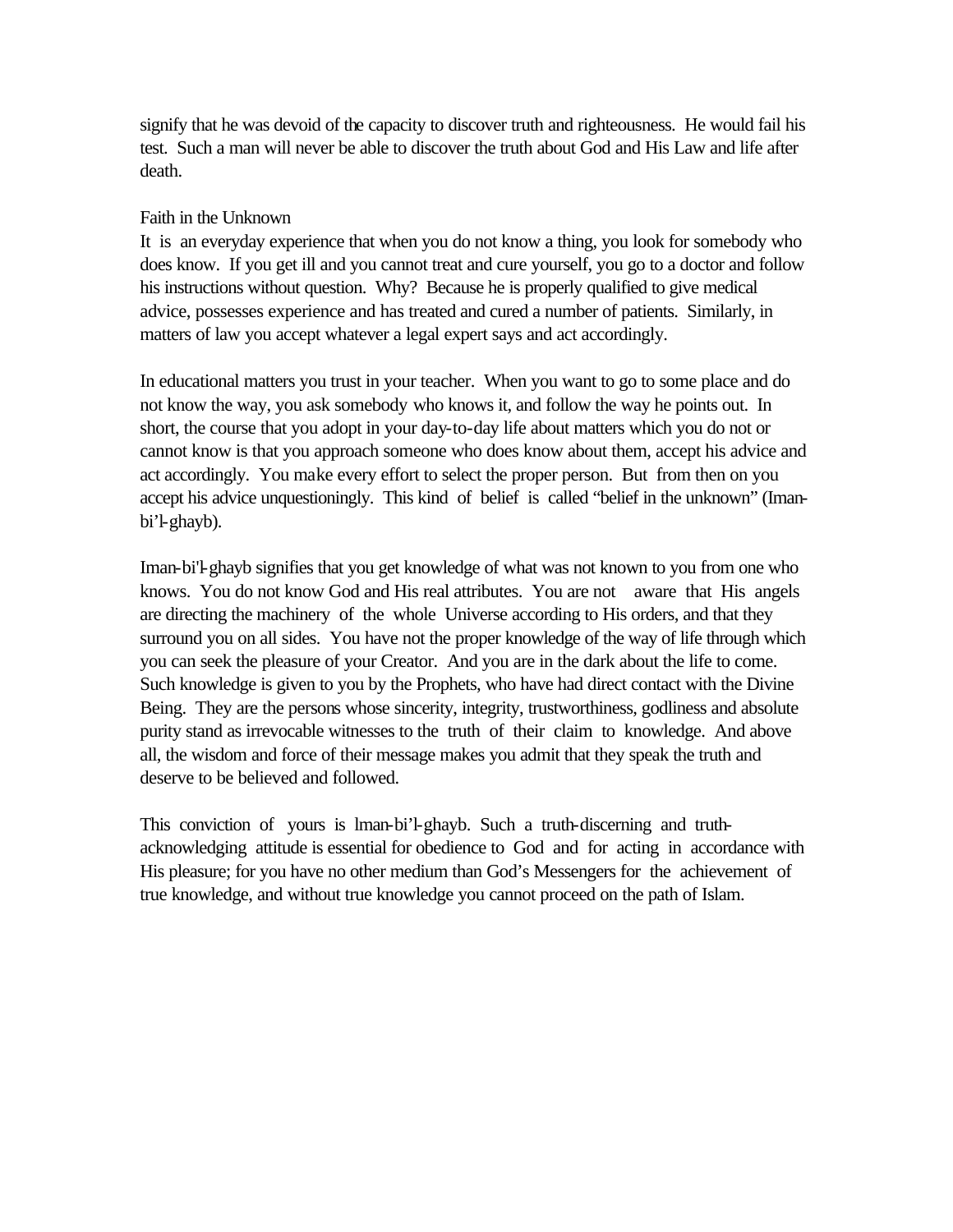signify that he was devoid of the capacity to discover truth and righteousness. He would fail his test. Such a man will never be able to discover the truth about God and His Law and life after death.

## Faith in the Unknown

It is an everyday experience that when you do not know a thing, you look for somebody who does know. If you get ill and you cannot treat and cure yourself, you go to a doctor and follow his instructions without question. Why? Because he is properly qualified to give medical advice, possesses experience and has treated and cured a number of patients. Similarly, in matters of law you accept whatever a legal expert says and act accordingly.

In educational matters you trust in your teacher. When you want to go to some place and do not know the way, you ask somebody who knows it, and follow the way he points out. In short, the course that you adopt in your day-to-day life about matters which you do not or cannot know is that you approach someone who does know about them, accept his advice and act accordingly. You make every effort to select the proper person. But from then on you accept his advice unquestioningly. This kind of belief is called "belief in the unknown" (Iman-bi'l-ghayb).

Iman-bi'l-ghayb signifies that you get knowledge of what was not known to you from one who knows. You do not know God and His real attributes. You are not aware that His angels are directing the machinery of the whole Universe according to His orders, and that they surround you on all sides. You have not the proper knowledge of the way of life through which you can seek the pleasure of your Creator. And you are in the dark about the life to come. Such knowledge is given to you by the Prophets, who have had direct contact with the Divine Being. They are the persons whose sincerity, integrity, trustworthiness, godliness and absolute purity stand as irrevocable witnesses to the truth of their claim to knowledge. And above all, the wisdom and force of their message makes you admit that they speak the truth and deserve to be believed and followed.

This conviction of yours is lman-bi'l-ghayb. Such a truth-discerning and truth-acknowledging attitude is essential for obedience to God and for acting in accordance with His pleasure; for you have no other medium than God's Messengers for the achievement of true knowledge, and without true knowledge you cannot proceed on the path of Islam.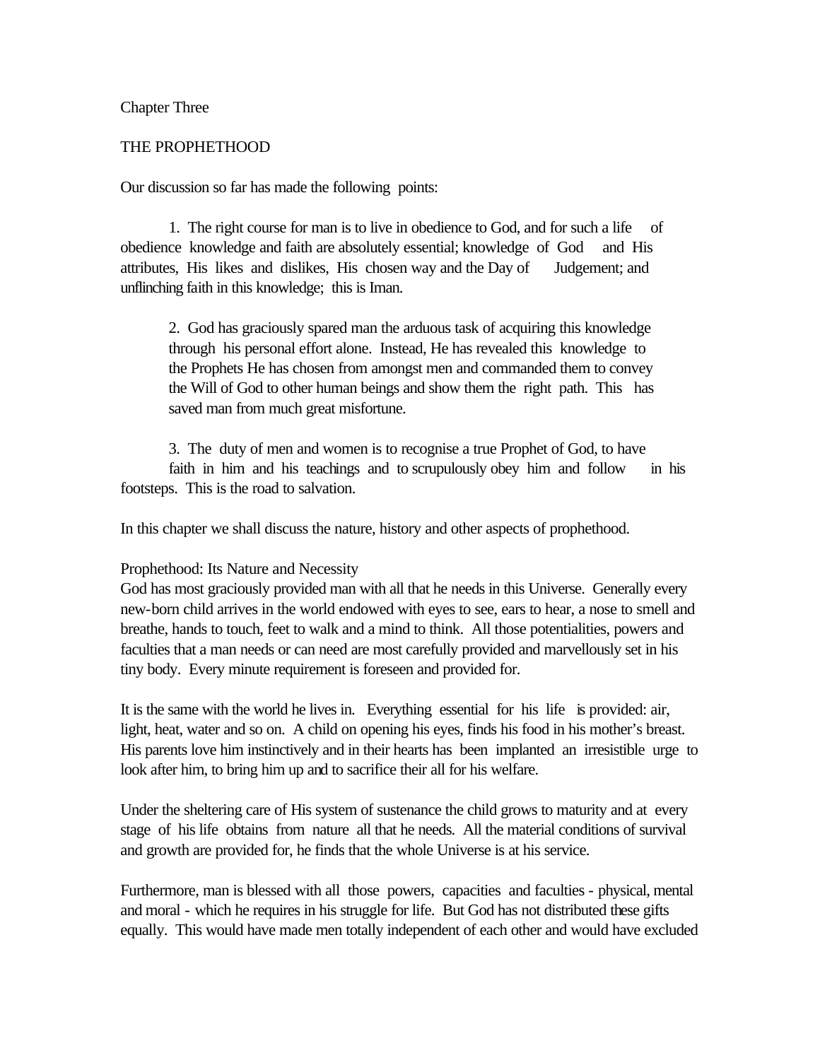Chapter Three

# THE PROPHETHOOD

Our discussion so far has made the following points:

1. The right course for man is to live in obedience to God, and for such a life of obedience knowledge and faith are absolutely essential; knowledge of God and His attributes, His likes and dislikes, His chosen way and the Day of Judgement; and unflinching faith in this knowledge; this is Iman.

2. God has graciously spared man the arduous task of acquiring this knowledge through his personal effort alone. Instead, He has revealed this knowledge to the Prophets He has chosen from amongst men and commanded them to convey the Will of God to other human beings and show them the right path. This has saved man from much great misfortune.

3. The duty of men and women is to recognise a true Prophet of God, to have faith in him and his teachings and to scrupulously obey him and follow in his footsteps. This is the road to salvation.

In this chapter we shall discuss the nature, history and other aspects of prophethood.

## Prophethood: Its Nature and Necessity

God has most graciously provided man with all that he needs in this Universe. Generally every new-born child arrives in the world endowed with eyes to see, ears to hear, a nose to smell and breathe, hands to touch, feet to walk and a mind to think. All those potentialities, powers and faculties that a man needs or can need are most carefully provided and marvellously set in his tiny body. Every minute requirement is foreseen and provided for.

It is the same with the world he lives in. Everything essential for his life is provided: air, light, heat, water and so on. A child on opening his eyes, finds his food in his mother's breast. His parents love him instinctively and in their hearts has been implanted an irresistible urge to look after him, to bring him up and to sacrifice their all for his welfare.

Under the sheltering care of His system of sustenance the child grows to maturity and at every stage of his life obtains from nature all that he needs. All the material conditions of survival and growth are provided for, he finds that the whole Universe is at his service.

Furthermore, man is blessed with all those powers, capacities and faculties - physical, mental and moral - which he requires in his struggle for life. But God has not distributed these gifts equally. This would have made men totally independent of each other and would have excluded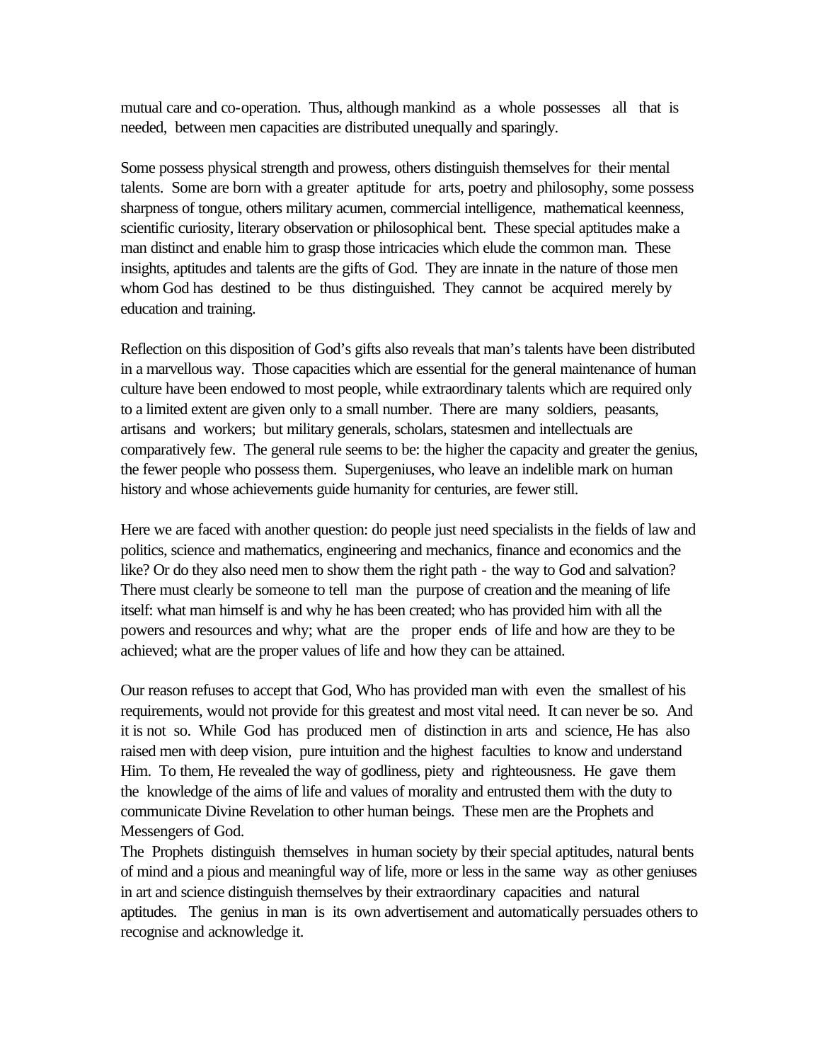mutual care and co-operation. Thus, although mankind as a whole possesses all that is needed, between men capacities are distributed unequally and sparingly.

Some possess physical strength and prowess, others distinguish themselves for their mental talents. Some are born with a greater aptitude for arts, poetry and philosophy, some possess sharpness of tongue, others military acumen, commercial intelligence, mathematical keenness, scientific curiosity, literary observation or philosophical bent. These special aptitudes make a man distinct and enable him to grasp those intricacies which elude the common man. These insights, aptitudes and talents are the gifts of God. They are innate in the nature of those men whom God has destined to be thus distinguished. They cannot be acquired merely by education and training.

Reflection on this disposition of God's gifts also reveals that man's talents have been distributed in a marvellous way. Those capacities which are essential for the general maintenance of human culture have been endowed to most people, while extraordinary talents which are required only to a limited extent are given only to a small number. There are many soldiers, peasants, artisans and workers; but military generals, scholars, statesmen and intellectuals are comparatively few. The general rule seems to be: the higher the capacity and greater the genius, the fewer people who possess them. Supergeniuses, who leave an indelible mark on human history and whose achievements guide humanity for centuries, are fewer still.

Here we are faced with another question: do people just need specialists in the fields of law and politics, science and mathematics, engineering and mechanics, finance and economics and the like? Or do they also need men to show them the right path - the way to God and salvation? There must clearly be someone to tell man the purpose of creation and the meaning of life itself: what man himself is and why he has been created; who has provided him with all the powers and resources and why; what are the proper ends of life and how are they to be achieved; what are the proper values of life and how they can be attained.

Our reason refuses to accept that God, Who has provided man with even the smallest of his requirements, would not provide for this greatest and most vital need. It can never be so. And it is not so. While God has produced men of distinction in arts and science, He has also raised men with deep vision, pure intuition and the highest faculties to know and understand Him. To them, He revealed the way of godliness, piety and righteousness. He gave them the knowledge of the aims of life and values of morality and entrusted them with the duty to communicate Divine Revelation to other human beings. These men are the Prophets and Messengers of God.

The Prophets distinguish themselves in human society by their special aptitudes, natural bents of mind and a pious and meaningful way of life, more or less in the same way as other geniuses in art and science distinguish themselves by their extraordinary capacities and natural aptitudes. The genius in man is its own advertisement and automatically persuades others to recognise and acknowledge it.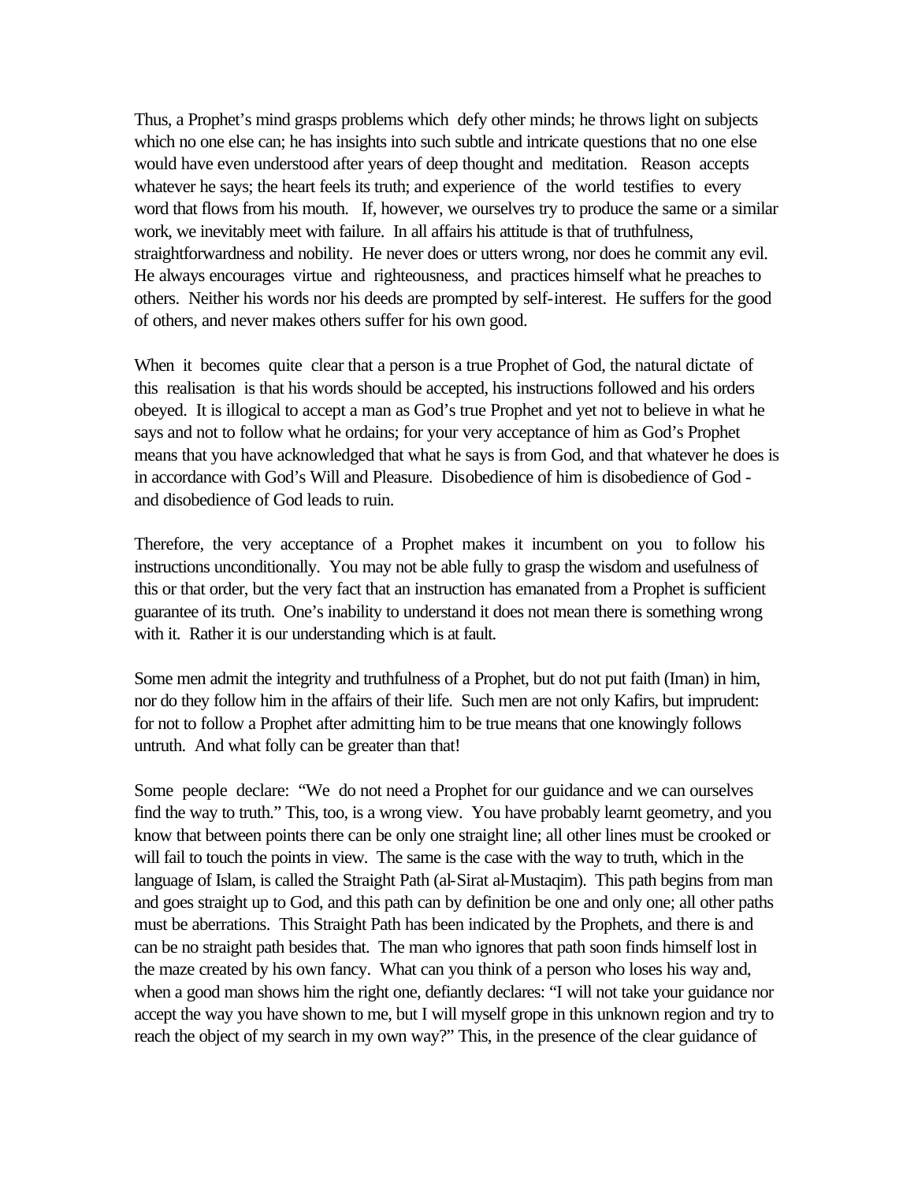Thus, a Prophet's mind grasps problems which defy other minds; he throws light on subjects which no one else can; he has insights into such subtle and intricate questions that no one else would have even understood after years of deep thought and meditation. Reason accepts whatever he says; the heart feels its truth; and experience of the world testifies to every word that flows from his mouth. If, however, we ourselves try to produce the same or a similar work, we inevitably meet with failure. In all affairs his attitude is that of truthfulness, straightforwardness and nobility. He never does or utters wrong, nor does he commit any evil. He always encourages virtue and righteousness, and practices himself what he preaches to others. Neither his words nor his deeds are prompted by self-interest. He suffers for the good of others, and never makes others suffer for his own good.

When it becomes quite clear that a person is a true Prophet of God, the natural dictate of this realisation is that his words should be accepted, his instructions followed and his orders obeyed. It is illogical to accept a man as God's true Prophet and yet not to believe in what he says and not to follow what he ordains; for your very acceptance of him as God's Prophet means that you have acknowledged that what he says is from God, and that whatever he does is in accordance with God's Will and Pleasure. Disobedience of him is disobedience of God - and disobedience of God leads to ruin.

Therefore, the very acceptance of a Prophet makes it incumbent on you to follow his instructions unconditionally. You may not be able fully to grasp the wisdom and usefulness of this or that order, but the very fact that an instruction has emanated from a Prophet is sufficient guarantee of its truth. One's inability to understand it does not mean there is something wrong with it. Rather it is our understanding which is at fault.

Some men admit the integrity and truthfulness of a Prophet, but do not put faith (Iman) in him, nor do they follow him in the affairs of their life. Such men are not only Kafirs, but imprudent: for not to follow a Prophet after admitting him to be true means that one knowingly follows untruth. And what folly can be greater than that!

Some people declare: "We do not need a Prophet for our guidance and we can ourselves find the way to truth." This, too, is a wrong view. You have probably learnt geometry, and you know that between points there can be only one straight line; all other lines must be crooked or will fail to touch the points in view. The same is the case with the way to truth, which in the language of Islam, is called the Straight Path (al-Sirat al-Mustaqim). This path begins from man and goes straight up to God, and this path can by definition be one and only one; all other paths must be aberrations. This Straight Path has been indicated by the Prophets, and there is and can be no straight path besides that. The man who ignores that path soon finds himself lost in the maze created by his own fancy. What can you think of a person who loses his way and, when a good man shows him the right one, defiantly declares: "I will not take your guidance nor accept the way you have shown to me, but I will myself grope in this unknown region and try to reach the object of my search in my own way?" This, in the presence of the clear guidance of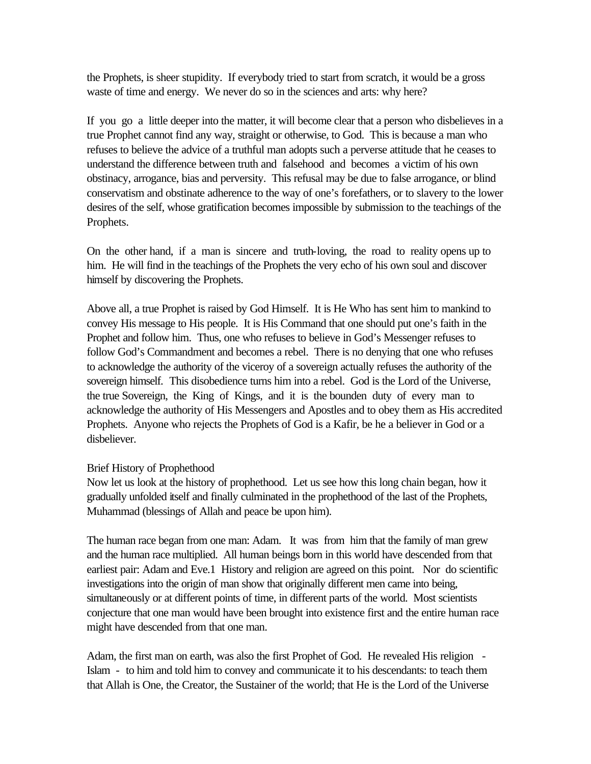the Prophets, is sheer stupidity. If everybody tried to start from scratch, it would be a gross waste of time and energy. We never do so in the sciences and arts: why here?

If you go a little deeper into the matter, it will become clear that a person who disbelieves in a true Prophet cannot find any way, straight or otherwise, to God. This is because a man who refuses to believe the advice of a truthful man adopts such a perverse attitude that he ceases to understand the difference between truth and falsehood and becomes a victim of his own obstinacy, arrogance, bias and perversity. This refusal may be due to false arrogance, or blind conservatism and obstinate adherence to the way of one's forefathers, or to slavery to the lower desires of the self, whose gratification becomes impossible by submission to the teachings of the Prophets.

On the other hand, if a man is sincere and truth-loving, the road to reality opens up to him. He will find in the teachings of the Prophets the very echo of his own soul and discover himself by discovering the Prophets.

Above all, a true Prophet is raised by God Himself. It is He Who has sent him to mankind to convey His message to His people. It is His Command that one should put one's faith in the Prophet and follow him. Thus, one who refuses to believe in God's Messenger refuses to follow God's Commandment and becomes a rebel. There is no denying that one who refuses to acknowledge the authority of the viceroy of a sovereign actually refuses the authority of the sovereign himself. This disobedience turns him into a rebel. God is the Lord of the Universe, the true Sovereign, the King of Kings, and it is the bounden duty of every man to acknowledge the authority of His Messengers and Apostles and to obey them as His accredited Prophets. Anyone who rejects the Prophets of God is a Kafir, be he a believer in God or a disbeliever.

## Brief History of Prophethood

Now let us look at the history of prophethood. Let us see how this long chain began, how it gradually unfolded itself and finally culminated in the prophethood of the last of the Prophets, Muhammad (blessings of Allah and peace be upon him).

The human race began from one man: Adam. It was from him that the family of man grew and the human race multiplied. All human beings born in this world have descended from that earliest pair: Adam and Eve.[1] History and religion are agreed on this point. Nor do scientific investigations into the origin of man show that originally different men came into being, simultaneously or at different points of time, in different parts of the world. Most scientists conjecture that one man would have been brought into existence first and the entire human race might have descended from that one man.

Adam, the first man on earth, was also the first Prophet of God. He revealed His religion - Islam - to him and told him to convey and communicate it to his descendants: to teach them that Allah is One, the Creator, the Sustainer of the world; that He is the Lord of the Universe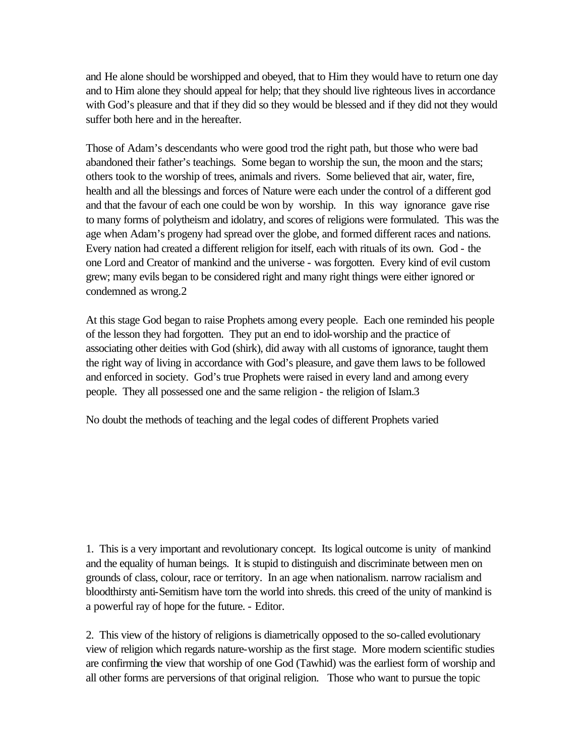and He alone should be worshipped and obeyed, that to Him they would have to return one day and to Him alone they should appeal for help; that they should live righteous lives in accordance with God's pleasure and that if they did so they would be blessed and if they did not they would suffer both here and in the hereafter.

Those of Adam's descendants who were good trod the right path, but those who were bad abandoned their father's teachings. Some began to worship the sun, the moon and the stars; others took to the worship of trees, animals and rivers. Some believed that air, water, fire, health and all the blessings and forces of Nature were each under the control of a different god and that the favour of each one could be won by worship. In this way ignorance gave rise to many forms of polytheism and idolatry, and scores of religions were formulated. This was the age when Adam's progeny had spread over the globe, and formed different races and nations. Every nation had created a different religion for itself, each with rituals of its own. God - the one Lord and Creator of mankind and the universe - was forgotten. Every kind of evil custom grew; many evils began to be considered right and many right things were either ignored or condemned as wrong.2

At this stage God began to raise Prophets among every people. Each one reminded his people of the lesson they had forgotten. They put an end to idol-worship and the practice of associating other deities with God (shirk), did away with all customs of ignorance, taught them the right way of living in accordance with God's pleasure, and gave them laws to be followed and enforced in society. God's true Prophets were raised in every land and among every people. They all possessed one and the same religion - the religion of Islam.3

No doubt the methods of teaching and the legal codes of different Prophets varied

1. This is a very important and revolutionary concept. Its logical outcome is unity of mankind and the equality of human beings. It is stupid to distinguish and discriminate between men on grounds of class, colour, race or territory. In an age when nationalism. narrow racialism and bloodthirsty anti-Semitism have torn the world into shreds. this creed of the unity of mankind is a powerful ray of hope for the future. - Editor.

2. This view of the history of religions is diametrically opposed to the so-called evolutionary view of religion which regards nature-worship as the first stage. More modern scientific studies are confirming the view that worship of one God (Tawhid) was the earliest form of worship and all other forms are perversions of that original religion. Those who want to pursue the topic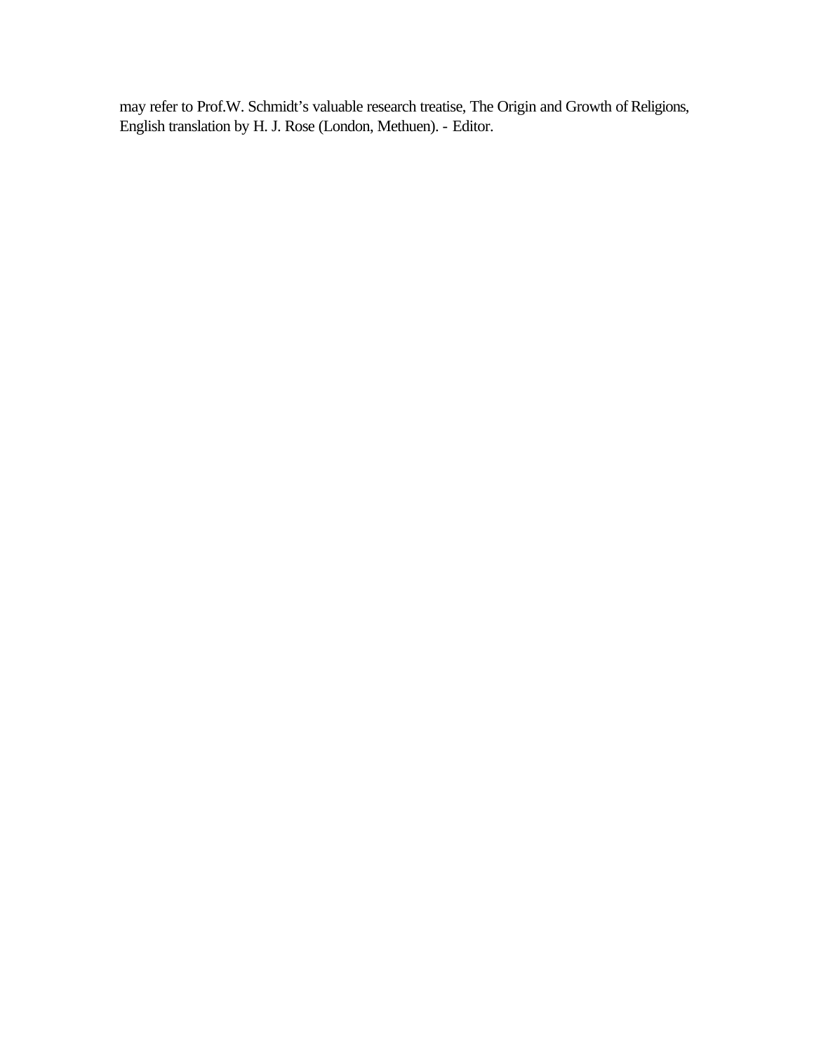may refer to Prof.W. Schmidt's valuable research treatise, The Origin and Growth of Religions, English translation by H. J. Rose (London, Methuen). - Editor.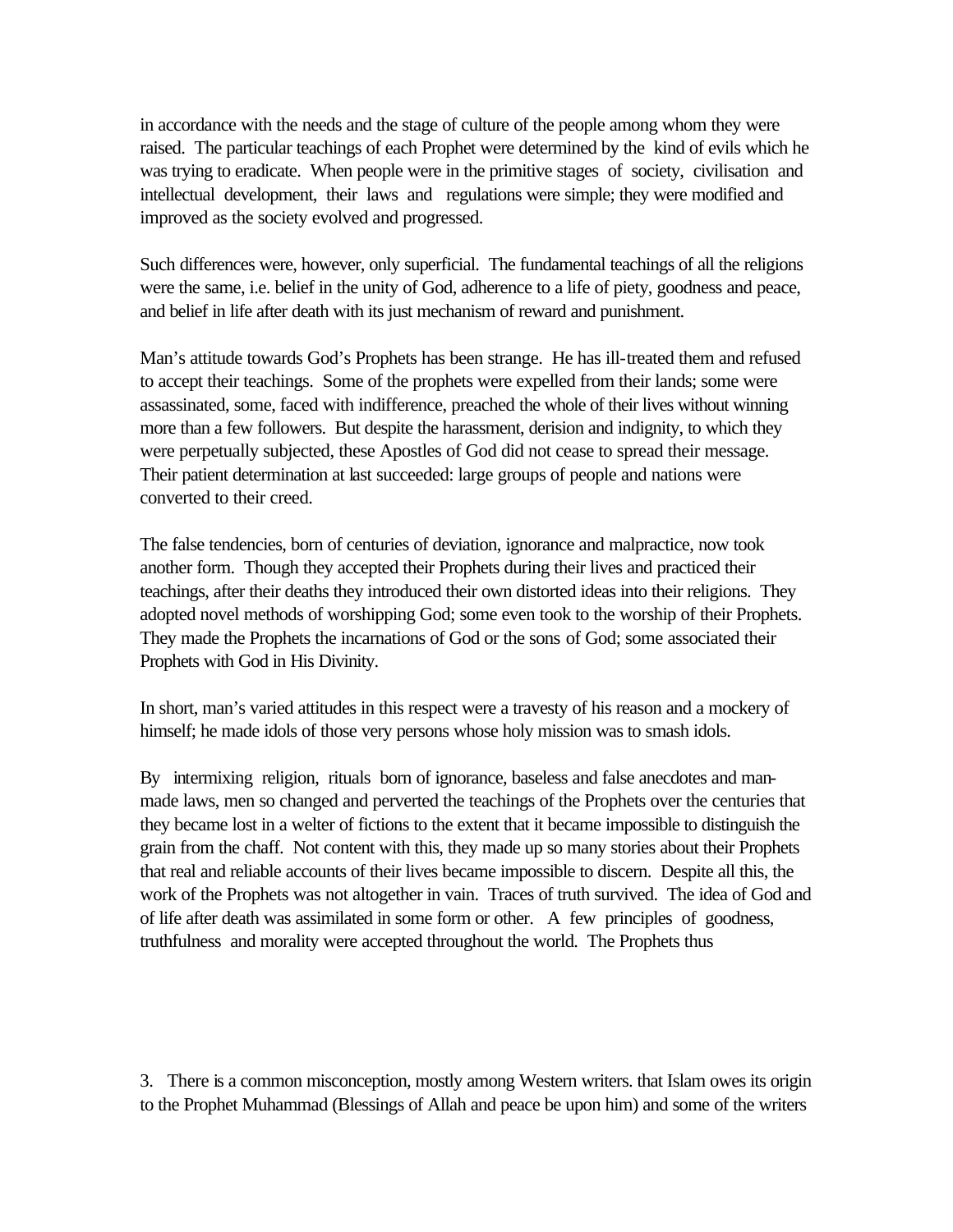in accordance with the needs and the stage of culture of the people among whom they were raised. The particular teachings of each Prophet were determined by the kind of evils which he was trying to eradicate. When people were in the primitive stages of society, civilisation and intellectual development, their laws and regulations were simple; they were modified and improved as the society evolved and progressed.

Such differences were, however, only superficial. The fundamental teachings of all the religions were the same, i.e. belief in the unity of God, adherence to a life of piety, goodness and peace, and belief in life after death with its just mechanism of reward and punishment.

Man's attitude towards God's Prophets has been strange. He has ill-treated them and refused to accept their teachings. Some of the prophets were expelled from their lands; some were assassinated, some, faced with indifference, preached the whole of their lives without winning more than a few followers. But despite the harassment, derision and indignity, to which they were perpetually subjected, these Apostles of God did not cease to spread their message. Their patient determination at last succeeded: large groups of people and nations were converted to their creed.

The false tendencies, born of centuries of deviation, ignorance and malpractice, now took another form. Though they accepted their Prophets during their lives and practiced their teachings, after their deaths they introduced their own distorted ideas into their religions. They adopted novel methods of worshipping God; some even took to the worship of their Prophets. They made the Prophets the incarnations of God or the sons of God; some associated their Prophets with God in His Divinity.

In short, man's varied attitudes in this respect were a travesty of his reason and a mockery of himself; he made idols of those very persons whose holy mission was to smash idols.

By intermixing religion, rituals born of ignorance, baseless and false anecdotes and man-made laws, men so changed and perverted the teachings of the Prophets over the centuries that they became lost in a welter of fictions to the extent that it became impossible to distinguish the grain from the chaff. Not content with this, they made up so many stories about their Prophets that real and reliable accounts of their lives became impossible to discern. Despite all this, the work of the Prophets was not altogether in vain. Traces of truth survived. The idea of God and of life after death was assimilated in some form or other. A few principles of goodness, truthfulness and morality were accepted throughout the world. The Prophets thus

3. There is a common misconception, mostly among Western writers. that Islam owes its origin to the Prophet Muhammad (Blessings of Allah and peace be upon him) and some of the writers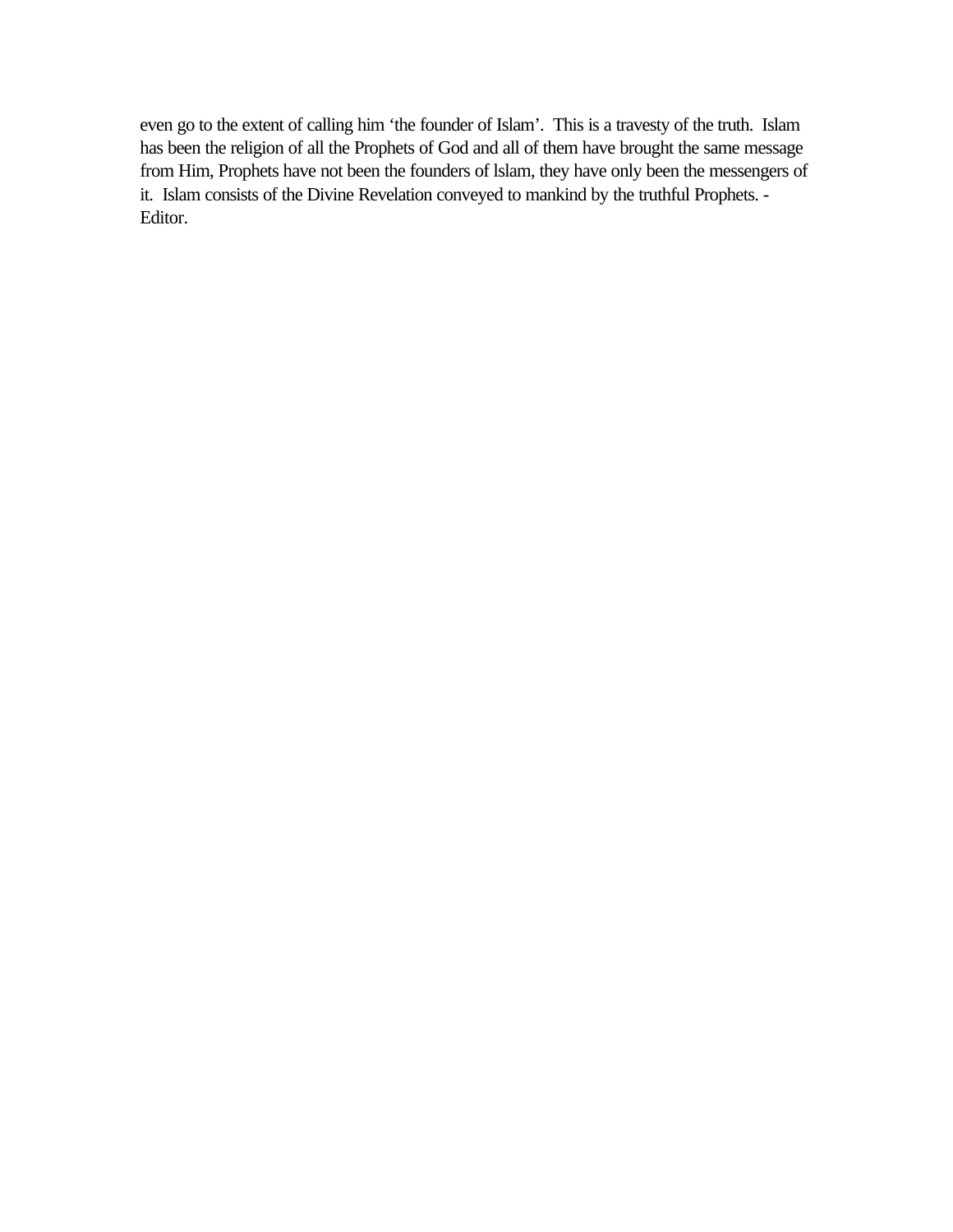even go to the extent of calling him ‘the founder of Islam’. This is a travesty of the truth. Islam has been the religion of all the Prophets of God and all of them have brought the same message from Him, Prophets have not been the founders of lslam, they have only been the messengers of it. Islam consists of the Divine Revelation conveyed to mankind by the truthful Prophets. - Editor.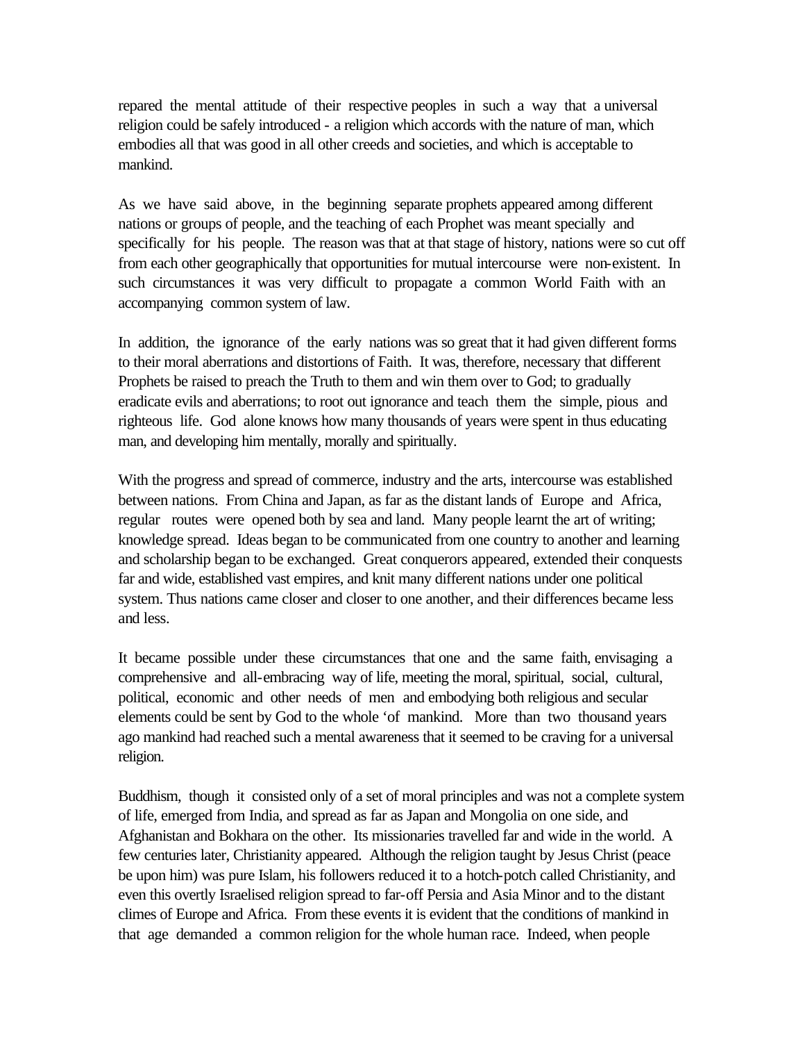repared the mental attitude of their respective peoples in such a way that a universal religion could be safely introduced - a religion which accords with the nature of man, which embodies all that was good in all other creeds and societies, and which is acceptable to mankind.

As we have said above, in the beginning separate prophets appeared among different nations or groups of people, and the teaching of each Prophet was meant specially and specifically for his people. The reason was that at that stage of history, nations were so cut off from each other geographically that opportunities for mutual intercourse were non-existent. In such circumstances it was very difficult to propagate a common World Faith with an accompanying common system of law.

In addition, the ignorance of the early nations was so great that it had given different forms to their moral aberrations and distortions of Faith. It was, therefore, necessary that different Prophets be raised to preach the Truth to them and win them over to God; to gradually eradicate evils and aberrations; to root out ignorance and teach them the simple, pious and righteous life. God alone knows how many thousands of years were spent in thus educating man, and developing him mentally, morally and spiritually.

With the progress and spread of commerce, industry and the arts, intercourse was established between nations. From China and Japan, as far as the distant lands of Europe and Africa, regular routes were opened both by sea and land. Many people learnt the art of writing; knowledge spread. Ideas began to be communicated from one country to another and learning and scholarship began to be exchanged. Great conquerors appeared, extended their conquests far and wide, established vast empires, and knit many different nations under one political system. Thus nations came closer and closer to one another, and their differences became less and less.

It became possible under these circumstances that one and the same faith, envisaging a comprehensive and all-embracing way of life, meeting the moral, spiritual, social, cultural, political, economic and other needs of men and embodying both religious and secular elements could be sent by God to the whole 'of mankind. More than two thousand years ago mankind had reached such a mental awareness that it seemed to be craving for a universal religion.

Buddhism, though it consisted only of a set of moral principles and was not a complete system of life, emerged from India, and spread as far as Japan and Mongolia on one side, and Afghanistan and Bokhara on the other. Its missionaries travelled far and wide in the world. A few centuries later, Christianity appeared. Although the religion taught by Jesus Christ (peace be upon him) was pure Islam, his followers reduced it to a hotch-potch called Christianity, and even this overtly Israelised religion spread to far-off Persia and Asia Minor and to the distant climes of Europe and Africa. From these events it is evident that the conditions of mankind in that age demanded a common religion for the whole human race. Indeed, when people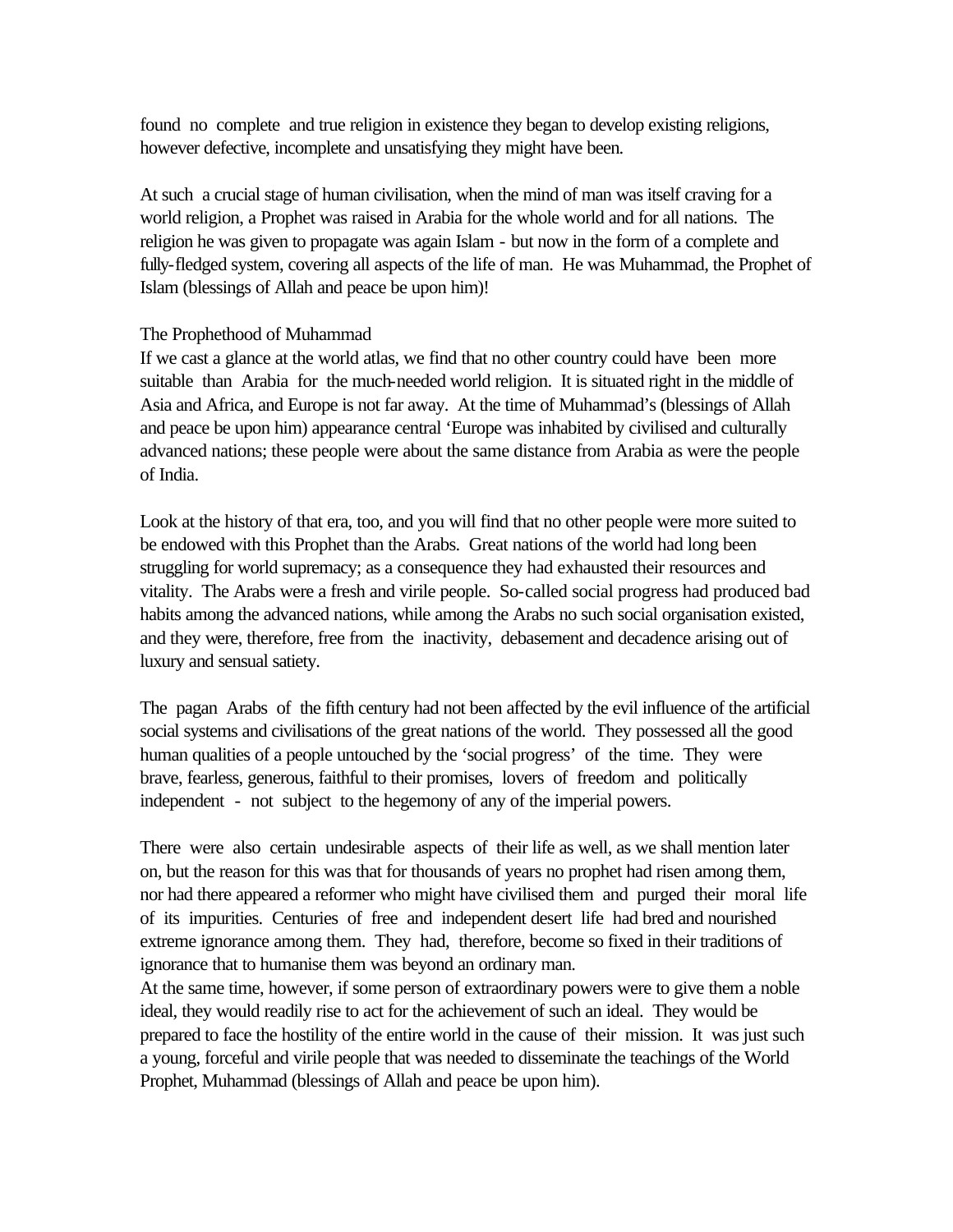found no complete and true religion in existence they began to develop existing religions, however defective, incomplete and unsatisfying they might have been.

At such a crucial stage of human civilisation, when the mind of man was itself craving for a world religion, a Prophet was raised in Arabia for the whole world and for all nations. The religion he was given to propagate was again Islam - but now in the form of a complete and fully-fledged system, covering all aspects of the life of man. He was Muhammad, the Prophet of Islam (blessings of Allah and peace be upon him)!

## The Prophethood of Muhammad

If we cast a glance at the world atlas, we find that no other country could have been more suitable than Arabia for the much-needed world religion. It is situated right in the middle of Asia and Africa, and Europe is not far away. At the time of Muhammad's (blessings of Allah and peace be upon him) appearance central 'Europe was inhabited by civilised and culturally advanced nations; these people were about the same distance from Arabia as were the people of India.

Look at the history of that era, too, and you will find that no other people were more suited to be endowed with this Prophet than the Arabs. Great nations of the world had long been struggling for world supremacy; as a consequence they had exhausted their resources and vitality. The Arabs were a fresh and virile people. So-called social progress had produced bad habits among the advanced nations, while among the Arabs no such social organisation existed, and they were, therefore, free from the inactivity, debasement and decadence arising out of luxury and sensual satiety.

The pagan Arabs of the fifth century had not been affected by the evil influence of the artificial social systems and civilisations of the great nations of the world. They possessed all the good human qualities of a people untouched by the 'social progress' of the time. They were brave, fearless, generous, faithful to their promises, lovers of freedom and politically independent - not subject to the hegemony of any of the imperial powers.

There were also certain undesirable aspects of their life as well, as we shall mention later on, but the reason for this was that for thousands of years no prophet had risen among them, nor had there appeared a reformer who might have civilised them and purged their moral life of its impurities. Centuries of free and independent desert life had bred and nourished extreme ignorance among them. They had, therefore, become so fixed in their traditions of ignorance that to humanise them was beyond an ordinary man.

At the same time, however, if some person of extraordinary powers were to give them a noble ideal, they would readily rise to act for the achievement of such an ideal. They would be prepared to face the hostility of the entire world in the cause of their mission. It was just such a young, forceful and virile people that was needed to disseminate the teachings of the World Prophet, Muhammad (blessings of Allah and peace be upon him).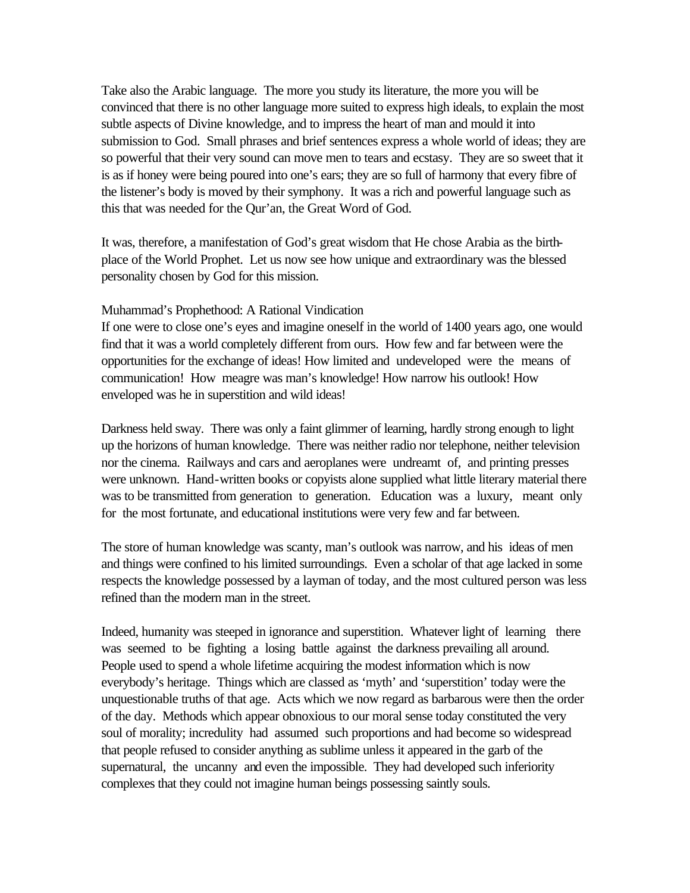Take also the Arabic language. The more you study its literature, the more you will be convinced that there is no other language more suited to express high ideals, to explain the most subtle aspects of Divine knowledge, and to impress the heart of man and mould it into submission to God. Small phrases and brief sentences express a whole world of ideas; they are so powerful that their very sound can move men to tears and ecstasy. They are so sweet that it is as if honey were being poured into one's ears; they are so full of harmony that every fibre of the listener's body is moved by their symphony. It was a rich and powerful language such as this that was needed for the Qur'an, the Great Word of God.

It was, therefore, a manifestation of God's great wisdom that He chose Arabia as the birth-place of the World Prophet. Let us now see how unique and extraordinary was the blessed personality chosen by God for this mission.

## Muhammad's Prophethood: A Rational Vindication

If one were to close one's eyes and imagine oneself in the world of 1400 years ago, one would find that it was a world completely different from ours. How few and far between were the opportunities for the exchange of ideas! How limited and undeveloped were the means of communication! How meagre was man's knowledge! How narrow his outlook! How enveloped was he in superstition and wild ideas!

Darkness held sway. There was only a faint glimmer of learning, hardly strong enough to light up the horizons of human knowledge. There was neither radio nor telephone, neither television nor the cinema. Railways and cars and aeroplanes were undreamt of, and printing presses were unknown. Hand-written books or copyists alone supplied what little literary material there was to be transmitted from generation to generation. Education was a luxury, meant only for the most fortunate, and educational institutions were very few and far between.

The store of human knowledge was scanty, man's outlook was narrow, and his ideas of men and things were confined to his limited surroundings. Even a scholar of that age lacked in some respects the knowledge possessed by a layman of today, and the most cultured person was less refined than the modern man in the street.

Indeed, humanity was steeped in ignorance and superstition. Whatever light of learning there was seemed to be fighting a losing battle against the darkness prevailing all around. People used to spend a whole lifetime acquiring the modest information which is now everybody's heritage. Things which are classed as 'myth' and 'superstition' today were the unquestionable truths of that age. Acts which we now regard as barbarous were then the order of the day. Methods which appear obnoxious to our moral sense today constituted the very soul of morality; incredulity had assumed such proportions and had become so widespread that people refused to consider anything as sublime unless it appeared in the garb of the supernatural, the uncanny and even the impossible. They had developed such inferiority complexes that they could not imagine human beings possessing saintly souls.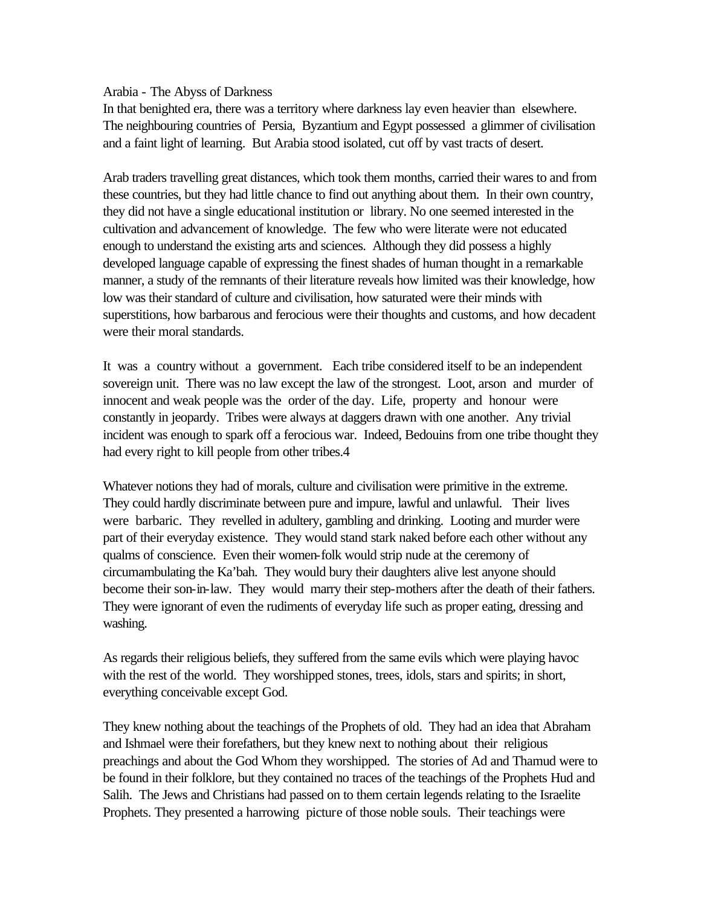## Arabia - The Abyss of Darkness

In that benighted era, there was a territory where darkness lay even heavier than elsewhere. The neighbouring countries of Persia, Byzantium and Egypt possessed a glimmer of civilisation and a faint light of learning. But Arabia stood isolated, cut off by vast tracts of desert.

Arab traders travelling great distances, which took them months, carried their wares to and from these countries, but they had little chance to find out anything about them. In their own country, they did not have a single educational institution or library. No one seemed interested in the cultivation and advancement of knowledge. The few who were literate were not educated enough to understand the existing arts and sciences. Although they did possess a highly developed language capable of expressing the finest shades of human thought in a remarkable manner, a study of the remnants of their literature reveals how limited was their knowledge, how low was their standard of culture and civilisation, how saturated were their minds with superstitions, how barbarous and ferocious were their thoughts and customs, and how decadent were their moral standards.

It was a country without a government. Each tribe considered itself to be an independent sovereign unit. There was no law except the law of the strongest. Loot, arson and murder of innocent and weak people was the order of the day. Life, property and honour were constantly in jeopardy. Tribes were always at daggers drawn with one another. Any trivial incident was enough to spark off a ferocious war. Indeed, Bedouins from one tribe thought they had every right to kill people from other tribes.[4]

Whatever notions they had of morals, culture and civilisation were primitive in the extreme. They could hardly discriminate between pure and impure, lawful and unlawful. Their lives were barbaric. They revelled in adultery, gambling and drinking. Looting and murder were part of their everyday existence. They would stand stark naked before each other without any qualms of conscience. Even their women-folk would strip nude at the ceremony of circumambulating the Ka'bah. They would bury their daughters alive lest anyone should become their son-in-law. They would marry their step-mothers after the death of their fathers. They were ignorant of even the rudiments of everyday life such as proper eating, dressing and washing.

As regards their religious beliefs, they suffered from the same evils which were playing havoc with the rest of the world. They worshipped stones, trees, idols, stars and spirits; in short, everything conceivable except God.

They knew nothing about the teachings of the Prophets of old. They had an idea that Abraham and Ishmael were their forefathers, but they knew next to nothing about their religious preachings and about the God Whom they worshipped. The stories of Ad and Thamud were to be found in their folklore, but they contained no traces of the teachings of the Prophets Hud and Salih. The Jews and Christians had passed on to them certain legends relating to the Israelite Prophets. They presented a harrowing picture of those noble souls. Their teachings were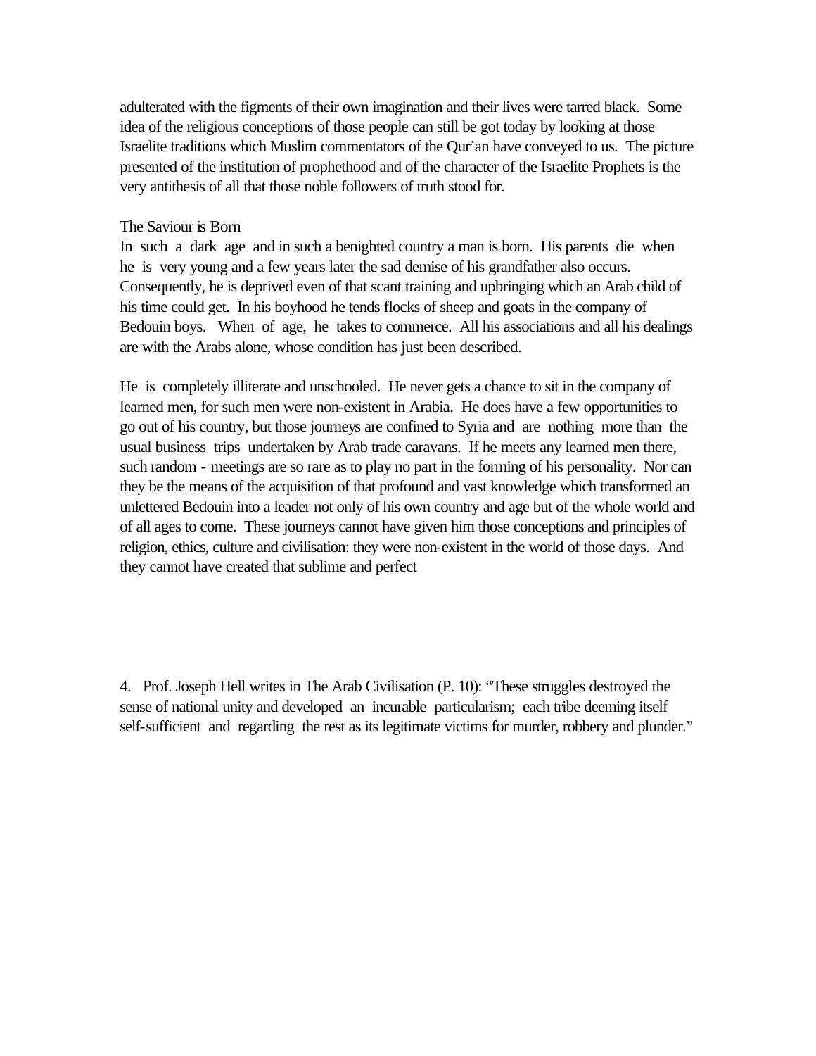adulterated with the figments of their own imagination and their lives were tarred black. Some idea of the religious conceptions of those people can still be got today by looking at those Israelite traditions which Muslim commentators of the Qur'an have conveyed to us. The picture presented of the institution of prophethood and of the character of the Israelite Prophets is the very antithesis of all that those noble followers of truth stood for.

## The Saviour is Born

In such a dark age and in such a benighted country a man is born. His parents die when he is very young and a few years later the sad demise of his grandfather also occurs. Consequently, he is deprived even of that scant training and upbringing which an Arab child of his time could get. In his boyhood he tends flocks of sheep and goats in the company of Bedouin boys. When of age, he takes to commerce. All his associations and all his dealings are with the Arabs alone, whose condition has just been described.

He is completely illiterate and unschooled. He never gets a chance to sit in the company of learned men, for such men were non-existent in Arabia. He does have a few opportunities to go out of his country, but those journeys are confined to Syria and are nothing more than the usual business trips undertaken by Arab trade caravans. If he meets any learned men there, such random - meetings are so rare as to play no part in the forming of his personality. Nor can they be the means of the acquisition of that profound and vast knowledge which transformed an unlettered Bedouin into a leader not only of his own country and age but of the whole world and of all ages to come. These journeys cannot have given him those conceptions and principles of religion, ethics, culture and civilisation: they were non-existent in the world of those days. And they cannot have created that sublime and perfect

4. Prof. Joseph Hell writes in The Arab Civilisation (P. 10): "These struggles destroyed the sense of national unity and developed an incurable particularism; each tribe deeming itself self-sufficient and regarding the rest as its legitimate victims for murder, robbery and plunder."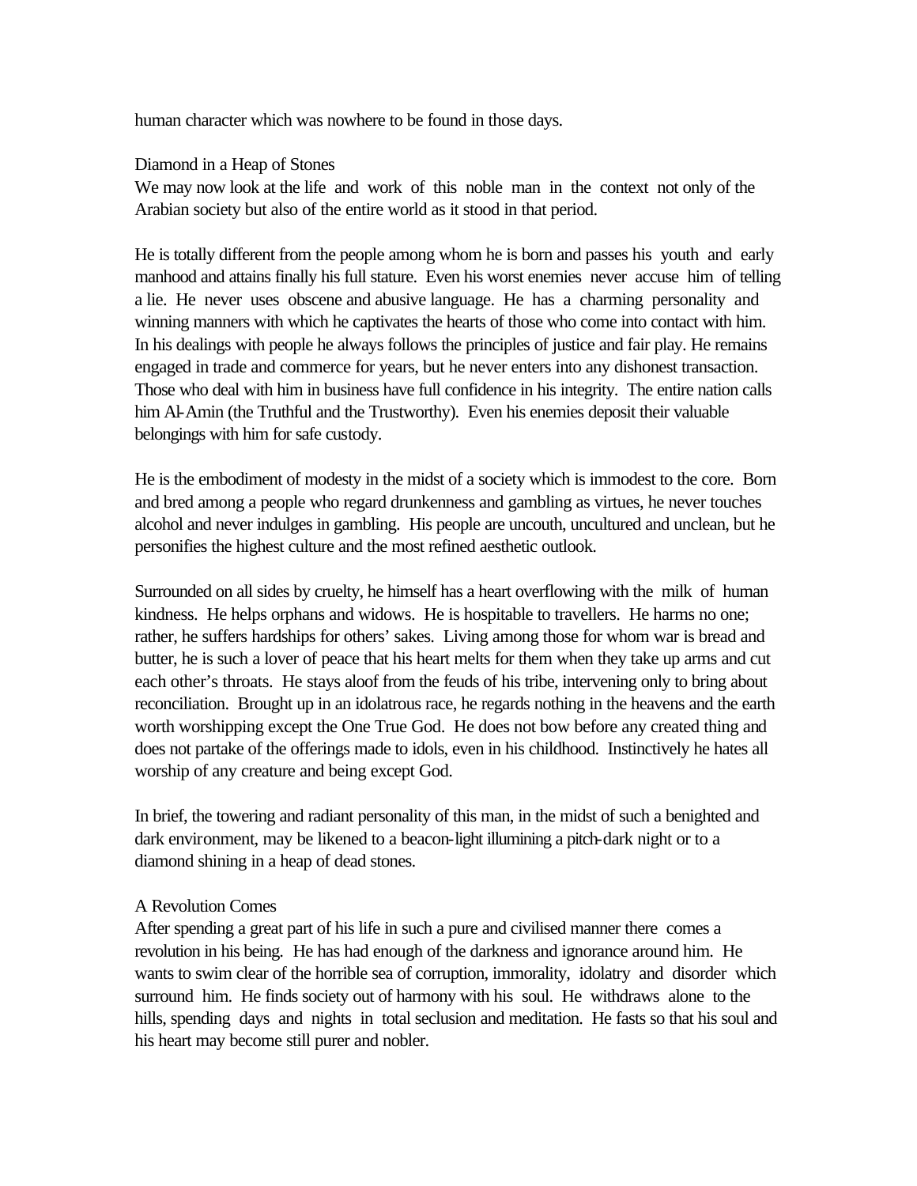human character which was nowhere to be found in those days.

## Diamond in a Heap of Stones

We may now look at the life and work of this noble man in the context not only of the Arabian society but also of the entire world as it stood in that period.

He is totally different from the people among whom he is born and passes his youth and early manhood and attains finally his full stature. Even his worst enemies never accuse him of telling a lie. He never uses obscene and abusive language. He has a charming personality and winning manners with which he captivates the hearts of those who come into contact with him. In his dealings with people he always follows the principles of justice and fair play. He remains engaged in trade and commerce for years, but he never enters into any dishonest transaction. Those who deal with him in business have full confidence in his integrity. The entire nation calls him Al-Amin (the Truthful and the Trustworthy). Even his enemies deposit their valuable belongings with him for safe custody.

He is the embodiment of modesty in the midst of a society which is immodest to the core. Born and bred among a people who regard drunkenness and gambling as virtues, he never touches alcohol and never indulges in gambling. His people are uncouth, uncultured and unclean, but he personifies the highest culture and the most refined aesthetic outlook.

Surrounded on all sides by cruelty, he himself has a heart overflowing with the milk of human kindness. He helps orphans and widows. He is hospitable to travellers. He harms no one; rather, he suffers hardships for others' sakes. Living among those for whom war is bread and butter, he is such a lover of peace that his heart melts for them when they take up arms and cut each other's throats. He stays aloof from the feuds of his tribe, intervening only to bring about reconciliation. Brought up in an idolatrous race, he regards nothing in the heavens and the earth worth worshipping except the One True God. He does not bow before any created thing and does not partake of the offerings made to idols, even in his childhood. Instinctively he hates all worship of any creature and being except God.

In brief, the towering and radiant personality of this man, in the midst of such a benighted and dark environment, may be likened to a beacon-light illumining a pitch-dark night or to a diamond shining in a heap of dead stones.

## A Revolution Comes

After spending a great part of his life in such a pure and civilised manner there comes a revolution in his being. He has had enough of the darkness and ignorance around him. He wants to swim clear of the horrible sea of corruption, immorality, idolatry and disorder which surround him. He finds society out of harmony with his soul. He withdraws alone to the hills, spending days and nights in total seclusion and meditation. He fasts so that his soul and his heart may become still purer and nobler.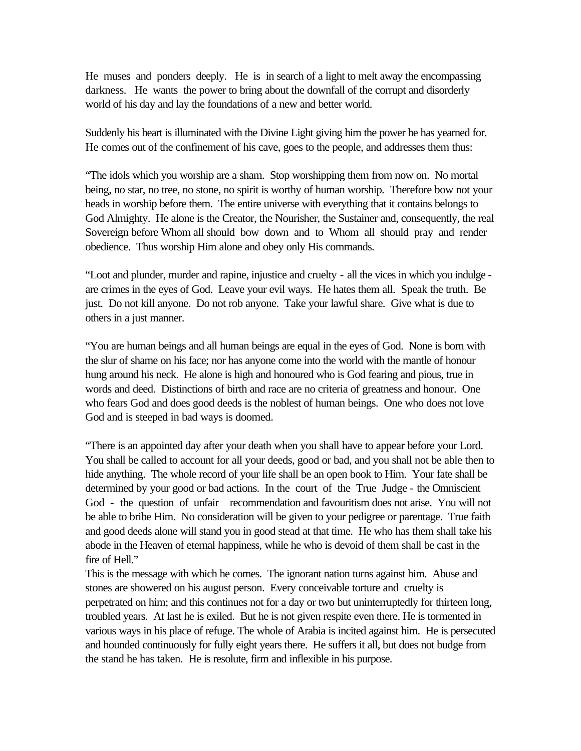He muses and ponders deeply. He is in search of a light to melt away the encompassing darkness. He wants the power to bring about the downfall of the corrupt and disorderly world of his day and lay the foundations of a new and better world.

Suddenly his heart is illuminated with the Divine Light giving him the power he has yearned for. He comes out of the confinement of his cave, goes to the people, and addresses them thus:

"The idols which you worship are a sham. Stop worshipping them from now on. No mortal being, no star, no tree, no stone, no spirit is worthy of human worship. Therefore bow not your heads in worship before them. The entire universe with everything that it contains belongs to God Almighty. He alone is the Creator, the Nourisher, the Sustainer and, consequently, the real Sovereign before Whom all should bow down and to Whom all should pray and render obedience. Thus worship Him alone and obey only His commands.

"Loot and plunder, murder and rapine, injustice and cruelty - all the vices in which you indulge - are crimes in the eyes of God. Leave your evil ways. He hates them all. Speak the truth. Be just. Do not kill anyone. Do not rob anyone. Take your lawful share. Give what is due to others in a just manner.

"You are human beings and all human beings are equal in the eyes of God. None is born with the slur of shame on his face; nor has anyone come into the world with the mantle of honour hung around his neck. He alone is high and honoured who is God fearing and pious, true in words and deed. Distinctions of birth and race are no criteria of greatness and honour. One who fears God and does good deeds is the noblest of human beings. One who does not love God and is steeped in bad ways is doomed.

"There is an appointed day after your death when you shall have to appear before your Lord. You shall be called to account for all your deeds, good or bad, and you shall not be able then to hide anything. The whole record of your life shall be an open book to Him. Your fate shall be determined by your good or bad actions. In the court of the True Judge - the Omniscient God - the question of unfair recommendation and favouritism does not arise. You will not be able to bribe Him. No consideration will be given to your pedigree or parentage. True faith and good deeds alone will stand you in good stead at that time. He who has them shall take his abode in the Heaven of eternal happiness, while he who is devoid of them shall be cast in the fire of Hell."

This is the message with which he comes. The ignorant nation turns against him. Abuse and stones are showered on his august person. Every conceivable torture and cruelty is perpetrated on him; and this continues not for a day or two but uninterruptedly for thirteen long, troubled years. At last he is exiled. But he is not given respite even there. He is tormented in various ways in his place of refuge. The whole of Arabia is incited against him. He is persecuted and hounded continuously for fully eight years there. He suffers it all, but does not budge from the stand he has taken. He is resolute, firm and inflexible in his purpose.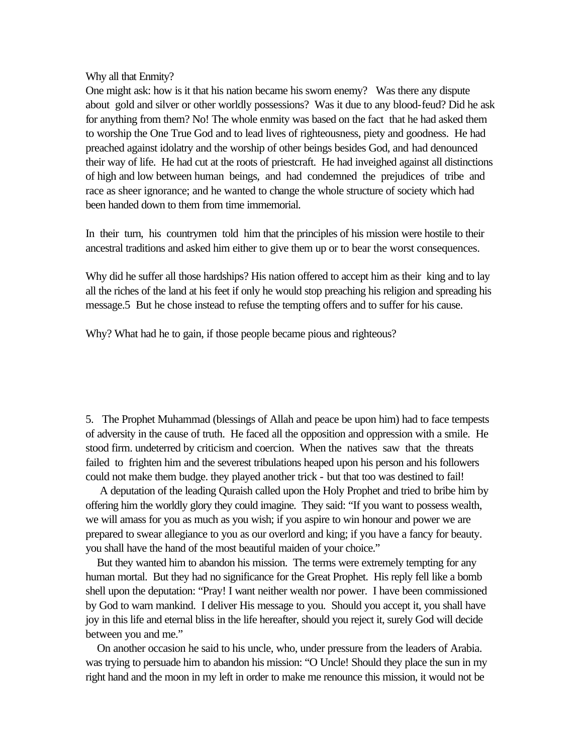Why all that Enmity?

One might ask: how is it that his nation became his sworn enemy? Was there any dispute about gold and silver or other worldly possessions? Was it due to any blood-feud? Did he ask for anything from them? No! The whole enmity was based on the fact that he had asked them to worship the One True God and to lead lives of righteousness, piety and goodness. He had preached against idolatry and the worship of other beings besides God, and had denounced their way of life. He had cut at the roots of priestcraft. He had inveighed against all distinctions of high and low between human beings, and had condemned the prejudices of tribe and race as sheer ignorance; and he wanted to change the whole structure of society which had been handed down to them from time immemorial.

In their turn, his countrymen told him that the principles of his mission were hostile to their ancestral traditions and asked him either to give them up or to bear the worst consequences.

Why did he suffer all those hardships? His nation offered to accept him as their king and to lay all the riches of the land at his feet if only he would stop preaching his religion and spreading his message.5 But he chose instead to refuse the tempting offers and to suffer for his cause.

Why? What had he to gain, if those people became pious and righteous?

5. The Prophet Muhammad (blessings of Allah and peace be upon him) had to face tempests of adversity in the cause of truth. He faced all the opposition and oppression with a smile. He stood firm. undeterred by criticism and coercion. When the natives saw that the threats failed to frighten him and the severest tribulations heaped upon his person and his followers could not make them budge. they played another trick - but that too was destined to fail!

A deputation of the leading Quraish called upon the Holy Prophet and tried to bribe him by offering him the worldly glory they could imagine. They said: "If you want to possess wealth, we will amass for you as much as you wish; if you aspire to win honour and power we are prepared to swear allegiance to you as our overlord and king; if you have a fancy for beauty. you shall have the hand of the most beautiful maiden of your choice."

But they wanted him to abandon his mission. The terms were extremely tempting for any human mortal. But they had no significance for the Great Prophet. His reply fell like a bomb shell upon the deputation: "Pray! I want neither wealth nor power. I have been commissioned by God to warn mankind. I deliver His message to you. Should you accept it, you shall have joy in this life and eternal bliss in the life hereafter, should you reject it, surely God will decide between you and me."

On another occasion he said to his uncle, who, under pressure from the leaders of Arabia. was trying to persuade him to abandon his mission: "O Uncle! Should they place the sun in my right hand and the moon in my left in order to make me renounce this mission, it would not be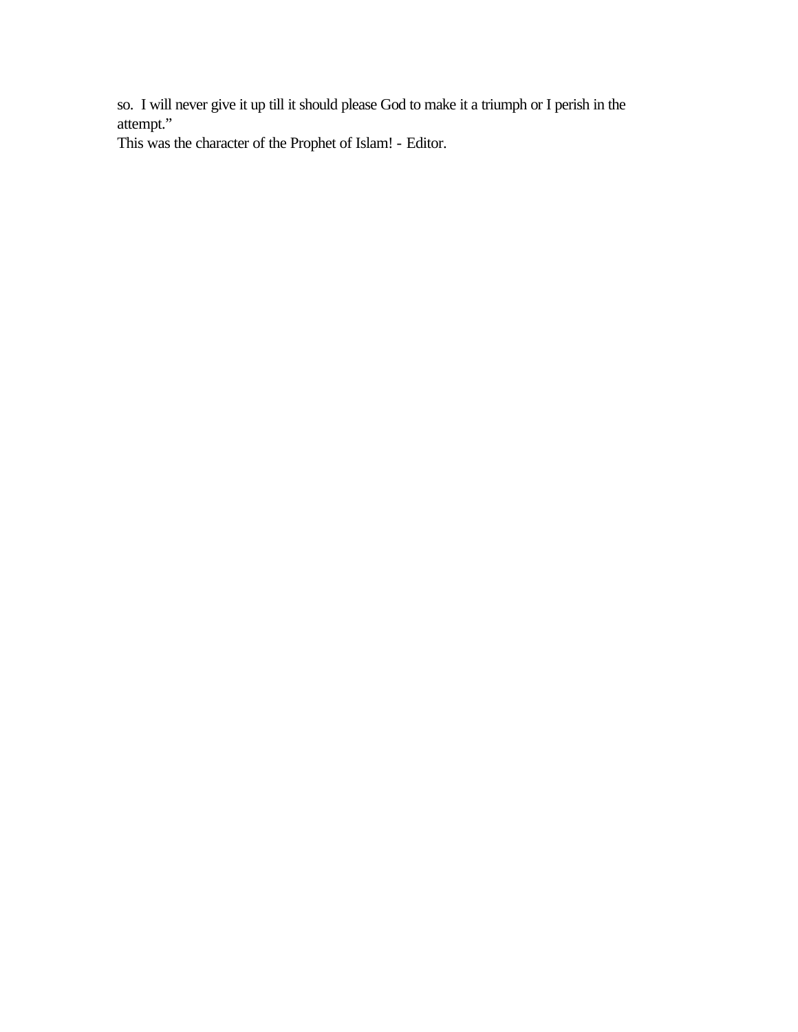so. I will never give it up till it should please God to make it a triumph or I perish in the attempt."

This was the character of the Prophet of Islam! - Editor.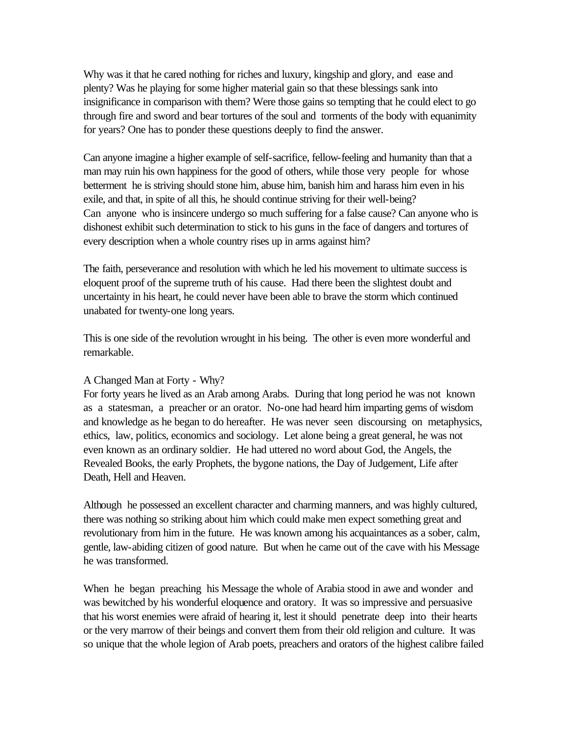Why was it that he cared nothing for riches and luxury, kingship and glory, and ease and plenty? Was he playing for some higher material gain so that these blessings sank into insignificance in comparison with them? Were those gains so tempting that he could elect to go through fire and sword and bear tortures of the soul and torments of the body with equanimity for years? One has to ponder these questions deeply to find the answer.

Can anyone imagine a higher example of self-sacrifice, fellow-feeling and humanity than that a man may ruin his own happiness for the good of others, while those very people for whose betterment he is striving should stone him, abuse him, banish him and harass him even in his exile, and that, in spite of all this, he should continue striving for their well-being?
Can anyone who is insincere undergo so much suffering for a false cause? Can anyone who is dishonest exhibit such determination to stick to his guns in the face of dangers and tortures of every description when a whole country rises up in arms against him?

The faith, perseverance and resolution with which he led his movement to ultimate success is eloquent proof of the supreme truth of his cause. Had there been the slightest doubt and uncertainty in his heart, he could never have been able to brave the storm which continued unabated for twenty-one long years.

This is one side of the revolution wrought in his being. The other is even more wonderful and remarkable.

### A Changed Man at Forty - Why?

For forty years he lived as an Arab among Arabs. During that long period he was not known as a statesman, a preacher or an orator. No-one had heard him imparting gems of wisdom and knowledge as he began to do hereafter. He was never seen discoursing on metaphysics, ethics, law, politics, economics and sociology. Let alone being a great general, he was not even known as an ordinary soldier. He had uttered no word about God, the Angels, the Revealed Books, the early Prophets, the bygone nations, the Day of Judgement, Life after Death, Hell and Heaven.

Although he possessed an excellent character and charming manners, and was highly cultured, there was nothing so striking about him which could make men expect something great and revolutionary from him in the future. He was known among his acquaintances as a sober, calm, gentle, law-abiding citizen of good nature. But when he came out of the cave with his Message he was transformed.

When he began preaching his Message the whole of Arabia stood in awe and wonder and was bewitched by his wonderful eloquence and oratory. It was so impressive and persuasive that his worst enemies were afraid of hearing it, lest it should penetrate deep into their hearts or the very marrow of their beings and convert them from their old religion and culture. It was so unique that the whole legion of Arab poets, preachers and orators of the highest calibre failed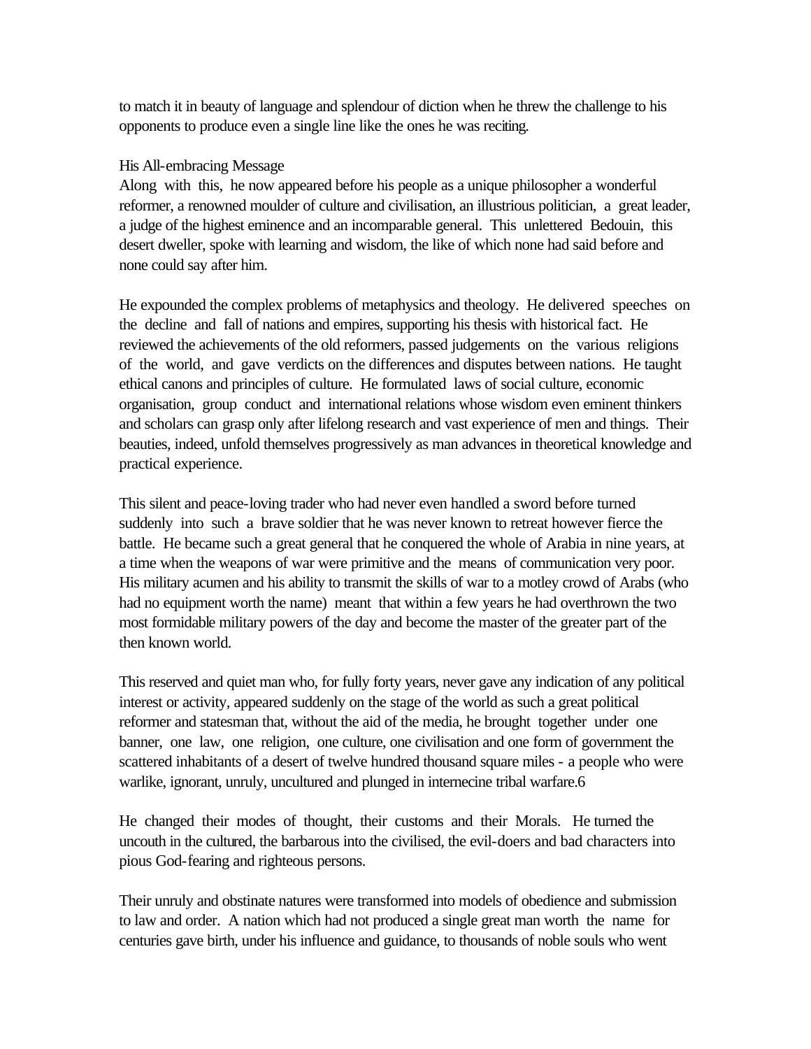to match it in beauty of language and splendour of diction when he threw the challenge to his opponents to produce even a single line like the ones he was reciting.

## His All-embracing Message

Along with this, he now appeared before his people as a unique philosopher a wonderful reformer, a renowned moulder of culture and civilisation, an illustrious politician, a great leader, a judge of the highest eminence and an incomparable general. This unlettered Bedouin, this desert dweller, spoke with learning and wisdom, the like of which none had said before and none could say after him.

He expounded the complex problems of metaphysics and theology. He delivered speeches on the decline and fall of nations and empires, supporting his thesis with historical fact. He reviewed the achievements of the old reformers, passed judgements on the various religions of the world, and gave verdicts on the differences and disputes between nations. He taught ethical canons and principles of culture. He formulated laws of social culture, economic organisation, group conduct and international relations whose wisdom even eminent thinkers and scholars can grasp only after lifelong research and vast experience of men and things. Their beauties, indeed, unfold themselves progressively as man advances in theoretical knowledge and practical experience.

This silent and peace-loving trader who had never even handled a sword before turned suddenly into such a brave soldier that he was never known to retreat however fierce the battle. He became such a great general that he conquered the whole of Arabia in nine years, at a time when the weapons of war were primitive and the means of communication very poor. His military acumen and his ability to transmit the skills of war to a motley crowd of Arabs (who had no equipment worth the name) meant that within a few years he had overthrown the two most formidable military powers of the day and become the master of the greater part of the then known world.

This reserved and quiet man who, for fully forty years, never gave any indication of any political interest or activity, appeared suddenly on the stage of the world as such a great political reformer and statesman that, without the aid of the media, he brought together under one banner, one law, one religion, one culture, one civilisation and one form of government the scattered inhabitants of a desert of twelve hundred thousand square miles - a people who were warlike, ignorant, unruly, uncultured and plunged in internecine tribal warfare.6

He changed their modes of thought, their customs and their Morals. He turned the uncouth in the cultured, the barbarous into the civilised, the evil-doers and bad characters into pious God-fearing and righteous persons.

Their unruly and obstinate natures were transformed into models of obedience and submission to law and order. A nation which had not produced a single great man worth the name for centuries gave birth, under his influence and guidance, to thousands of noble souls who went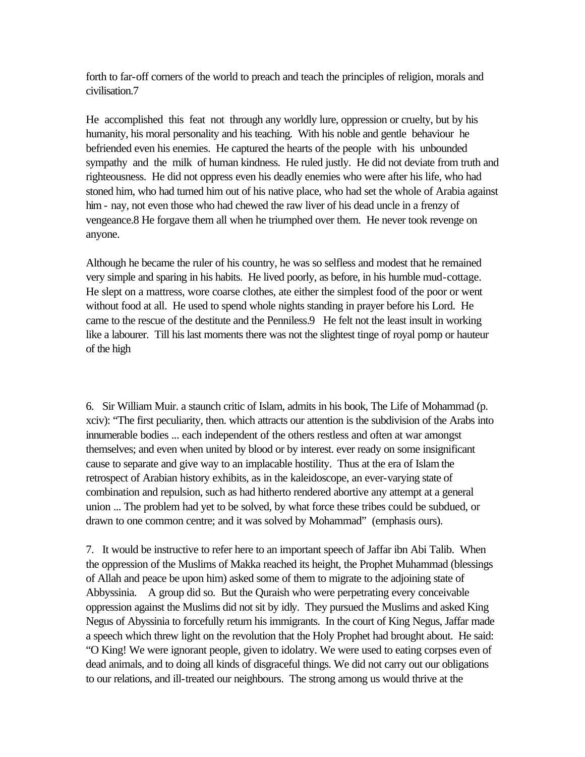forth to far-off corners of the world to preach and teach the principles of religion, morals and civilisation.[7]

He accomplished this feat not through any worldly lure, oppression or cruelty, but by his humanity, his moral personality and his teaching. With his noble and gentle behaviour he befriended even his enemies. He captured the hearts of the people with his unbounded sympathy and the milk of human kindness. He ruled justly. He did not deviate from truth and righteousness. He did not oppress even his deadly enemies who were after his life, who had stoned him, who had turned him out of his native place, who had set the whole of Arabia against him - nay, not even those who had chewed the raw liver of his dead uncle in a frenzy of vengeance.[8] He forgave them all when he triumphed over them. He never took revenge on anyone.

Although he became the ruler of his country, he was so selfless and modest that he remained very simple and sparing in his habits. He lived poorly, as before, in his humble mud-cottage. He slept on a mattress, wore coarse clothes, ate either the simplest food of the poor or went without food at all. He used to spend whole nights standing in prayer before his Lord. He came to the rescue of the destitute and the Penniless.[9] He felt not the least insult in working like a labourer. Till his last moments there was not the slightest tinge of royal pomp or hauteur of the high

6. Sir William Muir. a staunch critic of Islam, admits in his book, The Life of Mohammad (p. xciv): “The first peculiarity, then. which attracts our attention is the subdivision of the Arabs into innumerable bodies ... each independent of the others restless and often at war amongst themselves; and even when united by blood or by interest. ever ready on some insignificant cause to separate and give way to an implacable hostility. Thus at the era of Islam the retrospect of Arabian history exhibits, as in the kaleidoscope, an ever-varying state of combination and repulsion, such as had hitherto rendered abortive any attempt at a general union ... The problem had yet to be solved, by what force these tribes could be subdued, or drawn to one common centre; and it was solved by Mohammad” (emphasis ours).

7. It would be instructive to refer here to an important speech of Jaffar ibn Abi Talib. When the oppression of the Muslims of Makka reached its height, the Prophet Muhammad (blessings of Allah and peace be upon him) asked some of them to migrate to the adjoining state of Abbyssinia. A group did so. But the Quraish who were perpetrating every conceivable oppression against the Muslims did not sit by idly. They pursued the Muslims and asked King Negus of Abyssinia to forcefully return his immigrants. In the court of King Negus, Jaffar made a speech which threw light on the revolution that the Holy Prophet had brought about. He said: “O King! We were ignorant people, given to idolatry. We were used to eating corpses even of dead animals, and to doing all kinds of disgraceful things. We did not carry out our obligations to our relations, and ill-treated our neighbours. The strong among us would thrive at the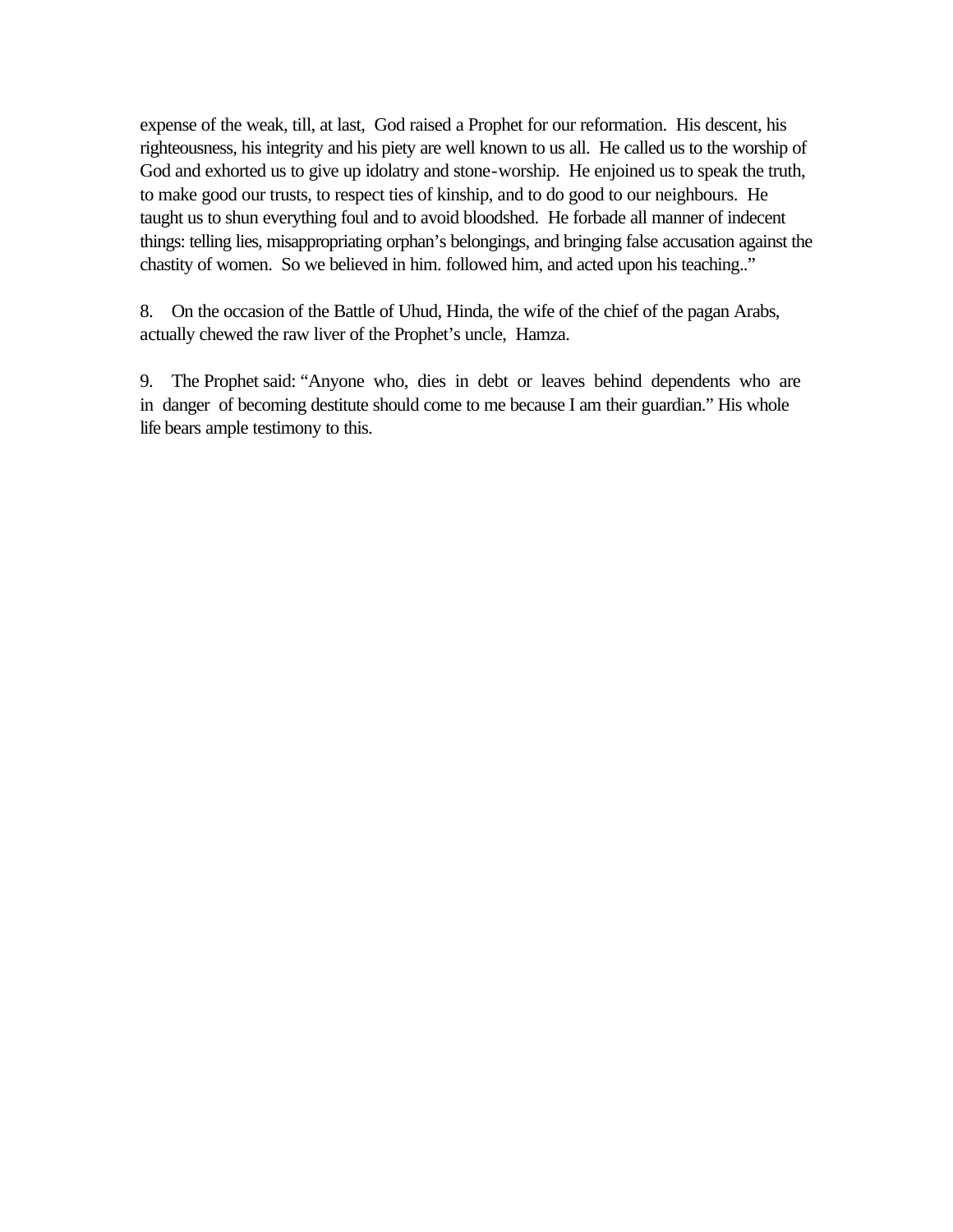expense of the weak, till, at last, God raised a Prophet for our reformation. His descent, his righteousness, his integrity and his piety are well known to us all. He called us to the worship of God and exhorted us to give up idolatry and stone-worship. He enjoined us to speak the truth, to make good our trusts, to respect ties of kinship, and to do good to our neighbours. He taught us to shun everything foul and to avoid bloodshed. He forbade all manner of indecent things: telling lies, misappropriating orphan's belongings, and bringing false accusation against the chastity of women. So we believed in him. followed him, and acted upon his teaching.."

8. On the occasion of the Battle of Uhud, Hinda, the wife of the chief of the pagan Arabs, actually chewed the raw liver of the Prophet's uncle, Hamza.

9. The Prophet said: "Anyone who, dies in debt or leaves behind dependents who are in danger of becoming destitute should come to me because I am their guardian." His whole life bears ample testimony to this.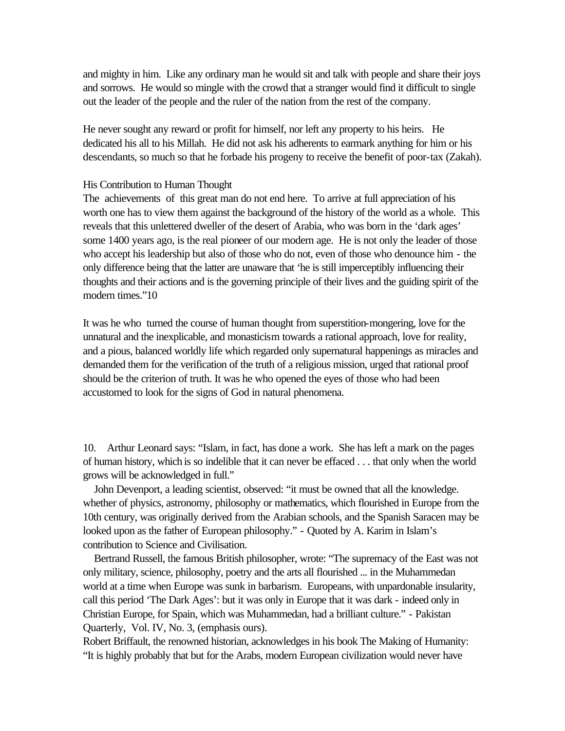and mighty in him. Like any ordinary man he would sit and talk with people and share their joys and sorrows. He would so mingle with the crowd that a stranger would find it difficult to single out the leader of the people and the ruler of the nation from the rest of the company.

He never sought any reward or profit for himself, nor left any property to his heirs. He dedicated his all to his Millah. He did not ask his adherents to earmark anything for him or his descendants, so much so that he forbade his progeny to receive the benefit of poor-tax (Zakah).

### His Contribution to Human Thought

The achievements of this great man do not end here. To arrive at full appreciation of his worth one has to view them against the background of the history of the world as a whole. This reveals that this unlettered dweller of the desert of Arabia, who was born in the 'dark ages' some 1400 years ago, is the real pioneer of our modern age. He is not only the leader of those who accept his leadership but also of those who do not, even of those who denounce him - the only difference being that the latter are unaware that 'he is still imperceptibly influencing their thoughts and their actions and is the governing principle of their lives and the guiding spirit of the modern times."10

It was he who turned the course of human thought from superstition-mongering, love for the unnatural and the inexplicable, and monasticism towards a rational approach, love for reality, and a pious, balanced worldly life which regarded only supernatural happenings as miracles and demanded them for the verification of the truth of a religious mission, urged that rational proof should be the criterion of truth. It was he who opened the eyes of those who had been accustomed to look for the signs of God in natural phenomena.

10. Arthur Leonard says: "Islam, in fact, has done a work. She has left a mark on the pages of human history, which is so indelible that it can never be effaced . . . that only when the world grows will be acknowledged in full."

John Devenport, a leading scientist, observed: "it must be owned that all the knowledge. whether of physics, astronomy, philosophy or mathematics, which flourished in Europe from the 10th century, was originally derived from the Arabian schools, and the Spanish Saracen may be looked upon as the father of European philosophy." - Quoted by A. Karim in Islam's contribution to Science and Civilisation.

Bertrand Russell, the famous British philosopher, wrote: "The supremacy of the East was not only military, science, philosophy, poetry and the arts all flourished ... in the Muhammedan world at a time when Europe was sunk in barbarism. Europeans, with unpardonable insularity, call this period 'The Dark Ages': but it was only in Europe that it was dark - indeed only in Christian Europe, for Spain, which was Muhammedan, had a brilliant culture." - Pakistan Quarterly, Vol. IV, No. 3, (emphasis ours).

Robert Briffault, the renowned historian, acknowledges in his book The Making of Humanity: "It is highly probably that but for the Arabs, modern European civilization would never have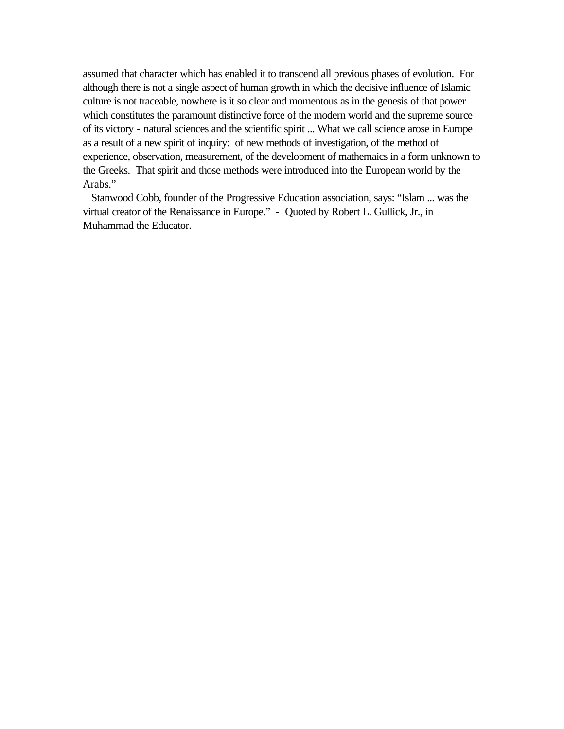assumed that character which has enabled it to transcend all previous phases of evolution. For although there is not a single aspect of human growth in which the decisive influence of Islamic culture is not traceable, nowhere is it so clear and momentous as in the genesis of that power which constitutes the paramount distinctive force of the modern world and the supreme source of its victory - natural sciences and the scientific spirit ... What we call science arose in Europe as a result of a new spirit of inquiry: of new methods of investigation, of the method of experience, observation, measurement, of the development of mathemaics in a form unknown to the Greeks. That spirit and those methods were introduced into the European world by the Arabs."

Stanwood Cobb, founder of the Progressive Education association, says: "Islam ... was the virtual creator of the Renaissance in Europe." - Quoted by Robert L. Gullick, Jr., in Muhammad the Educator.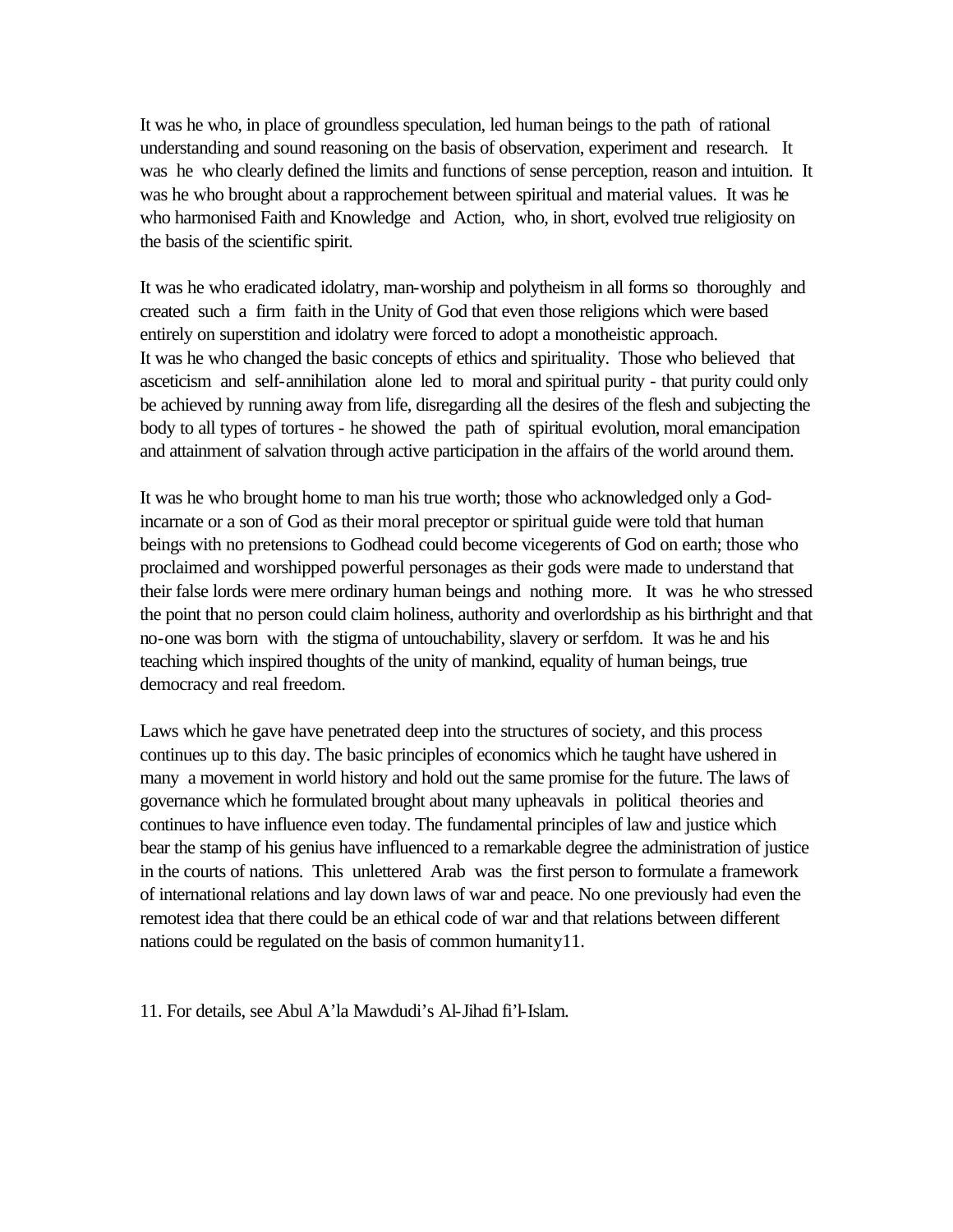It was he who, in place of groundless speculation, led human beings to the path of rational understanding and sound reasoning on the basis of observation, experiment and research. It was he who clearly defined the limits and functions of sense perception, reason and intuition. It was he who brought about a rapprochement between spiritual and material values. It was he who harmonised Faith and Knowledge and Action, who, in short, evolved true religiosity on the basis of the scientific spirit.

It was he who eradicated idolatry, man-worship and polytheism in all forms so thoroughly and created such a firm faith in the Unity of God that even those religions which were based entirely on superstition and idolatry were forced to adopt a monotheistic approach. It was he who changed the basic concepts of ethics and spirituality. Those who believed that asceticism and self-annihilation alone led to moral and spiritual purity - that purity could only be achieved by running away from life, disregarding all the desires of the flesh and subjecting the body to all types of tortures - he showed the path of spiritual evolution, moral emancipation and attainment of salvation through active participation in the affairs of the world around them.

It was he who brought home to man his true worth; those who acknowledged only a God-incarnate or a son of God as their moral preceptor or spiritual guide were told that human beings with no pretensions to Godhead could become vicegerents of God on earth; those who proclaimed and worshipped powerful personages as their gods were made to understand that their false lords were mere ordinary human beings and nothing more. It was he who stressed the point that no person could claim holiness, authority and overlordship as his birthright and that no-one was born with the stigma of untouchability, slavery or serfdom. It was he and his teaching which inspired thoughts of the unity of mankind, equality of human beings, true democracy and real freedom.

Laws which he gave have penetrated deep into the structures of society, and this process continues up to this day. The basic principles of economics which he taught have ushered in many a movement in world history and hold out the same promise for the future. The laws of governance which he formulated brought about many upheavals in political theories and continues to have influence even today. The fundamental principles of law and justice which bear the stamp of his genius have influenced to a remarkable degree the administration of justice in the courts of nations. This unlettered Arab was the first person to formulate a framework of international relations and lay down laws of war and peace. No one previously had even the remotest idea that there could be an ethical code of war and that relations between different nations could be regulated on the basis of common humanity[11].

11. For details, see Abul A'la Mawdudi's Al-Jihad fi'l-Islam.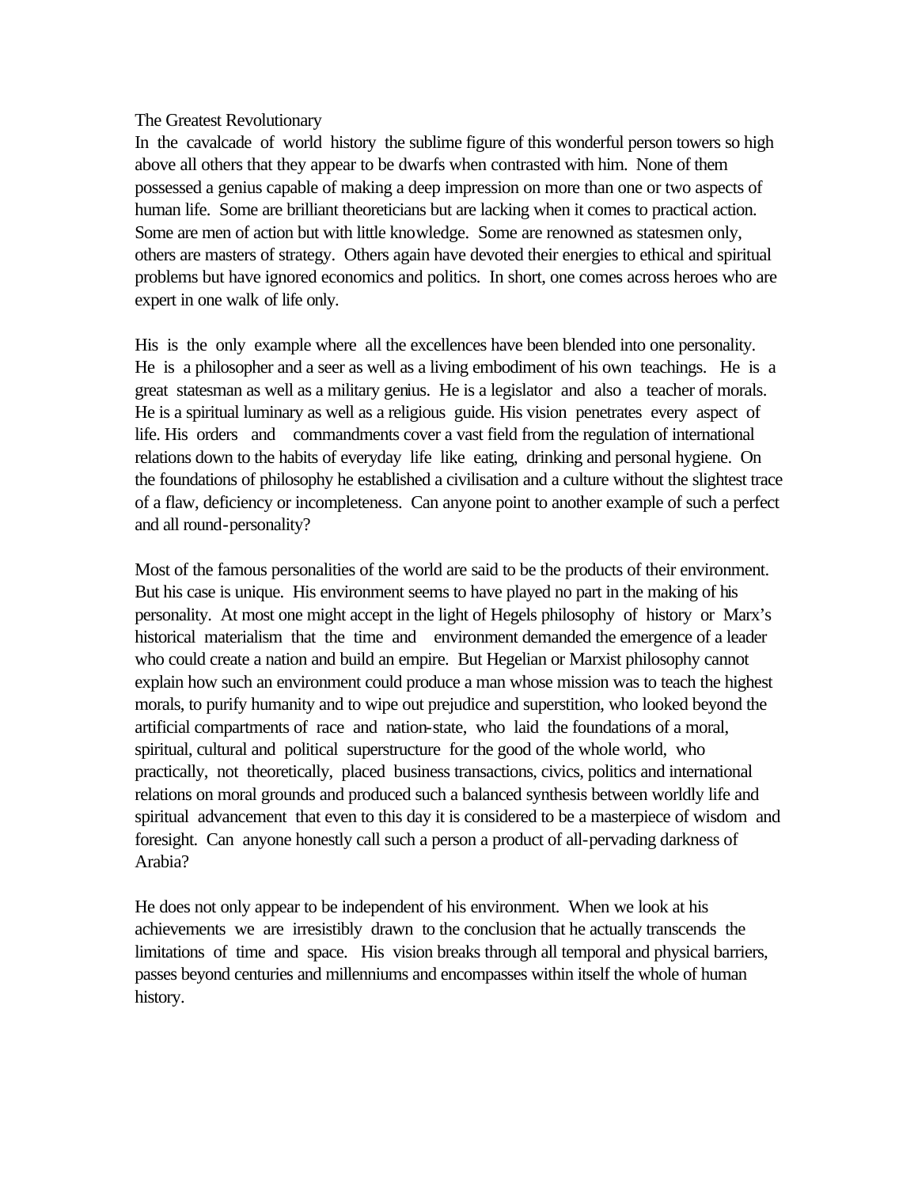## The Greatest Revolutionary

In the cavalcade of world history the sublime figure of this wonderful person towers so high above all others that they appear to be dwarfs when contrasted with him. None of them possessed a genius capable of making a deep impression on more than one or two aspects of human life. Some are brilliant theoreticians but are lacking when it comes to practical action. Some are men of action but with little knowledge. Some are renowned as statesmen only, others are masters of strategy. Others again have devoted their energies to ethical and spiritual problems but have ignored economics and politics. In short, one comes across heroes who are expert in one walk of life only.

His is the only example where all the excellences have been blended into one personality. He is a philosopher and a seer as well as a living embodiment of his own teachings. He is a great statesman as well as a military genius. He is a legislator and also a teacher of morals. He is a spiritual luminary as well as a religious guide. His vision penetrates every aspect of life. His orders and commandments cover a vast field from the regulation of international relations down to the habits of everyday life like eating, drinking and personal hygiene. On the foundations of philosophy he established a civilisation and a culture without the slightest trace of a flaw, deficiency or incompleteness. Can anyone point to another example of such a perfect and all round-personality?

Most of the famous personalities of the world are said to be the products of their environment. But his case is unique. His environment seems to have played no part in the making of his personality. At most one might accept in the light of Hegels philosophy of history or Marx's historical materialism that the time and environment demanded the emergence of a leader who could create a nation and build an empire. But Hegelian or Marxist philosophy cannot explain how such an environment could produce a man whose mission was to teach the highest morals, to purify humanity and to wipe out prejudice and superstition, who looked beyond the artificial compartments of race and nation-state, who laid the foundations of a moral, spiritual, cultural and political superstructure for the good of the whole world, who practically, not theoretically, placed business transactions, civics, politics and international relations on moral grounds and produced such a balanced synthesis between worldly life and spiritual advancement that even to this day it is considered to be a masterpiece of wisdom and foresight. Can anyone honestly call such a person a product of all-pervading darkness of Arabia?

He does not only appear to be independent of his environment. When we look at his achievements we are irresistibly drawn to the conclusion that he actually transcends the limitations of time and space. His vision breaks through all temporal and physical barriers, passes beyond centuries and millenniums and encompasses within itself the whole of human history.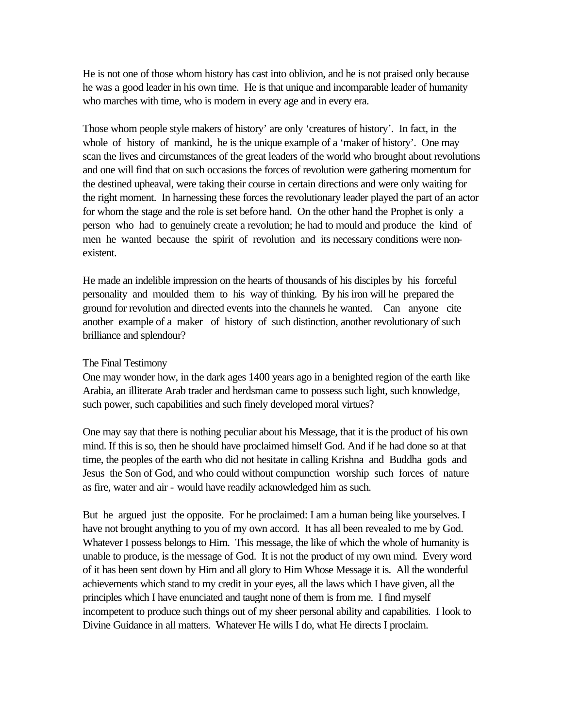He is not one of those whom history has cast into oblivion, and he is not praised only because he was a good leader in his own time. He is that unique and incomparable leader of humanity who marches with time, who is modern in every age and in every era.

Those whom people style makers of history' are only 'creatures of history'. In fact, in the whole of history of mankind, he is the unique example of a 'maker of history'. One may scan the lives and circumstances of the great leaders of the world who brought about revolutions and one will find that on such occasions the forces of revolution were gathering momentum for the destined upheaval, were taking their course in certain directions and were only waiting for the right moment. In harnessing these forces the revolutionary leader played the part of an actor for whom the stage and the role is set before hand. On the other hand the Prophet is only a person who had to genuinely create a revolution; he had to mould and produce the kind of men he wanted because the spirit of revolution and its necessary conditions were non-existent.

He made an indelible impression on the hearts of thousands of his disciples by his forceful personality and moulded them to his way of thinking. By his iron will he prepared the ground for revolution and directed events into the channels he wanted. Can anyone cite another example of a maker of history of such distinction, another revolutionary of such brilliance and splendour?

## The Final Testimony

One may wonder how, in the dark ages 1400 years ago in a benighted region of the earth like Arabia, an illiterate Arab trader and herdsman came to possess such light, such knowledge, such power, such capabilities and such finely developed moral virtues?

One may say that there is nothing peculiar about his Message, that it is the product of his own mind. If this is so, then he should have proclaimed himself God. And if he had done so at that time, the peoples of the earth who did not hesitate in calling Krishna and Buddha gods and Jesus the Son of God, and who could without compunction worship such forces of nature as fire, water and air - would have readily acknowledged him as such.

But he argued just the opposite. For he proclaimed: I am a human being like yourselves. I have not brought anything to you of my own accord. It has all been revealed to me by God. Whatever I possess belongs to Him. This message, the like of which the whole of humanity is unable to produce, is the message of God. It is not the product of my own mind. Every word of it has been sent down by Him and all glory to Him Whose Message it is. All the wonderful achievements which stand to my credit in your eyes, all the laws which I have given, all the principles which I have enunciated and taught none of them is from me. I find myself incompetent to produce such things out of my sheer personal ability and capabilities. I look to Divine Guidance in all matters. Whatever He wills I do, what He directs I proclaim.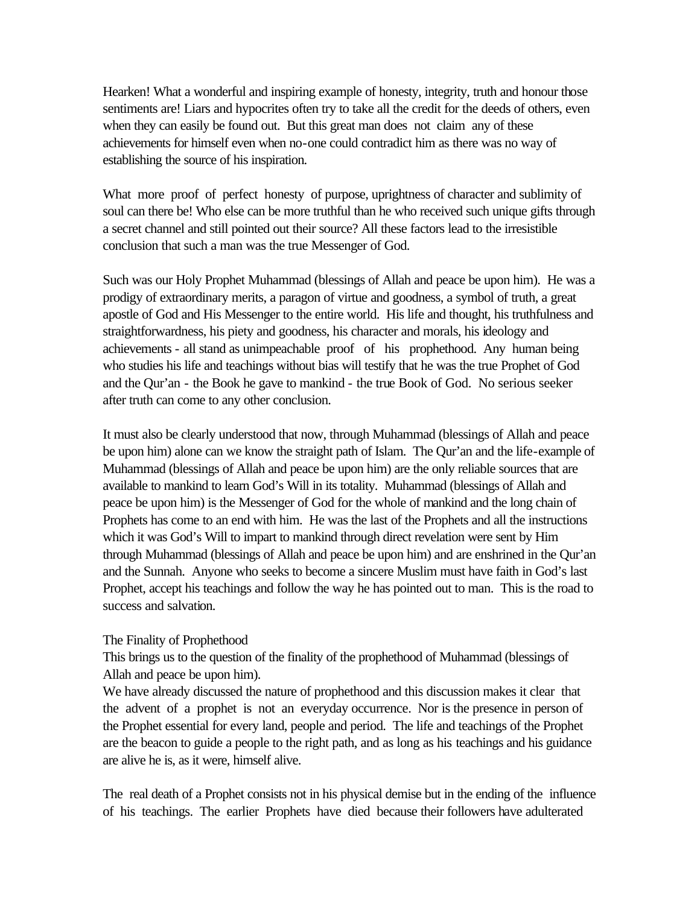Hearken! What a wonderful and inspiring example of honesty, integrity, truth and honour those sentiments are! Liars and hypocrites often try to take all the credit for the deeds of others, even when they can easily be found out. But this great man does not claim any of these achievements for himself even when no-one could contradict him as there was no way of establishing the source of his inspiration.

What more proof of perfect honesty of purpose, uprightness of character and sublimity of soul can there be! Who else can be more truthful than he who received such unique gifts through a secret channel and still pointed out their source? All these factors lead to the irresistible conclusion that such a man was the true Messenger of God.

Such was our Holy Prophet Muhammad (blessings of Allah and peace be upon him). He was a prodigy of extraordinary merits, a paragon of virtue and goodness, a symbol of truth, a great apostle of God and His Messenger to the entire world. His life and thought, his truthfulness and straightforwardness, his piety and goodness, his character and morals, his ideology and achievements - all stand as unimpeachable proof of his prophethood. Any human being who studies his life and teachings without bias will testify that he was the true Prophet of God and the Qur'an - the Book he gave to mankind - the true Book of God. No serious seeker after truth can come to any other conclusion.

It must also be clearly understood that now, through Muhammad (blessings of Allah and peace be upon him) alone can we know the straight path of Islam. The Qur'an and the life-example of Muhammad (blessings of Allah and peace be upon him) are the only reliable sources that are available to mankind to learn God's Will in its totality. Muhammad (blessings of Allah and peace be upon him) is the Messenger of God for the whole of mankind and the long chain of Prophets has come to an end with him. He was the last of the Prophets and all the instructions which it was God's Will to impart to mankind through direct revelation were sent by Him through Muhammad (blessings of Allah and peace be upon him) and are enshrined in the Qur'an and the Sunnah. Anyone who seeks to become a sincere Muslim must have faith in God's last Prophet, accept his teachings and follow the way he has pointed out to man. This is the road to success and salvation.

## The Finality of Prophethood

This brings us to the question of the finality of the prophethood of Muhammad (blessings of Allah and peace be upon him).

We have already discussed the nature of prophethood and this discussion makes it clear that the advent of a prophet is not an everyday occurrence. Nor is the presence in person of the Prophet essential for every land, people and period. The life and teachings of the Prophet are the beacon to guide a people to the right path, and as long as his teachings and his guidance are alive he is, as it were, himself alive.

The real death of a Prophet consists not in his physical demise but in the ending of the influence of his teachings. The earlier Prophets have died because their followers have adulterated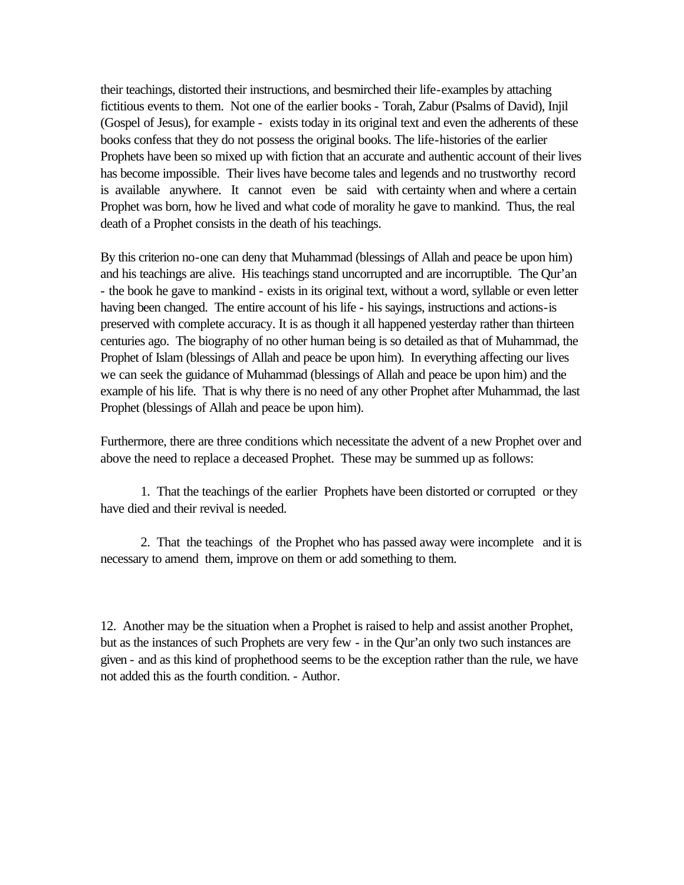their teachings, distorted their instructions, and besmirched their life-examples by attaching fictitious events to them. Not one of the earlier books - Torah, Zabur (Psalms of David), Injil (Gospel of Jesus), for example - exists today in its original text and even the adherents of these books confess that they do not possess the original books. The life-histories of the earlier Prophets have been so mixed up with fiction that an accurate and authentic account of their lives has become impossible. Their lives have become tales and legends and no trustworthy record is available anywhere. It cannot even be said with certainty when and where a certain Prophet was born, how he lived and what code of morality he gave to mankind. Thus, the real death of a Prophet consists in the death of his teachings.

By this criterion no-one can deny that Muhammad (blessings of Allah and peace be upon him) and his teachings are alive. His teachings stand uncorrupted and are incorruptible. The Qur'an - the book he gave to mankind - exists in its original text, without a word, syllable or even letter having been changed. The entire account of his life - his sayings, instructions and actions-is preserved with complete accuracy. It is as though it all happened yesterday rather than thirteen centuries ago. The biography of no other human being is so detailed as that of Muhammad, the Prophet of Islam (blessings of Allah and peace be upon him). In everything affecting our lives we can seek the guidance of Muhammad (blessings of Allah and peace be upon him) and the example of his life. That is why there is no need of any other Prophet after Muhammad, the last Prophet (blessings of Allah and peace be upon him).

Furthermore, there are three conditions which necessitate the advent of a new Prophet over and above the need to replace a deceased Prophet. These may be summed up as follows:

1. That the teachings of the earlier Prophets have been distorted or corrupted or they have died and their revival is needed.

2. That the teachings of the Prophet who has passed away were incomplete and it is necessary to amend them, improve on them or add something to them.

12. Another may be the situation when a Prophet is raised to help and assist another Prophet, but as the instances of such Prophets are very few - in the Qur'an only two such instances are given - and as this kind of prophethood seems to be the exception rather than the rule, we have not added this as the fourth condition. - Author.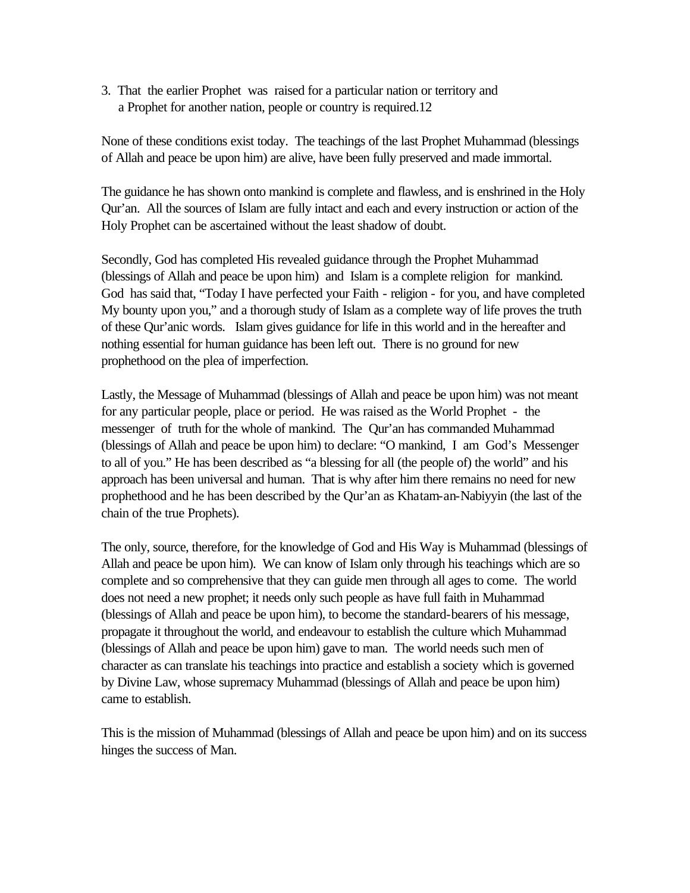3. That the earlier Prophet was raised for a particular nation or territory and a Prophet for another nation, people or country is required.12

None of these conditions exist today. The teachings of the last Prophet Muhammad (blessings of Allah and peace be upon him) are alive, have been fully preserved and made immortal.

The guidance he has shown onto mankind is complete and flawless, and is enshrined in the Holy Qur'an. All the sources of Islam are fully intact and each and every instruction or action of the Holy Prophet can be ascertained without the least shadow of doubt.

Secondly, God has completed His revealed guidance through the Prophet Muhammad (blessings of Allah and peace be upon him) and Islam is a complete religion for mankind. God has said that, "Today I have perfected your Faith - religion - for you, and have completed My bounty upon you," and a thorough study of Islam as a complete way of life proves the truth of these Qur'anic words. Islam gives guidance for life in this world and in the hereafter and nothing essential for human guidance has been left out. There is no ground for new prophethood on the plea of imperfection.

Lastly, the Message of Muhammad (blessings of Allah and peace be upon him) was not meant for any particular people, place or period. He was raised as the World Prophet - the messenger of truth for the whole of mankind. The Qur'an has commanded Muhammad (blessings of Allah and peace be upon him) to declare: "O mankind, I am God's Messenger to all of you." He has been described as "a blessing for all (the people of) the world" and his approach has been universal and human. That is why after him there remains no need for new prophethood and he has been described by the Qur'an as Khatam-an-Nabiyyin (the last of the chain of the true Prophets).

The only, source, therefore, for the knowledge of God and His Way is Muhammad (blessings of Allah and peace be upon him). We can know of Islam only through his teachings which are so complete and so comprehensive that they can guide men through all ages to come. The world does not need a new prophet; it needs only such people as have full faith in Muhammad (blessings of Allah and peace be upon him), to become the standard-bearers of his message, propagate it throughout the world, and endeavour to establish the culture which Muhammad (blessings of Allah and peace be upon him) gave to man. The world needs such men of character as can translate his teachings into practice and establish a society which is governed by Divine Law, whose supremacy Muhammad (blessings of Allah and peace be upon him) came to establish.

This is the mission of Muhammad (blessings of Allah and peace be upon him) and on its success hinges the success of Man.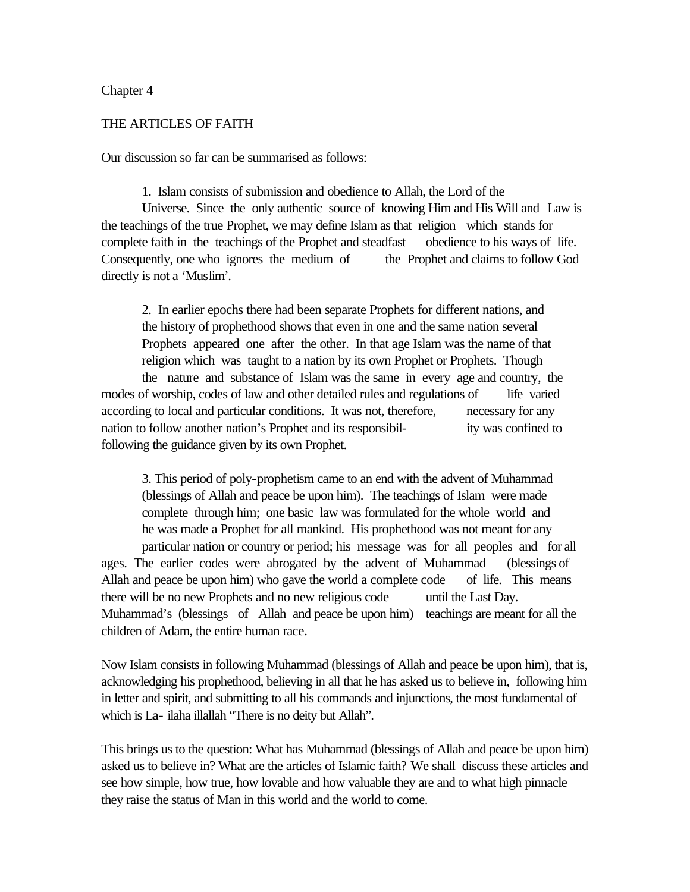Chapter 4

# THE ARTICLES OF FAITH

Our discussion so far can be summarised as follows:

1. Islam consists of submission and obedience to Allah, the Lord of the Universe. Since the only authentic source of knowing Him and His Will and Law is the teachings of the true Prophet, we may define Islam as that religion which stands for complete faith in the teachings of the Prophet and steadfast obedience to his ways of life. Consequently, one who ignores the medium of the Prophet and claims to follow God directly is not a 'Muslim'.

2. In earlier epochs there had been separate Prophets for different nations, and the history of prophethood shows that even in one and the same nation several Prophets appeared one after the other. In that age Islam was the name of that religion which was taught to a nation by its own Prophet or Prophets. Though the nature and substance of Islam was the same in every age and country, the modes of worship, codes of law and other detailed rules and regulations of life varied according to local and particular conditions. It was not, therefore, necessary for any nation to follow another nation's Prophet and its responsibility was confined to following the guidance given by its own Prophet.

3. This period of poly-prophetism came to an end with the advent of Muhammad (blessings of Allah and peace be upon him). The teachings of Islam were made complete through him; one basic law was formulated for the whole world and he was made a Prophet for all mankind. His prophethood was not meant for any particular nation or country or period; his message was for all peoples and for all ages. The earlier codes were abrogated by the advent of Muhammad (blessings of Allah and peace be upon him) who gave the world a complete code of life. This means there will be no new Prophets and no new religious code until the Last Day. Muhammad's (blessings of Allah and peace be upon him) teachings are meant for all the children of Adam, the entire human race.

Now Islam consists in following Muhammad (blessings of Allah and peace be upon him), that is, acknowledging his prophethood, believing in all that he has asked us to believe in, following him in letter and spirit, and submitting to all his commands and injunctions, the most fundamental of which is La- ilaha illallah "There is no deity but Allah".

This brings us to the question: What has Muhammad (blessings of Allah and peace be upon him) asked us to believe in? What are the articles of Islamic faith? We shall discuss these articles and see how simple, how true, how lovable and how valuable they are and to what high pinnacle they raise the status of Man in this world and the world to come.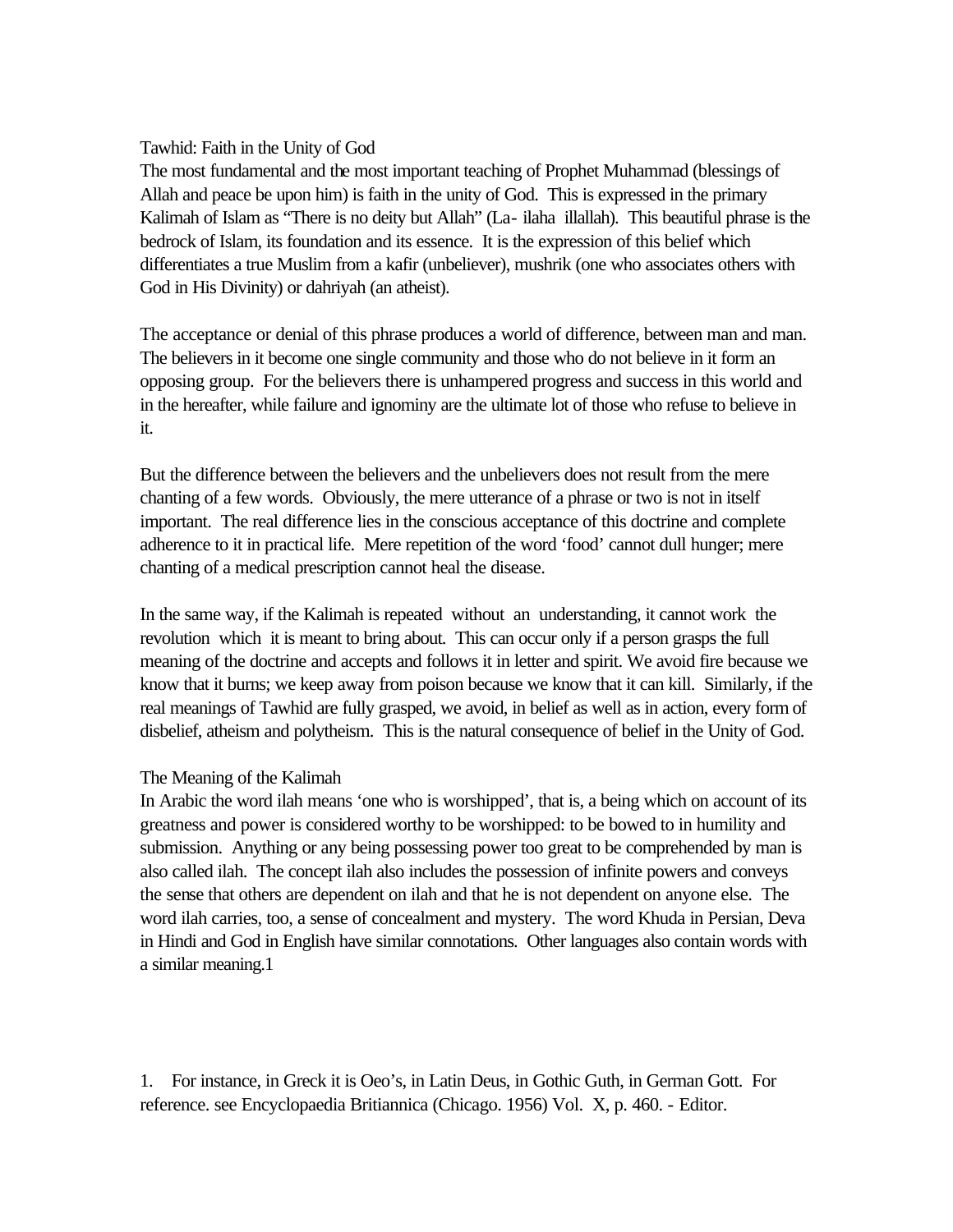## Tawhid: Faith in the Unity of God

The most fundamental and the most important teaching of Prophet Muhammad (blessings of Allah and peace be upon him) is faith in the unity of God. This is expressed in the primary Kalimah of Islam as "There is no deity but Allah" (La- ilaha illallah). This beautiful phrase is the bedrock of Islam, its foundation and its essence. It is the expression of this belief which differentiates a true Muslim from a kafir (unbeliever), mushrik (one who associates others with God in His Divinity) or dahriyah (an atheist).

The acceptance or denial of this phrase produces a world of difference, between man and man. The believers in it become one single community and those who do not believe in it form an opposing group. For the believers there is unhampered progress and success in this world and in the hereafter, while failure and ignominy are the ultimate lot of those who refuse to believe in it.

But the difference between the believers and the unbelievers does not result from the mere chanting of a few words. Obviously, the mere utterance of a phrase or two is not in itself important. The real difference lies in the conscious acceptance of this doctrine and complete adherence to it in practical life. Mere repetition of the word 'food' cannot dull hunger; mere chanting of a medical prescription cannot heal the disease.

In the same way, if the Kalimah is repeated without an understanding, it cannot work the revolution which it is meant to bring about. This can occur only if a person grasps the full meaning of the doctrine and accepts and follows it in letter and spirit. We avoid fire because we know that it burns; we keep away from poison because we know that it can kill. Similarly, if the real meanings of Tawhid are fully grasped, we avoid, in belief as well as in action, every form of disbelief, atheism and polytheism. This is the natural consequence of belief in the Unity of God.

### The Meaning of the Kalimah

In Arabic the word ilah means 'one who is worshipped', that is, a being which on account of its greatness and power is considered worthy to be worshipped: to be bowed to in humility and submission. Anything or any being possessing power too great to be comprehended by man is also called ilah. The concept ilah also includes the possession of infinite powers and conveys the sense that others are dependent on ilah and that he is not dependent on anyone else. The word ilah carries, too, a sense of concealment and mystery. The word Khuda in Persian, Deva in Hindi and God in English have similar connotations. Other languages also contain words with a similar meaning.[1]

1. For instance, in Greck it is Oeo's, in Latin Deus, in Gothic Guth, in German Gott. For reference. see Encyclopaedia Britiannica (Chicago. 1956) Vol. X, p. 460. - Editor.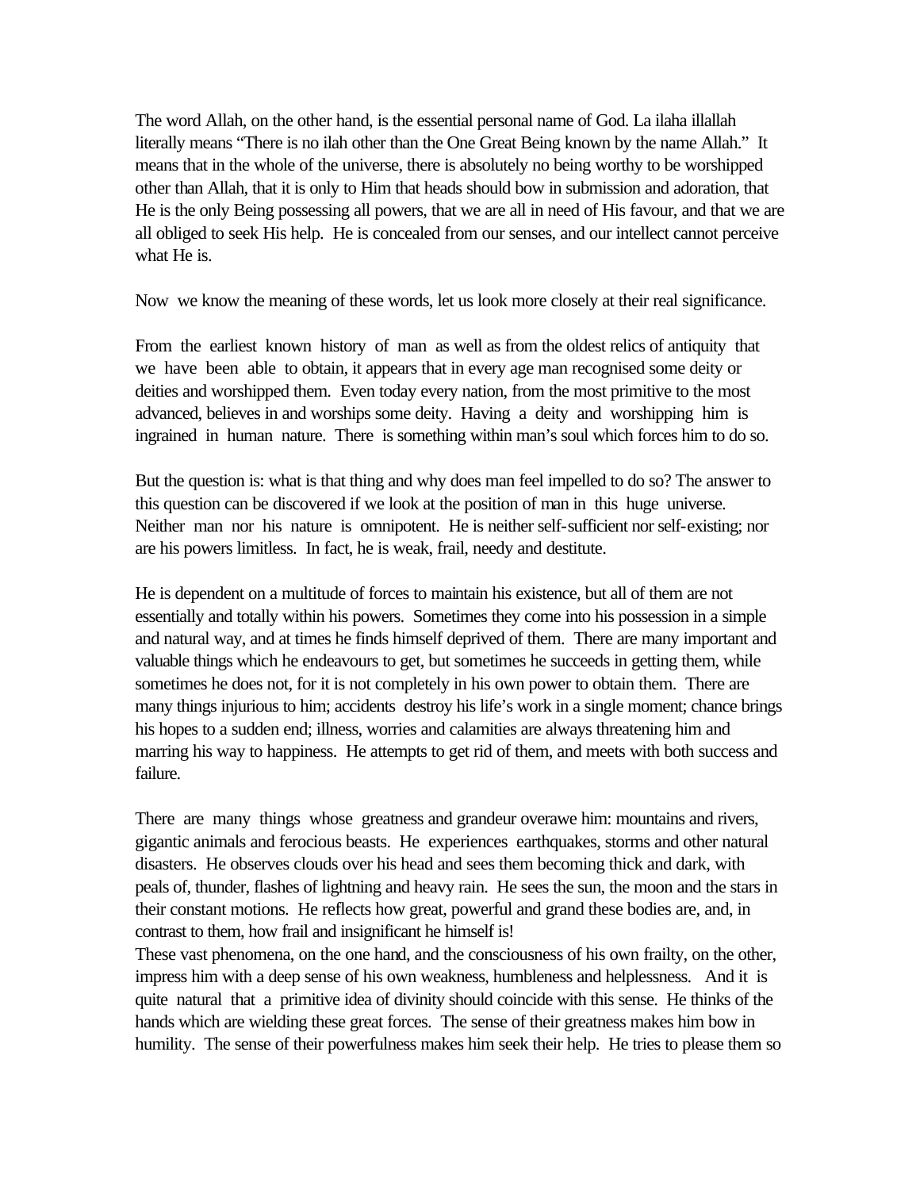The word Allah, on the other hand, is the essential personal name of God. La ilaha illallah literally means "There is no ilah other than the One Great Being known by the name Allah." It means that in the whole of the universe, there is absolutely no being worthy to be worshipped other than Allah, that it is only to Him that heads should bow in submission and adoration, that He is the only Being possessing all powers, that we are all in need of His favour, and that we are all obliged to seek His help. He is concealed from our senses, and our intellect cannot perceive what He is.

Now we know the meaning of these words, let us look more closely at their real significance.

From the earliest known history of man as well as from the oldest relics of antiquity that we have been able to obtain, it appears that in every age man recognised some deity or deities and worshipped them. Even today every nation, from the most primitive to the most advanced, believes in and worships some deity. Having a deity and worshipping him is ingrained in human nature. There is something within man's soul which forces him to do so.

But the question is: what is that thing and why does man feel impelled to do so? The answer to this question can be discovered if we look at the position of man in this huge universe. Neither man nor his nature is omnipotent. He is neither self-sufficient nor self-existing; nor are his powers limitless. In fact, he is weak, frail, needy and destitute.

He is dependent on a multitude of forces to maintain his existence, but all of them are not essentially and totally within his powers. Sometimes they come into his possession in a simple and natural way, and at times he finds himself deprived of them. There are many important and valuable things which he endeavours to get, but sometimes he succeeds in getting them, while sometimes he does not, for it is not completely in his own power to obtain them. There are many things injurious to him; accidents destroy his life's work in a single moment; chance brings his hopes to a sudden end; illness, worries and calamities are always threatening him and marring his way to happiness. He attempts to get rid of them, and meets with both success and failure.

There are many things whose greatness and grandeur overawe him: mountains and rivers, gigantic animals and ferocious beasts. He experiences earthquakes, storms and other natural disasters. He observes clouds over his head and sees them becoming thick and dark, with peals of, thunder, flashes of lightning and heavy rain. He sees the sun, the moon and the stars in their constant motions. He reflects how great, powerful and grand these bodies are, and, in contrast to them, how frail and insignificant he himself is!

These vast phenomena, on the one hand, and the consciousness of his own frailty, on the other, impress him with a deep sense of his own weakness, humbleness and helplessness. And it is quite natural that a primitive idea of divinity should coincide with this sense. He thinks of the hands which are wielding these great forces. The sense of their greatness makes him bow in humility. The sense of their powerfulness makes him seek their help. He tries to please them so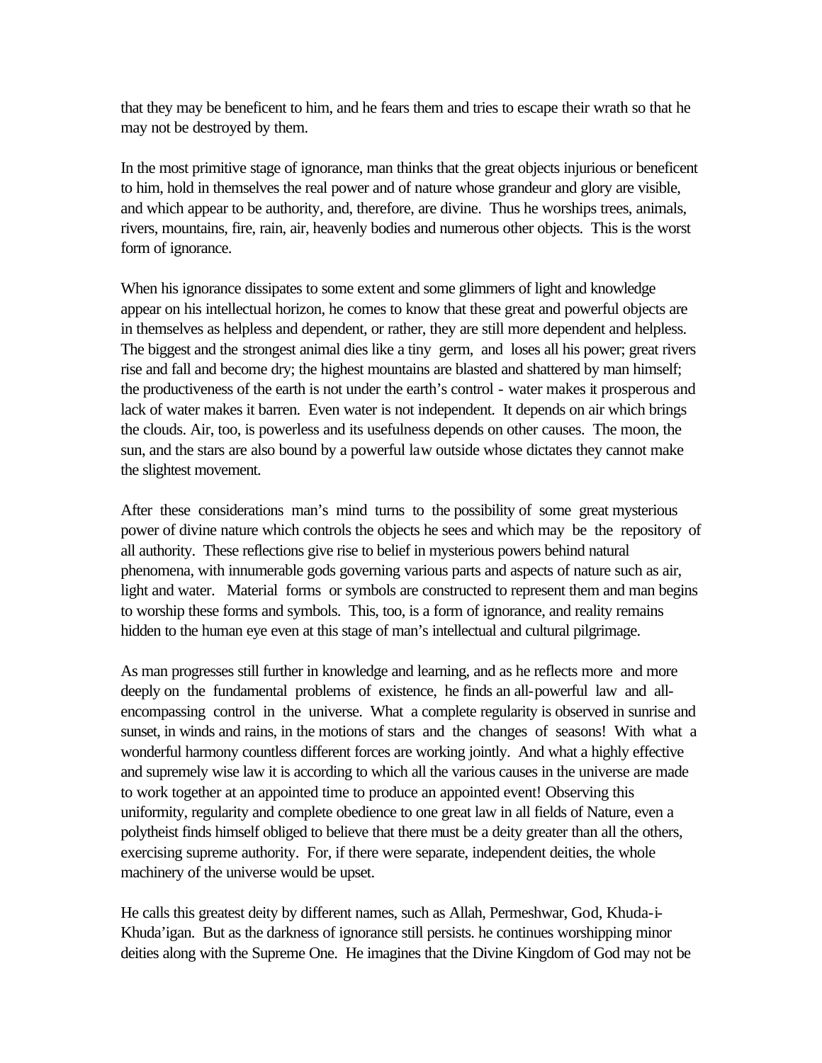that they may be beneficent to him, and he fears them and tries to escape their wrath so that he may not be destroyed by them.

In the most primitive stage of ignorance, man thinks that the great objects injurious or beneficent to him, hold in themselves the real power and of nature whose grandeur and glory are visible, and which appear to be authority, and, therefore, are divine. Thus he worships trees, animals, rivers, mountains, fire, rain, air, heavenly bodies and numerous other objects. This is the worst form of ignorance.

When his ignorance dissipates to some extent and some glimmers of light and knowledge appear on his intellectual horizon, he comes to know that these great and powerful objects are in themselves as helpless and dependent, or rather, they are still more dependent and helpless. The biggest and the strongest animal dies like a tiny germ, and loses all his power; great rivers rise and fall and become dry; the highest mountains are blasted and shattered by man himself; the productiveness of the earth is not under the earth's control - water makes it prosperous and lack of water makes it barren. Even water is not independent. It depends on air which brings the clouds. Air, too, is powerless and its usefulness depends on other causes. The moon, the sun, and the stars are also bound by a powerful law outside whose dictates they cannot make the slightest movement.

After these considerations man's mind turns to the possibility of some great mysterious power of divine nature which controls the objects he sees and which may be the repository of all authority. These reflections give rise to belief in mysterious powers behind natural phenomena, with innumerable gods governing various parts and aspects of nature such as air, light and water. Material forms or symbols are constructed to represent them and man begins to worship these forms and symbols. This, too, is a form of ignorance, and reality remains hidden to the human eye even at this stage of man's intellectual and cultural pilgrimage.

As man progresses still further in knowledge and learning, and as he reflects more and more deeply on the fundamental problems of existence, he finds an all-powerful law and all-encompassing control in the universe. What a complete regularity is observed in sunrise and sunset, in winds and rains, in the motions of stars and the changes of seasons! With what a wonderful harmony countless different forces are working jointly. And what a highly effective and supremely wise law it is according to which all the various causes in the universe are made to work together at an appointed time to produce an appointed event! Observing this uniformity, regularity and complete obedience to one great law in all fields of Nature, even a polytheist finds himself obliged to believe that there must be a deity greater than all the others, exercising supreme authority. For, if there were separate, independent deities, the whole machinery of the universe would be upset.

He calls this greatest deity by different names, such as Allah, Permeshwar, God, Khuda-i-Khuda'igan. But as the darkness of ignorance still persists. he continues worshipping minor deities along with the Supreme One. He imagines that the Divine Kingdom of God may not be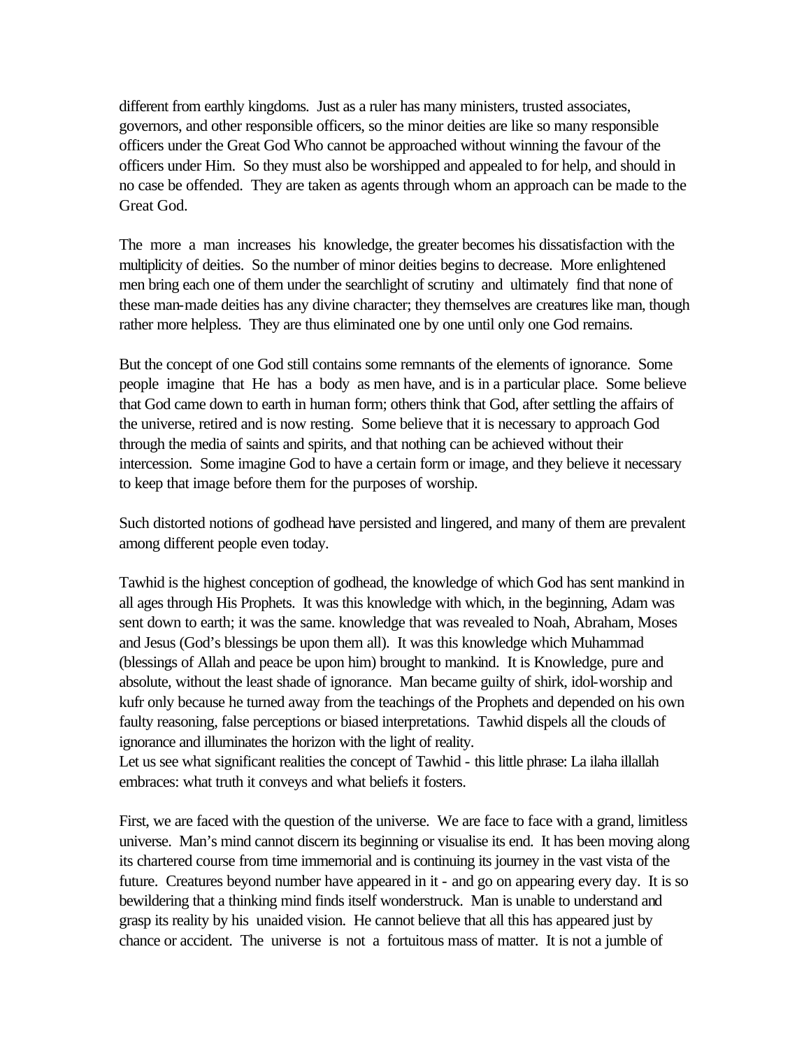different from earthly kingdoms. Just as a ruler has many ministers, trusted associates, governors, and other responsible officers, so the minor deities are like so many responsible officers under the Great God Who cannot be approached without winning the favour of the officers under Him. So they must also be worshipped and appealed to for help, and should in no case be offended. They are taken as agents through whom an approach can be made to the Great God.

The more a man increases his knowledge, the greater becomes his dissatisfaction with the multiplicity of deities. So the number of minor deities begins to decrease. More enlightened men bring each one of them under the searchlight of scrutiny and ultimately find that none of these man-made deities has any divine character; they themselves are creatures like man, though rather more helpless. They are thus eliminated one by one until only one God remains.

But the concept of one God still contains some remnants of the elements of ignorance. Some people imagine that He has a body as men have, and is in a particular place. Some believe that God came down to earth in human form; others think that God, after settling the affairs of the universe, retired and is now resting. Some believe that it is necessary to approach God through the media of saints and spirits, and that nothing can be achieved without their intercession. Some imagine God to have a certain form or image, and they believe it necessary to keep that image before them for the purposes of worship.

Such distorted notions of godhead have persisted and lingered, and many of them are prevalent among different people even today.

Tawhid is the highest conception of godhead, the knowledge of which God has sent mankind in all ages through His Prophets. It was this knowledge with which, in the beginning, Adam was sent down to earth; it was the same. knowledge that was revealed to Noah, Abraham, Moses and Jesus (God's blessings be upon them all). It was this knowledge which Muhammad (blessings of Allah and peace be upon him) brought to mankind. It is Knowledge, pure and absolute, without the least shade of ignorance. Man became guilty of shirk, idol-worship and kufr only because he turned away from the teachings of the Prophets and depended on his own faulty reasoning, false perceptions or biased interpretations. Tawhid dispels all the clouds of ignorance and illuminates the horizon with the light of reality.
Let us see what significant realities the concept of Tawhid - this little phrase: La ilaha illallah embraces: what truth it conveys and what beliefs it fosters.

First, we are faced with the question of the universe. We are face to face with a grand, limitless universe. Man's mind cannot discern its beginning or visualise its end. It has been moving along its chartered course from time immemorial and is continuing its journey in the vast vista of the future. Creatures beyond number have appeared in it - and go on appearing every day. It is so bewildering that a thinking mind finds itself wonderstruck. Man is unable to understand and grasp its reality by his unaided vision. He cannot believe that all this has appeared just by chance or accident. The universe is not a fortuitous mass of matter. It is not a jumble of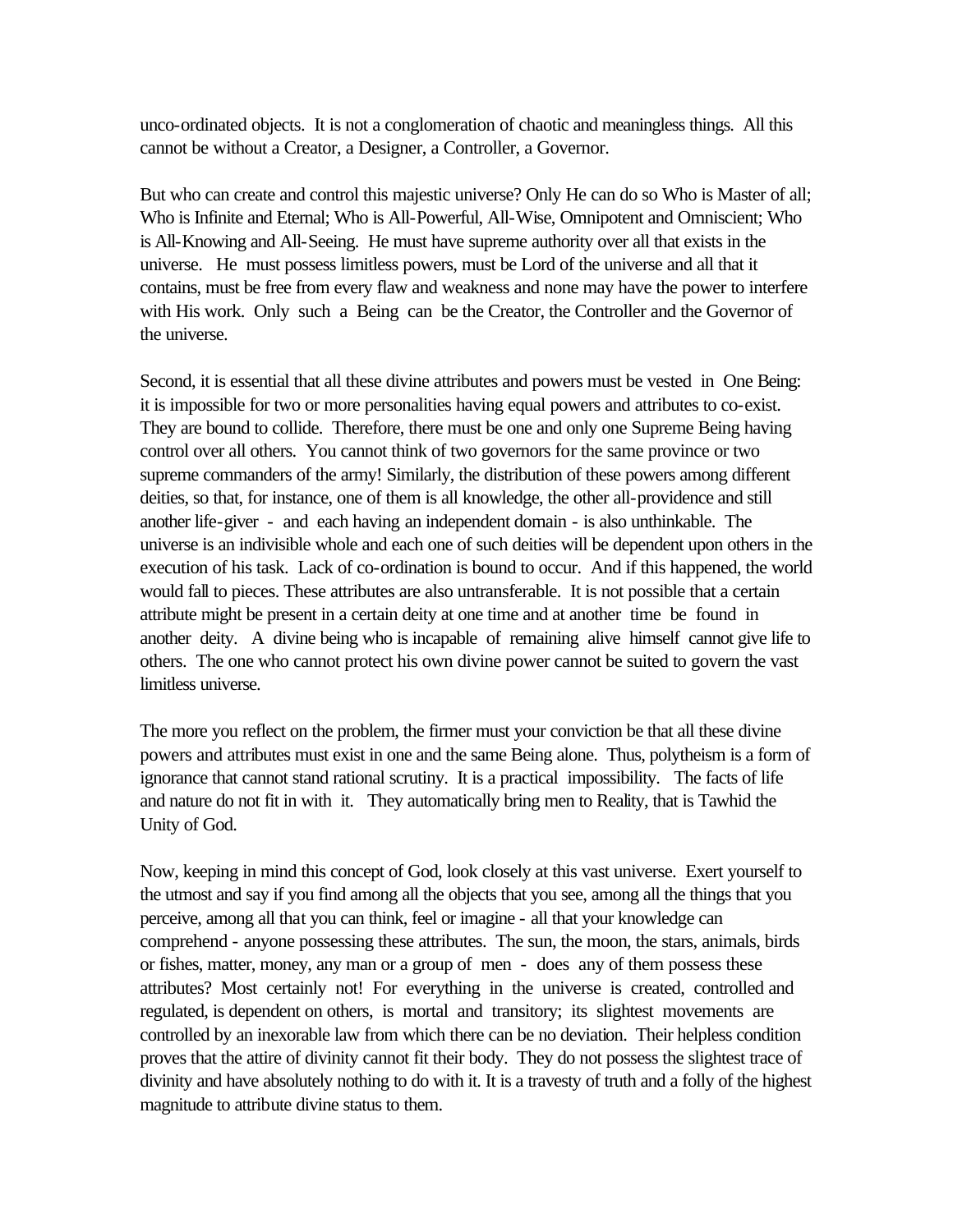unco-ordinated objects. It is not a conglomeration of chaotic and meaningless things. All this cannot be without a Creator, a Designer, a Controller, a Governor.

But who can create and control this majestic universe? Only He can do so Who is Master of all; Who is Infinite and Eternal; Who is All-Powerful, All-Wise, Omnipotent and Omniscient; Who is All-Knowing and All-Seeing. He must have supreme authority over all that exists in the universe. He must possess limitless powers, must be Lord of the universe and all that it contains, must be free from every flaw and weakness and none may have the power to interfere with His work. Only such a Being can be the Creator, the Controller and the Governor of the universe.

Second, it is essential that all these divine attributes and powers must be vested in One Being: it is impossible for two or more personalities having equal powers and attributes to co-exist. They are bound to collide. Therefore, there must be one and only one Supreme Being having control over all others. You cannot think of two governors for the same province or two supreme commanders of the army! Similarly, the distribution of these powers among different deities, so that, for instance, one of them is all knowledge, the other all-providence and still another life-giver - and each having an independent domain - is also unthinkable. The universe is an indivisible whole and each one of such deities will be dependent upon others in the execution of his task. Lack of co-ordination is bound to occur. And if this happened, the world would fall to pieces. These attributes are also untransferable. It is not possible that a certain attribute might be present in a certain deity at one time and at another time be found in another deity. A divine being who is incapable of remaining alive himself cannot give life to others. The one who cannot protect his own divine power cannot be suited to govern the vast limitless universe.

The more you reflect on the problem, the firmer must your conviction be that all these divine powers and attributes must exist in one and the same Being alone. Thus, polytheism is a form of ignorance that cannot stand rational scrutiny. It is a practical impossibility. The facts of life and nature do not fit in with it. They automatically bring men to Reality, that is Tawhid the Unity of God.

Now, keeping in mind this concept of God, look closely at this vast universe. Exert yourself to the utmost and say if you find among all the objects that you see, among all the things that you perceive, among all that you can think, feel or imagine - all that your knowledge can comprehend - anyone possessing these attributes. The sun, the moon, the stars, animals, birds or fishes, matter, money, any man or a group of men - does any of them possess these attributes? Most certainly not! For everything in the universe is created, controlled and regulated, is dependent on others, is mortal and transitory; its slightest movements are controlled by an inexorable law from which there can be no deviation. Their helpless condition proves that the attire of divinity cannot fit their body. They do not possess the slightest trace of divinity and have absolutely nothing to do with it. It is a travesty of truth and a folly of the highest magnitude to attribute divine status to them.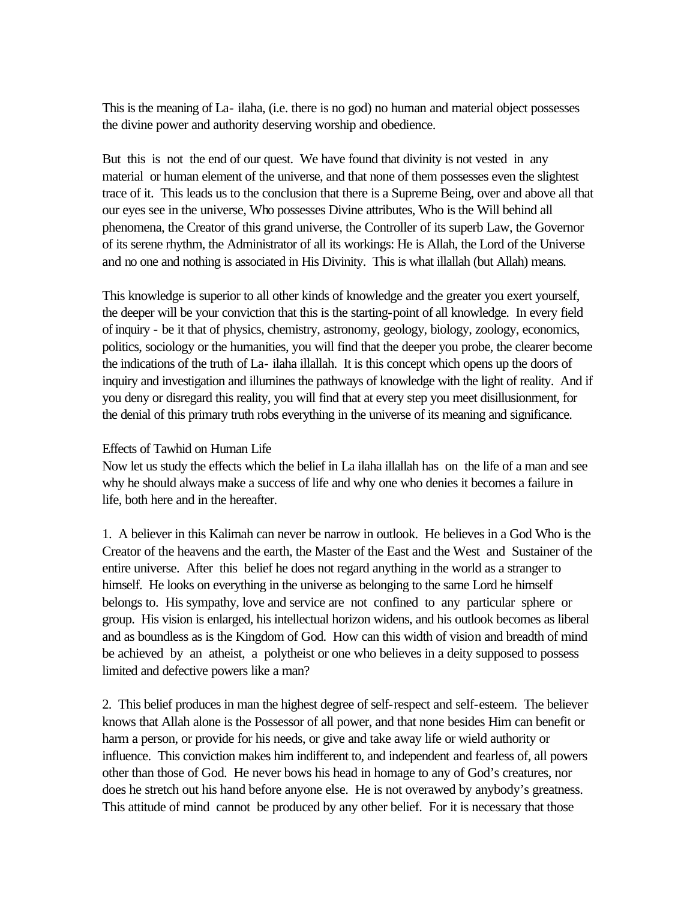This is the meaning of La- ilaha, (i.e. there is no god) no human and material object possesses the divine power and authority deserving worship and obedience.

But this is not the end of our quest. We have found that divinity is not vested in any material or human element of the universe, and that none of them possesses even the slightest trace of it. This leads us to the conclusion that there is a Supreme Being, over and above all that our eyes see in the universe, Who possesses Divine attributes, Who is the Will behind all phenomena, the Creator of this grand universe, the Controller of its superb Law, the Governor of its serene rhythm, the Administrator of all its workings: He is Allah, the Lord of the Universe and no one and nothing is associated in His Divinity. This is what illallah (but Allah) means.

This knowledge is superior to all other kinds of knowledge and the greater you exert yourself, the deeper will be your conviction that this is the starting-point of all knowledge. In every field of inquiry - be it that of physics, chemistry, astronomy, geology, biology, zoology, economics, politics, sociology or the humanities, you will find that the deeper you probe, the clearer become the indications of the truth of La- ilaha illallah. It is this concept which opens up the doors of inquiry and investigation and illumines the pathways of knowledge with the light of reality. And if you deny or disregard this reality, you will find that at every step you meet disillusionment, for the denial of this primary truth robs everything in the universe of its meaning and significance.

## Effects of Tawhid on Human Life

Now let us study the effects which the belief in La ilaha illallah has on the life of a man and see why he should always make a success of life and why one who denies it becomes a failure in life, both here and in the hereafter.

1. A believer in this Kalimah can never be narrow in outlook. He believes in a God Who is the Creator of the heavens and the earth, the Master of the East and the West and Sustainer of the entire universe. After this belief he does not regard anything in the world as a stranger to himself. He looks on everything in the universe as belonging to the same Lord he himself belongs to. His sympathy, love and service are not confined to any particular sphere or group. His vision is enlarged, his intellectual horizon widens, and his outlook becomes as liberal and as boundless as is the Kingdom of God. How can this width of vision and breadth of mind be achieved by an atheist, a polytheist or one who believes in a deity supposed to possess limited and defective powers like a man?

2. This belief produces in man the highest degree of self-respect and self-esteem. The believer knows that Allah alone is the Possessor of all power, and that none besides Him can benefit or harm a person, or provide for his needs, or give and take away life or wield authority or influence. This conviction makes him indifferent to, and independent and fearless of, all powers other than those of God. He never bows his head in homage to any of God's creatures, nor does he stretch out his hand before anyone else. He is not overawed by anybody's greatness. This attitude of mind cannot be produced by any other belief. For it is necessary that those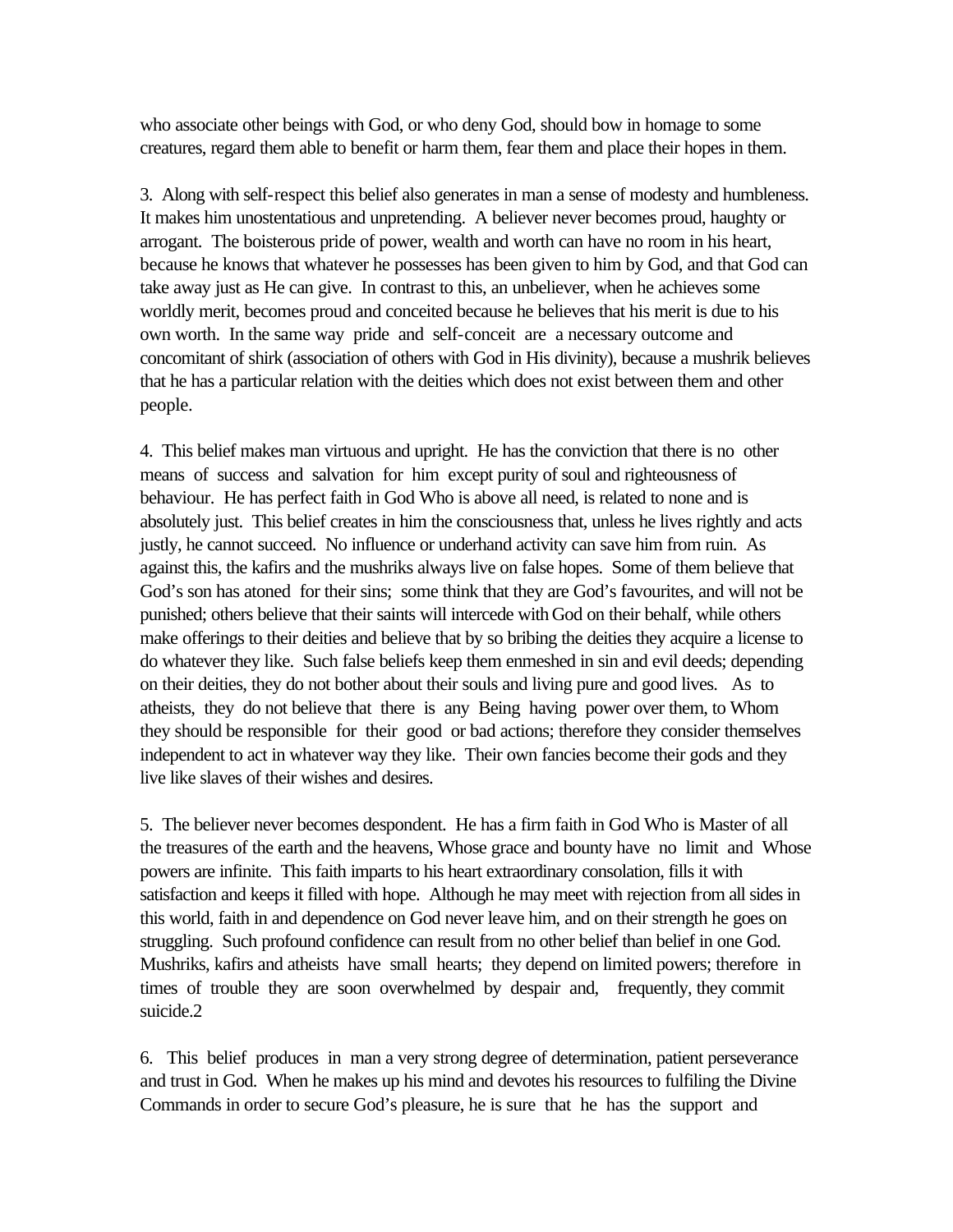who associate other beings with God, or who deny God, should bow in homage to some creatures, regard them able to benefit or harm them, fear them and place their hopes in them.

3. Along with self-respect this belief also generates in man a sense of modesty and humbleness. It makes him unostentatious and unpretending. A believer never becomes proud, haughty or arrogant. The boisterous pride of power, wealth and worth can have no room in his heart, because he knows that whatever he possesses has been given to him by God, and that God can take away just as He can give. In contrast to this, an unbeliever, when he achieves some worldly merit, becomes proud and conceited because he believes that his merit is due to his own worth. In the same way pride and self-conceit are a necessary outcome and concomitant of shirk (association of others with God in His divinity), because a mushrik believes that he has a particular relation with the deities which does not exist between them and other people.

4. This belief makes man virtuous and upright. He has the conviction that there is no other means of success and salvation for him except purity of soul and righteousness of behaviour. He has perfect faith in God Who is above all need, is related to none and is absolutely just. This belief creates in him the consciousness that, unless he lives rightly and acts justly, he cannot succeed. No influence or underhand activity can save him from ruin. As against this, the kafirs and the mushriks always live on false hopes. Some of them believe that God's son has atoned for their sins; some think that they are God's favourites, and will not be punished; others believe that their saints will intercede with God on their behalf, while others make offerings to their deities and believe that by so bribing the deities they acquire a license to do whatever they like. Such false beliefs keep them enmeshed in sin and evil deeds; depending on their deities, they do not bother about their souls and living pure and good lives. As to atheists, they do not believe that there is any Being having power over them, to Whom they should be responsible for their good or bad actions; therefore they consider themselves independent to act in whatever way they like. Their own fancies become their gods and they live like slaves of their wishes and desires.

5. The believer never becomes despondent. He has a firm faith in God Who is Master of all the treasures of the earth and the heavens, Whose grace and bounty have no limit and Whose powers are infinite. This faith imparts to his heart extraordinary consolation, fills it with satisfaction and keeps it filled with hope. Although he may meet with rejection from all sides in this world, faith in and dependence on God never leave him, and on their strength he goes on struggling. Such profound confidence can result from no other belief than belief in one God. Mushriks, kafirs and atheists have small hearts; they depend on limited powers; therefore in times of trouble they are soon overwhelmed by despair and, frequently, they commit suicide.[2]

6. This belief produces in man a very strong degree of determination, patient perseverance and trust in God. When he makes up his mind and devotes his resources to fulfiling the Divine Commands in order to secure God's pleasure, he is sure that he has the support and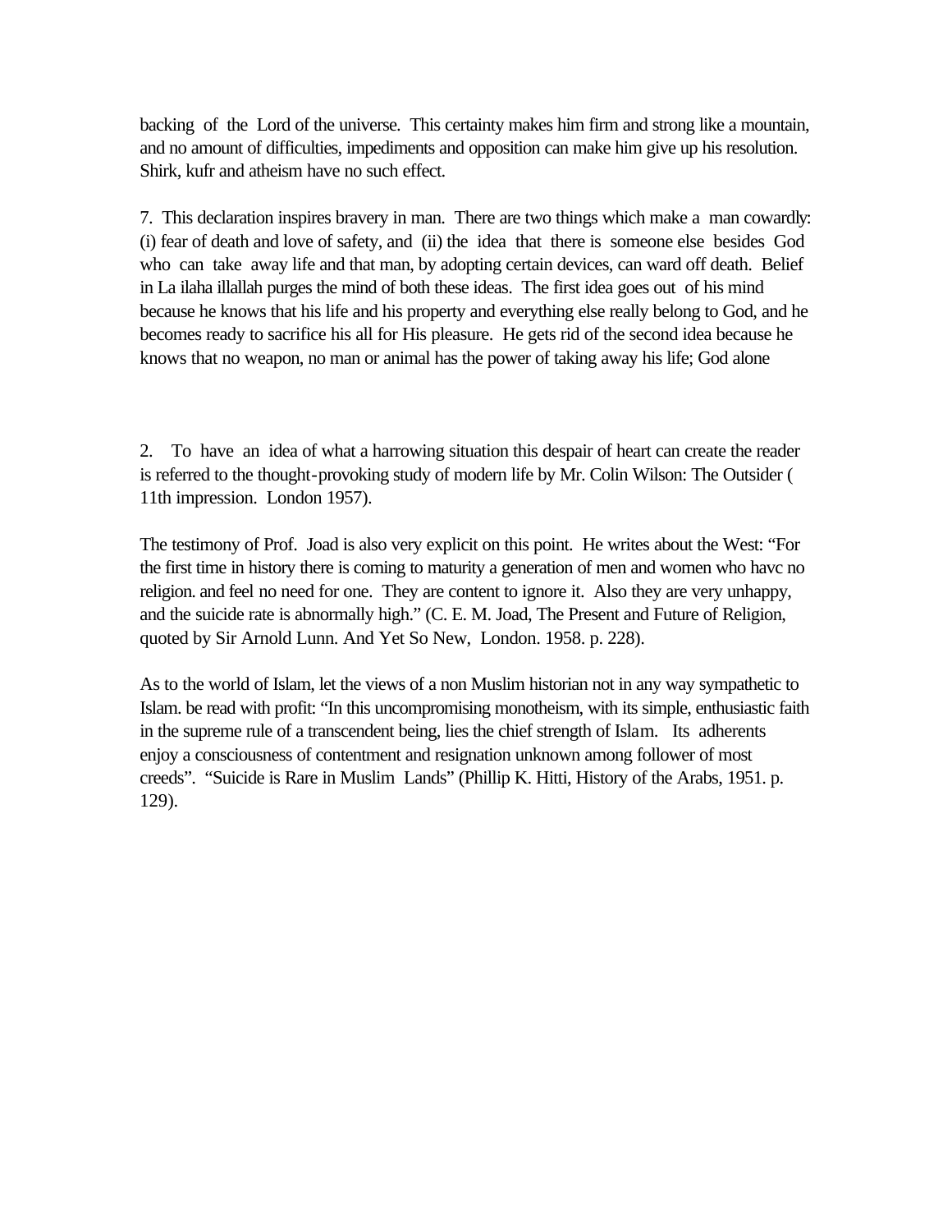backing of the Lord of the universe. This certainty makes him firm and strong like a mountain, and no amount of difficulties, impediments and opposition can make him give up his resolution. Shirk, kufr and atheism have no such effect.

7. This declaration inspires bravery in man. There are two things which make a man cowardly: (i) fear of death and love of safety, and (ii) the idea that there is someone else besides God who can take away life and that man, by adopting certain devices, can ward off death. Belief in La ilaha illallah purges the mind of both these ideas. The first idea goes out of his mind because he knows that his life and his property and everything else really belong to God, and he becomes ready to sacrifice his all for His pleasure. He gets rid of the second idea because he knows that no weapon, no man or animal has the power of taking away his life; God alone

2. To have an idea of what a harrowing situation this despair of heart can create the reader is referred to the thought-provoking study of modern life by Mr. Colin Wilson: The Outsider ( 11th impression. London 1957).

The testimony of Prof. Joad is also very explicit on this point. He writes about the West: "For the first time in history there is coming to maturity a generation of men and women who havc no religion. and feel no need for one. They are content to ignore it. Also they are very unhappy, and the suicide rate is abnormally high." (C. E. M. Joad, The Present and Future of Religion, quoted by Sir Arnold Lunn. And Yet So New, London. 1958. p. 228).

As to the world of Islam, let the views of a non Muslim historian not in any way sympathetic to Islam. be read with profit: "In this uncompromising monotheism, with its simple, enthusiastic faith in the supreme rule of a transcendent being, lies the chief strength of Islam. Its adherents enjoy a consciousness of contentment and resignation unknown among follower of most creeds". "Suicide is Rare in Muslim Lands" (Phillip K. Hitti, History of the Arabs, 1951. p. 129).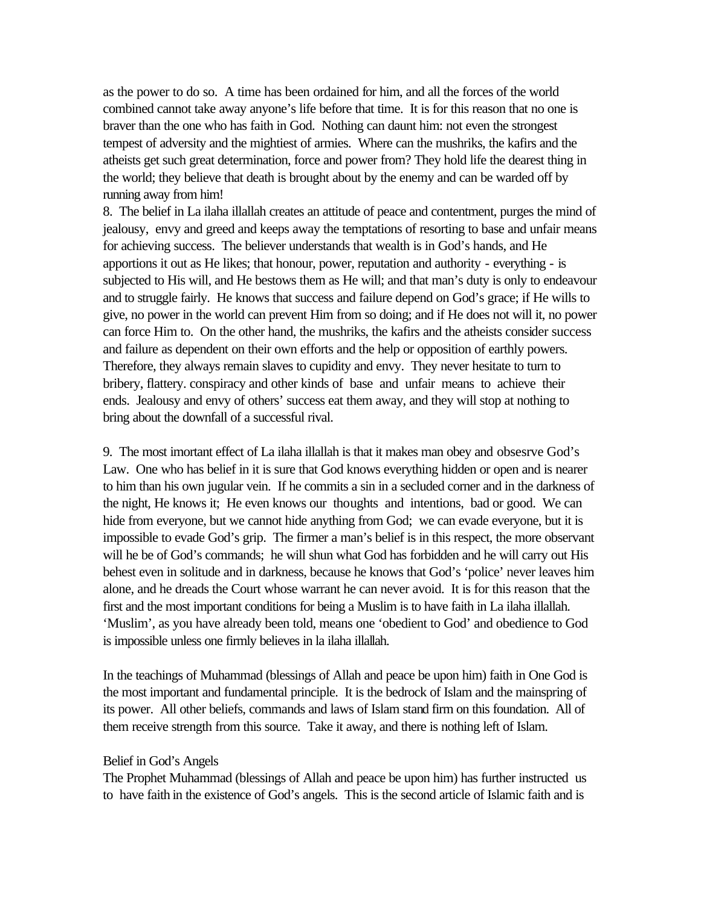as the power to do so. A time has been ordained for him, and all the forces of the world combined cannot take away anyone's life before that time. It is for this reason that no one is braver than the one who has faith in God. Nothing can daunt him: not even the strongest tempest of adversity and the mightiest of armies. Where can the mushriks, the kafirs and the atheists get such great determination, force and power from? They hold life the dearest thing in the world; they believe that death is brought about by the enemy and can be warded off by running away from him!

8. The belief in La ilaha illallah creates an attitude of peace and contentment, purges the mind of jealousy, envy and greed and keeps away the temptations of resorting to base and unfair means for achieving success. The believer understands that wealth is in God's hands, and He apportions it out as He likes; that honour, power, reputation and authority - everything - is subjected to His will, and He bestows them as He will; and that man's duty is only to endeavour and to struggle fairly. He knows that success and failure depend on God's grace; if He wills to give, no power in the world can prevent Him from so doing; and if He does not will it, no power can force Him to. On the other hand, the mushriks, the kafirs and the atheists consider success and failure as dependent on their own efforts and the help or opposition of earthly powers. Therefore, they always remain slaves to cupidity and envy. They never hesitate to turn to bribery, flattery. conspiracy and other kinds of base and unfair means to achieve their ends. Jealousy and envy of others' success eat them away, and they will stop at nothing to bring about the downfall of a successful rival.

9. The most imortant effect of La ilaha illallah is that it makes man obey and obsesrve God's Law. One who has belief in it is sure that God knows everything hidden or open and is nearer to him than his own jugular vein. If he commits a sin in a secluded corner and in the darkness of the night, He knows it; He even knows our thoughts and intentions, bad or good. We can hide from everyone, but we cannot hide anything from God; we can evade everyone, but it is impossible to evade God's grip. The firmer a man's belief is in this respect, the more observant will he be of God's commands; he will shun what God has forbidden and he will carry out His behest even in solitude and in darkness, because he knows that God's 'police' never leaves him alone, and he dreads the Court whose warrant he can never avoid. It is for this reason that the first and the most important conditions for being a Muslim is to have faith in La ilaha illallah. 'Muslim', as you have already been told, means one 'obedient to God' and obedience to God is impossible unless one firmly believes in la ilaha illallah.

In the teachings of Muhammad (blessings of Allah and peace be upon him) faith in One God is the most important and fundamental principle. It is the bedrock of Islam and the mainspring of its power. All other beliefs, commands and laws of Islam stand firm on this foundation. All of them receive strength from this source. Take it away, and there is nothing left of Islam.

## Belief in God's Angels

The Prophet Muhammad (blessings of Allah and peace be upon him) has further instructed us to have faith in the existence of God's angels. This is the second article of Islamic faith and is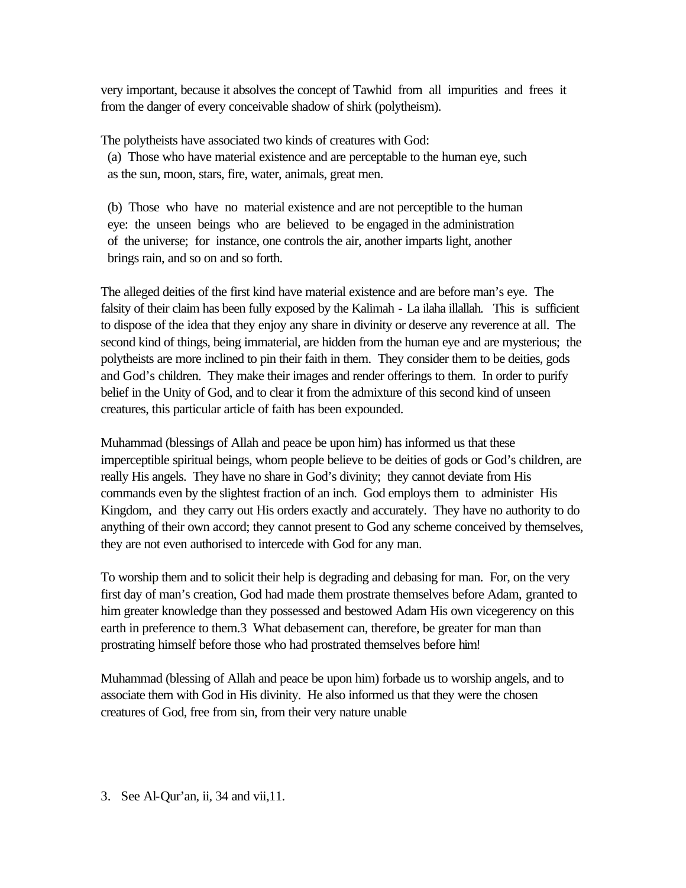very important, because it absolves the concept of Tawhid from all impurities and frees it from the danger of every conceivable shadow of shirk (polytheism).

The polytheists have associated two kinds of creatures with God:

(a) Those who have material existence and are perceptable to the human eye, such as the sun, moon, stars, fire, water, animals, great men.

(b) Those who have no material existence and are not perceptible to the human eye: the unseen beings who are believed to be engaged in the administration of the universe; for instance, one controls the air, another imparts light, another brings rain, and so on and so forth.

The alleged deities of the first kind have material existence and are before man's eye. The falsity of their claim has been fully exposed by the Kalimah - La ilaha illallah. This is sufficient to dispose of the idea that they enjoy any share in divinity or deserve any reverence at all. The second kind of things, being immaterial, are hidden from the human eye and are mysterious; the polytheists are more inclined to pin their faith in them. They consider them to be deities, gods and God's children. They make their images and render offerings to them. In order to purify belief in the Unity of God, and to clear it from the admixture of this second kind of unseen creatures, this particular article of faith has been expounded.

Muhammad (blessings of Allah and peace be upon him) has informed us that these imperceptible spiritual beings, whom people believe to be deities of gods or God's children, are really His angels. They have no share in God's divinity; they cannot deviate from His commands even by the slightest fraction of an inch. God employs them to administer His Kingdom, and they carry out His orders exactly and accurately. They have no authority to do anything of their own accord; they cannot present to God any scheme conceived by themselves, they are not even authorised to intercede with God for any man.

To worship them and to solicit their help is degrading and debasing for man. For, on the very first day of man's creation, God had made them prostrate themselves before Adam, granted to him greater knowledge than they possessed and bestowed Adam His own vicegerency on this earth in preference to them.[3] What debasement can, therefore, be greater for man than prostrating himself before those who had prostrated themselves before him!

Muhammad (blessing of Allah and peace be upon him) forbade us to worship angels, and to associate them with God in His divinity. He also informed us that they were the chosen creatures of God, free from sin, from their very nature unable

3. See Al-Qur'an, ii, 34 and vii,11.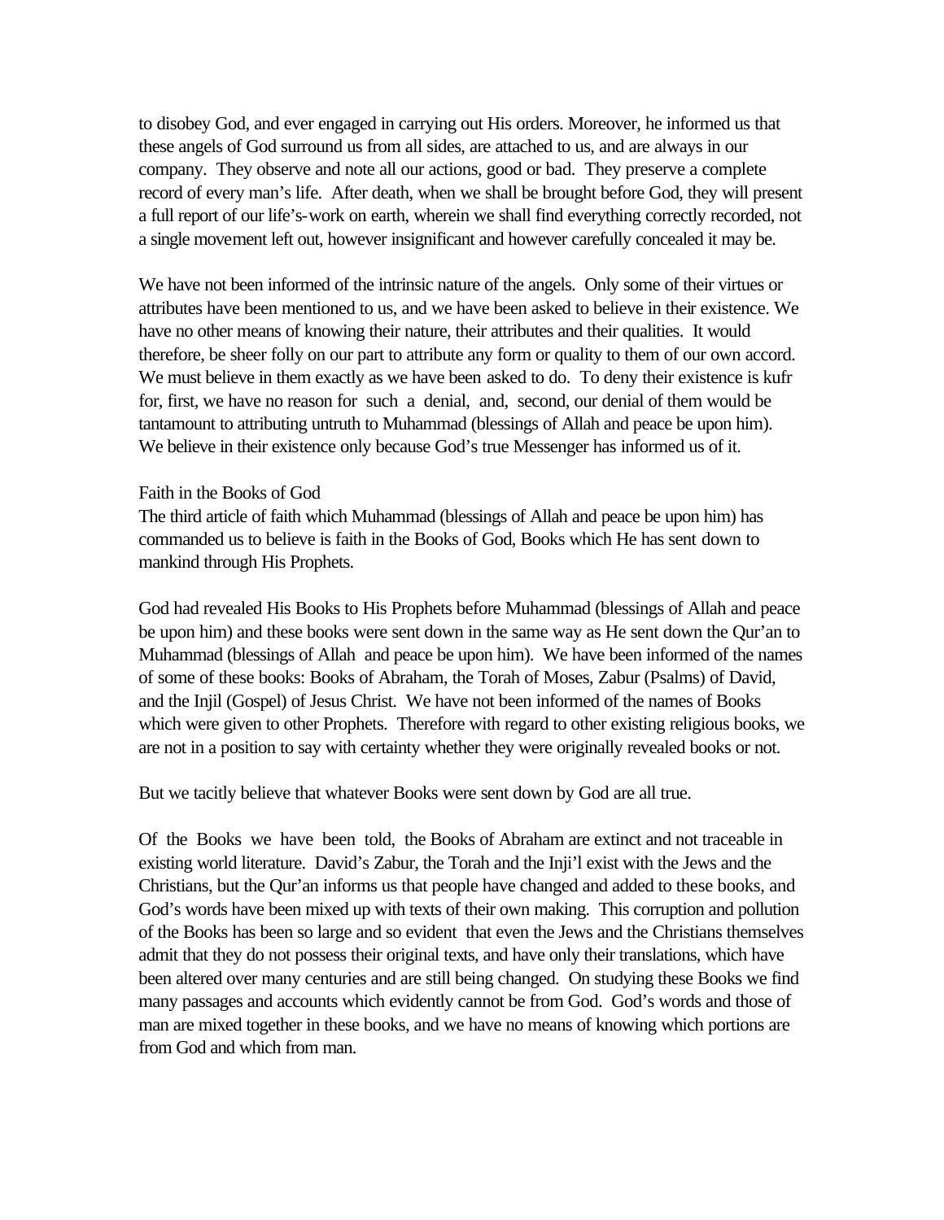to disobey God, and ever engaged in carrying out His orders. Moreover, he informed us that these angels of God surround us from all sides, are attached to us, and are always in our company. They observe and note all our actions, good or bad. They preserve a complete record of every man's life. After death, when we shall be brought before God, they will present a full report of our life's-work on earth, wherein we shall find everything correctly recorded, not a single movement left out, however insignificant and however carefully concealed it may be.

We have not been informed of the intrinsic nature of the angels. Only some of their virtues or attributes have been mentioned to us, and we have been asked to believe in their existence. We have no other means of knowing their nature, their attributes and their qualities. It would therefore, be sheer folly on our part to attribute any form or quality to them of our own accord. We must believe in them exactly as we have been asked to do. To deny their existence is kufr for, first, we have no reason for such a denial, and, second, our denial of them would be tantamount to attributing untruth to Muhammad (blessings of Allah and peace be upon him). We believe in their existence only because God's true Messenger has informed us of it.

## Faith in the Books of God

The third article of faith which Muhammad (blessings of Allah and peace be upon him) has commanded us to believe is faith in the Books of God, Books which He has sent down to mankind through His Prophets.

God had revealed His Books to His Prophets before Muhammad (blessings of Allah and peace be upon him) and these books were sent down in the same way as He sent down the Qur'an to Muhammad (blessings of Allah and peace be upon him). We have been informed of the names of some of these books: Books of Abraham, the Torah of Moses, Zabur (Psalms) of David, and the Injil (Gospel) of Jesus Christ. We have not been informed of the names of Books which were given to other Prophets. Therefore with regard to other existing religious books, we are not in a position to say with certainty whether they were originally revealed books or not.

But we tacitly believe that whatever Books were sent down by God are all true.

Of the Books we have been told, the Books of Abraham are extinct and not traceable in existing world literature. David's Zabur, the Torah and the Inji'l exist with the Jews and the Christians, but the Qur'an informs us that people have changed and added to these books, and God's words have been mixed up with texts of their own making. This corruption and pollution of the Books has been so large and so evident that even the Jews and the Christians themselves admit that they do not possess their original texts, and have only their translations, which have been altered over many centuries and are still being changed. On studying these Books we find many passages and accounts which evidently cannot be from God. God's words and those of man are mixed together in these books, and we have no means of knowing which portions are from God and which from man.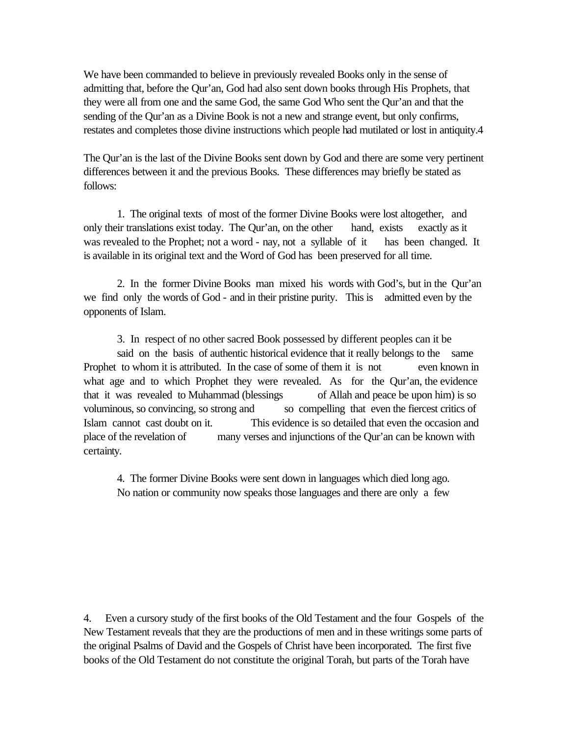We have been commanded to believe in previously revealed Books only in the sense of admitting that, before the Qur'an, God had also sent down books through His Prophets, that they were all from one and the same God, the same God Who sent the Qur'an and that the sending of the Qur'an as a Divine Book is not a new and strange event, but only confirms, restates and completes those divine instructions which people had mutilated or lost in antiquity.[4]

The Qur'an is the last of the Divine Books sent down by God and there are some very pertinent differences between it and the previous Books. These differences may briefly be stated as follows:

1. The original texts of most of the former Divine Books were lost altogether, and only their translations exist today. The Qur'an, on the other hand, exists exactly as it was revealed to the Prophet; not a word - nay, not a syllable of it has been changed. It is available in its original text and the Word of God has been preserved for all time.

2. In the former Divine Books man mixed his words with God's, but in the Qur'an we find only the words of God - and in their pristine purity. This is admitted even by the opponents of Islam.

3. In respect of no other sacred Book possessed by different peoples can it be said on the basis of authentic historical evidence that it really belongs to the same Prophet to whom it is attributed. In the case of some of them it is not even known in what age and to which Prophet they were revealed. As for the Qur'an, the evidence that it was revealed to Muhammad (blessings of Allah and peace be upon him) is so voluminous, so convincing, so strong and so compelling that even the fiercest critics of Islam cannot cast doubt on it. This evidence is so detailed that even the occasion and place of the revelation of many verses and injunctions of the Qur'an can be known with certainty.

4. The former Divine Books were sent down in languages which died long ago. No nation or community now speaks those languages and there are only a few

4. Even a cursory study of the first books of the Old Testament and the four Gospels of the New Testament reveals that they are the productions of men and in these writings some parts of the original Psalms of David and the Gospels of Christ have been incorporated. The first five books of the Old Testament do not constitute the original Torah, but parts of the Torah have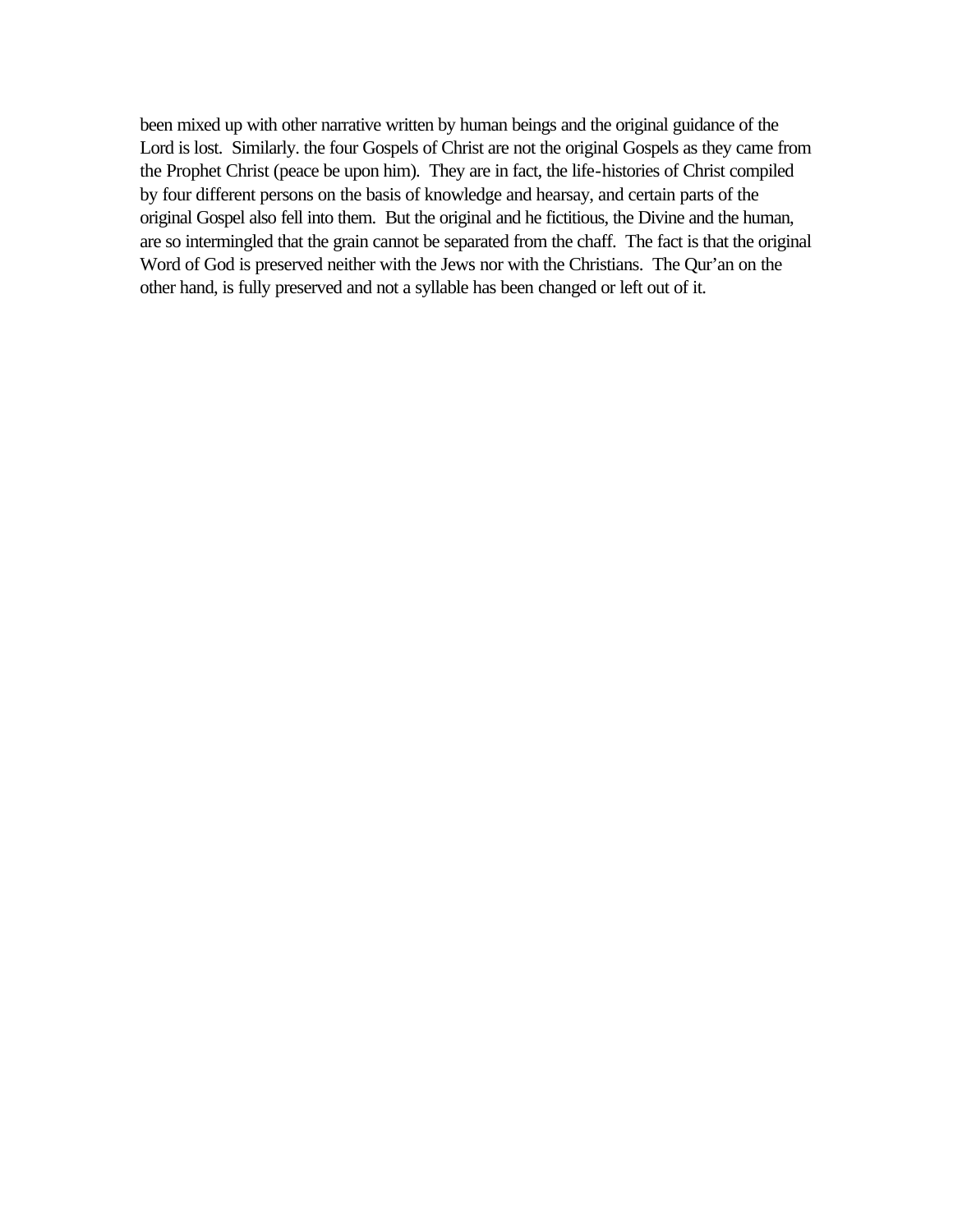been mixed up with other narrative written by human beings and the original guidance of the Lord is lost. Similarly. the four Gospels of Christ are not the original Gospels as they came from the Prophet Christ (peace be upon him). They are in fact, the life-histories of Christ compiled by four different persons on the basis of knowledge and hearsay, and certain parts of the original Gospel also fell into them. But the original and he fictitious, the Divine and the human, are so intermingled that the grain cannot be separated from the chaff. The fact is that the original Word of God is preserved neither with the Jews nor with the Christians. The Qur'an on the other hand, is fully preserved and not a syllable has been changed or left out of it.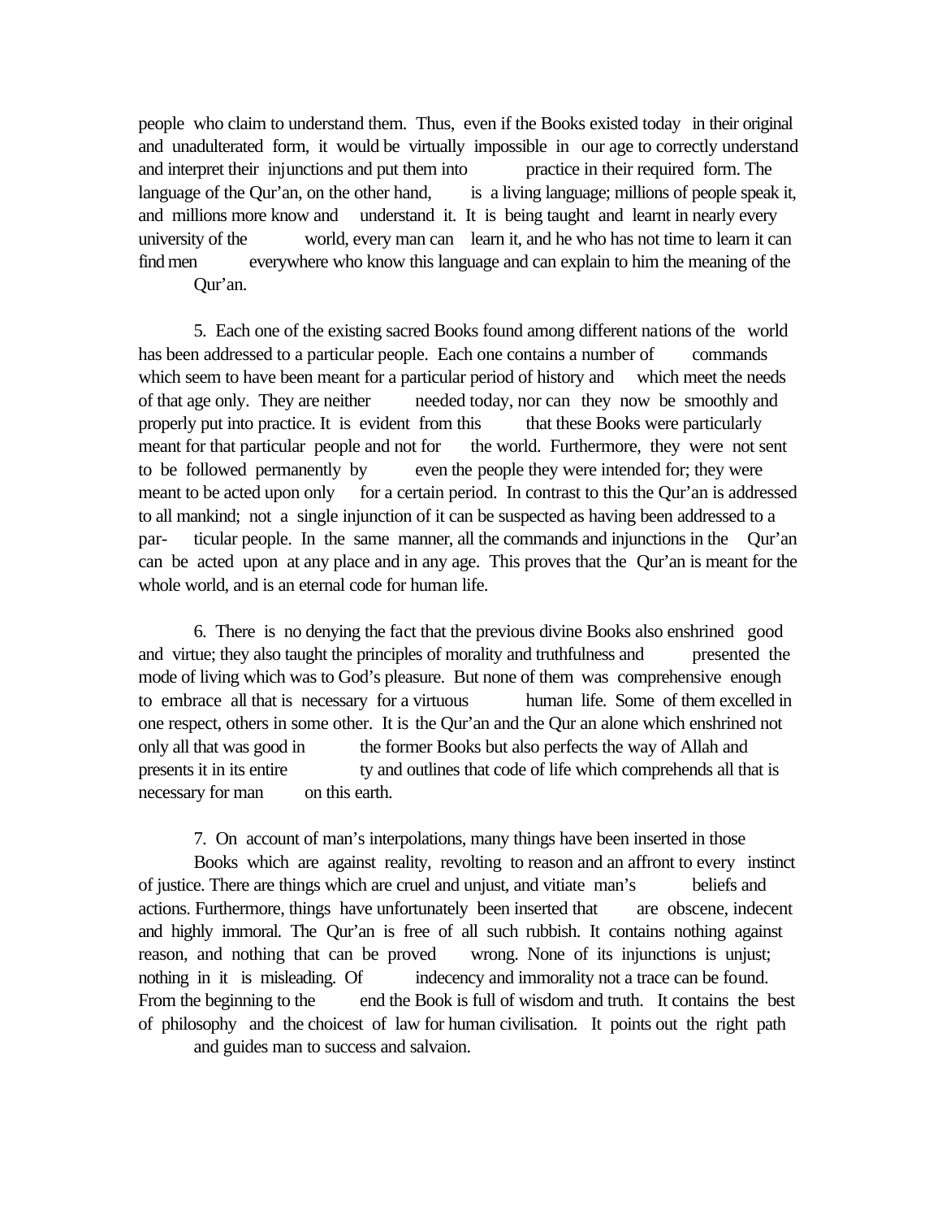people who claim to understand them. Thus, even if the Books existed today in their original and unadulterated form, it would be virtually impossible in our age to correctly understand and interpret their injunctions and put them into practice in their required form. The language of the Qur'an, on the other hand, is a living language; millions of people speak it, and millions more know and understand it. It is being taught and learnt in nearly every university of the world, every man can learn it, and he who has not time to learn it can find men everywhere who know this language and can explain to him the meaning of the Qur'an.

5. Each one of the existing sacred Books found among different nations of the world has been addressed to a particular people. Each one contains a number of commands which seem to have been meant for a particular period of history and which meet the needs of that age only. They are neither needed today, nor can they now be smoothly and properly put into practice. It is evident from this that these Books were particularly meant for that particular people and not for the world. Furthermore, they were not sent to be followed permanently by even the people they were intended for; they were meant to be acted upon only for a certain period. In contrast to this the Qur'an is addressed to all mankind; not a single injunction of it can be suspected as having been addressed to a par- ticular people. In the same manner, all the commands and injunctions in the Qur'an can be acted upon at any place and in any age. This proves that the Qur'an is meant for the whole world, and is an eternal code for human life.

6. There is no denying the fact that the previous divine Books also enshrined good and virtue; they also taught the principles of morality and truthfulness and presented the mode of living which was to God's pleasure. But none of them was comprehensive enough to embrace all that is necessary for a virtuous human life. Some of them excelled in one respect, others in some other. It is the Qur'an and the Qur an alone which enshrined not only all that was good in the former Books but also perfects the way of Allah and presents it in its entire ty and outlines that code of life which comprehends all that is necessary for man on this earth.

7. On account of man's interpolations, many things have been inserted in those Books which are against reality, revolting to reason and an affront to every instinct of justice. There are things which are cruel and unjust, and vitiate man's beliefs and actions. Furthermore, things have unfortunately been inserted that are obscene, indecent and highly immoral. The Qur'an is free of all such rubbish. It contains nothing against reason, and nothing that can be proved wrong. None of its injunctions is unjust; nothing in it is misleading. Of indecency and immorality not a trace can be found. From the beginning to the end the Book is full of wisdom and truth. It contains the best of philosophy and the choicest of law for human civilisation. It points out the right path and guides man to success and salvaion.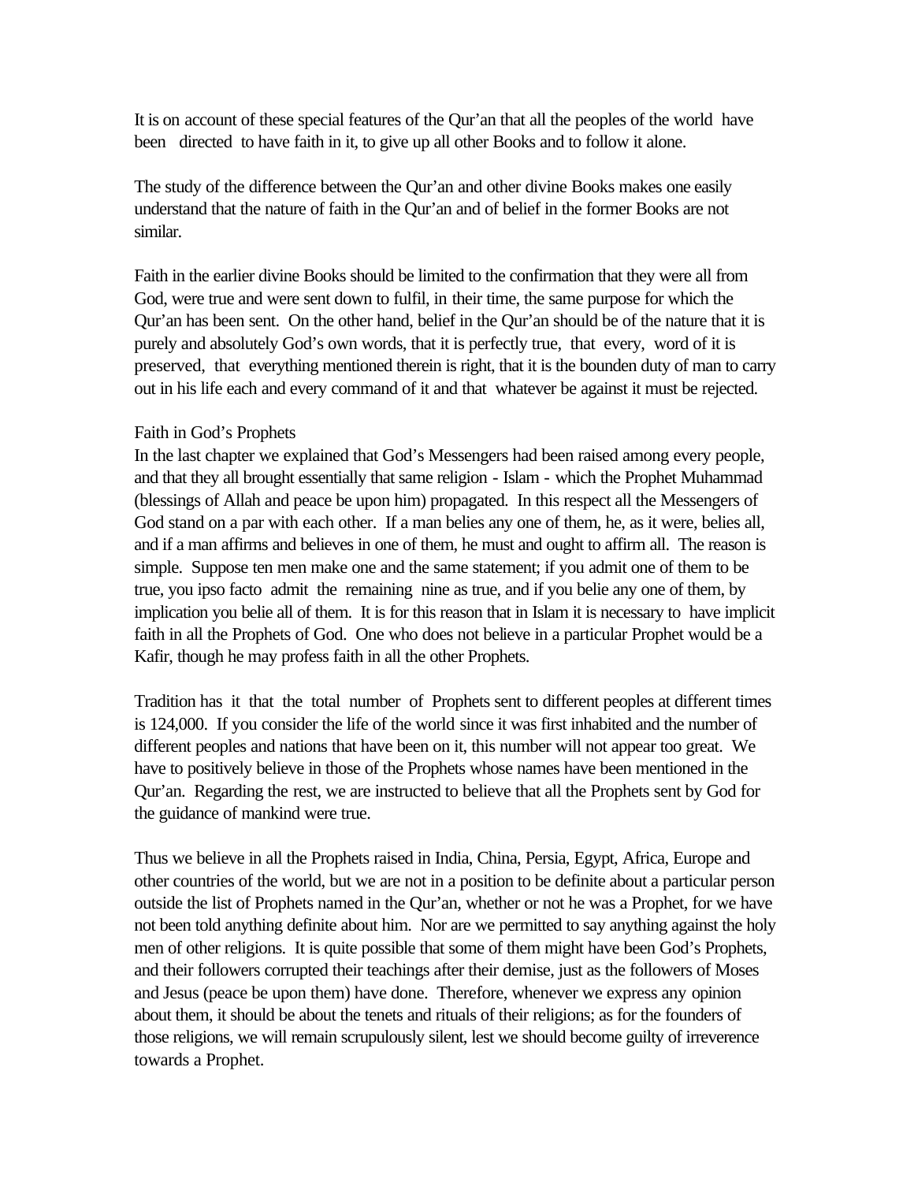It is on account of these special features of the Qur'an that all the peoples of the world have been directed to have faith in it, to give up all other Books and to follow it alone.

The study of the difference between the Qur'an and other divine Books makes one easily understand that the nature of faith in the Qur'an and of belief in the former Books are not similar.

Faith in the earlier divine Books should be limited to the confirmation that they were all from God, were true and were sent down to fulfil, in their time, the same purpose for which the Qur'an has been sent. On the other hand, belief in the Qur'an should be of the nature that it is purely and absolutely God's own words, that it is perfectly true, that every, word of it is preserved, that everything mentioned therein is right, that it is the bounden duty of man to carry out in his life each and every command of it and that whatever be against it must be rejected.

## Faith in God's Prophets

In the last chapter we explained that God's Messengers had been raised among every people, and that they all brought essentially that same religion - Islam - which the Prophet Muhammad (blessings of Allah and peace be upon him) propagated. In this respect all the Messengers of God stand on a par with each other. If a man belies any one of them, he, as it were, belies all, and if a man affirms and believes in one of them, he must and ought to affirm all. The reason is simple. Suppose ten men make one and the same statement; if you admit one of them to be true, you ipso facto admit the remaining nine as true, and if you belie any one of them, by implication you belie all of them. It is for this reason that in Islam it is necessary to have implicit faith in all the Prophets of God. One who does not believe in a particular Prophet would be a Kafir, though he may profess faith in all the other Prophets.

Tradition has it that the total number of Prophets sent to different peoples at different times is 124,000. If you consider the life of the world since it was first inhabited and the number of different peoples and nations that have been on it, this number will not appear too great. We have to positively believe in those of the Prophets whose names have been mentioned in the Qur'an. Regarding the rest, we are instructed to believe that all the Prophets sent by God for the guidance of mankind were true.

Thus we believe in all the Prophets raised in India, China, Persia, Egypt, Africa, Europe and other countries of the world, but we are not in a position to be definite about a particular person outside the list of Prophets named in the Qur'an, whether or not he was a Prophet, for we have not been told anything definite about him. Nor are we permitted to say anything against the holy men of other religions. It is quite possible that some of them might have been God's Prophets, and their followers corrupted their teachings after their demise, just as the followers of Moses and Jesus (peace be upon them) have done. Therefore, whenever we express any opinion about them, it should be about the tenets and rituals of their religions; as for the founders of those religions, we will remain scrupulously silent, lest we should become guilty of irreverence towards a Prophet.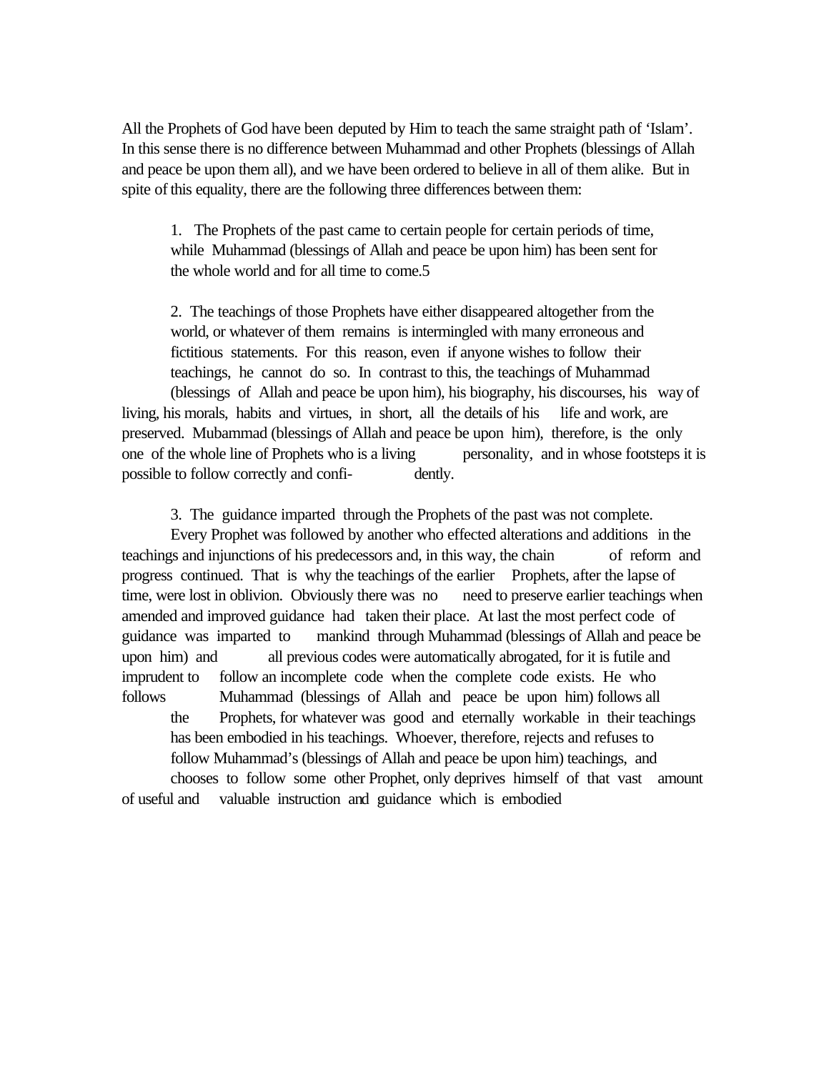All the Prophets of God have been deputed by Him to teach the same straight path of 'Islam'. In this sense there is no difference between Muhammad and other Prophets (blessings of Allah and peace be upon them all), and we have been ordered to believe in all of them alike. But in spite of this equality, there are the following three differences between them:

1. The Prophets of the past came to certain people for certain periods of time, while Muhammad (blessings of Allah and peace be upon him) has been sent for the whole world and for all time to come.5

2. The teachings of those Prophets have either disappeared altogether from the world, or whatever of them remains is intermingled with many erroneous and fictitious statements. For this reason, even if anyone wishes to follow their teachings, he cannot do so. In contrast to this, the teachings of Muhammad (blessings of Allah and peace be upon him), his biography, his discourses, his way of living, his morals, habits and virtues, in short, all the details of his life and work, are preserved. Mubammad (blessings of Allah and peace be upon him), therefore, is the only one of the whole line of Prophets who is a living personality, and in whose footsteps it is possible to follow correctly and confi- dently.

3. The guidance imparted through the Prophets of the past was not complete. Every Prophet was followed by another who effected alterations and additions in the teachings and injunctions of his predecessors and, in this way, the chain of reform and progress continued. That is why the teachings of the earlier Prophets, after the lapse of time, were lost in oblivion. Obviously there was no need to preserve earlier teachings when amended and improved guidance had taken their place. At last the most perfect code of guidance was imparted to mankind through Muhammad (blessings of Allah and peace be upon him) and all previous codes were automatically abrogated, for it is futile and imprudent to follow an incomplete code when the complete code exists. He who follows Muhammad (blessings of Allah and peace be upon him) follows all the Prophets, for whatever was good and eternally workable in their teachings has been embodied in his teachings. Whoever, therefore, rejects and refuses to follow Muhammad's (blessings of Allah and peace be upon him) teachings, and chooses to follow some other Prophet, only deprives himself of that vast amount of useful and valuable instruction and guidance which is embodied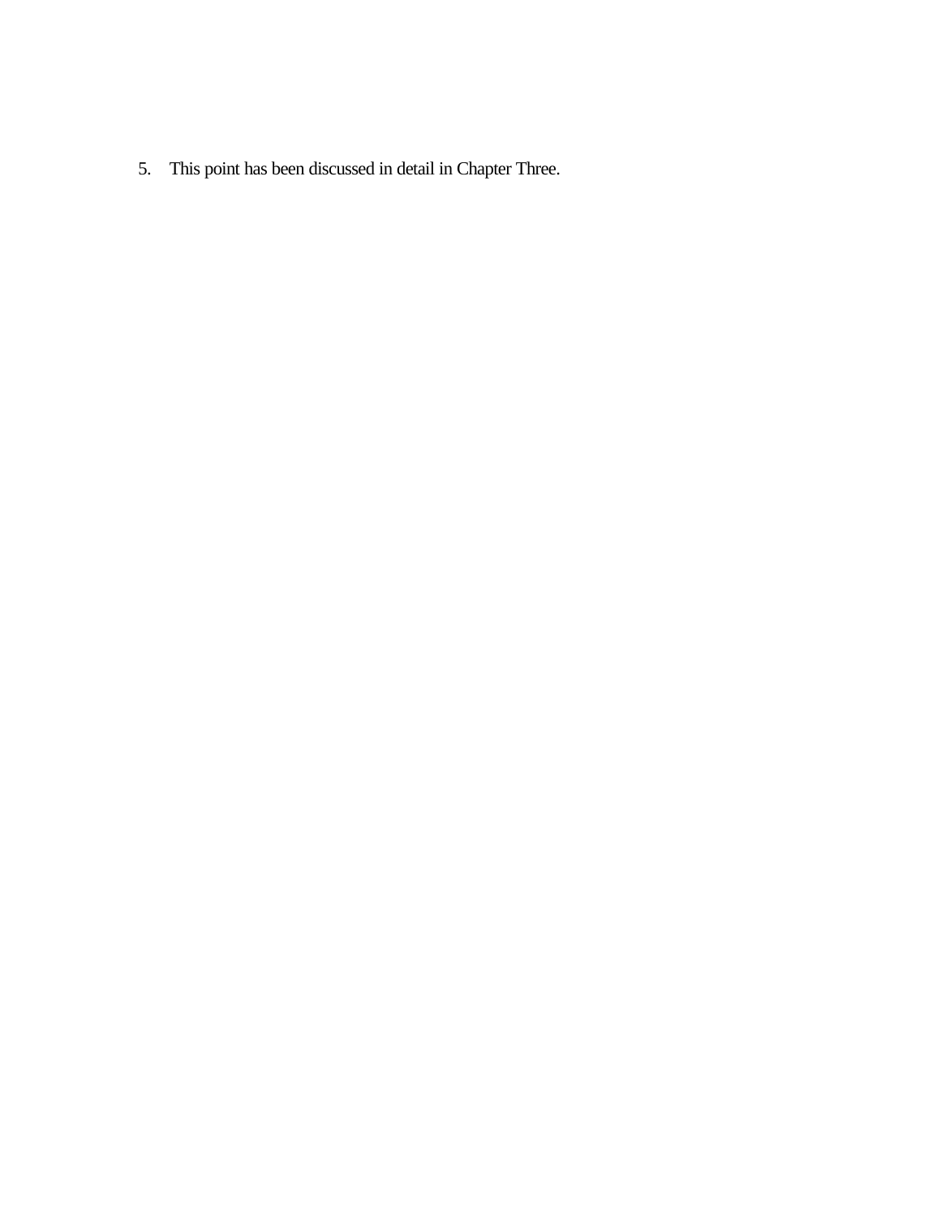5. This point has been discussed in detail in Chapter Three.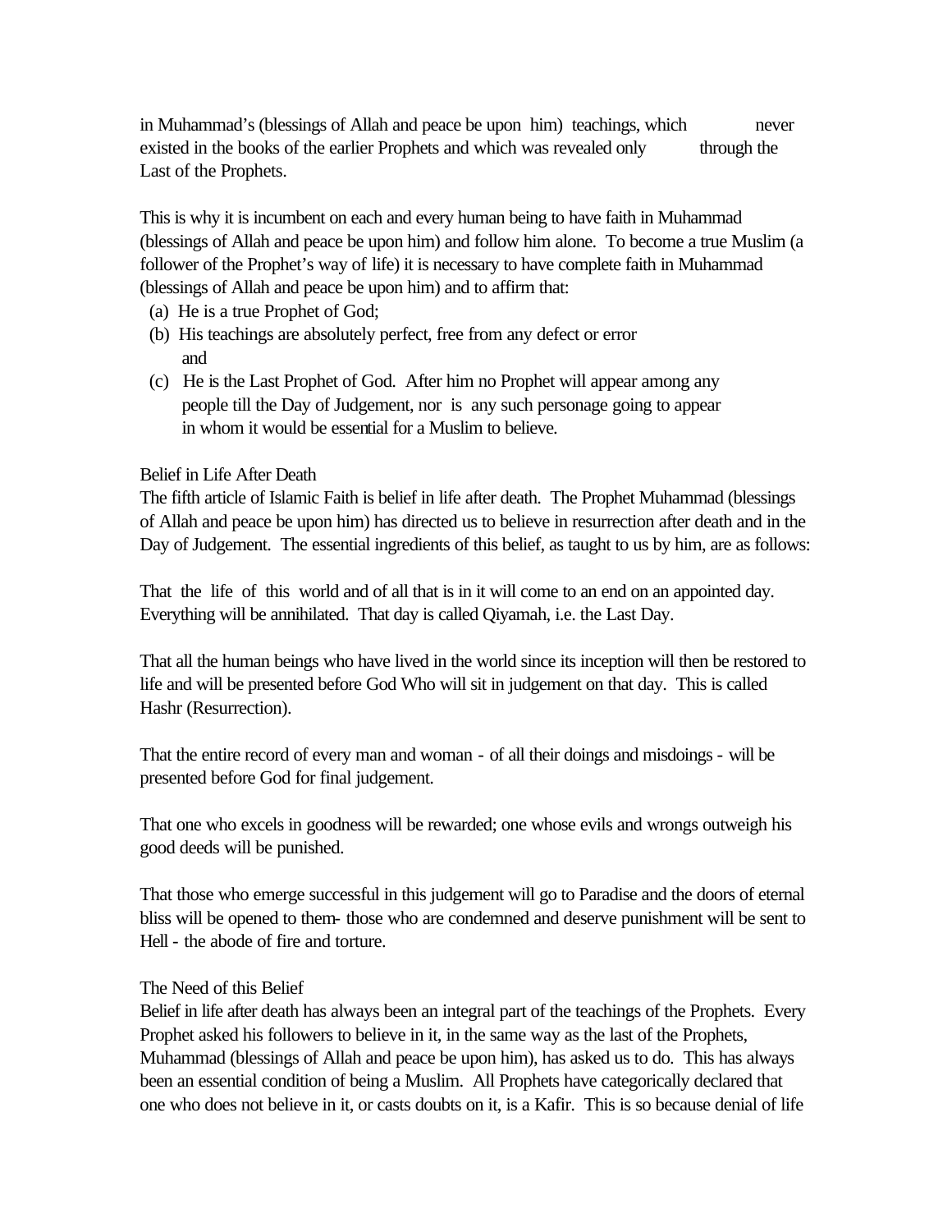in Muhammad's (blessings of Allah and peace be upon him) teachings, which never existed in the books of the earlier Prophets and which was revealed only through the Last of the Prophets.

This is why it is incumbent on each and every human being to have faith in Muhammad (blessings of Allah and peace be upon him) and follow him alone. To become a true Muslim (a follower of the Prophet's way of life) it is necessary to have complete faith in Muhammad (blessings of Allah and peace be upon him) and to affirm that:

(a) He is a true Prophet of God;
(b) His teachings are absolutely perfect, free from any defect or error and
(c) He is the Last Prophet of God. After him no Prophet will appear among any people till the Day of Judgement, nor is any such personage going to appear in whom it would be essential for a Muslim to believe.

## Belief in Life After Death

The fifth article of Islamic Faith is belief in life after death. The Prophet Muhammad (blessings of Allah and peace be upon him) has directed us to believe in resurrection after death and in the Day of Judgement. The essential ingredients of this belief, as taught to us by him, are as follows:

That the life of this world and of all that is in it will come to an end on an appointed day. Everything will be annihilated. That day is called Qiyamah, i.e. the Last Day.

That all the human beings who have lived in the world since its inception will then be restored to life and will be presented before God Who will sit in judgement on that day. This is called Hashr (Resurrection).

That the entire record of every man and woman - of all their doings and misdoings - will be presented before God for final judgement.

That one who excels in goodness will be rewarded; one whose evils and wrongs outweigh his good deeds will be punished.

That those who emerge successful in this judgement will go to Paradise and the doors of eternal bliss will be opened to them- those who are condemned and deserve punishment will be sent to Hell - the abode of fire and torture.

## The Need of this Belief

Belief in life after death has always been an integral part of the teachings of the Prophets. Every Prophet asked his followers to believe in it, in the same way as the last of the Prophets, Muhammad (blessings of Allah and peace be upon him), has asked us to do. This has always been an essential condition of being a Muslim. All Prophets have categorically declared that one who does not believe in it, or casts doubts on it, is a Kafir. This is so because denial of life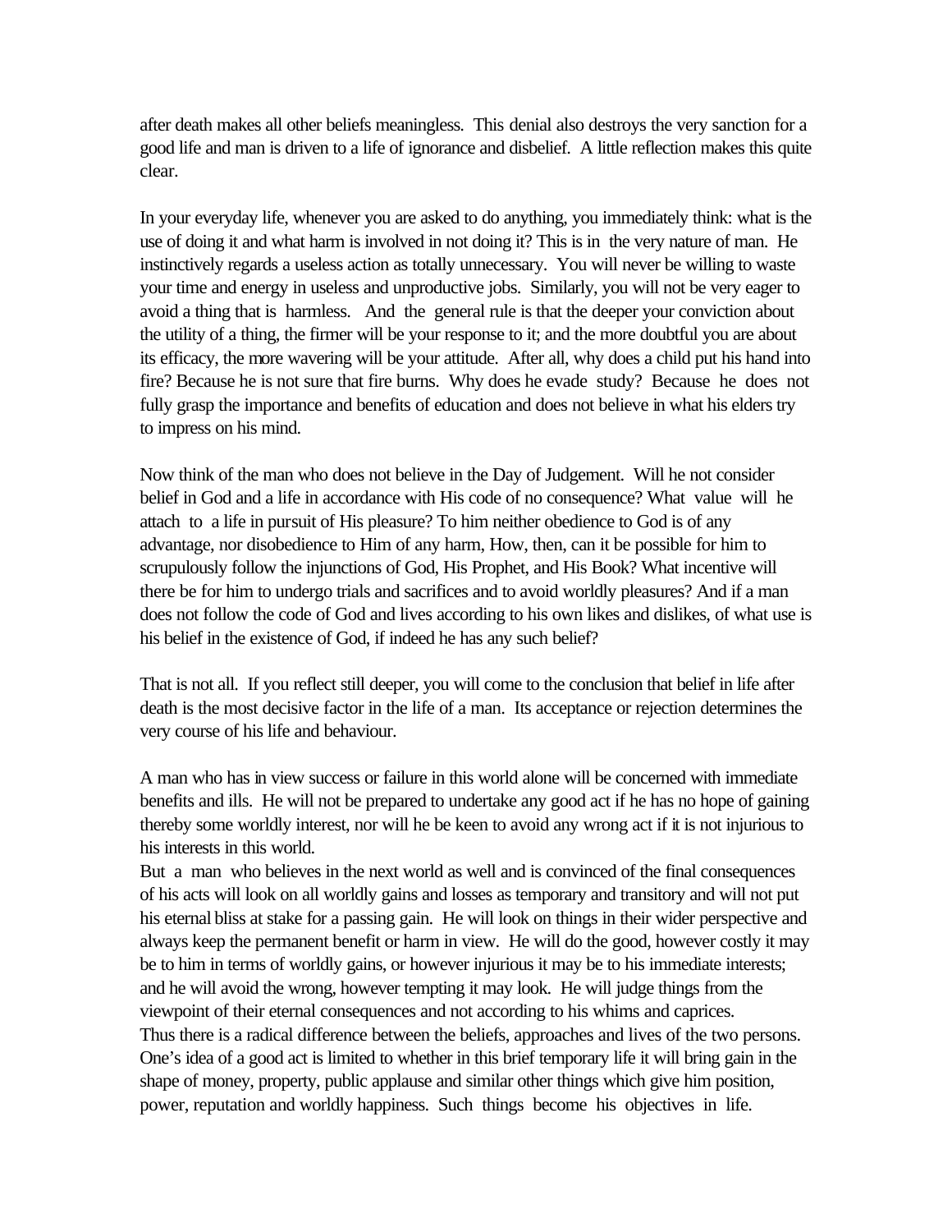after death makes all other beliefs meaningless. This denial also destroys the very sanction for a good life and man is driven to a life of ignorance and disbelief. A little reflection makes this quite clear.

In your everyday life, whenever you are asked to do anything, you immediately think: what is the use of doing it and what harm is involved in not doing it? This is in the very nature of man. He instinctively regards a useless action as totally unnecessary. You will never be willing to waste your time and energy in useless and unproductive jobs. Similarly, you will not be very eager to avoid a thing that is harmless. And the general rule is that the deeper your conviction about the utility of a thing, the firmer will be your response to it; and the more doubtful you are about its efficacy, the more wavering will be your attitude. After all, why does a child put his hand into fire? Because he is not sure that fire burns. Why does he evade study? Because he does not fully grasp the importance and benefits of education and does not believe in what his elders try to impress on his mind.

Now think of the man who does not believe in the Day of Judgement. Will he not consider belief in God and a life in accordance with His code of no consequence? What value will he attach to a life in pursuit of His pleasure? To him neither obedience to God is of any advantage, nor disobedience to Him of any harm, How, then, can it be possible for him to scrupulously follow the injunctions of God, His Prophet, and His Book? What incentive will there be for him to undergo trials and sacrifices and to avoid worldly pleasures? And if a man does not follow the code of God and lives according to his own likes and dislikes, of what use is his belief in the existence of God, if indeed he has any such belief?

That is not all. If you reflect still deeper, you will come to the conclusion that belief in life after death is the most decisive factor in the life of a man. Its acceptance or rejection determines the very course of his life and behaviour.

A man who has in view success or failure in this world alone will be concerned with immediate benefits and ills. He will not be prepared to undertake any good act if he has no hope of gaining thereby some worldly interest, nor will he be keen to avoid any wrong act if it is not injurious to his interests in this world.

But a man who believes in the next world as well and is convinced of the final consequences of his acts will look on all worldly gains and losses as temporary and transitory and will not put his eternal bliss at stake for a passing gain. He will look on things in their wider perspective and always keep the permanent benefit or harm in view. He will do the good, however costly it may be to him in terms of worldly gains, or however injurious it may be to his immediate interests; and he will avoid the wrong, however tempting it may look. He will judge things from the viewpoint of their eternal consequences and not according to his whims and caprices.

Thus there is a radical difference between the beliefs, approaches and lives of the two persons. One's idea of a good act is limited to whether in this brief temporary life it will bring gain in the shape of money, property, public applause and similar other things which give him position, power, reputation and worldly happiness. Such things become his objectives in life.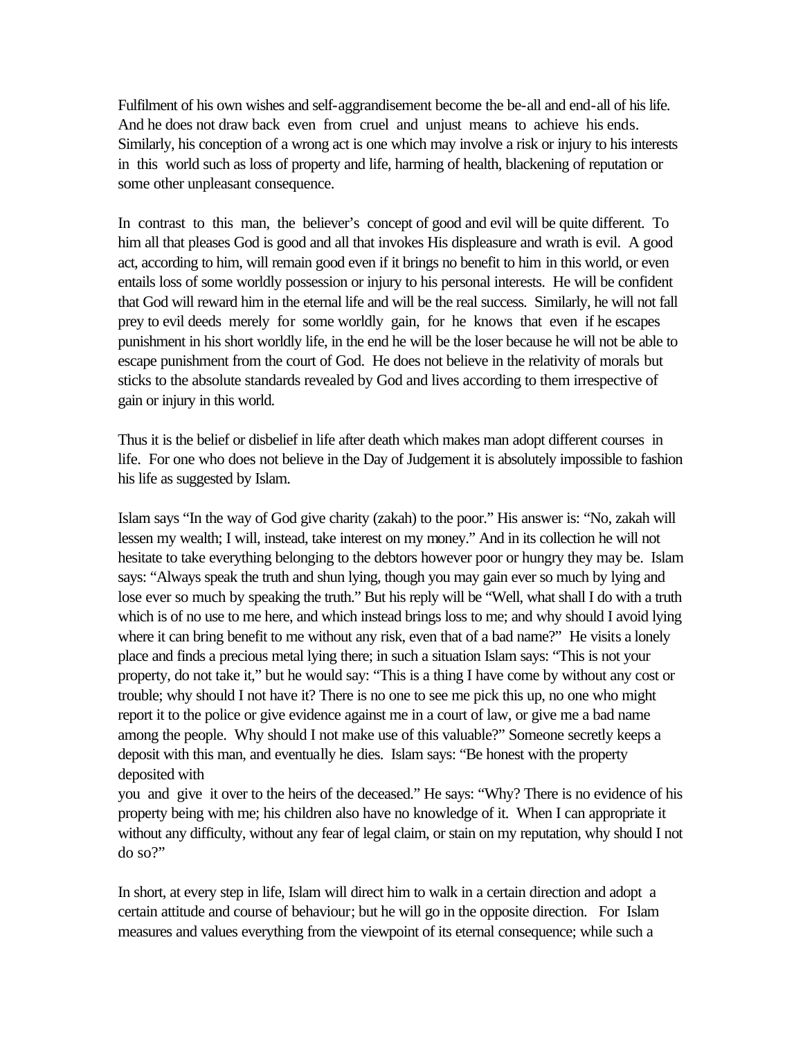Fulfilment of his own wishes and self-aggrandisement become the be-all and end-all of his life. And he does not draw back even from cruel and unjust means to achieve his ends. Similarly, his conception of a wrong act is one which may involve a risk or injury to his interests in this world such as loss of property and life, harming of health, blackening of reputation or some other unpleasant consequence.

In contrast to this man, the believer's concept of good and evil will be quite different. To him all that pleases God is good and all that invokes His displeasure and wrath is evil. A good act, according to him, will remain good even if it brings no benefit to him in this world, or even entails loss of some worldly possession or injury to his personal interests. He will be confident that God will reward him in the eternal life and will be the real success. Similarly, he will not fall prey to evil deeds merely for some worldly gain, for he knows that even if he escapes punishment in his short worldly life, in the end he will be the loser because he will not be able to escape punishment from the court of God. He does not believe in the relativity of morals but sticks to the absolute standards revealed by God and lives according to them irrespective of gain or injury in this world.

Thus it is the belief or disbelief in life after death which makes man adopt different courses in life. For one who does not believe in the Day of Judgement it is absolutely impossible to fashion his life as suggested by Islam.

Islam says "In the way of God give charity (zakah) to the poor." His answer is: "No, zakah will lessen my wealth; I will, instead, take interest on my money." And in its collection he will not hesitate to take everything belonging to the debtors however poor or hungry they may be. Islam says: "Always speak the truth and shun lying, though you may gain ever so much by lying and lose ever so much by speaking the truth." But his reply will be "Well, what shall I do with a truth which is of no use to me here, and which instead brings loss to me; and why should I avoid lying where it can bring benefit to me without any risk, even that of a bad name?" He visits a lonely place and finds a precious metal lying there; in such a situation Islam says: "This is not your property, do not take it," but he would say: "This is a thing I have come by without any cost or trouble; why should I not have it? There is no one to see me pick this up, no one who might report it to the police or give evidence against me in a court of law, or give me a bad name among the people. Why should I not make use of this valuable?" Someone secretly keeps a deposit with this man, and eventually he dies. Islam says: "Be honest with the property deposited with you and give it over to the heirs of the deceased." He says: "Why? There is no evidence of his property being with me; his children also have no knowledge of it. When I can appropriate it without any difficulty, without any fear of legal claim, or stain on my reputation, why should I not do so?"

In short, at every step in life, Islam will direct him to walk in a certain direction and adopt a certain attitude and course of behaviour; but he will go in the opposite direction. For Islam measures and values everything from the viewpoint of its eternal consequence; while such a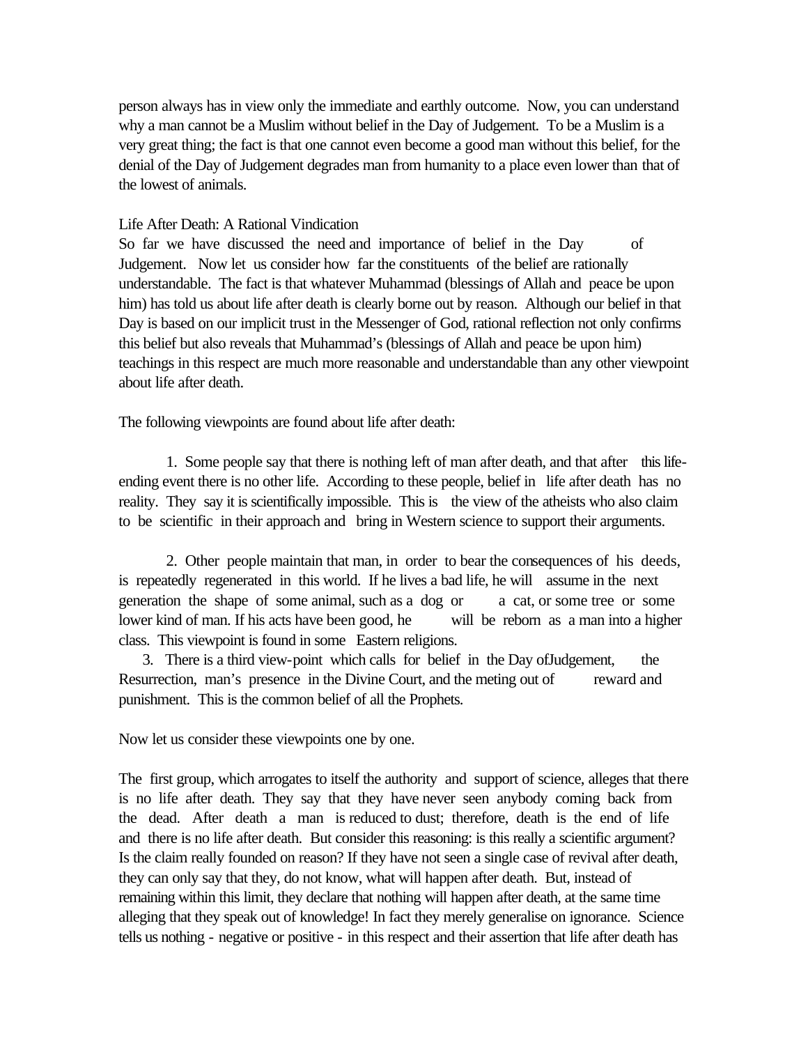person always has in view only the immediate and earthly outcome. Now, you can understand why a man cannot be a Muslim without belief in the Day of Judgement. To be a Muslim is a very great thing; the fact is that one cannot even become a good man without this belief, for the denial of the Day of Judgement degrades man from humanity to a place even lower than that of the lowest of animals.

## Life After Death: A Rational Vindication

So far we have discussed the need and importance of belief in the Day of Judgement. Now let us consider how far the constituents of the belief are rationally understandable. The fact is that whatever Muhammad (blessings of Allah and peace be upon him) has told us about life after death is clearly borne out by reason. Although our belief in that Day is based on our implicit trust in the Messenger of God, rational reflection not only confirms this belief but also reveals that Muhammad's (blessings of Allah and peace be upon him) teachings in this respect are much more reasonable and understandable than any other viewpoint about life after death.

The following viewpoints are found about life after death:

1. Some people say that there is nothing left of man after death, and that after this life-ending event there is no other life. According to these people, belief in life after death has no reality. They say it is scientifically impossible. This is the view of the atheists who also claim to be scientific in their approach and bring in Western science to support their arguments.

2. Other people maintain that man, in order to bear the consequences of his deeds, is repeatedly regenerated in this world. If he lives a bad life, he will assume in the next generation the shape of some animal, such as a dog or a cat, or some tree or some lower kind of man. If his acts have been good, he will be reborn as a man into a higher class. This viewpoint is found in some Eastern religions.

3. There is a third view-point which calls for belief in the Day of Judgement, the Resurrection, man's presence in the Divine Court, and the meting out of reward and punishment. This is the common belief of all the Prophets.

Now let us consider these viewpoints one by one.

The first group, which arrogates to itself the authority and support of science, alleges that there is no life after death. They say that they have never seen anybody coming back from the dead. After death a man is reduced to dust; therefore, death is the end of life and there is no life after death. But consider this reasoning: is this really a scientific argument? Is the claim really founded on reason? If they have not seen a single case of revival after death, they can only say that they, do not know, what will happen after death. But, instead of remaining within this limit, they declare that nothing will happen after death, at the same time alleging that they speak out of knowledge! In fact they merely generalise on ignorance. Science tells us nothing - negative or positive - in this respect and their assertion that life after death has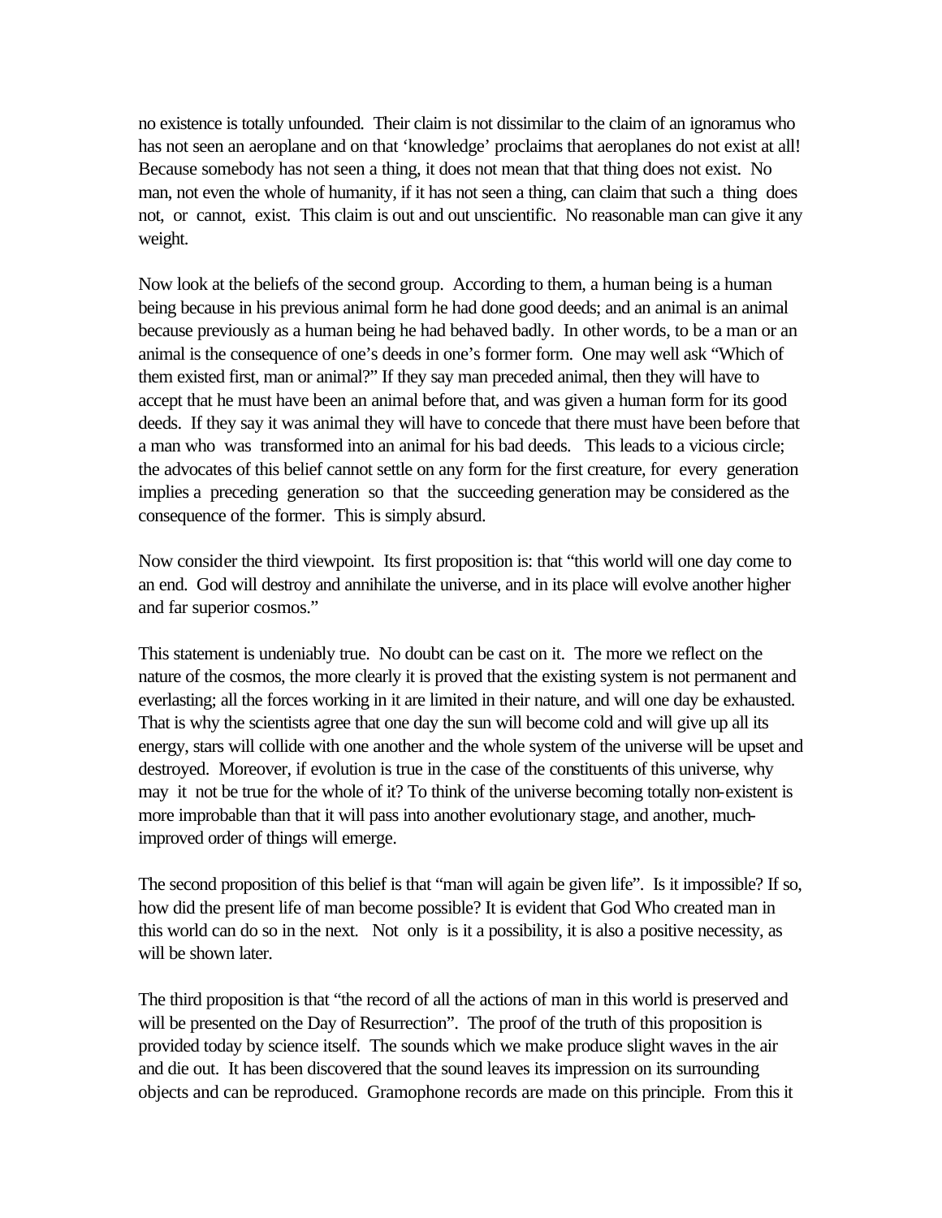no existence is totally unfounded. Their claim is not dissimilar to the claim of an ignoramus who has not seen an aeroplane and on that 'knowledge' proclaims that aeroplanes do not exist at all! Because somebody has not seen a thing, it does not mean that that thing does not exist. No man, not even the whole of humanity, if it has not seen a thing, can claim that such a thing does not, or cannot, exist. This claim is out and out unscientific. No reasonable man can give it any weight.

Now look at the beliefs of the second group. According to them, a human being is a human being because in his previous animal form he had done good deeds; and an animal is an animal because previously as a human being he had behaved badly. In other words, to be a man or an animal is the consequence of one's deeds in one's former form. One may well ask "Which of them existed first, man or animal?" If they say man preceded animal, then they will have to accept that he must have been an animal before that, and was given a human form for its good deeds. If they say it was animal they will have to concede that there must have been before that a man who was transformed into an animal for his bad deeds. This leads to a vicious circle; the advocates of this belief cannot settle on any form for the first creature, for every generation implies a preceding generation so that the succeeding generation may be considered as the consequence of the former. This is simply absurd.

Now consider the third viewpoint. Its first proposition is: that "this world will one day come to an end. God will destroy and annihilate the universe, and in its place will evolve another higher and far superior cosmos."

This statement is undeniably true. No doubt can be cast on it. The more we reflect on the nature of the cosmos, the more clearly it is proved that the existing system is not permanent and everlasting; all the forces working in it are limited in their nature, and will one day be exhausted. That is why the scientists agree that one day the sun will become cold and will give up all its energy, stars will collide with one another and the whole system of the universe will be upset and destroyed. Moreover, if evolution is true in the case of the constituents of this universe, why may it not be true for the whole of it? To think of the universe becoming totally non-existent is more improbable than that it will pass into another evolutionary stage, and another, much-improved order of things will emerge.

The second proposition of this belief is that "man will again be given life". Is it impossible? If so, how did the present life of man become possible? It is evident that God Who created man in this world can do so in the next. Not only is it a possibility, it is also a positive necessity, as will be shown later.

The third proposition is that "the record of all the actions of man in this world is preserved and will be presented on the Day of Resurrection". The proof of the truth of this proposition is provided today by science itself. The sounds which we make produce slight waves in the air and die out. It has been discovered that the sound leaves its impression on its surrounding objects and can be reproduced. Gramophone records are made on this principle. From this it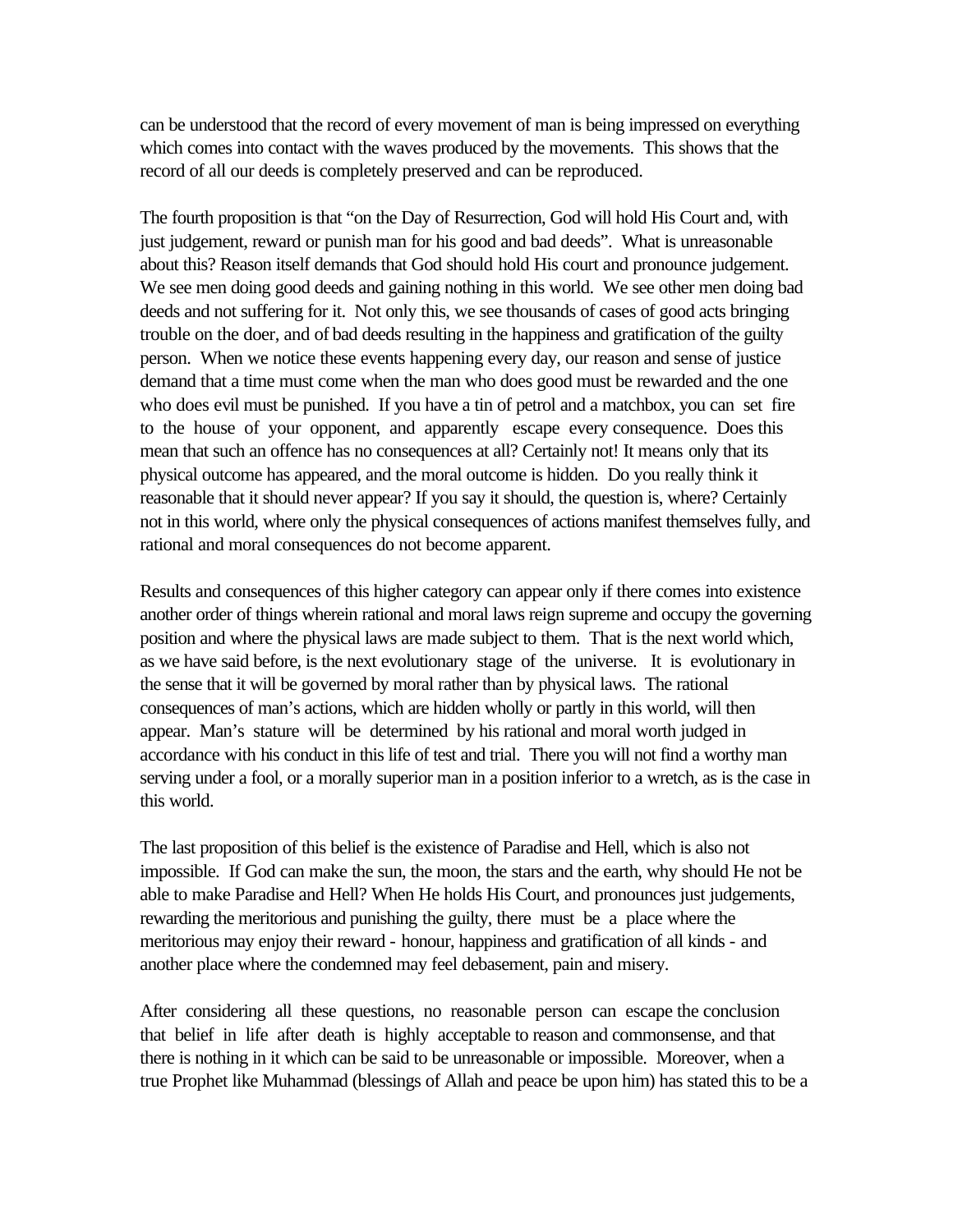can be understood that the record of every movement of man is being impressed on everything which comes into contact with the waves produced by the movements. This shows that the record of all our deeds is completely preserved and can be reproduced.

The fourth proposition is that "on the Day of Resurrection, God will hold His Court and, with just judgement, reward or punish man for his good and bad deeds". What is unreasonable about this? Reason itself demands that God should hold His court and pronounce judgement. We see men doing good deeds and gaining nothing in this world. We see other men doing bad deeds and not suffering for it. Not only this, we see thousands of cases of good acts bringing trouble on the doer, and of bad deeds resulting in the happiness and gratification of the guilty person. When we notice these events happening every day, our reason and sense of justice demand that a time must come when the man who does good must be rewarded and the one who does evil must be punished. If you have a tin of petrol and a matchbox, you can set fire to the house of your opponent, and apparently escape every consequence. Does this mean that such an offence has no consequences at all? Certainly not! It means only that its physical outcome has appeared, and the moral outcome is hidden. Do you really think it reasonable that it should never appear? If you say it should, the question is, where? Certainly not in this world, where only the physical consequences of actions manifest themselves fully, and rational and moral consequences do not become apparent.

Results and consequences of this higher category can appear only if there comes into existence another order of things wherein rational and moral laws reign supreme and occupy the governing position and where the physical laws are made subject to them. That is the next world which, as we have said before, is the next evolutionary stage of the universe. It is evolutionary in the sense that it will be governed by moral rather than by physical laws. The rational consequences of man's actions, which are hidden wholly or partly in this world, will then appear. Man's stature will be determined by his rational and moral worth judged in accordance with his conduct in this life of test and trial. There you will not find a worthy man serving under a fool, or a morally superior man in a position inferior to a wretch, as is the case in this world.

The last proposition of this belief is the existence of Paradise and Hell, which is also not impossible. If God can make the sun, the moon, the stars and the earth, why should He not be able to make Paradise and Hell? When He holds His Court, and pronounces just judgements, rewarding the meritorious and punishing the guilty, there must be a place where the meritorious may enjoy their reward - honour, happiness and gratification of all kinds - and another place where the condemned may feel debasement, pain and misery.

After considering all these questions, no reasonable person can escape the conclusion that belief in life after death is highly acceptable to reason and commonsense, and that there is nothing in it which can be said to be unreasonable or impossible. Moreover, when a true Prophet like Muhammad (blessings of Allah and peace be upon him) has stated this to be a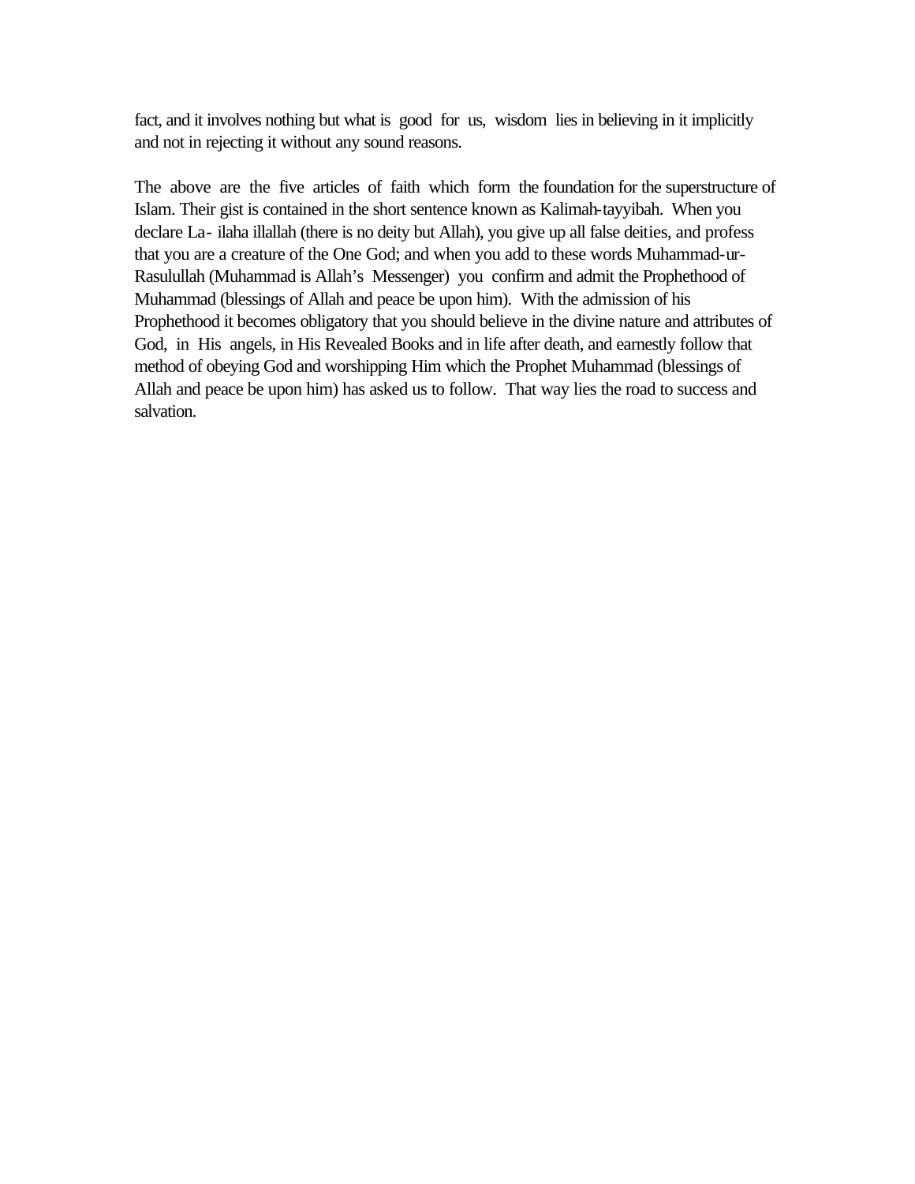fact, and it involves nothing but what is good for us, wisdom lies in believing in it implicitly and not in rejecting it without any sound reasons.

The above are the five articles of faith which form the foundation for the superstructure of Islam. Their gist is contained in the short sentence known as Kalimah-tayyibah. When you declare La- ilaha illallah (there is no deity but Allah), you give up all false deities, and profess that you are a creature of the One God; and when you add to these words Muhammad-ur-Rasulullah (Muhammad is Allah's Messenger) you confirm and admit the Prophethood of Muhammad (blessings of Allah and peace be upon him). With the admission of his Prophethood it becomes obligatory that you should believe in the divine nature and attributes of God, in His angels, in His Revealed Books and in life after death, and earnestly follow that method of obeying God and worshipping Him which the Prophet Muhammad (blessings of Allah and peace be upon him) has asked us to follow. That way lies the road to success and salvation.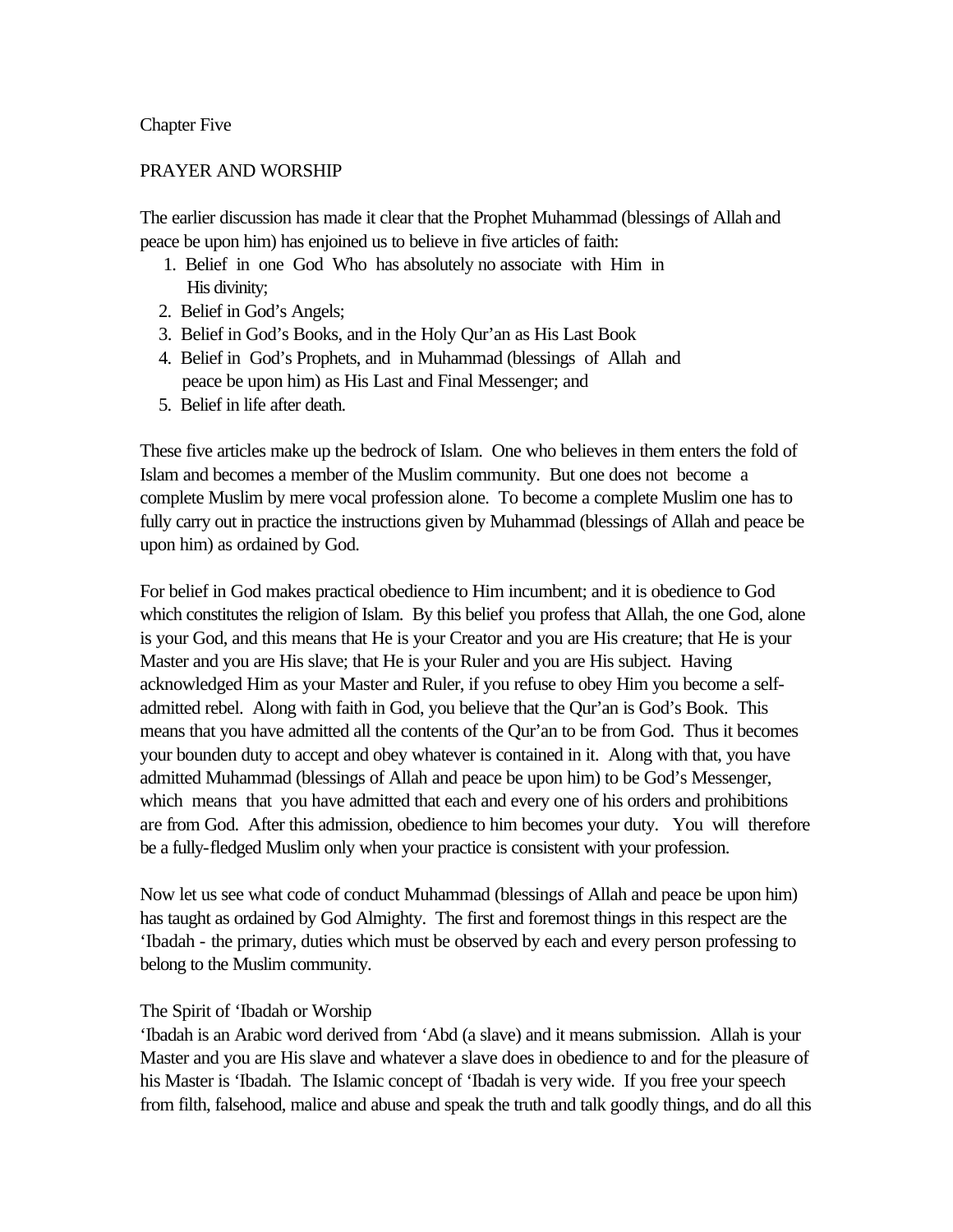Chapter Five

# PRAYER AND WORSHIP

The earlier discussion has made it clear that the Prophet Muhammad (blessings of Allah and peace be upon him) has enjoined us to believe in five articles of faith:

1. Belief in one God Who has absolutely no associate with Him in His divinity;
2. Belief in God's Angels;
3. Belief in God's Books, and in the Holy Qur'an as His Last Book
4. Belief in God's Prophets, and in Muhammad (blessings of Allah and peace be upon him) as His Last and Final Messenger; and
5. Belief in life after death.

These five articles make up the bedrock of Islam. One who believes in them enters the fold of Islam and becomes a member of the Muslim community. But one does not become a complete Muslim by mere vocal profession alone. To become a complete Muslim one has to fully carry out in practice the instructions given by Muhammad (blessings of Allah and peace be upon him) as ordained by God.

For belief in God makes practical obedience to Him incumbent; and it is obedience to God which constitutes the religion of Islam. By this belief you profess that Allah, the one God, alone is your God, and this means that He is your Creator and you are His creature; that He is your Master and you are His slave; that He is your Ruler and you are His subject. Having acknowledged Him as your Master and Ruler, if you refuse to obey Him you become a self-admitted rebel. Along with faith in God, you believe that the Qur'an is God's Book. This means that you have admitted all the contents of the Qur'an to be from God. Thus it becomes your bounden duty to accept and obey whatever is contained in it. Along with that, you have admitted Muhammad (blessings of Allah and peace be upon him) to be God's Messenger, which means that you have admitted that each and every one of his orders and prohibitions are from God. After this admission, obedience to him becomes your duty. You will therefore be a fully-fledged Muslim only when your practice is consistent with your profession.

Now let us see what code of conduct Muhammad (blessings of Allah and peace be upon him) has taught as ordained by God Almighty. The first and foremost things in this respect are the 'Ibadah - the primary, duties which must be observed by each and every person professing to belong to the Muslim community.

## The Spirit of 'Ibadah or Worship

'Ibadah is an Arabic word derived from 'Abd (a slave) and it means submission. Allah is your Master and you are His slave and whatever a slave does in obedience to and for the pleasure of his Master is 'Ibadah. The Islamic concept of 'Ibadah is very wide. If you free your speech from filth, falsehood, malice and abuse and speak the truth and talk goodly things, and do all this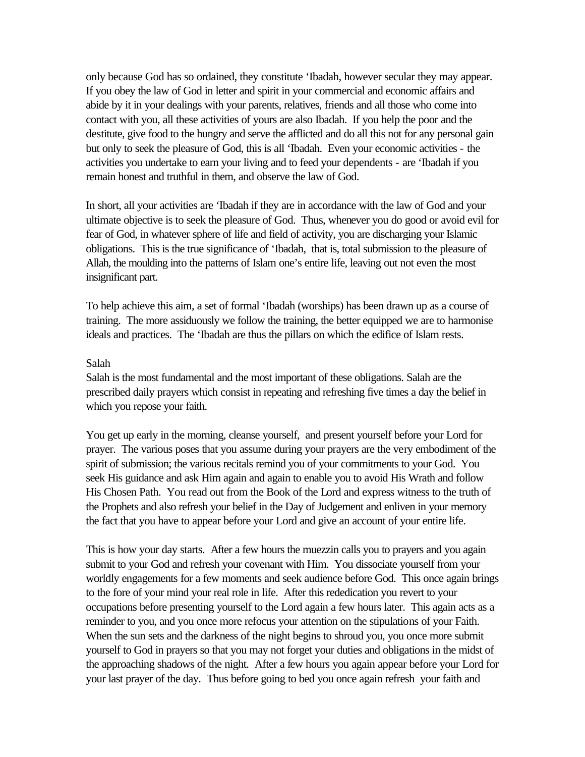only because God has so ordained, they constitute 'Ibadah, however secular they may appear. If you obey the law of God in letter and spirit in your commercial and economic affairs and abide by it in your dealings with your parents, relatives, friends and all those who come into contact with you, all these activities of yours are also Ibadah. If you help the poor and the destitute, give food to the hungry and serve the afflicted and do all this not for any personal gain but only to seek the pleasure of God, this is all 'Ibadah. Even your economic activities - the activities you undertake to earn your living and to feed your dependents - are 'Ibadah if you remain honest and truthful in them, and observe the law of God.

In short, all your activities are 'Ibadah if they are in accordance with the law of God and your ultimate objective is to seek the pleasure of God. Thus, whenever you do good or avoid evil for fear of God, in whatever sphere of life and field of activity, you are discharging your Islamic obligations. This is the true significance of 'Ibadah, that is, total submission to the pleasure of Allah, the moulding into the patterns of Islam one's entire life, leaving out not even the most insignificant part.

To help achieve this aim, a set of formal 'Ibadah (worships) has been drawn up as a course of training. The more assiduously we follow the training, the better equipped we are to harmonise ideals and practices. The 'Ibadah are thus the pillars on which the edifice of Islam rests.

## Salah

Salah is the most fundamental and the most important of these obligations. Salah are the prescribed daily prayers which consist in repeating and refreshing five times a day the belief in which you repose your faith.

You get up early in the morning, cleanse yourself, and present yourself before your Lord for prayer. The various poses that you assume during your prayers are the very embodiment of the spirit of submission; the various recitals remind you of your commitments to your God. You seek His guidance and ask Him again and again to enable you to avoid His Wrath and follow His Chosen Path. You read out from the Book of the Lord and express witness to the truth of the Prophets and also refresh your belief in the Day of Judgement and enliven in your memory the fact that you have to appear before your Lord and give an account of your entire life.

This is how your day starts. After a few hours the muezzin calls you to prayers and you again submit to your God and refresh your covenant with Him. You dissociate yourself from your worldly engagements for a few moments and seek audience before God. This once again brings to the fore of your mind your real role in life. After this rededication you revert to your occupations before presenting yourself to the Lord again a few hours later. This again acts as a reminder to you, and you once more refocus your attention on the stipulations of your Faith. When the sun sets and the darkness of the night begins to shroud you, you once more submit yourself to God in prayers so that you may not forget your duties and obligations in the midst of the approaching shadows of the night. After a few hours you again appear before your Lord for your last prayer of the day. Thus before going to bed you once again refresh your faith and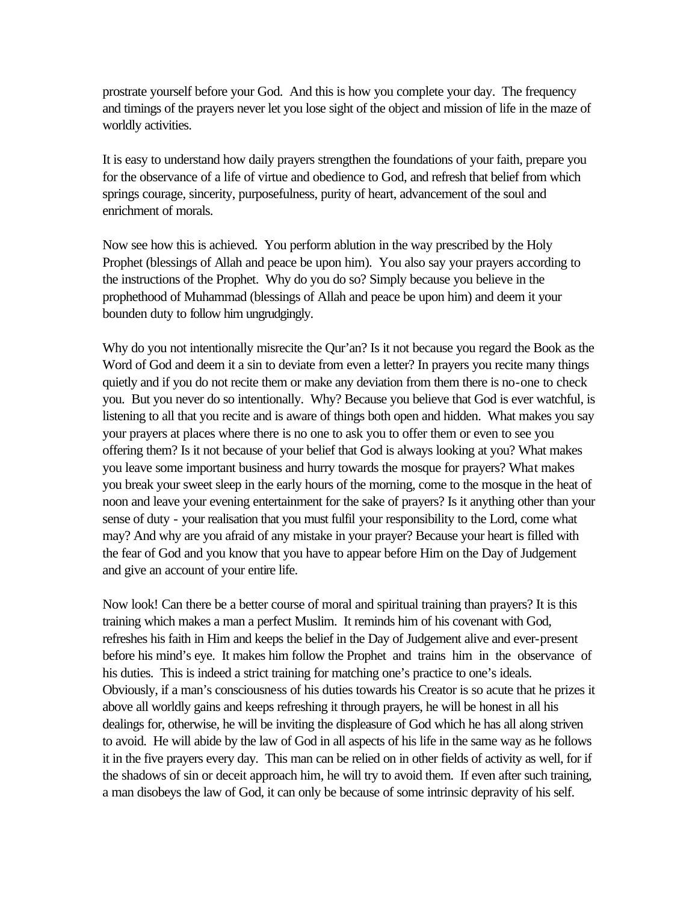prostrate yourself before your God. And this is how you complete your day. The frequency and timings of the prayers never let you lose sight of the object and mission of life in the maze of worldly activities.

It is easy to understand how daily prayers strengthen the foundations of your faith, prepare you for the observance of a life of virtue and obedience to God, and refresh that belief from which springs courage, sincerity, purposefulness, purity of heart, advancement of the soul and enrichment of morals.

Now see how this is achieved. You perform ablution in the way prescribed by the Holy Prophet (blessings of Allah and peace be upon him). You also say your prayers according to the instructions of the Prophet. Why do you do so? Simply because you believe in the prophethood of Muhammad (blessings of Allah and peace be upon him) and deem it your bounden duty to follow him ungrudgingly.

Why do you not intentionally misrecite the Qur'an? Is it not because you regard the Book as the Word of God and deem it a sin to deviate from even a letter? In prayers you recite many things quietly and if you do not recite them or make any deviation from them there is no-one to check you. But you never do so intentionally. Why? Because you believe that God is ever watchful, is listening to all that you recite and is aware of things both open and hidden. What makes you say your prayers at places where there is no one to ask you to offer them or even to see you offering them? Is it not because of your belief that God is always looking at you? What makes you leave some important business and hurry towards the mosque for prayers? What makes you break your sweet sleep in the early hours of the morning, come to the mosque in the heat of noon and leave your evening entertainment for the sake of prayers? Is it anything other than your sense of duty - your realisation that you must fulfil your responsibility to the Lord, come what may? And why are you afraid of any mistake in your prayer? Because your heart is filled with the fear of God and you know that you have to appear before Him on the Day of Judgement and give an account of your entire life.

Now look! Can there be a better course of moral and spiritual training than prayers? It is this training which makes a man a perfect Muslim. It reminds him of his covenant with God, refreshes his faith in Him and keeps the belief in the Day of Judgement alive and ever-present before his mind's eye. It makes him follow the Prophet and trains him in the observance of his duties. This is indeed a strict training for matching one's practice to one's ideals. Obviously, if a man's consciousness of his duties towards his Creator is so acute that he prizes it above all worldly gains and keeps refreshing it through prayers, he will be honest in all his dealings for, otherwise, he will be inviting the displeasure of God which he has all along striven to avoid. He will abide by the law of God in all aspects of his life in the same way as he follows it in the five prayers every day. This man can be relied on in other fields of activity as well, for if the shadows of sin or deceit approach him, he will try to avoid them. If even after such training, a man disobeys the law of God, it can only be because of some intrinsic depravity of his self.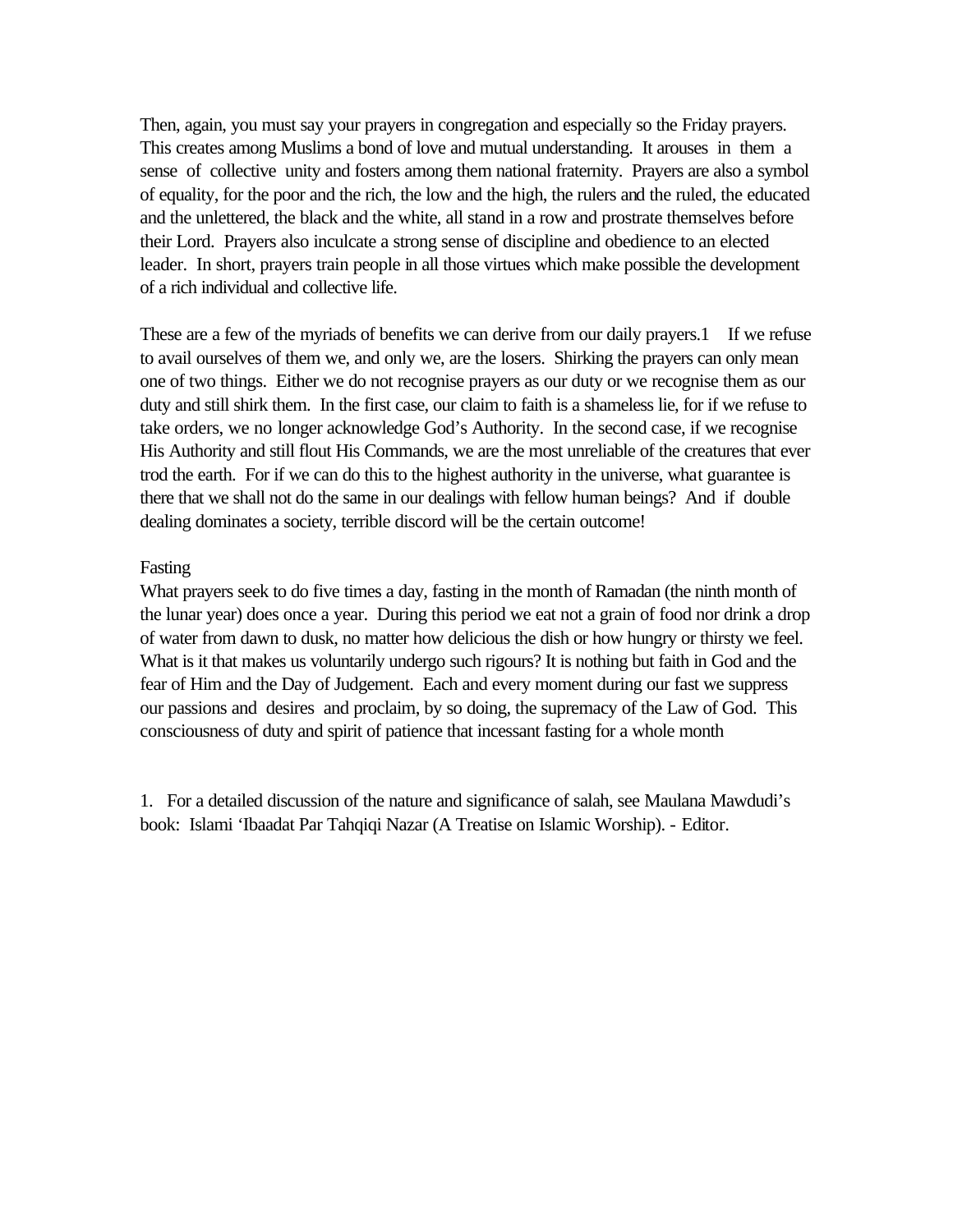Then, again, you must say your prayers in congregation and especially so the Friday prayers. This creates among Muslims a bond of love and mutual understanding. It arouses in them a sense of collective unity and fosters among them national fraternity. Prayers are also a symbol of equality, for the poor and the rich, the low and the high, the rulers and the ruled, the educated and the unlettered, the black and the white, all stand in a row and prostrate themselves before their Lord. Prayers also inculcate a strong sense of discipline and obedience to an elected leader. In short, prayers train people in all those virtues which make possible the development of a rich individual and collective life.

These are a few of the myriads of benefits we can derive from our daily prayers.[1] If we refuse to avail ourselves of them we, and only we, are the losers. Shirking the prayers can only mean one of two things. Either we do not recognise prayers as our duty or we recognise them as our duty and still shirk them. In the first case, our claim to faith is a shameless lie, for if we refuse to take orders, we no longer acknowledge God's Authority. In the second case, if we recognise His Authority and still flout His Commands, we are the most unreliable of the creatures that ever trod the earth. For if we can do this to the highest authority in the universe, what guarantee is there that we shall not do the same in our dealings with fellow human beings? And if double dealing dominates a society, terrible discord will be the certain outcome!

## Fasting

What prayers seek to do five times a day, fasting in the month of Ramadan (the ninth month of the lunar year) does once a year. During this period we eat not a grain of food nor drink a drop of water from dawn to dusk, no matter how delicious the dish or how hungry or thirsty we feel. What is it that makes us voluntarily undergo such rigours? It is nothing but faith in God and the fear of Him and the Day of Judgement. Each and every moment during our fast we suppress our passions and desires and proclaim, by so doing, the supremacy of the Law of God. This consciousness of duty and spirit of patience that incessant fasting for a whole month

1. For a detailed discussion of the nature and significance of salah, see Maulana Mawdudi's book: Islami 'Ibaadat Par Tahqiqi Nazar (A Treatise on Islamic Worship). - Editor.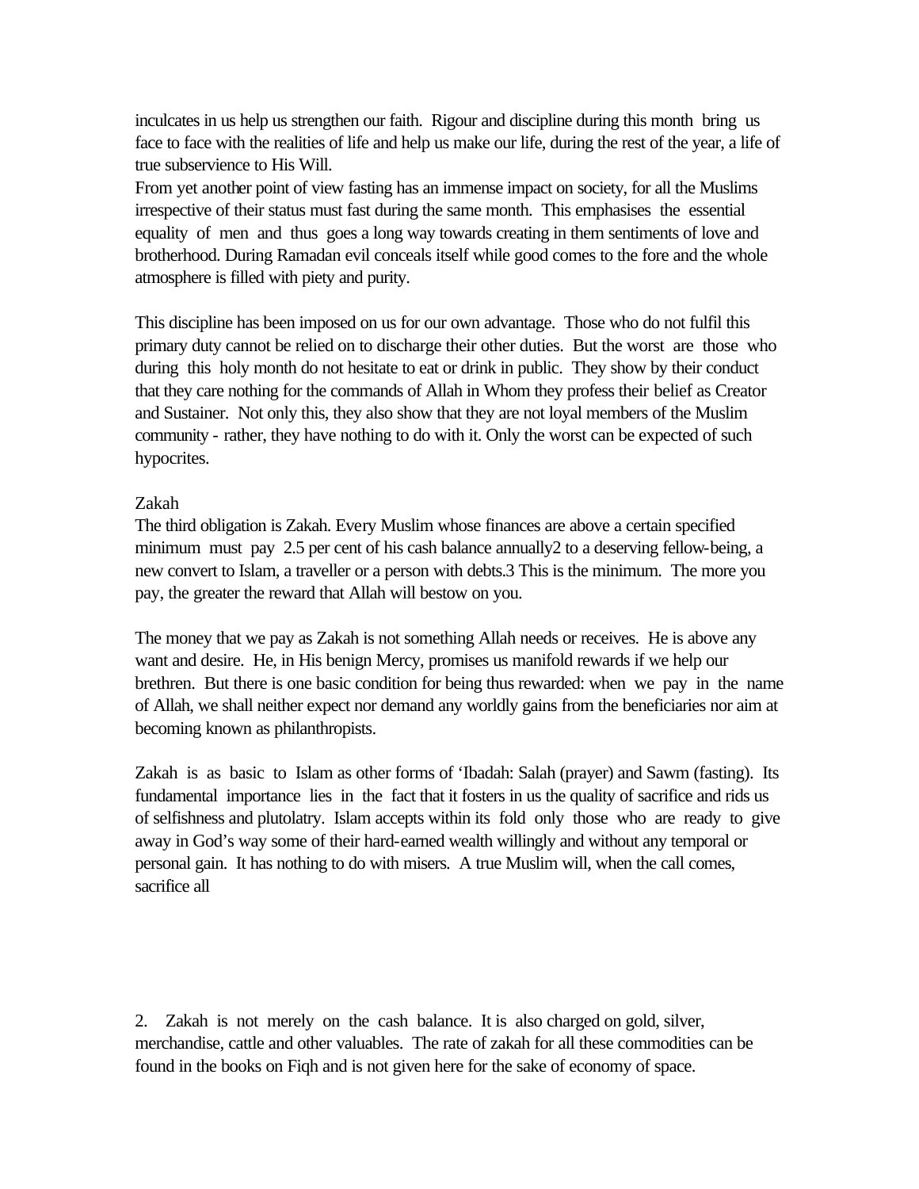inculcates in us help us strengthen our faith. Rigour and discipline during this month bring us face to face with the realities of life and help us make our life, during the rest of the year, a life of true subservience to His Will.

From yet another point of view fasting has an immense impact on society, for all the Muslims irrespective of their status must fast during the same month. This emphasises the essential equality of men and thus goes a long way towards creating in them sentiments of love and brotherhood. During Ramadan evil conceals itself while good comes to the fore and the whole atmosphere is filled with piety and purity.

This discipline has been imposed on us for our own advantage. Those who do not fulfil this primary duty cannot be relied on to discharge their other duties. But the worst are those who during this holy month do not hesitate to eat or drink in public. They show by their conduct that they care nothing for the commands of Allah in Whom they profess their belief as Creator and Sustainer. Not only this, they also show that they are not loyal members of the Muslim community - rather, they have nothing to do with it. Only the worst can be expected of such hypocrites.

## Zakah

The third obligation is Zakah. Every Muslim whose finances are above a certain specified minimum must pay 2.5 per cent of his cash balance annually[2] to a deserving fellow-being, a new convert to Islam, a traveller or a person with debts.[3] This is the minimum. The more you pay, the greater the reward that Allah will bestow on you.

The money that we pay as Zakah is not something Allah needs or receives. He is above any want and desire. He, in His benign Mercy, promises us manifold rewards if we help our brethren. But there is one basic condition for being thus rewarded: when we pay in the name of Allah, we shall neither expect nor demand any worldly gains from the beneficiaries nor aim at becoming known as philanthropists.

Zakah is as basic to Islam as other forms of ‘Ibadah: Salah (prayer) and Sawm (fasting). Its fundamental importance lies in the fact that it fosters in us the quality of sacrifice and rids us of selfishness and plutolatry. Islam accepts within its fold only those who are ready to give away in God’s way some of their hard-earned wealth willingly and without any temporal or personal gain. It has nothing to do with misers. A true Muslim will, when the call comes, sacrifice all

2. Zakah is not merely on the cash balance. It is also charged on gold, silver, merchandise, cattle and other valuables. The rate of zakah for all these commodities can be found in the books on Fiqh and is not given here for the sake of economy of space.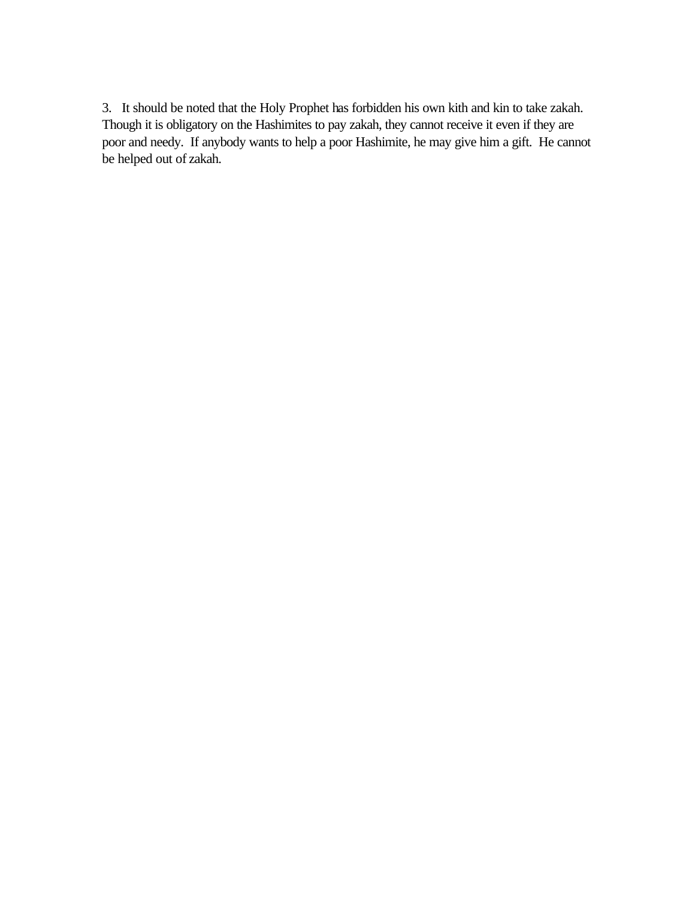3. It should be noted that the Holy Prophet has forbidden his own kith and kin to take zakah. Though it is obligatory on the Hashimites to pay zakah, they cannot receive it even if they are poor and needy. If anybody wants to help a poor Hashimite, he may give him a gift. He cannot be helped out of zakah.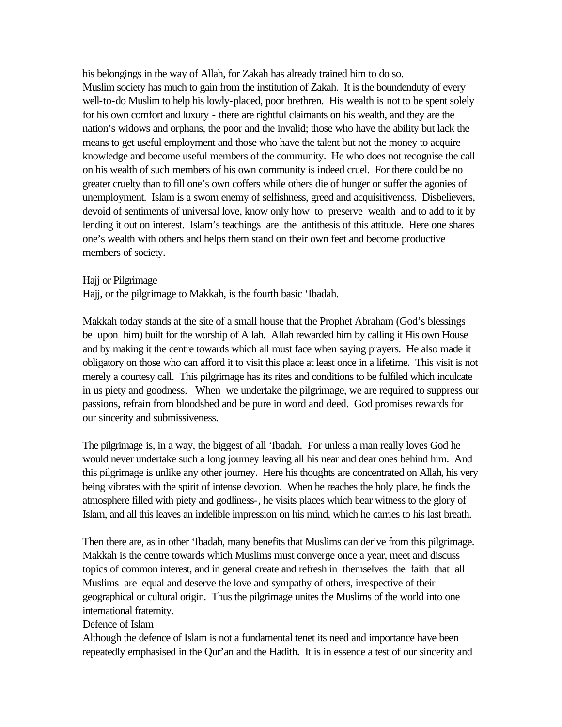his belongings in the way of Allah, for Zakah has already trained him to do so.

Muslim society has much to gain from the institution of Zakah. It is the boundenduty of every well-to-do Muslim to help his lowly-placed, poor brethren. His wealth is not to be spent solely for his own comfort and luxury - there are rightful claimants on his wealth, and they are the nation's widows and orphans, the poor and the invalid; those who have the ability but lack the means to get useful employment and those who have the talent but not the money to acquire knowledge and become useful members of the community. He who does not recognise the call on his wealth of such members of his own community is indeed cruel. For there could be no greater cruelty than to fill one's own coffers while others die of hunger or suffer the agonies of unemployment. Islam is a sworn enemy of selfishness, greed and acquisitiveness. Disbelievers, devoid of sentiments of universal love, know only how to preserve wealth and to add to it by lending it out on interest. Islam's teachings are the antithesis of this attitude. Here one shares one's wealth with others and helps them stand on their own feet and become productive members of society.

## Hajj or Pilgrimage

Hajj, or the pilgrimage to Makkah, is the fourth basic 'Ibadah.

Makkah today stands at the site of a small house that the Prophet Abraham (God's blessings be upon him) built for the worship of Allah. Allah rewarded him by calling it His own House and by making it the centre towards which all must face when saying prayers. He also made it obligatory on those who can afford it to visit this place at least once in a lifetime. This visit is not merely a courtesy call. This pilgrimage has its rites and conditions to be fulfiled which inculcate in us piety and goodness. When we undertake the pilgrimage, we are required to suppress our passions, refrain from bloodshed and be pure in word and deed. God promises rewards for our sincerity and submissiveness.

The pilgrimage is, in a way, the biggest of all 'Ibadah. For unless a man really loves God he would never undertake such a long journey leaving all his near and dear ones behind him. And this pilgrimage is unlike any other journey. Here his thoughts are concentrated on Allah, his very being vibrates with the spirit of intense devotion. When he reaches the holy place, he finds the atmosphere filled with piety and godliness-, he visits places which bear witness to the glory of Islam, and all this leaves an indelible impression on his mind, which he carries to his last breath.

Then there are, as in other 'Ibadah, many benefits that Muslims can derive from this pilgrimage. Makkah is the centre towards which Muslims must converge once a year, meet and discuss topics of common interest, and in general create and refresh in themselves the faith that all Muslims are equal and deserve the love and sympathy of others, irrespective of their geographical or cultural origin. Thus the pilgrimage unites the Muslims of the world into one international fraternity.

## Defence of Islam

Although the defence of Islam is not a fundamental tenet its need and importance have been repeatedly emphasised in the Qur'an and the Hadith. It is in essence a test of our sincerity and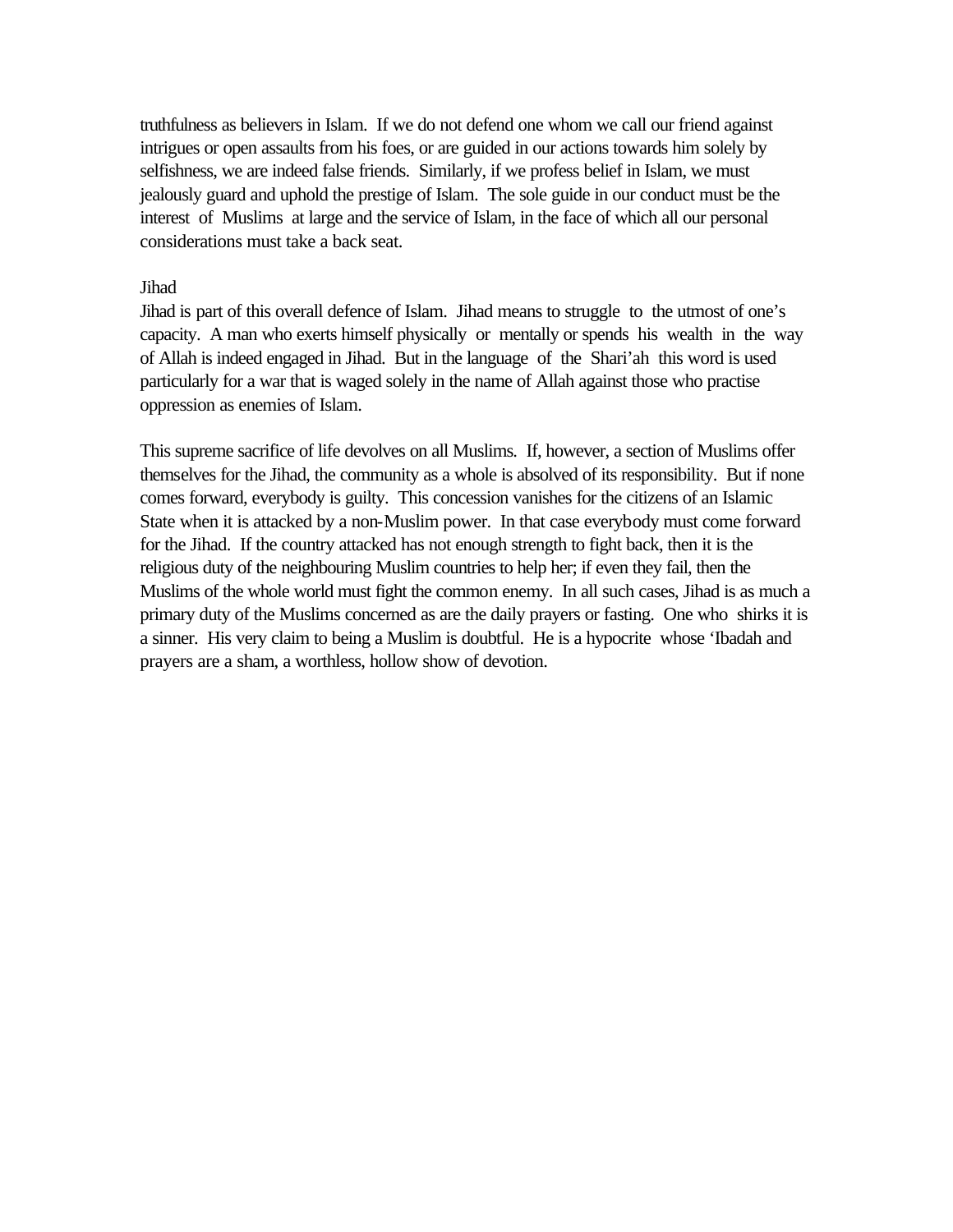truthfulness as believers in Islam. If we do not defend one whom we call our friend against intrigues or open assaults from his foes, or are guided in our actions towards him solely by selfishness, we are indeed false friends. Similarly, if we profess belief in Islam, we must jealously guard and uphold the prestige of Islam. The sole guide in our conduct must be the interest of Muslims at large and the service of Islam, in the face of which all our personal considerations must take a back seat.

## Jihad

Jihad is part of this overall defence of Islam. Jihad means to struggle to the utmost of one's capacity. A man who exerts himself physically or mentally or spends his wealth in the way of Allah is indeed engaged in Jihad. But in the language of the Shari'ah this word is used particularly for a war that is waged solely in the name of Allah against those who practise oppression as enemies of Islam.

This supreme sacrifice of life devolves on all Muslims. If, however, a section of Muslims offer themselves for the Jihad, the community as a whole is absolved of its responsibility. But if none comes forward, everybody is guilty. This concession vanishes for the citizens of an Islamic State when it is attacked by a non-Muslim power. In that case everybody must come forward for the Jihad. If the country attacked has not enough strength to fight back, then it is the religious duty of the neighbouring Muslim countries to help her; if even they fail, then the Muslims of the whole world must fight the common enemy. In all such cases, Jihad is as much a primary duty of the Muslims concerned as are the daily prayers or fasting. One who shirks it is a sinner. His very claim to being a Muslim is doubtful. He is a hypocrite whose 'Ibadah and prayers are a sham, a worthless, hollow show of devotion.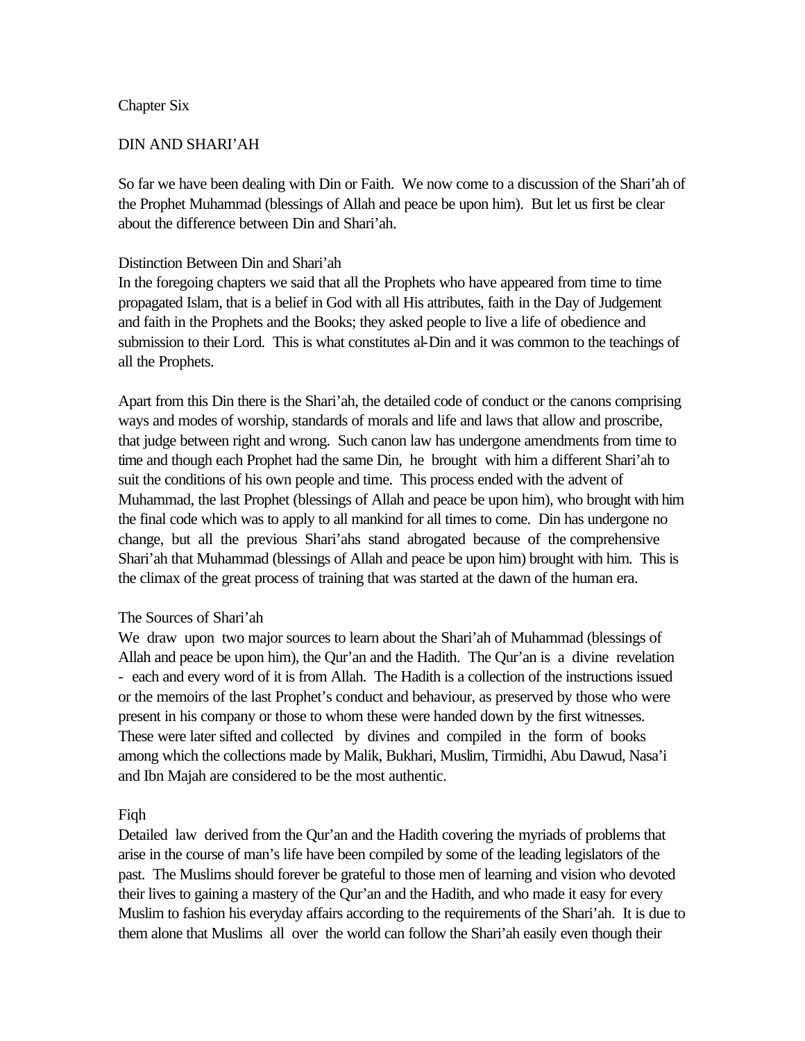Chapter Six

# DIN AND SHARI'AH

So far we have been dealing with Din or Faith. We now come to a discussion of the Shari'ah of the Prophet Muhammad (blessings of Allah and peace be upon him). But let us first be clear about the difference between Din and Shari'ah.

## Distinction Between Din and Shari'ah

In the foregoing chapters we said that all the Prophets who have appeared from time to time propagated Islam, that is a belief in God with all His attributes, faith in the Day of Judgement and faith in the Prophets and the Books; they asked people to live a life of obedience and submission to their Lord. This is what constitutes al-Din and it was common to the teachings of all the Prophets.

Apart from this Din there is the Shari'ah, the detailed code of conduct or the canons comprising ways and modes of worship, standards of morals and life and laws that allow and proscribe, that judge between right and wrong. Such canon law has undergone amendments from time to time and though each Prophet had the same Din, he brought with him a different Shari'ah to suit the conditions of his own people and time. This process ended with the advent of Muhammad, the last Prophet (blessings of Allah and peace be upon him), who brought with him the final code which was to apply to all mankind for all times to come. Din has undergone no change, but all the previous Shari'ahs stand abrogated because of the comprehensive Shari'ah that Muhammad (blessings of Allah and peace be upon him) brought with him. This is the climax of the great process of training that was started at the dawn of the human era.

## The Sources of Shari'ah

We draw upon two major sources to learn about the Shari'ah of Muhammad (blessings of Allah and peace be upon him), the Qur'an and the Hadith. The Qur'an is a divine revelation - each and every word of it is from Allah. The Hadith is a collection of the instructions issued or the memoirs of the last Prophet's conduct and behaviour, as preserved by those who were present in his company or those to whom these were handed down by the first witnesses. These were later sifted and collected by divines and compiled in the form of books among which the collections made by Malik, Bukhari, Muslim, Tirmidhi, Abu Dawud, Nasa'i and Ibn Majah are considered to be the most authentic.

## Fiqh

Detailed law derived from the Qur'an and the Hadith covering the myriads of problems that arise in the course of man's life have been compiled by some of the leading legislators of the past. The Muslims should forever be grateful to those men of learning and vision who devoted their lives to gaining a mastery of the Qur'an and the Hadith, and who made it easy for every Muslim to fashion his everyday affairs according to the requirements of the Shari'ah. It is due to them alone that Muslims all over the world can follow the Shari'ah easily even though their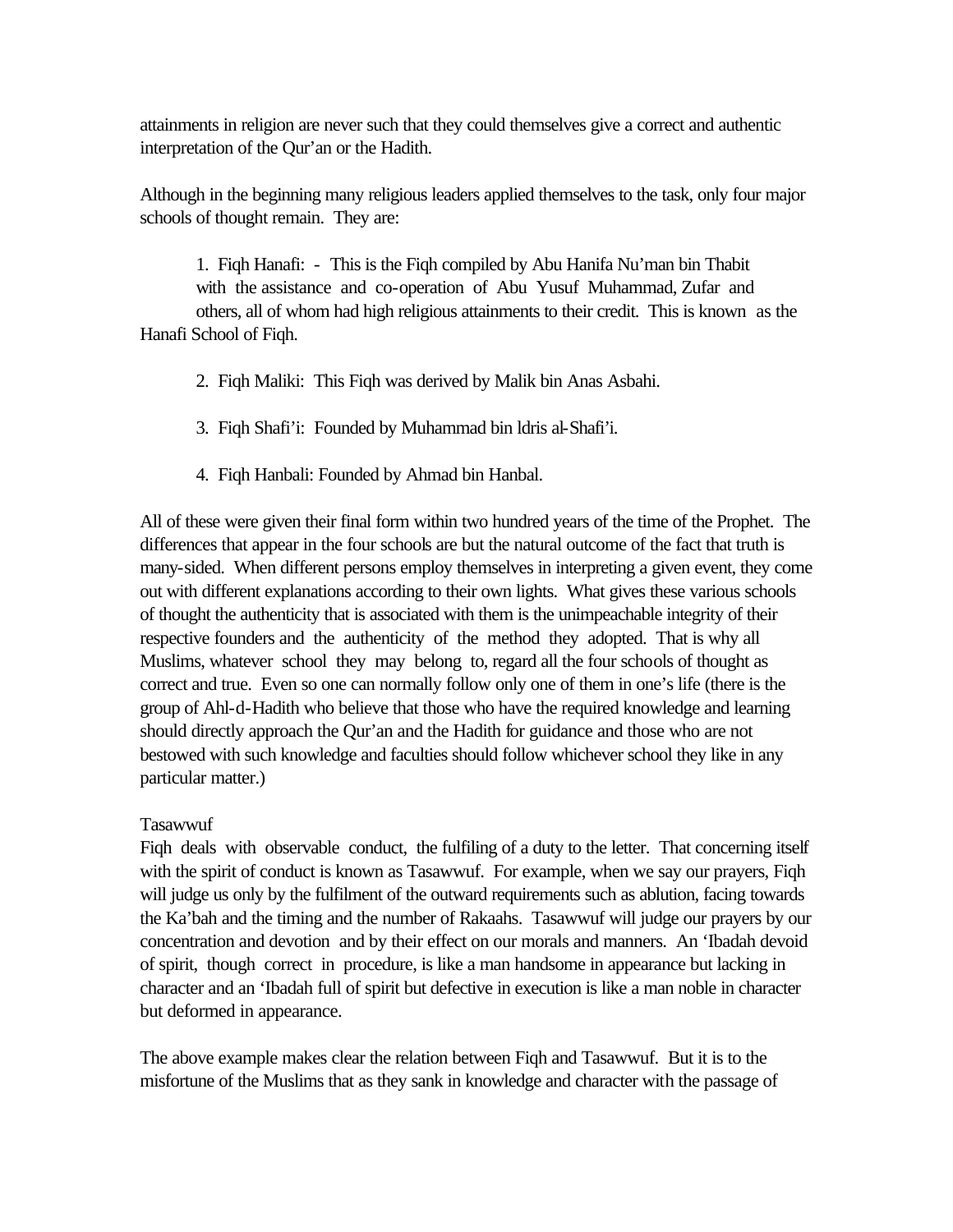attainments in religion are never such that they could themselves give a correct and authentic interpretation of the Qur'an or the Hadith.

Although in the beginning many religious leaders applied themselves to the task, only four major schools of thought remain. They are:

1. Fiqh Hanafi: - This is the Fiqh compiled by Abu Hanifa Nu'man bin Thabit with the assistance and co-operation of Abu Yusuf Muhammad, Zufar and others, all of whom had high religious attainments to their credit. This is known as the Hanafi School of Fiqh.

2. Fiqh Maliki: This Fiqh was derived by Malik bin Anas Asbahi.

3. Fiqh Shafi'i: Founded by Muhammad bin ldris al-Shafi'i.

4. Fiqh Hanbali: Founded by Ahmad bin Hanbal.

All of these were given their final form within two hundred years of the time of the Prophet. The differences that appear in the four schools are but the natural outcome of the fact that truth is many-sided. When different persons employ themselves in interpreting a given event, they come out with different explanations according to their own lights. What gives these various schools of thought the authenticity that is associated with them is the unimpeachable integrity of their respective founders and the authenticity of the method they adopted. That is why all Muslims, whatever school they may belong to, regard all the four schools of thought as correct and true. Even so one can normally follow only one of them in one's life (there is the group of Ahl-d-Hadith who believe that those who have the required knowledge and learning should directly approach the Qur'an and the Hadith for guidance and those who are not bestowed with such knowledge and faculties should follow whichever school they like in any particular matter.)

Tasawwuf

Fiqh deals with observable conduct, the fulfiling of a duty to the letter. That concerning itself with the spirit of conduct is known as Tasawwuf. For example, when we say our prayers, Fiqh will judge us only by the fulfilment of the outward requirements such as ablution, facing towards the Ka'bah and the timing and the number of Rakaahs. Tasawwuf will judge our prayers by our concentration and devotion and by their effect on our morals and manners. An 'Ibadah devoid of spirit, though correct in procedure, is like a man handsome in appearance but lacking in character and an 'Ibadah full of spirit but defective in execution is like a man noble in character but deformed in appearance.

The above example makes clear the relation between Fiqh and Tasawwuf. But it is to the misfortune of the Muslims that as they sank in knowledge and character with the passage of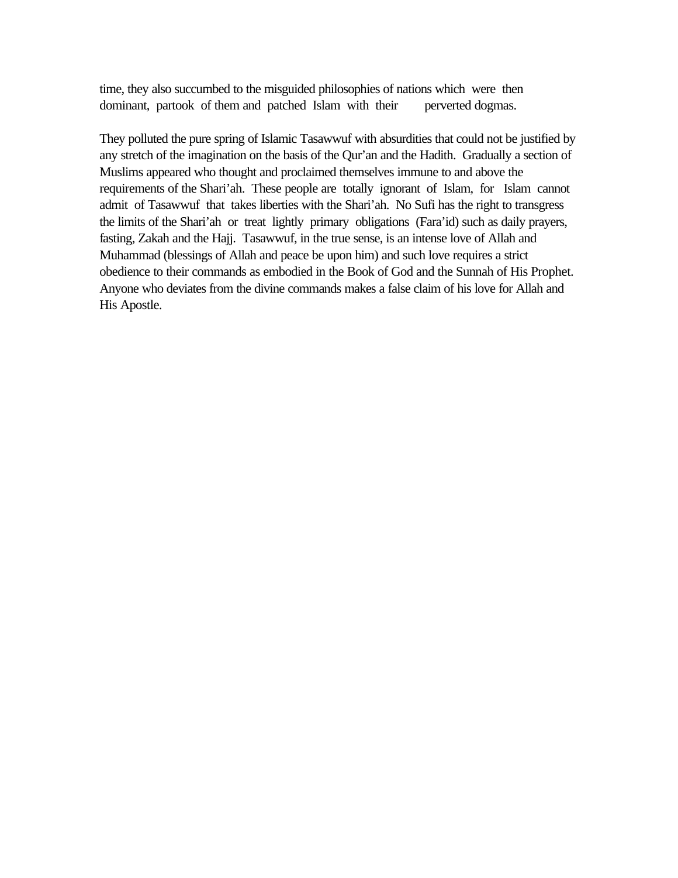time, they also succumbed to the misguided philosophies of nations which were then dominant, partook of them and patched Islam with their perverted dogmas.

They polluted the pure spring of Islamic Tasawwuf with absurdities that could not be justified by any stretch of the imagination on the basis of the Qur'an and the Hadith. Gradually a section of Muslims appeared who thought and proclaimed themselves immune to and above the requirements of the Shari'ah. These people are totally ignorant of Islam, for Islam cannot admit of Tasawwuf that takes liberties with the Shari'ah. No Sufi has the right to transgress the limits of the Shari'ah or treat lightly primary obligations (Fara'id) such as daily prayers, fasting, Zakah and the Hajj. Tasawwuf, in the true sense, is an intense love of Allah and Muhammad (blessings of Allah and peace be upon him) and such love requires a strict obedience to their commands as embodied in the Book of God and the Sunnah of His Prophet. Anyone who deviates from the divine commands makes a false claim of his love for Allah and His Apostle.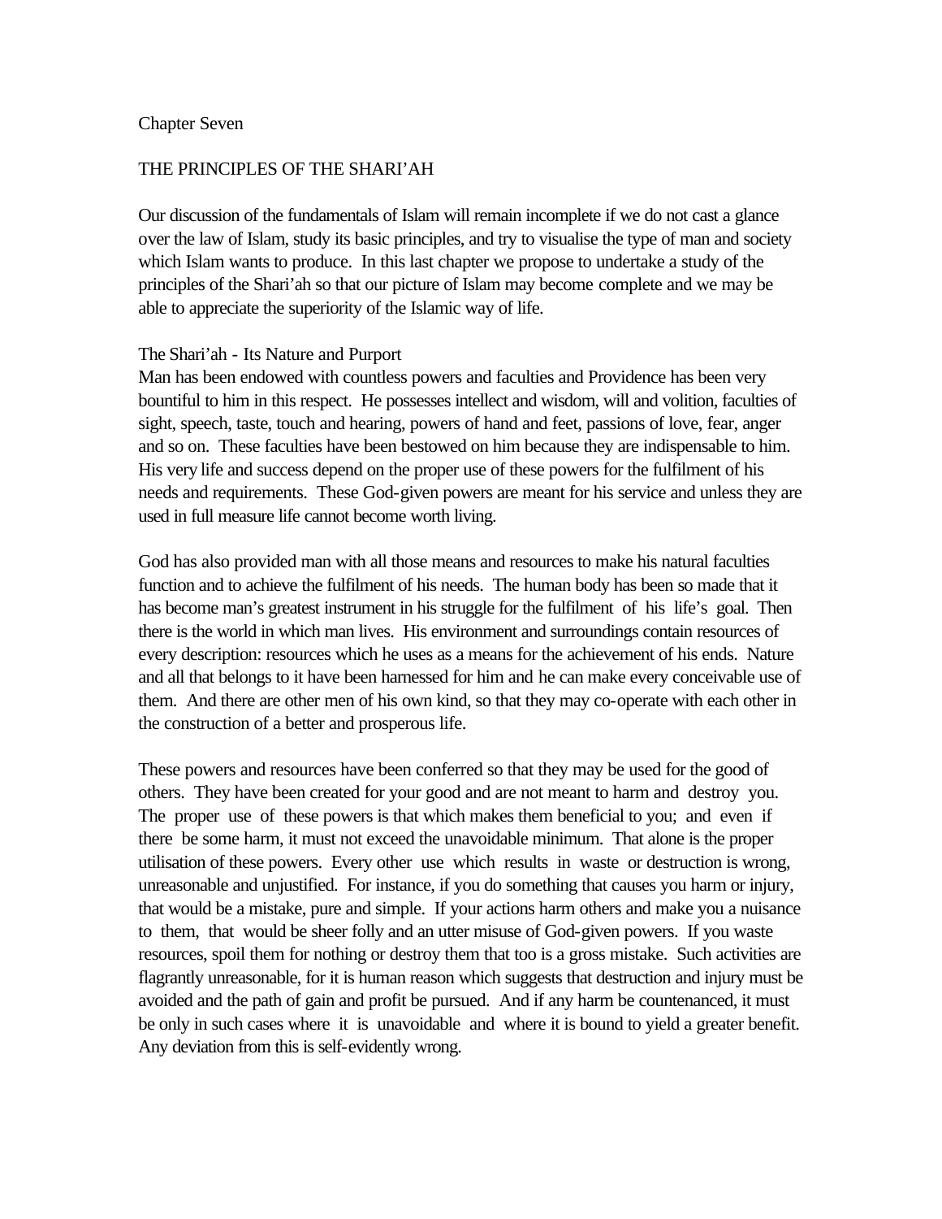Chapter Seven

# THE PRINCIPLES OF THE SHARI'AH

Our discussion of the fundamentals of Islam will remain incomplete if we do not cast a glance over the law of Islam, study its basic principles, and try to visualise the type of man and society which Islam wants to produce. In this last chapter we propose to undertake a study of the principles of the Shari'ah so that our picture of Islam may become complete and we may be able to appreciate the superiority of the Islamic way of life.

## The Shari'ah - Its Nature and Purport

Man has been endowed with countless powers and faculties and Providence has been very bountiful to him in this respect. He possesses intellect and wisdom, will and volition, faculties of sight, speech, taste, touch and hearing, powers of hand and feet, passions of love, fear, anger and so on. These faculties have been bestowed on him because they are indispensable to him. His very life and success depend on the proper use of these powers for the fulfilment of his needs and requirements. These God-given powers are meant for his service and unless they are used in full measure life cannot become worth living.

God has also provided man with all those means and resources to make his natural faculties function and to achieve the fulfilment of his needs. The human body has been so made that it has become man's greatest instrument in his struggle for the fulfilment of his life's goal. Then there is the world in which man lives. His environment and surroundings contain resources of every description: resources which he uses as a means for the achievement of his ends. Nature and all that belongs to it have been harnessed for him and he can make every conceivable use of them. And there are other men of his own kind, so that they may co-operate with each other in the construction of a better and prosperous life.

These powers and resources have been conferred so that they may be used for the good of others. They have been created for your good and are not meant to harm and destroy you. The proper use of these powers is that which makes them beneficial to you; and even if there be some harm, it must not exceed the unavoidable minimum. That alone is the proper utilisation of these powers. Every other use which results in waste or destruction is wrong, unreasonable and unjustified. For instance, if you do something that causes you harm or injury, that would be a mistake, pure and simple. If your actions harm others and make you a nuisance to them, that would be sheer folly and an utter misuse of God-given powers. If you waste resources, spoil them for nothing or destroy them that too is a gross mistake. Such activities are flagrantly unreasonable, for it is human reason which suggests that destruction and injury must be avoided and the path of gain and profit be pursued. And if any harm be countenanced, it must be only in such cases where it is unavoidable and where it is bound to yield a greater benefit. Any deviation from this is self-evidently wrong.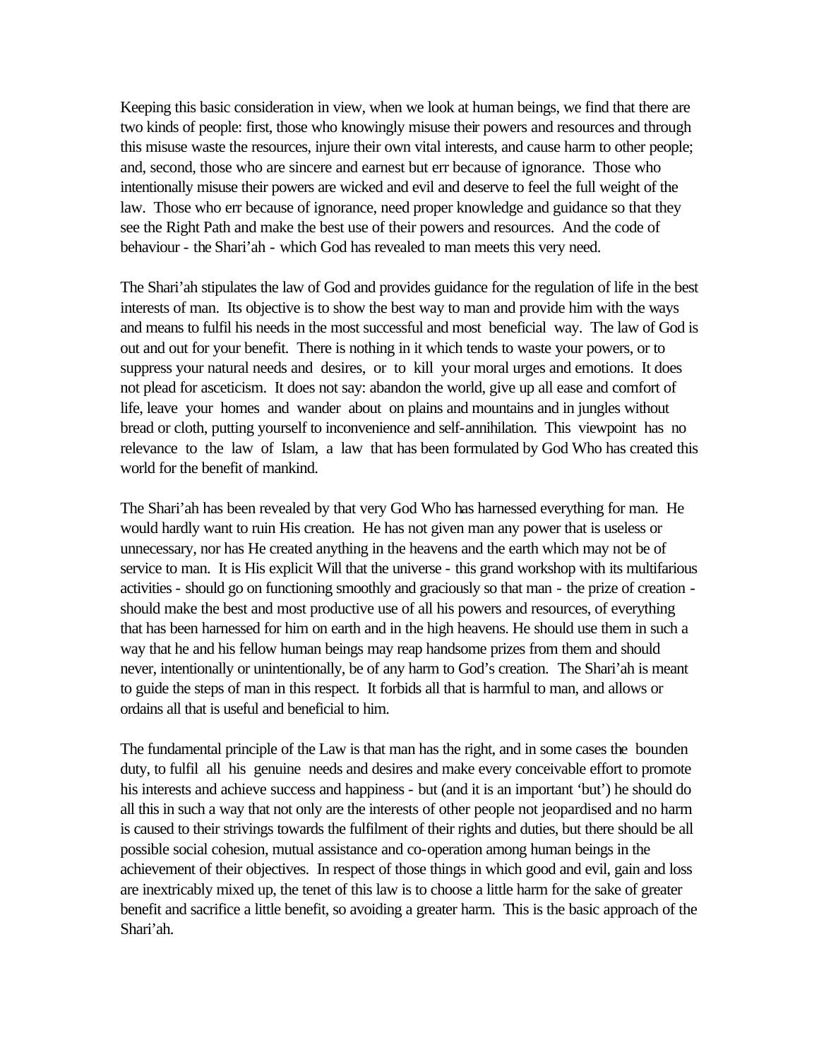Keeping this basic consideration in view, when we look at human beings, we find that there are two kinds of people: first, those who knowingly misuse their powers and resources and through this misuse waste the resources, injure their own vital interests, and cause harm to other people; and, second, those who are sincere and earnest but err because of ignorance. Those who intentionally misuse their powers are wicked and evil and deserve to feel the full weight of the law. Those who err because of ignorance, need proper knowledge and guidance so that they see the Right Path and make the best use of their powers and resources. And the code of behaviour - the Shari'ah - which God has revealed to man meets this very need.

The Shari'ah stipulates the law of God and provides guidance for the regulation of life in the best interests of man. Its objective is to show the best way to man and provide him with the ways and means to fulfil his needs in the most successful and most beneficial way. The law of God is out and out for your benefit. There is nothing in it which tends to waste your powers, or to suppress your natural needs and desires, or to kill your moral urges and emotions. It does not plead for asceticism. It does not say: abandon the world, give up all ease and comfort of life, leave your homes and wander about on plains and mountains and in jungles without bread or cloth, putting yourself to inconvenience and self-annihilation. This viewpoint has no relevance to the law of Islam, a law that has been formulated by God Who has created this world for the benefit of mankind.

The Shari'ah has been revealed by that very God Who has harnessed everything for man. He would hardly want to ruin His creation. He has not given man any power that is useless or unnecessary, nor has He created anything in the heavens and the earth which may not be of service to man. It is His explicit Will that the universe - this grand workshop with its multifarious activities - should go on functioning smoothly and graciously so that man - the prize of creation - should make the best and most productive use of all his powers and resources, of everything that has been harnessed for him on earth and in the high heavens. He should use them in such a way that he and his fellow human beings may reap handsome prizes from them and should never, intentionally or unintentionally, be of any harm to God's creation. The Shari'ah is meant to guide the steps of man in this respect. It forbids all that is harmful to man, and allows or ordains all that is useful and beneficial to him.

The fundamental principle of the Law is that man has the right, and in some cases the bounden duty, to fulfil all his genuine needs and desires and make every conceivable effort to promote his interests and achieve success and happiness - but (and it is an important 'but') he should do all this in such a way that not only are the interests of other people not jeopardised and no harm is caused to their strivings towards the fulfilment of their rights and duties, but there should be all possible social cohesion, mutual assistance and co-operation among human beings in the achievement of their objectives. In respect of those things in which good and evil, gain and loss are inextricably mixed up, the tenet of this law is to choose a little harm for the sake of greater benefit and sacrifice a little benefit, so avoiding a greater harm. This is the basic approach of the Shari'ah.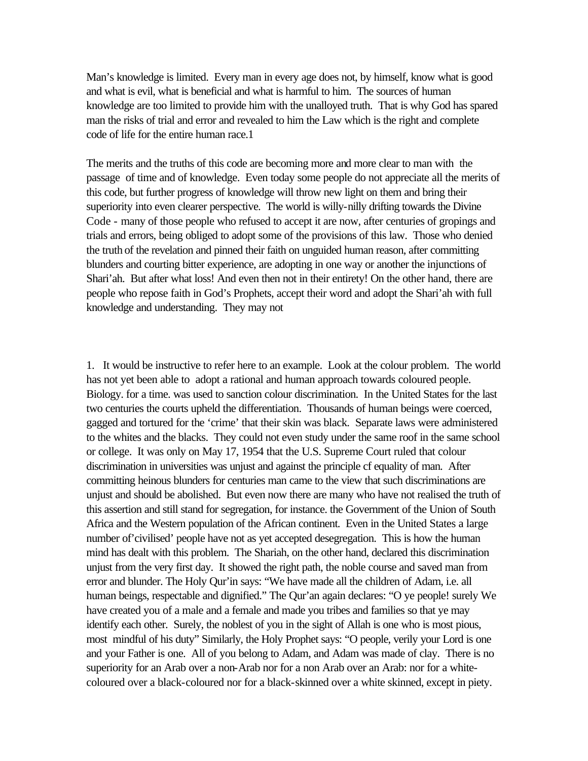Man's knowledge is limited. Every man in every age does not, by himself, know what is good and what is evil, what is beneficial and what is harmful to him. The sources of human knowledge are too limited to provide him with the unalloyed truth. That is why God has spared man the risks of trial and error and revealed to him the Law which is the right and complete code of life for the entire human race.[1]

The merits and the truths of this code are becoming more and more clear to man with the passage of time and of knowledge. Even today some people do not appreciate all the merits of this code, but further progress of knowledge will throw new light on them and bring their superiority into even clearer perspective. The world is willy-nilly drifting towards the Divine Code - many of those people who refused to accept it are now, after centuries of gropings and trials and errors, being obliged to adopt some of the provisions of this law. Those who denied the truth of the revelation and pinned their faith on unguided human reason, after committing blunders and courting bitter experience, are adopting in one way or another the injunctions of Shari'ah. But after what loss! And even then not in their entirety! On the other hand, there are people who repose faith in God's Prophets, accept their word and adopt the Shari'ah with full knowledge and understanding. They may not

1. It would be instructive to refer here to an example. Look at the colour problem. The world has not yet been able to adopt a rational and human approach towards coloured people. Biology. for a time. was used to sanction colour discrimination. In the United States for the last two centuries the courts upheld the differentiation. Thousands of human beings were coerced, gagged and tortured for the 'crime' that their skin was black. Separate laws were administered to the whites and the blacks. They could not even study under the same roof in the same school or college. It was only on May 17, 1954 that the U.S. Supreme Court ruled that colour discrimination in universities was unjust and against the principle cf equality of man. After committing heinous blunders for centuries man came to the view that such discriminations are unjust and should be abolished. But even now there are many who have not realised the truth of this assertion and still stand for segregation, for instance. the Government of the Union of South Africa and the Western population of the African continent. Even in the United States a large number of'civilised' people have not as yet accepted desegregation. This is how the human mind has dealt with this problem. The Shariah, on the other hand, declared this discrimination unjust from the very first day. It showed the right path, the noble course and saved man from error and blunder. The Holy Qur'in says: "We have made all the children of Adam, i.e. all human beings, respectable and dignified." The Qur'an again declares: "O ye people! surely We have created you of a male and a female and made you tribes and families so that ye may identify each other. Surely, the noblest of you in the sight of Allah is one who is most pious, most mindful of his duty" Similarly, the Holy Prophet says: "O people, verily your Lord is one and your Father is one. All of you belong to Adam, and Adam was made of clay. There is no superiority for an Arab over a non-Arab nor for a non Arab over an Arab: nor for a white-coloured over a black-coloured nor for a black-skinned over a white skinned, except in piety.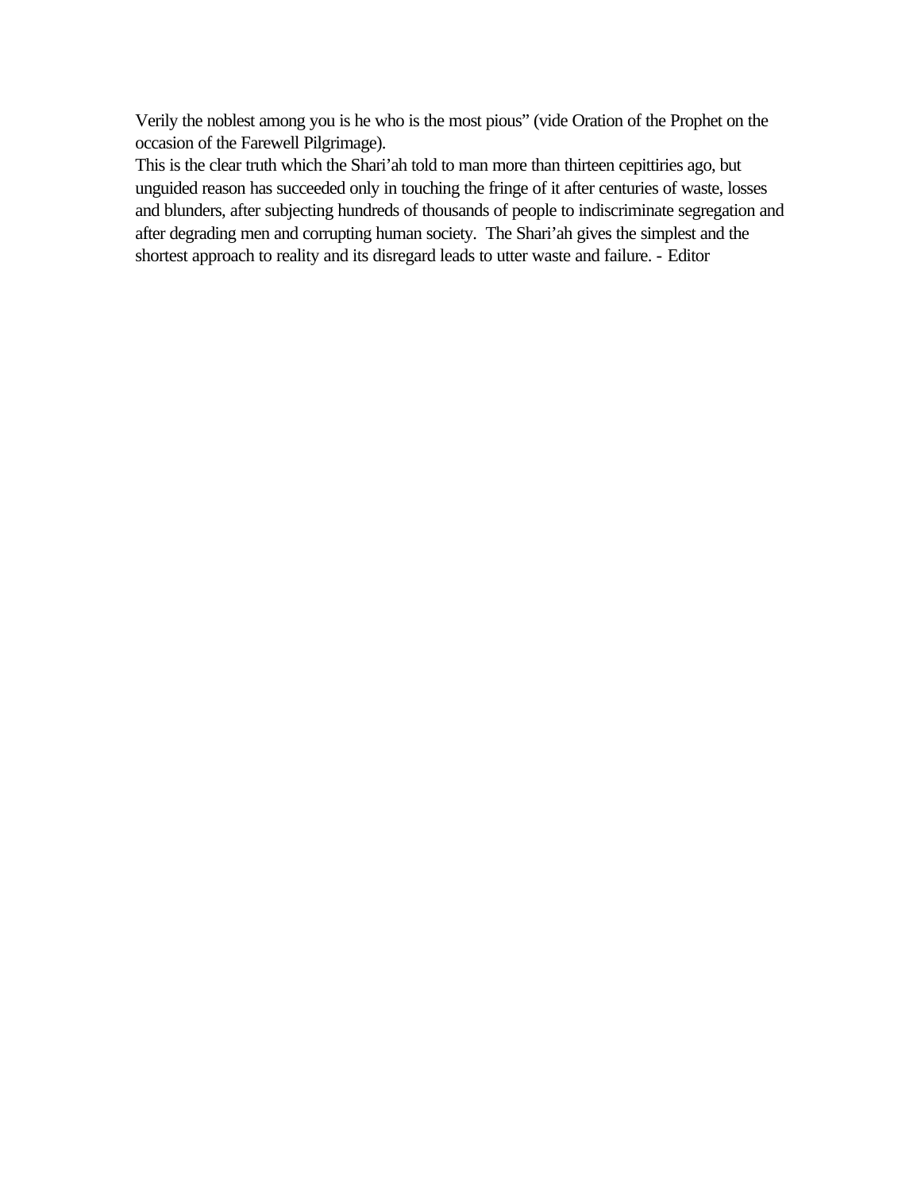Verily the noblest among you is he who is the most pious" (vide Oration of the Prophet on the occasion of the Farewell Pilgrimage).

This is the clear truth which the Shari'ah told to man more than thirteen cepittiries ago, but unguided reason has succeeded only in touching the fringe of it after centuries of waste, losses and blunders, after subjecting hundreds of thousands of people to indiscriminate segregation and after degrading men and corrupting human society. The Shari'ah gives the simplest and the shortest approach to reality and its disregard leads to utter waste and failure. - Editor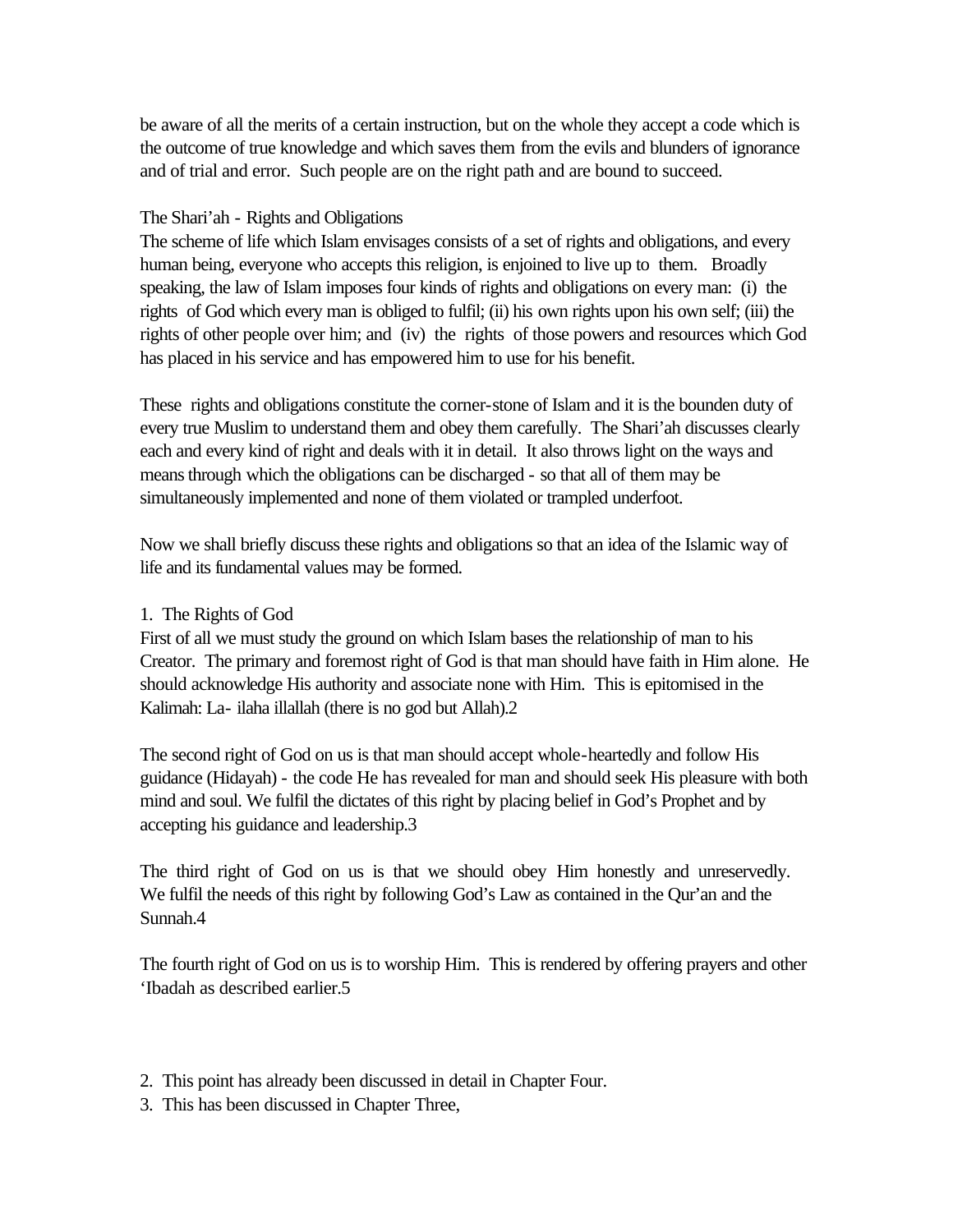be aware of all the merits of a certain instruction, but on the whole they accept a code which is the outcome of true knowledge and which saves them from the evils and blunders of ignorance and of trial and error. Such people are on the right path and are bound to succeed.

## The Shari'ah - Rights and Obligations

The scheme of life which Islam envisages consists of a set of rights and obligations, and every human being, everyone who accepts this religion, is enjoined to live up to them. Broadly speaking, the law of Islam imposes four kinds of rights and obligations on every man: (i) the rights of God which every man is obliged to fulfil; (ii) his own rights upon his own self; (iii) the rights of other people over him; and (iv) the rights of those powers and resources which God has placed in his service and has empowered him to use for his benefit.

These rights and obligations constitute the corner-stone of Islam and it is the bounden duty of every true Muslim to understand them and obey them carefully. The Shari'ah discusses clearly each and every kind of right and deals with it in detail. It also throws light on the ways and means through which the obligations can be discharged - so that all of them may be simultaneously implemented and none of them violated or trampled underfoot.

Now we shall briefly discuss these rights and obligations so that an idea of the Islamic way of life and its fundamental values may be formed.

### 1. The Rights of God

First of all we must study the ground on which Islam bases the relationship of man to his Creator. The primary and foremost right of God is that man should have faith in Him alone. He should acknowledge His authority and associate none with Him. This is epitomised in the Kalimah: La- ilaha illallah (there is no god but Allah).[2]

The second right of God on us is that man should accept whole-heartedly and follow His guidance (Hidayah) - the code He has revealed for man and should seek His pleasure with both mind and soul. We fulfil the dictates of this right by placing belief in God's Prophet and by accepting his guidance and leadership.[3]

The third right of God on us is that we should obey Him honestly and unreservedly. We fulfil the needs of this right by following God's Law as contained in the Qur'an and the Sunnah.[4]

The fourth right of God on us is to worship Him. This is rendered by offering prayers and other 'Ibadah as described earlier.[5]

2. This point has already been discussed in detail in Chapter Four.
3. This has been discussed in Chapter Three,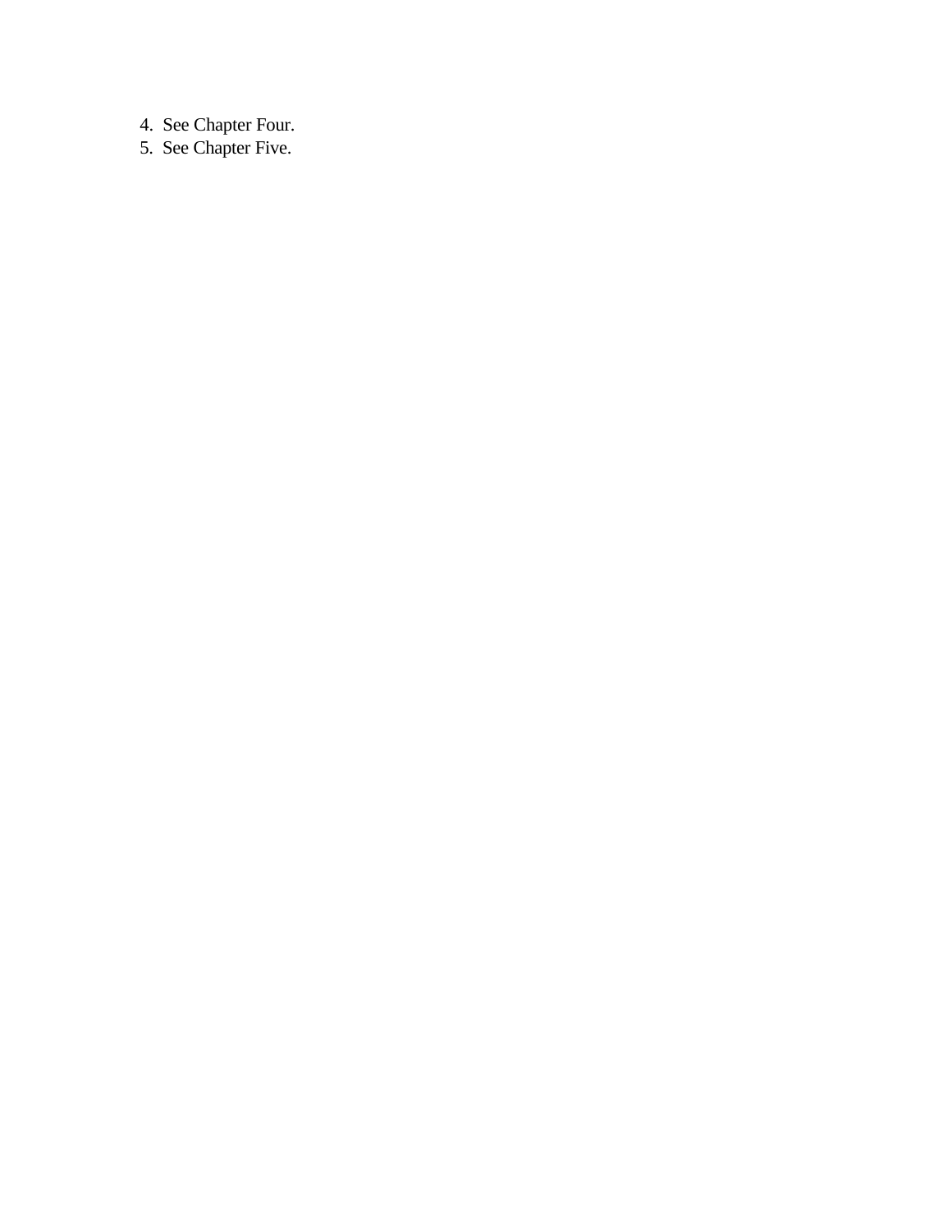4. See Chapter Four.
5. See Chapter Five.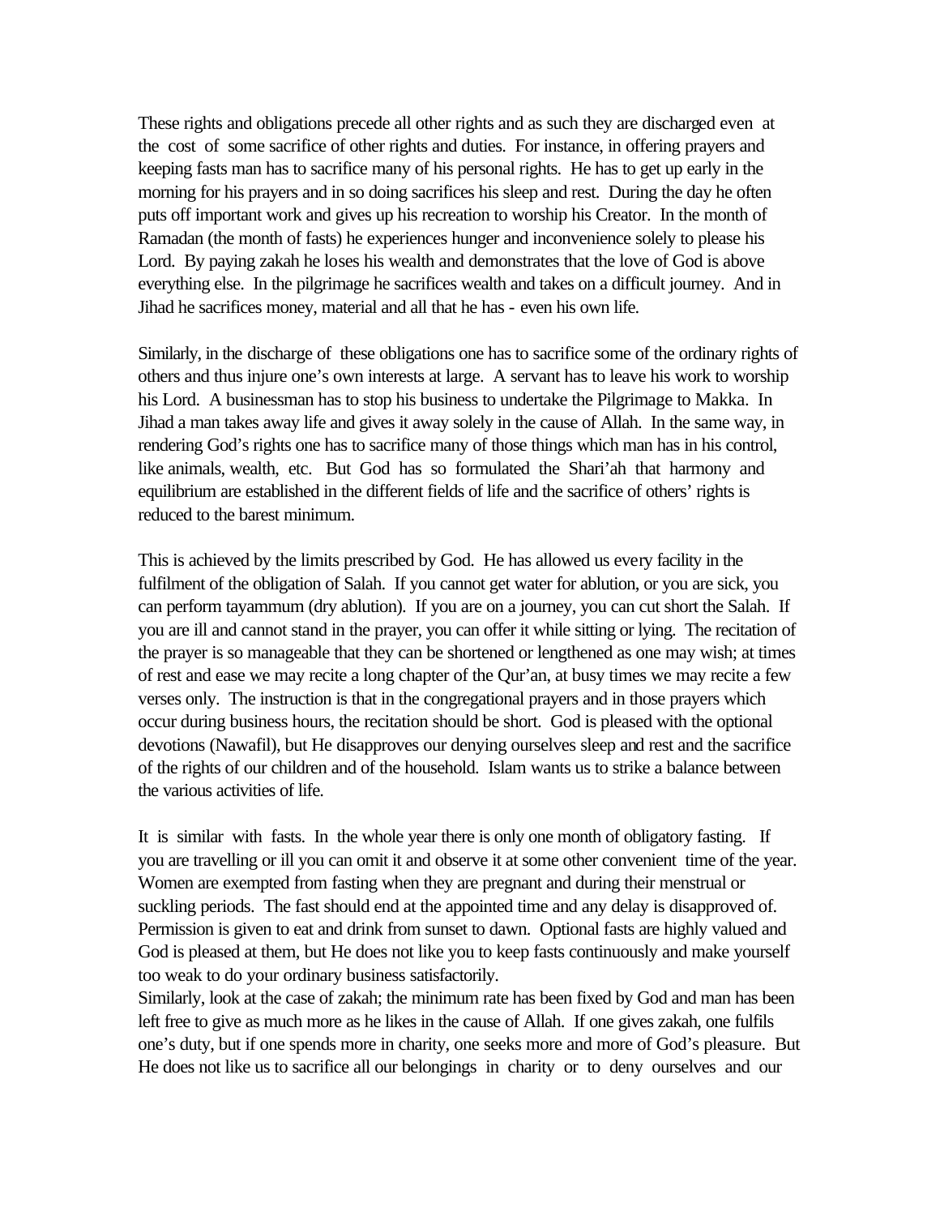These rights and obligations precede all other rights and as such they are discharged even at the cost of some sacrifice of other rights and duties. For instance, in offering prayers and keeping fasts man has to sacrifice many of his personal rights. He has to get up early in the morning for his prayers and in so doing sacrifices his sleep and rest. During the day he often puts off important work and gives up his recreation to worship his Creator. In the month of Ramadan (the month of fasts) he experiences hunger and inconvenience solely to please his Lord. By paying zakah he loses his wealth and demonstrates that the love of God is above everything else. In the pilgrimage he sacrifices wealth and takes on a difficult journey. And in Jihad he sacrifices money, material and all that he has - even his own life.

Similarly, in the discharge of these obligations one has to sacrifice some of the ordinary rights of others and thus injure one's own interests at large. A servant has to leave his work to worship his Lord. A businessman has to stop his business to undertake the Pilgrimage to Makka. In Jihad a man takes away life and gives it away solely in the cause of Allah. In the same way, in rendering God's rights one has to sacrifice many of those things which man has in his control, like animals, wealth, etc. But God has so formulated the Shari'ah that harmony and equilibrium are established in the different fields of life and the sacrifice of others' rights is reduced to the barest minimum.

This is achieved by the limits prescribed by God. He has allowed us every facility in the fulfilment of the obligation of Salah. If you cannot get water for ablution, or you are sick, you can perform tayammum (dry ablution). If you are on a journey, you can cut short the Salah. If you are ill and cannot stand in the prayer, you can offer it while sitting or lying. The recitation of the prayer is so manageable that they can be shortened or lengthened as one may wish; at times of rest and ease we may recite a long chapter of the Qur'an, at busy times we may recite a few verses only. The instruction is that in the congregational prayers and in those prayers which occur during business hours, the recitation should be short. God is pleased with the optional devotions (Nawafil), but He disapproves our denying ourselves sleep and rest and the sacrifice of the rights of our children and of the household. Islam wants us to strike a balance between the various activities of life.

It is similar with fasts. In the whole year there is only one month of obligatory fasting. If you are travelling or ill you can omit it and observe it at some other convenient time of the year. Women are exempted from fasting when they are pregnant and during their menstrual or suckling periods. The fast should end at the appointed time and any delay is disapproved of. Permission is given to eat and drink from sunset to dawn. Optional fasts are highly valued and God is pleased at them, but He does not like you to keep fasts continuously and make yourself too weak to do your ordinary business satisfactorily.

Similarly, look at the case of zakah; the minimum rate has been fixed by God and man has been left free to give as much more as he likes in the cause of Allah. If one gives zakah, one fulfils one's duty, but if one spends more in charity, one seeks more and more of God's pleasure. But He does not like us to sacrifice all our belongings in charity or to deny ourselves and our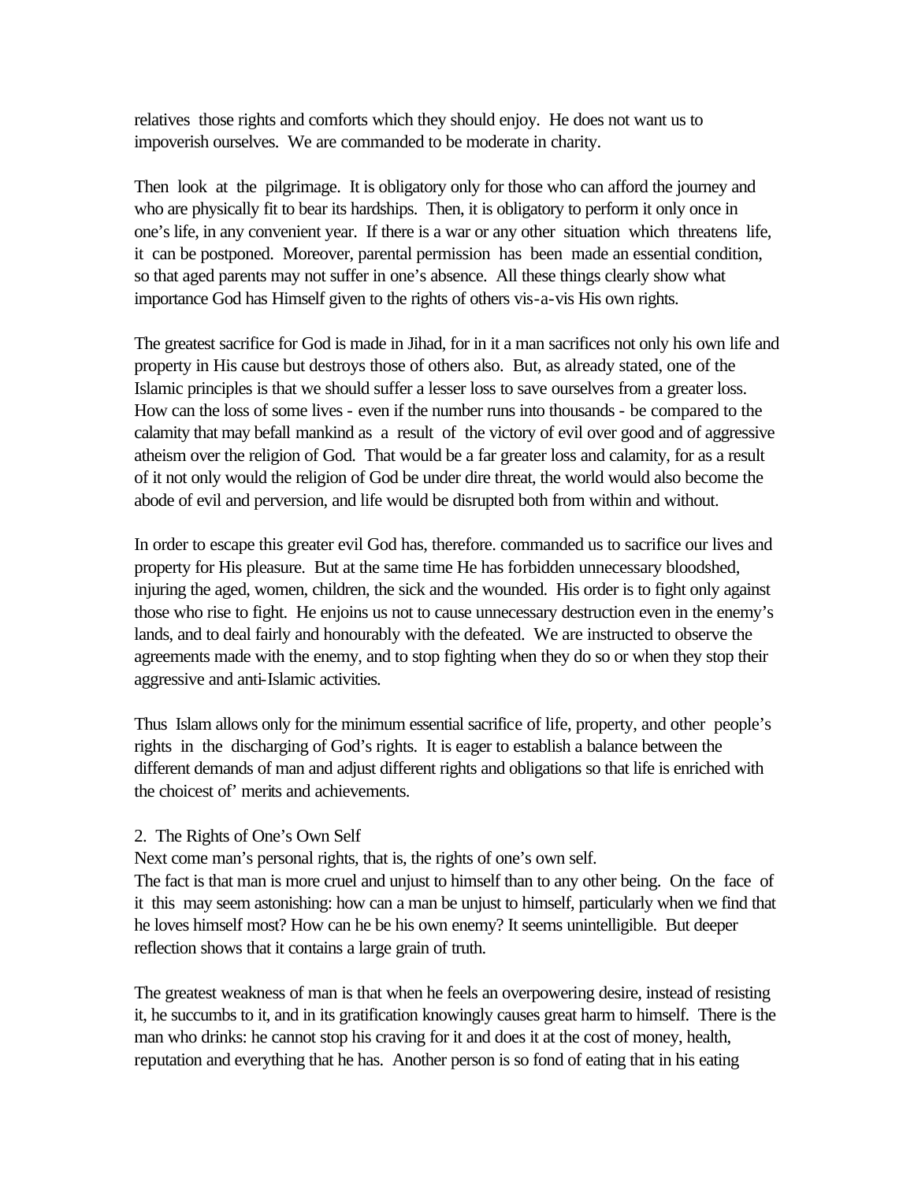relatives those rights and comforts which they should enjoy. He does not want us to impoverish ourselves. We are commanded to be moderate in charity.

Then look at the pilgrimage. It is obligatory only for those who can afford the journey and who are physically fit to bear its hardships. Then, it is obligatory to perform it only once in one's life, in any convenient year. If there is a war or any other situation which threatens life, it can be postponed. Moreover, parental permission has been made an essential condition, so that aged parents may not suffer in one's absence. All these things clearly show what importance God has Himself given to the rights of others vis-a-vis His own rights.

The greatest sacrifice for God is made in Jihad, for in it a man sacrifices not only his own life and property in His cause but destroys those of others also. But, as already stated, one of the Islamic principles is that we should suffer a lesser loss to save ourselves from a greater loss. How can the loss of some lives - even if the number runs into thousands - be compared to the calamity that may befall mankind as a result of the victory of evil over good and of aggressive atheism over the religion of God. That would be a far greater loss and calamity, for as a result of it not only would the religion of God be under dire threat, the world would also become the abode of evil and perversion, and life would be disrupted both from within and without.

In order to escape this greater evil God has, therefore. commanded us to sacrifice our lives and property for His pleasure. But at the same time He has forbidden unnecessary bloodshed, injuring the aged, women, children, the sick and the wounded. His order is to fight only against those who rise to fight. He enjoins us not to cause unnecessary destruction even in the enemy's lands, and to deal fairly and honourably with the defeated. We are instructed to observe the agreements made with the enemy, and to stop fighting when they do so or when they stop their aggressive and anti-Islamic activities.

Thus Islam allows only for the minimum essential sacrifice of life, property, and other people's rights in the discharging of God's rights. It is eager to establish a balance between the different demands of man and adjust different rights and obligations so that life is enriched with the choicest of' merits and achievements.

## 2. The Rights of One's Own Self

Next come man's personal rights, that is, the rights of one's own self.

The fact is that man is more cruel and unjust to himself than to any other being. On the face of it this may seem astonishing: how can a man be unjust to himself, particularly when we find that he loves himself most? How can he be his own enemy? It seems unintelligible. But deeper reflection shows that it contains a large grain of truth.

The greatest weakness of man is that when he feels an overpowering desire, instead of resisting it, he succumbs to it, and in its gratification knowingly causes great harm to himself. There is the man who drinks: he cannot stop his craving for it and does it at the cost of money, health, reputation and everything that he has. Another person is so fond of eating that in his eating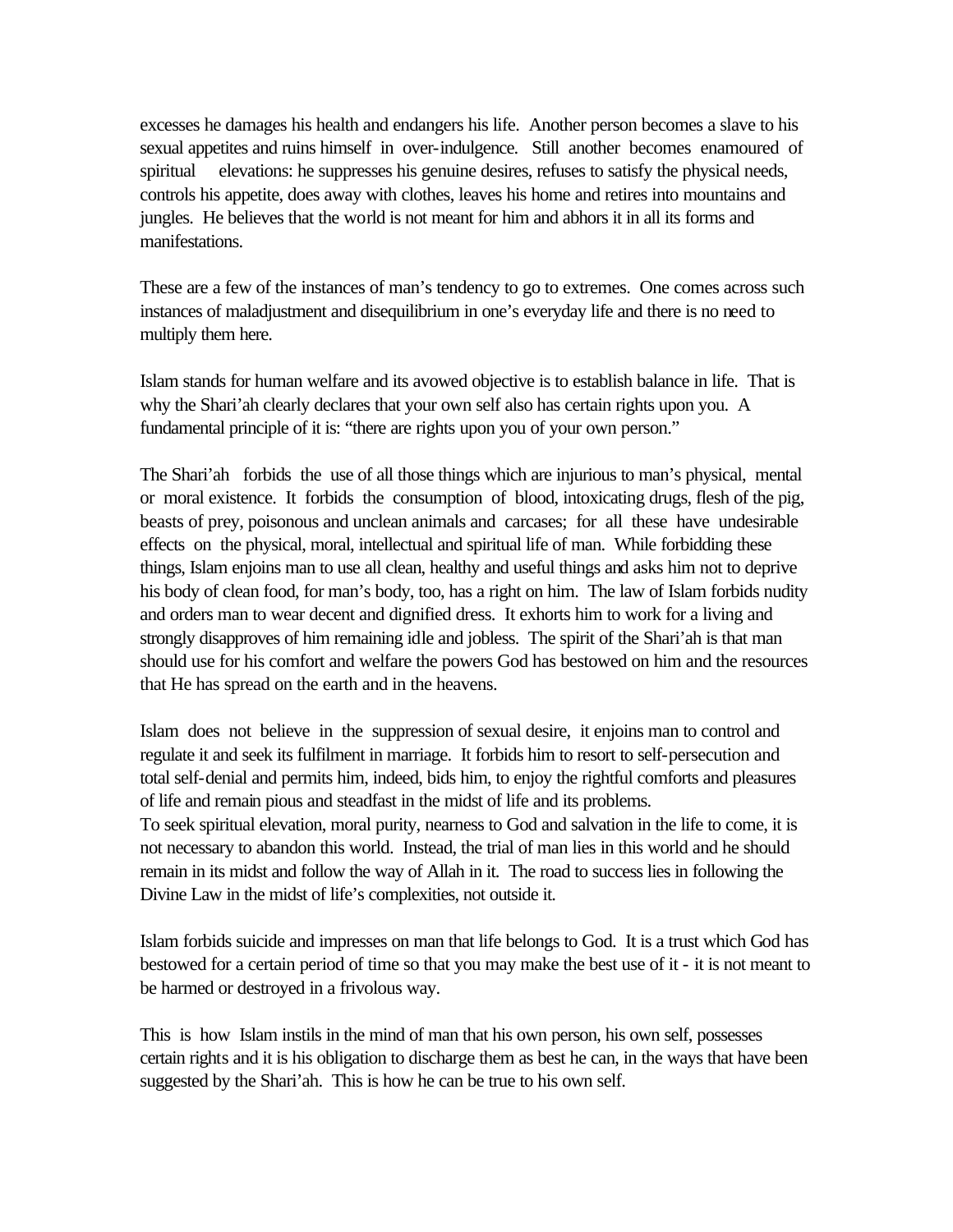excesses he damages his health and endangers his life. Another person becomes a slave to his sexual appetites and ruins himself in over-indulgence. Still another becomes enamoured of spiritual elevations: he suppresses his genuine desires, refuses to satisfy the physical needs, controls his appetite, does away with clothes, leaves his home and retires into mountains and jungles. He believes that the world is not meant for him and abhors it in all its forms and manifestations.

These are a few of the instances of man's tendency to go to extremes. One comes across such instances of maladjustment and disequilibrium in one's everyday life and there is no need to multiply them here.

Islam stands for human welfare and its avowed objective is to establish balance in life. That is why the Shari'ah clearly declares that your own self also has certain rights upon you. A fundamental principle of it is: "there are rights upon you of your own person."

The Shari'ah forbids the use of all those things which are injurious to man's physical, mental or moral existence. It forbids the consumption of blood, intoxicating drugs, flesh of the pig, beasts of prey, poisonous and unclean animals and carcases; for all these have undesirable effects on the physical, moral, intellectual and spiritual life of man. While forbidding these things, Islam enjoins man to use all clean, healthy and useful things and asks him not to deprive his body of clean food, for man's body, too, has a right on him. The law of Islam forbids nudity and orders man to wear decent and dignified dress. It exhorts him to work for a living and strongly disapproves of him remaining idle and jobless. The spirit of the Shari'ah is that man should use for his comfort and welfare the powers God has bestowed on him and the resources that He has spread on the earth and in the heavens.

Islam does not believe in the suppression of sexual desire, it enjoins man to control and regulate it and seek its fulfilment in marriage. It forbids him to resort to self-persecution and total self-denial and permits him, indeed, bids him, to enjoy the rightful comforts and pleasures of life and remain pious and steadfast in the midst of life and its problems.
To seek spiritual elevation, moral purity, nearness to God and salvation in the life to come, it is not necessary to abandon this world. Instead, the trial of man lies in this world and he should remain in its midst and follow the way of Allah in it. The road to success lies in following the Divine Law in the midst of life's complexities, not outside it.

Islam forbids suicide and impresses on man that life belongs to God. It is a trust which God has bestowed for a certain period of time so that you may make the best use of it - it is not meant to be harmed or destroyed in a frivolous way.

This is how Islam instils in the mind of man that his own person, his own self, possesses certain rights and it is his obligation to discharge them as best he can, in the ways that have been suggested by the Shari'ah. This is how he can be true to his own self.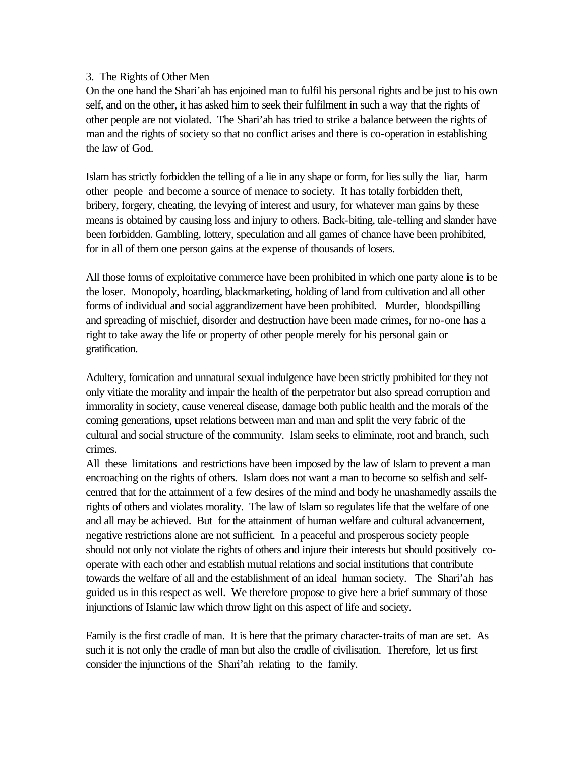### 3. The Rights of Other Men

On the one hand the Shari'ah has enjoined man to fulfil his personal rights and be just to his own self, and on the other, it has asked him to seek their fulfilment in such a way that the rights of other people are not violated. The Shari'ah has tried to strike a balance between the rights of man and the rights of society so that no conflict arises and there is co-operation in establishing the law of God.

Islam has strictly forbidden the telling of a lie in any shape or form, for lies sully the liar, harm other people and become a source of menace to society. It has totally forbidden theft, bribery, forgery, cheating, the levying of interest and usury, for whatever man gains by these means is obtained by causing loss and injury to others. Back-biting, tale-telling and slander have been forbidden. Gambling, lottery, speculation and all games of chance have been prohibited, for in all of them one person gains at the expense of thousands of losers.

All those forms of exploitative commerce have been prohibited in which one party alone is to be the loser. Monopoly, hoarding, blackmarketing, holding of land from cultivation and all other forms of individual and social aggrandizement have been prohibited. Murder, bloodspilling and spreading of mischief, disorder and destruction have been made crimes, for no-one has a right to take away the life or property of other people merely for his personal gain or gratification.

Adultery, fornication and unnatural sexual indulgence have been strictly prohibited for they not only vitiate the morality and impair the health of the perpetrator but also spread corruption and immorality in society, cause venereal disease, damage both public health and the morals of the coming generations, upset relations between man and man and split the very fabric of the cultural and social structure of the community. Islam seeks to eliminate, root and branch, such crimes.

All these limitations and restrictions have been imposed by the law of Islam to prevent a man encroaching on the rights of others. Islam does not want a man to become so selfish and self-centred that for the attainment of a few desires of the mind and body he unashamedly assails the rights of others and violates morality. The law of Islam so regulates life that the welfare of one and all may be achieved. But for the attainment of human welfare and cultural advancement, negative restrictions alone are not sufficient. In a peaceful and prosperous society people should not only not violate the rights of others and injure their interests but should positively co-operate with each other and establish mutual relations and social institutions that contribute towards the welfare of all and the establishment of an ideal human society. The Shari'ah has guided us in this respect as well. We therefore propose to give here a brief summary of those injunctions of Islamic law which throw light on this aspect of life and society.

Family is the first cradle of man. It is here that the primary character-traits of man are set. As such it is not only the cradle of man but also the cradle of civilisation. Therefore, let us first consider the injunctions of the Shari'ah relating to the family.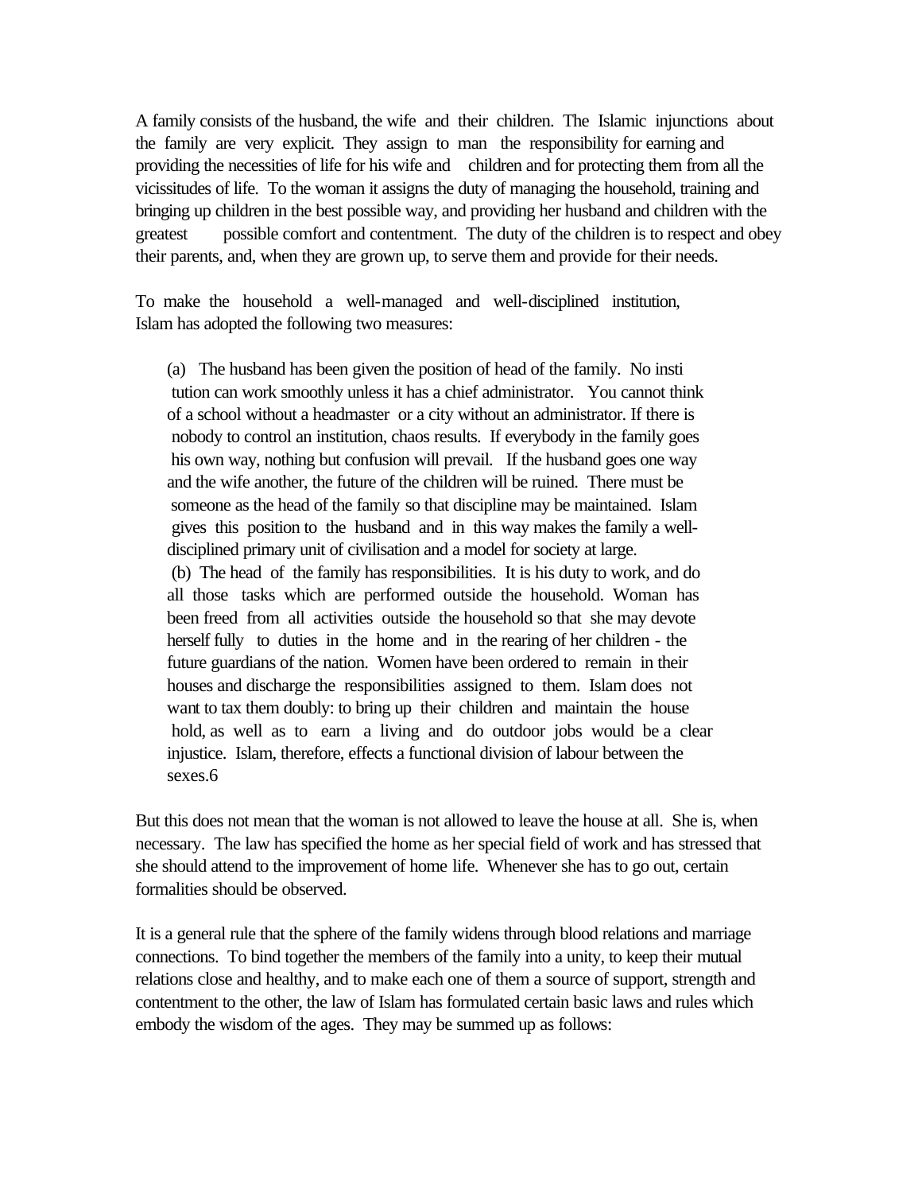A family consists of the husband, the wife and their children. The Islamic injunctions about the family are very explicit. They assign to man the responsibility for earning and providing the necessities of life for his wife and children and for protecting them from all the vicissitudes of life. To the woman it assigns the duty of managing the household, training and bringing up children in the best possible way, and providing her husband and children with the greatest possible comfort and contentment. The duty of the children is to respect and obey their parents, and, when they are grown up, to serve them and provide for their needs.

To make the household a well-managed and well-disciplined institution, Islam has adopted the following two measures:

(a) The husband has been given the position of head of the family. No institution can work smoothly unless it has a chief administrator. You cannot think of a school without a headmaster or a city without an administrator. If there is nobody to control an institution, chaos results. If everybody in the family goes his own way, nothing but confusion will prevail. If the husband goes one way and the wife another, the future of the children will be ruined. There must be someone as the head of the family so that discipline may be maintained. Islam gives this position to the husband and in this way makes the family a well-disciplined primary unit of civilisation and a model for society at large.

(b) The head of the family has responsibilities. It is his duty to work, and do all those tasks which are performed outside the household. Woman has been freed from all activities outside the household so that she may devote herself fully to duties in the home and in the rearing of her children - the future guardians of the nation. Women have been ordered to remain in their houses and discharge the responsibilities assigned to them. Islam does not want to tax them doubly: to bring up their children and maintain the household, as well as to earn a living and do outdoor jobs would be a clear injustice. Islam, therefore, effects a functional division of labour between the sexes.6

But this does not mean that the woman is not allowed to leave the house at all. She is, when necessary. The law has specified the home as her special field of work and has stressed that she should attend to the improvement of home life. Whenever she has to go out, certain formalities should be observed.

It is a general rule that the sphere of the family widens through blood relations and marriage connections. To bind together the members of the family into a unity, to keep their mutual relations close and healthy, and to make each one of them a source of support, strength and contentment to the other, the law of Islam has formulated certain basic laws and rules which embody the wisdom of the ages. They may be summed up as follows: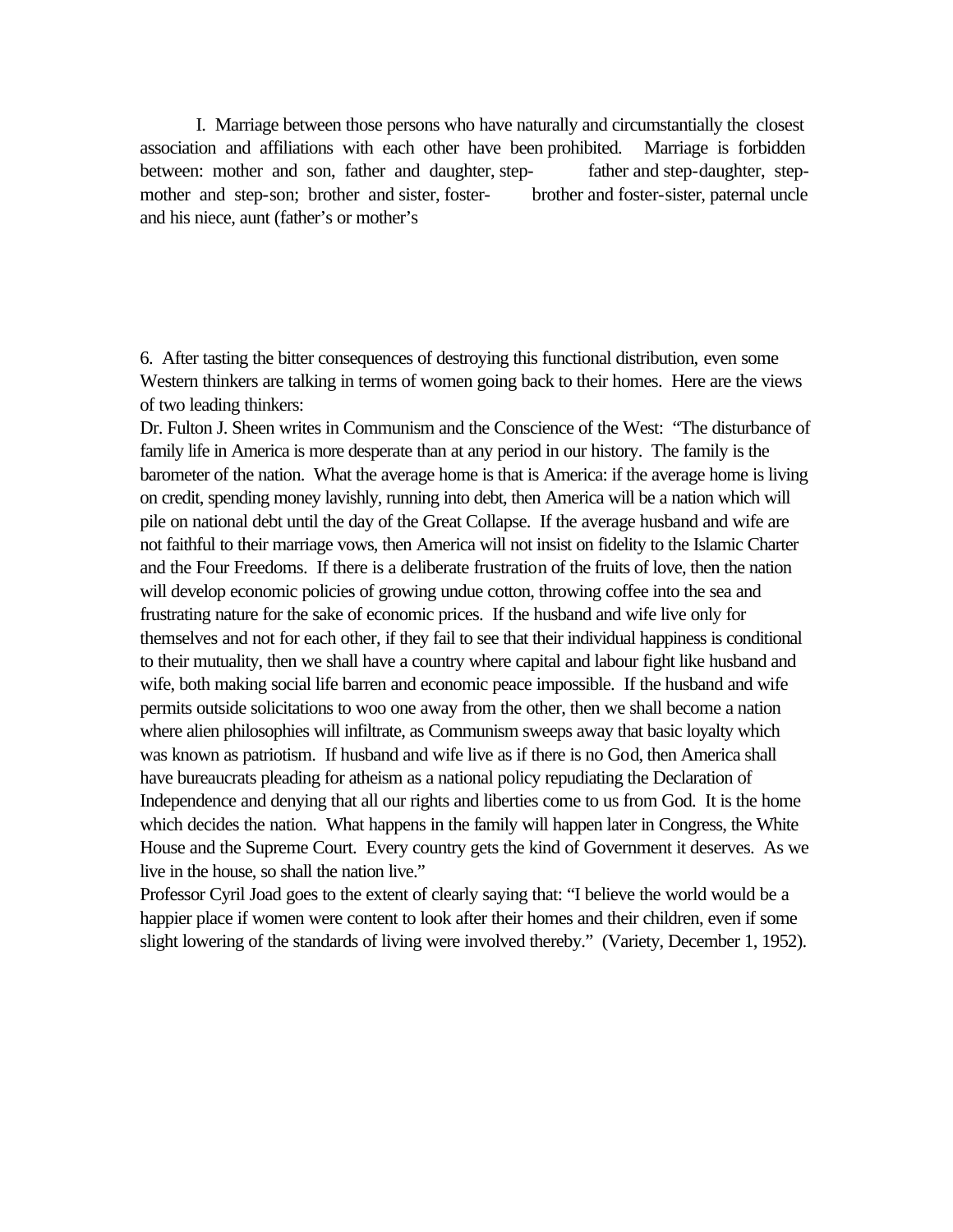I. Marriage between those persons who have naturally and circumstantially the closest association and affiliations with each other have been prohibited. Marriage is forbidden between: mother and son, father and daughter, step- father and step-daughter, step-mother and step-son; brother and sister, foster- brother and foster-sister, paternal uncle and his niece, aunt (father's or mother's

6. After tasting the bitter consequences of destroying this functional distribution, even some Western thinkers are talking in terms of women going back to their homes. Here are the views of two leading thinkers:

Dr. Fulton J. Sheen writes in Communism and the Conscience of the West: "The disturbance of family life in America is more desperate than at any period in our history. The family is the barometer of the nation. What the average home is that is America: if the average home is living on credit, spending money lavishly, running into debt, then America will be a nation which will pile on national debt until the day of the Great Collapse. If the average husband and wife are not faithful to their marriage vows, then America will not insist on fidelity to the Islamic Charter and the Four Freedoms. If there is a deliberate frustration of the fruits of love, then the nation will develop economic policies of growing undue cotton, throwing coffee into the sea and frustrating nature for the sake of economic prices. If the husband and wife live only for themselves and not for each other, if they fail to see that their individual happiness is conditional to their mutuality, then we shall have a country where capital and labour fight like husband and wife, both making social life barren and economic peace impossible. If the husband and wife permits outside solicitations to woo one away from the other, then we shall become a nation where alien philosophies will infiltrate, as Communism sweeps away that basic loyalty which was known as patriotism. If husband and wife live as if there is no God, then America shall have bureaucrats pleading for atheism as a national policy repudiating the Declaration of Independence and denying that all our rights and liberties come to us from God. It is the home which decides the nation. What happens in the family will happen later in Congress, the White House and the Supreme Court. Every country gets the kind of Government it deserves. As we live in the house, so shall the nation live."

Professor Cyril Joad goes to the extent of clearly saying that: "I believe the world would be a happier place if women were content to look after their homes and their children, even if some slight lowering of the standards of living were involved thereby." (Variety, December 1, 1952).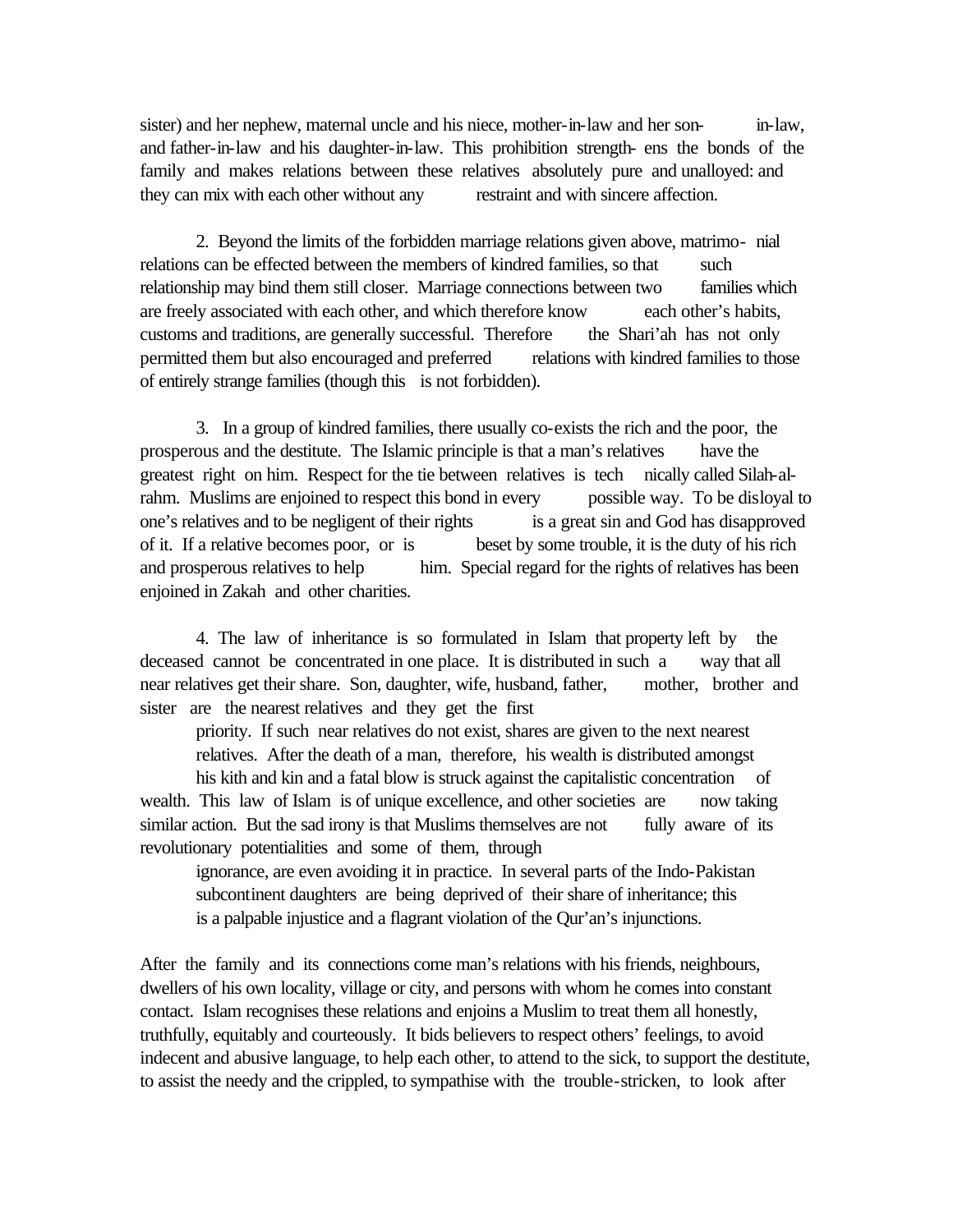sister) and her nephew, maternal uncle and his niece, mother-in-law and her son-in-law, and father-in-law and his daughter-in-law. This prohibition strength- ens the bonds of the family and makes relations between these relatives absolutely pure and unalloyed: and they can mix with each other without any restraint and with sincere affection.

2. Beyond the limits of the forbidden marriage relations given above, matrimo- nial relations can be effected between the members of kindred families, so that such relationship may bind them still closer. Marriage connections between two families which are freely associated with each other, and which therefore know each other's habits, customs and traditions, are generally successful. Therefore the Shari'ah has not only permitted them but also encouraged and preferred relations with kindred families to those of entirely strange families (though this is not forbidden).

3. In a group of kindred families, there usually co-exists the rich and the poor, the prosperous and the destitute. The Islamic principle is that a man's relatives have the greatest right on him. Respect for the tie between relatives is tech nically called Silah-al-rahm. Muslims are enjoined to respect this bond in every possible way. To be disloyal to one's relatives and to be negligent of their rights is a great sin and God has disapproved of it. If a relative becomes poor, or is beset by some trouble, it is the duty of his rich and prosperous relatives to help him. Special regard for the rights of relatives has been enjoined in Zakah and other charities.

4. The law of inheritance is so formulated in Islam that property left by the deceased cannot be concentrated in one place. It is distributed in such a way that all near relatives get their share. Son, daughter, wife, husband, father, mother, brother and sister are the nearest relatives and they get the first priority. If such near relatives do not exist, shares are given to the next nearest relatives. After the death of a man, therefore, his wealth is distributed amongst his kith and kin and a fatal blow is struck against the capitalistic concentration of wealth. This law of Islam is of unique excellence, and other societies are now taking similar action. But the sad irony is that Muslims themselves are not fully aware of its revolutionary potentialities and some of them, through ignorance, are even avoiding it in practice. In several parts of the Indo-Pakistan subcontinent daughters are being deprived of their share of inheritance; this is a palpable injustice and a flagrant violation of the Qur'an's injunctions.

After the family and its connections come man's relations with his friends, neighbours, dwellers of his own locality, village or city, and persons with whom he comes into constant contact. Islam recognises these relations and enjoins a Muslim to treat them all honestly, truthfully, equitably and courteously. It bids believers to respect others' feelings, to avoid indecent and abusive language, to help each other, to attend to the sick, to support the destitute, to assist the needy and the crippled, to sympathise with the trouble-stricken, to look after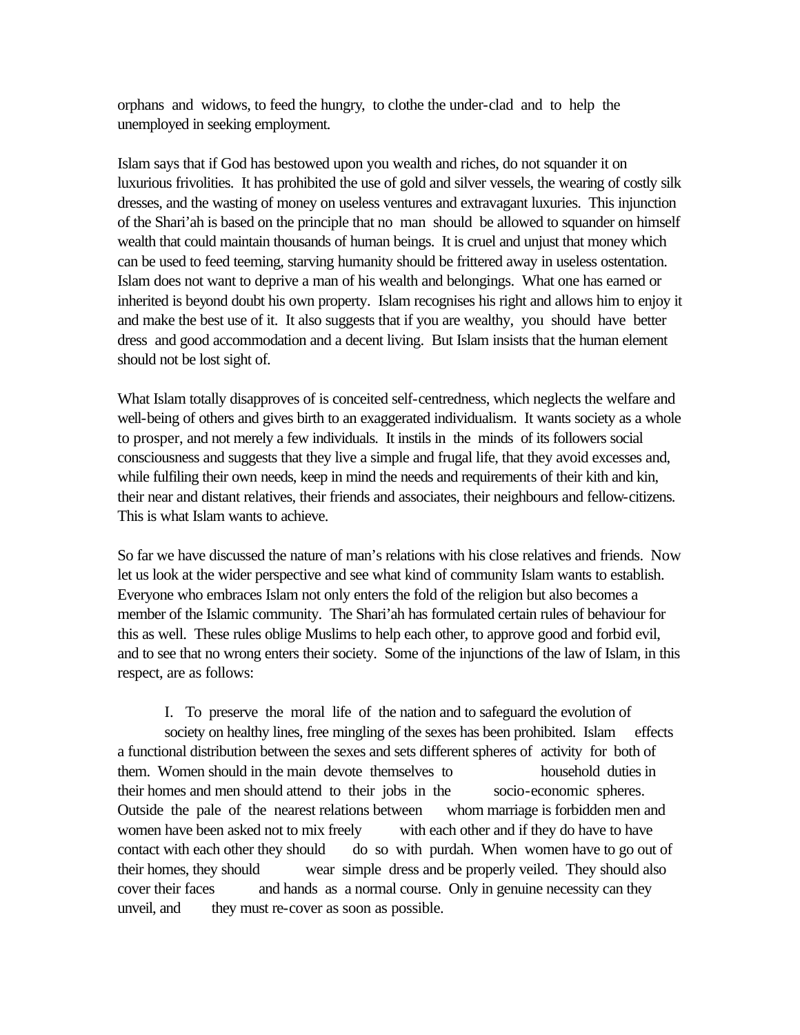orphans and widows, to feed the hungry, to clothe the under-clad and to help the unemployed in seeking employment.

Islam says that if God has bestowed upon you wealth and riches, do not squander it on luxurious frivolities. It has prohibited the use of gold and silver vessels, the wearing of costly silk dresses, and the wasting of money on useless ventures and extravagant luxuries. This injunction of the Shari'ah is based on the principle that no man should be allowed to squander on himself wealth that could maintain thousands of human beings. It is cruel and unjust that money which can be used to feed teeming, starving humanity should be frittered away in useless ostentation. Islam does not want to deprive a man of his wealth and belongings. What one has earned or inherited is beyond doubt his own property. Islam recognises his right and allows him to enjoy it and make the best use of it. It also suggests that if you are wealthy, you should have better dress and good accommodation and a decent living. But Islam insists that the human element should not be lost sight of.

What Islam totally disapproves of is conceited self-centredness, which neglects the welfare and well-being of others and gives birth to an exaggerated individualism. It wants society as a whole to prosper, and not merely a few individuals. It instils in the minds of its followers social consciousness and suggests that they live a simple and frugal life, that they avoid excesses and, while fulfiling their own needs, keep in mind the needs and requirements of their kith and kin, their near and distant relatives, their friends and associates, their neighbours and fellow-citizens. This is what Islam wants to achieve.

So far we have discussed the nature of man's relations with his close relatives and friends. Now let us look at the wider perspective and see what kind of community Islam wants to establish. Everyone who embraces Islam not only enters the fold of the religion but also becomes a member of the Islamic community. The Shari'ah has formulated certain rules of behaviour for this as well. These rules oblige Muslims to help each other, to approve good and forbid evil, and to see that no wrong enters their society. Some of the injunctions of the law of Islam, in this respect, are as follows:

I. To preserve the moral life of the nation and to safeguard the evolution of society on healthy lines, free mingling of the sexes has been prohibited. Islam effects a functional distribution between the sexes and sets different spheres of activity for both of them. Women should in the main devote themselves to household duties in their homes and men should attend to their jobs in the socio-economic spheres. Outside the pale of the nearest relations between whom marriage is forbidden men and women have been asked not to mix freely with each other and if they do have to have contact with each other they should do so with purdah. When women have to go out of their homes, they should wear simple dress and be properly veiled. They should also cover their faces and hands as a normal course. Only in genuine necessity can they unveil, and they must re-cover as soon as possible.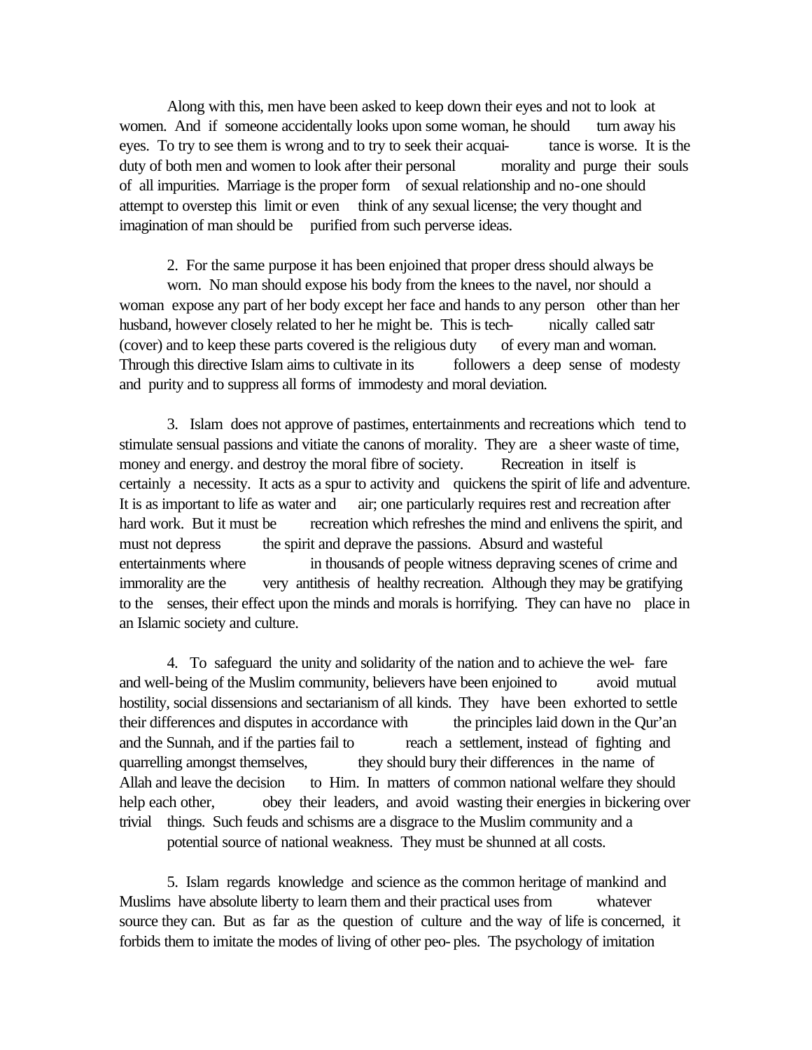Along with this, men have been asked to keep down their eyes and not to look at women. And if someone accidentally looks upon some woman, he should turn away his eyes. To try to see them is wrong and to try to seek their acquaintance is worse. It is the duty of both men and women to look after their personal morality and purge their souls of all impurities. Marriage is the proper form of sexual relationship and no-one should attempt to overstep this limit or even think of any sexual license; the very thought and imagination of man should be purified from such perverse ideas.

2. For the same purpose it has been enjoined that proper dress should always be worn. No man should expose his body from the knees to the navel, nor should a woman expose any part of her body except her face and hands to any person other than her husband, however closely related to her he might be. This is technically called satr (cover) and to keep these parts covered is the religious duty of every man and woman. Through this directive Islam aims to cultivate in its followers a deep sense of modesty and purity and to suppress all forms of immodesty and moral deviation.

3. Islam does not approve of pastimes, entertainments and recreations which tend to stimulate sensual passions and vitiate the canons of morality. They are a sheer waste of time, money and energy. and destroy the moral fibre of society. Recreation in itself is certainly a necessity. It acts as a spur to activity and quickens the spirit of life and adventure. It is as important to life as water and air; one particularly requires rest and recreation after hard work. But it must be recreation which refreshes the mind and enlivens the spirit, and must not depress the spirit and deprave the passions. Absurd and wasteful entertainments where in thousands of people witness depraving scenes of crime and immorality are the very antithesis of healthy recreation. Although they may be gratifying to the senses, their effect upon the minds and morals is horrifying. They can have no place in an Islamic society and culture.

4. To safeguard the unity and solidarity of the nation and to achieve the welfare and well-being of the Muslim community, believers have been enjoined to avoid mutual hostility, social dissensions and sectarianism of all kinds. They have been exhorted to settle their differences and disputes in accordance with the principles laid down in the Qur'an and the Sunnah, and if the parties fail to reach a settlement, instead of fighting and quarrelling amongst themselves, they should bury their differences in the name of Allah and leave the decision to Him. In matters of common national welfare they should help each other, obey their leaders, and avoid wasting their energies in bickering over trivial things. Such feuds and schisms are a disgrace to the Muslim community and a potential source of national weakness. They must be shunned at all costs.

5. Islam regards knowledge and science as the common heritage of mankind and Muslims have absolute liberty to learn them and their practical uses from whatever source they can. But as far as the question of culture and the way of life is concerned, it forbids them to imitate the modes of living of other peoples. The psychology of imitation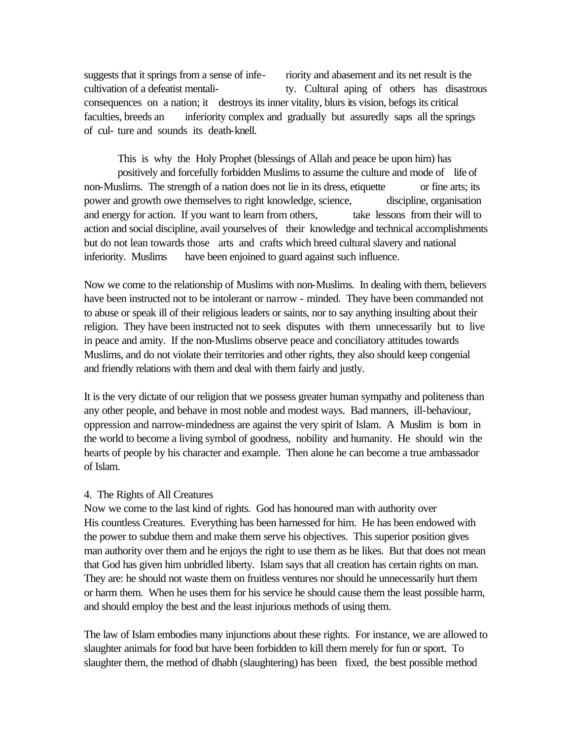suggests that it springs from a sense of inferiority and abasement and its net result is the cultivation of a defeatist mentality. Cultural aping of others has disastrous consequences on a nation; it destroys its inner vitality, blurs its vision, befogs its critical faculties, breeds an inferiority complex and gradually but assuredly saps all the springs of culture and sounds its death-knell.

This is why the Holy Prophet (blessings of Allah and peace be upon him) has positively and forcefully forbidden Muslims to assume the culture and mode of life of non-Muslims. The strength of a nation does not lie in its dress, etiquette or fine arts; its power and growth owe themselves to right knowledge, science, discipline, organisation and energy for action. If you want to learn from others, take lessons from their will to action and social discipline, avail yourselves of their knowledge and technical accomplishments but do not lean towards those arts and crafts which breed cultural slavery and national inferiority. Muslims have been enjoined to guard against such influence.

Now we come to the relationship of Muslims with non-Muslims. In dealing with them, believers have been instructed not to be intolerant or narrow - minded. They have been commanded not to abuse or speak ill of their religious leaders or saints, nor to say anything insulting about their religion. They have been instructed not to seek disputes with them unnecessarily but to live in peace and amity. If the non-Muslims observe peace and conciliatory attitudes towards Muslims, and do not violate their territories and other rights, they also should keep congenial and friendly relations with them and deal with them fairly and justly.

It is the very dictate of our religion that we possess greater human sympathy and politeness than any other people, and behave in most noble and modest ways. Bad manners, ill-behaviour, oppression and narrow-mindedness are against the very spirit of Islam. A Muslim is born in the world to become a living symbol of goodness, nobility and humanity. He should win the hearts of people by his character and example. Then alone he can become a true ambassador of Islam.

4. The Rights of All Creatures

Now we come to the last kind of rights. God has honoured man with authority over His countless Creatures. Everything has been harnessed for him. He has been endowed with the power to subdue them and make them serve his objectives. This superior position gives man authority over them and he enjoys the right to use them as he likes. But that does not mean that God has given him unbridled liberty. Islam says that all creation has certain rights on man. They are: he should not waste them on fruitless ventures nor should he unnecessarily hurt them or harm them. When he uses them for his service he should cause them the least possible harm, and should employ the best and the least injurious methods of using them.

The law of Islam embodies many injunctions about these rights. For instance, we are allowed to slaughter animals for food but have been forbidden to kill them merely for fun or sport. To slaughter them, the method of dhabh (slaughtering) has been fixed, the best possible method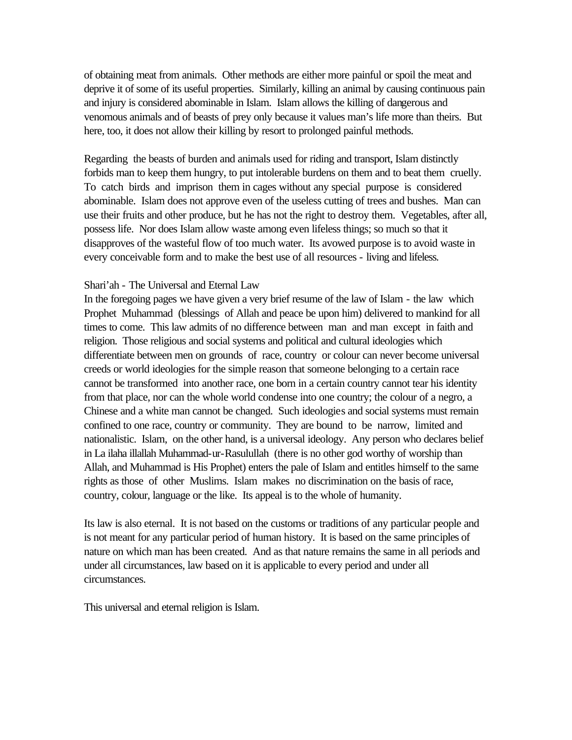of obtaining meat from animals. Other methods are either more painful or spoil the meat and deprive it of some of its useful properties. Similarly, killing an animal by causing continuous pain and injury is considered abominable in Islam. Islam allows the killing of dangerous and venomous animals and of beasts of prey only because it values man's life more than theirs. But here, too, it does not allow their killing by resort to prolonged painful methods.

Regarding the beasts of burden and animals used for riding and transport, Islam distinctly forbids man to keep them hungry, to put intolerable burdens on them and to beat them cruelly. To catch birds and imprison them in cages without any special purpose is considered abominable. Islam does not approve even of the useless cutting of trees and bushes. Man can use their fruits and other produce, but he has not the right to destroy them. Vegetables, after all, possess life. Nor does Islam allow waste among even lifeless things; so much so that it disapproves of the wasteful flow of too much water. Its avowed purpose is to avoid waste in every conceivable form and to make the best use of all resources - living and lifeless.

## Shari'ah - The Universal and Eternal Law

In the foregoing pages we have given a very brief resume of the law of Islam - the law which Prophet Muhammad (blessings of Allah and peace be upon him) delivered to mankind for all times to come. This law admits of no difference between man and man except in faith and religion. Those religious and social systems and political and cultural ideologies which differentiate between men on grounds of race, country or colour can never become universal creeds or world ideologies for the simple reason that someone belonging to a certain race cannot be transformed into another race, one born in a certain country cannot tear his identity from that place, nor can the whole world condense into one country; the colour of a negro, a Chinese and a white man cannot be changed. Such ideologies and social systems must remain confined to one race, country or community. They are bound to be narrow, limited and nationalistic. Islam, on the other hand, is a universal ideology. Any person who declares belief in La ilaha illallah Muhammad-ur-Rasulullah (there is no other god worthy of worship than Allah, and Muhammad is His Prophet) enters the pale of Islam and entitles himself to the same rights as those of other Muslims. Islam makes no discrimination on the basis of race, country, colour, language or the like. Its appeal is to the whole of humanity.

Its law is also eternal. It is not based on the customs or traditions of any particular people and is not meant for any particular period of human history. It is based on the same principles of nature on which man has been created. And as that nature remains the same in all periods and under all circumstances, law based on it is applicable to every period and under all circumstances.

This universal and eternal religion is Islam.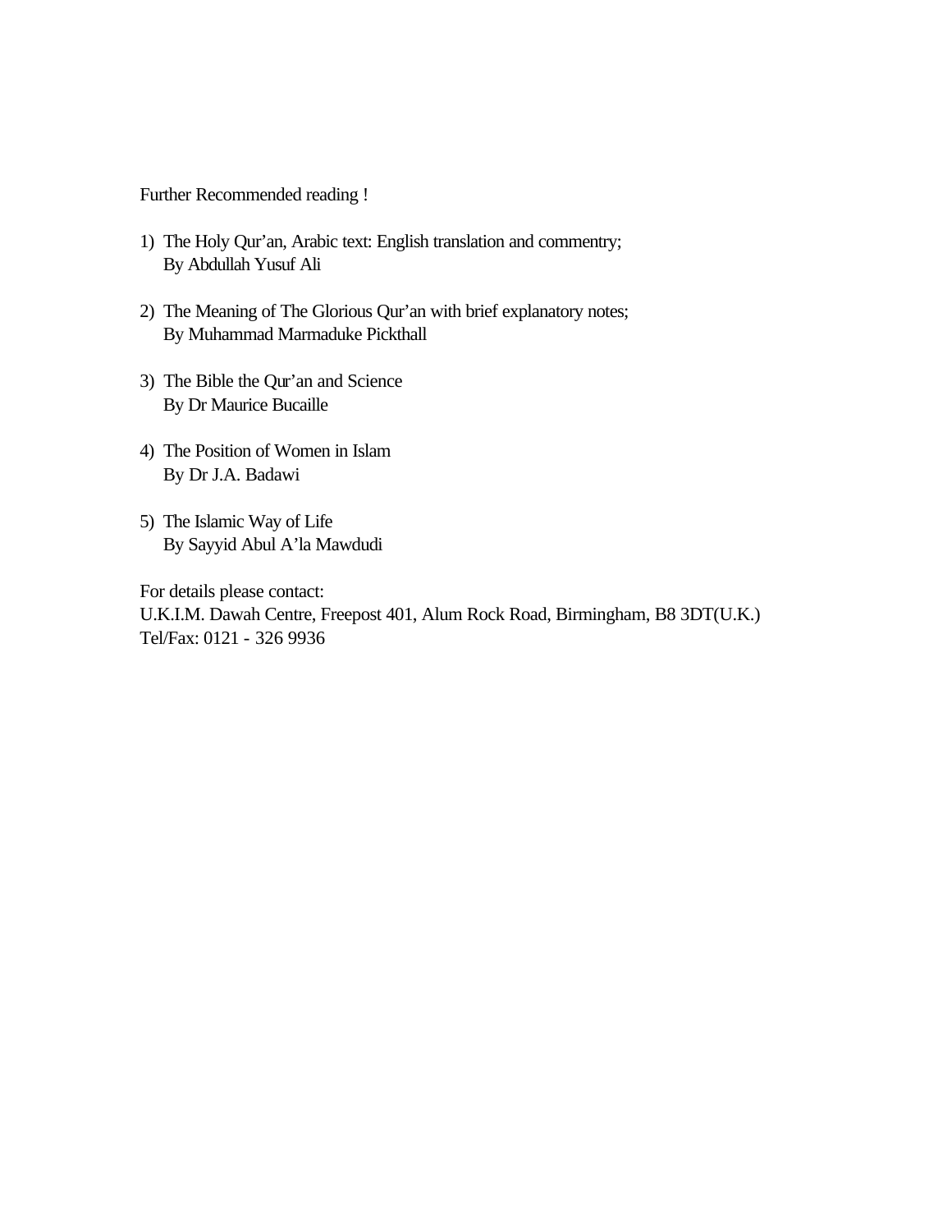Further Recommended reading !

1) The Holy Qur'an, Arabic text: English translation and commentry;
   By Abdullah Yusuf Ali

2) The Meaning of The Glorious Qur'an with brief explanatory notes;
   By Muhammad Marmaduke Pickthall

3) The Bible the Qur'an and Science
   By Dr Maurice Bucaille

4) The Position of Women in Islam
   By Dr J.A. Badawi

5) The Islamic Way of Life
   By Sayyid Abul A'la Mawdudi

For details please contact:
U.K.I.M. Dawah Centre, Freepost 401, Alum Rock Road, Birmingham, B8 3DT(U.K.)
Tel/Fax: 0121 - 326 9936